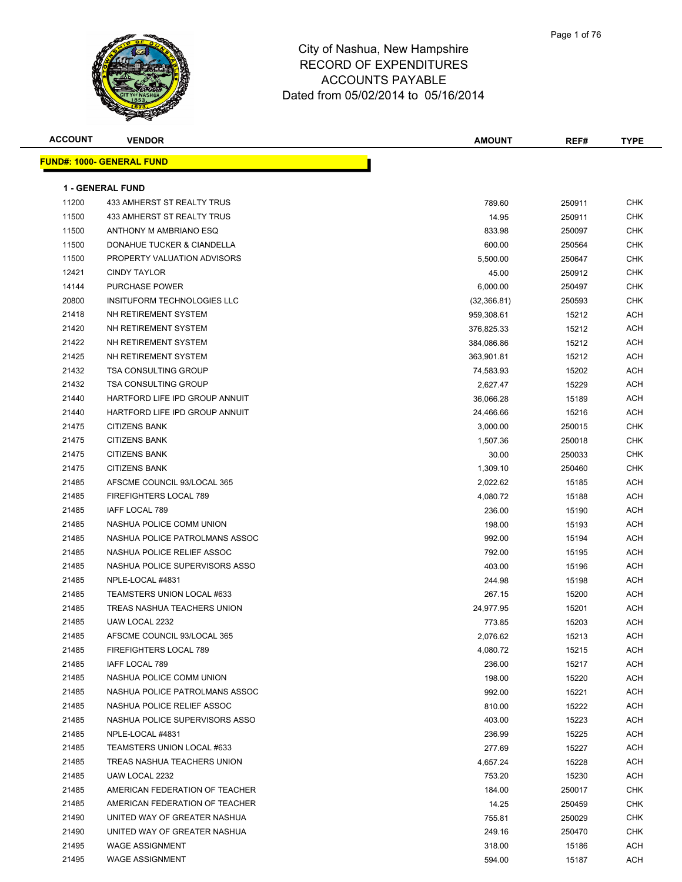# City of Nashua, New Hampshire
## RECORD OF EXPENDITURES
## ACCOUNTS PAYABLE
### Dated from 05/02/2014 to 05/16/2014

| ACCOUNT | VENDOR | AMOUNT | REF# | TYPE |
|---|---|---|---|---|

**FUND#: 1000- GENERAL FUND**

**1 - GENERAL FUND**

| ACCOUNT | VENDOR | AMOUNT | REF# | TYPE |
|---|---|---|---|---|
| 11200 | 433 AMHERST ST REALTY TRUS | 789.60 | 250911 | CHK |
| 11500 | 433 AMHERST ST REALTY TRUS | 14.95 | 250911 | CHK |
| 11500 | ANTHONY M AMBRIANO ESQ | 833.98 | 250097 | CHK |
| 11500 | DONAHUE TUCKER & CIANDELLA | 600.00 | 250564 | CHK |
| 11500 | PROPERTY VALUATION ADVISORS | 5,500.00 | 250647 | CHK |
| 12421 | CINDY TAYLOR | 45.00 | 250912 | CHK |
| 14144 | PURCHASE POWER | 6,000.00 | 250497 | CHK |
| 20800 | INSITUFORM TECHNOLOGIES LLC | (32,366.81) | 250593 | CHK |
| 21418 | NH RETIREMENT SYSTEM | 959,308.61 | 15212 | ACH |
| 21420 | NH RETIREMENT SYSTEM | 376,825.33 | 15212 | ACH |
| 21422 | NH RETIREMENT SYSTEM | 384,086.86 | 15212 | ACH |
| 21425 | NH RETIREMENT SYSTEM | 363,901.81 | 15212 | ACH |
| 21432 | TSA CONSULTING GROUP | 74,583.93 | 15202 | ACH |
| 21432 | TSA CONSULTING GROUP | 2,627.47 | 15229 | ACH |
| 21440 | HARTFORD LIFE IPD GROUP ANNUIT | 36,066.28 | 15189 | ACH |
| 21440 | HARTFORD LIFE IPD GROUP ANNUIT | 24,466.66 | 15216 | ACH |
| 21475 | CITIZENS BANK | 3,000.00 | 250015 | CHK |
| 21475 | CITIZENS BANK | 1,507.36 | 250018 | CHK |
| 21475 | CITIZENS BANK | 30.00 | 250033 | CHK |
| 21475 | CITIZENS BANK | 1,309.10 | 250460 | CHK |
| 21485 | AFSCME COUNCIL 93/LOCAL 365 | 2,022.62 | 15185 | ACH |
| 21485 | FIREFIGHTERS LOCAL 789 | 4,080.72 | 15188 | ACH |
| 21485 | IAFF LOCAL 789 | 236.00 | 15190 | ACH |
| 21485 | NASHUA POLICE COMM UNION | 198.00 | 15193 | ACH |
| 21485 | NASHUA POLICE PATROLMANS ASSOC | 992.00 | 15194 | ACH |
| 21485 | NASHUA POLICE RELIEF ASSOC | 792.00 | 15195 | ACH |
| 21485 | NASHUA POLICE SUPERVISORS ASSO | 403.00 | 15196 | ACH |
| 21485 | NPLE-LOCAL #4831 | 244.98 | 15198 | ACH |
| 21485 | TEAMSTERS UNION LOCAL #633 | 267.15 | 15200 | ACH |
| 21485 | TREAS NASHUA TEACHERS UNION | 24,977.95 | 15201 | ACH |
| 21485 | UAW LOCAL 2232 | 773.85 | 15203 | ACH |
| 21485 | AFSCME COUNCIL 93/LOCAL 365 | 2,076.62 | 15213 | ACH |
| 21485 | FIREFIGHTERS LOCAL 789 | 4,080.72 | 15215 | ACH |
| 21485 | IAFF LOCAL 789 | 236.00 | 15217 | ACH |
| 21485 | NASHUA POLICE COMM UNION | 198.00 | 15220 | ACH |
| 21485 | NASHUA POLICE PATROLMANS ASSOC | 992.00 | 15221 | ACH |
| 21485 | NASHUA POLICE RELIEF ASSOC | 810.00 | 15222 | ACH |
| 21485 | NASHUA POLICE SUPERVISORS ASSO | 403.00 | 15223 | ACH |
| 21485 | NPLE-LOCAL #4831 | 236.99 | 15225 | ACH |
| 21485 | TEAMSTERS UNION LOCAL #633 | 277.69 | 15227 | ACH |
| 21485 | TREAS NASHUA TEACHERS UNION | 4,657.24 | 15228 | ACH |
| 21485 | UAW LOCAL 2232 | 753.20 | 15230 | ACH |
| 21485 | AMERICAN FEDERATION OF TEACHER | 184.00 | 250017 | CHK |
| 21485 | AMERICAN FEDERATION OF TEACHER | 14.25 | 250459 | CHK |
| 21490 | UNITED WAY OF GREATER NASHUA | 755.81 | 250029 | CHK |
| 21490 | UNITED WAY OF GREATER NASHUA | 249.16 | 250470 | CHK |
| 21495 | WAGE ASSIGNMENT | 318.00 | 15186 | ACH |
| 21495 | WAGE ASSIGNMENT | 594.00 | 15187 | ACH |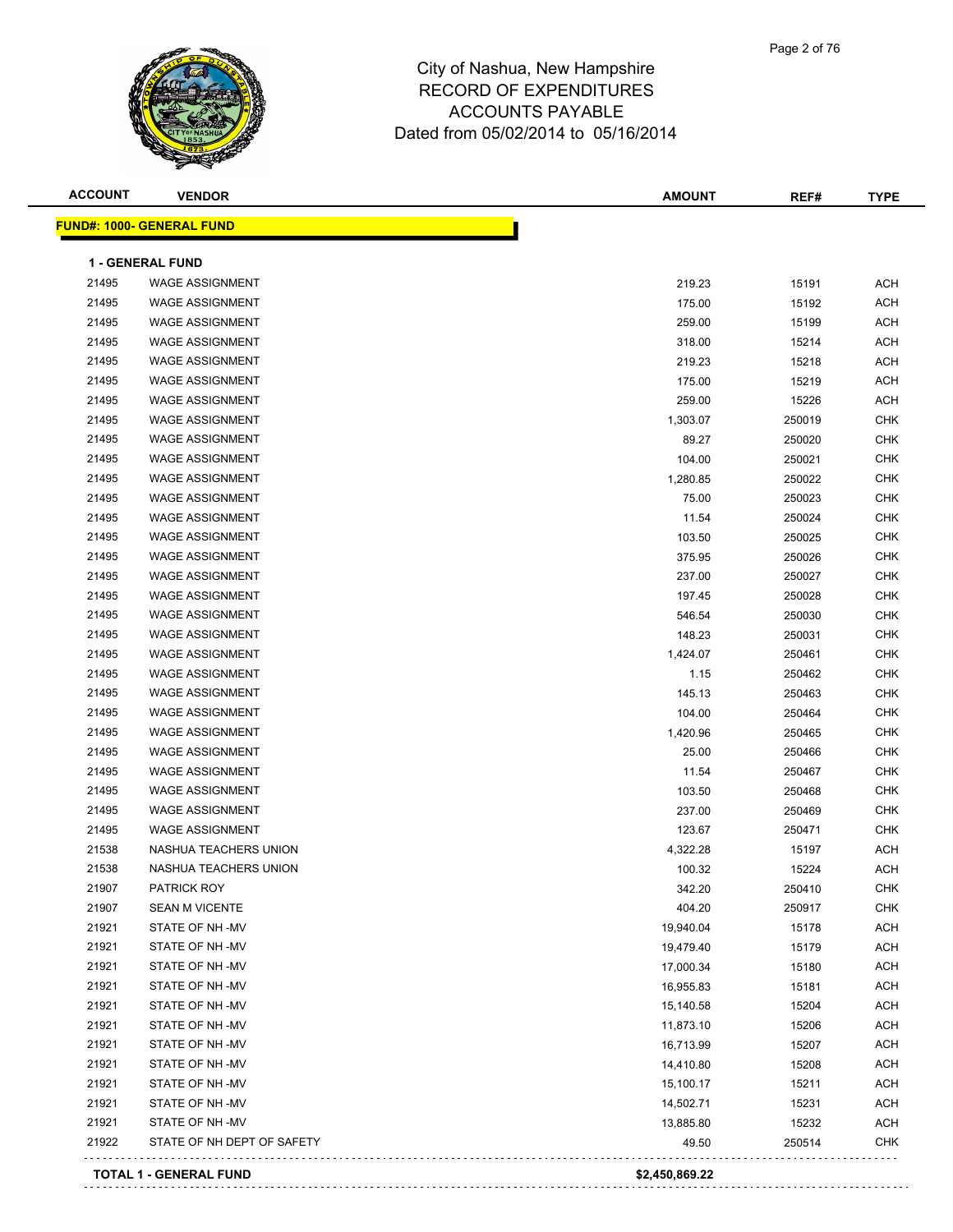# City of Nashua, New Hampshire
## RECORD OF EXPENDITURES
## ACCOUNTS PAYABLE
### Dated from 05/02/2014 to 05/16/2014

| ACCOUNT | VENDOR | AMOUNT | REF# | TYPE |
|---|---|---|---|---|
| **FUND#: 1000- GENERAL FUND** | | | | |
| **1 - GENERAL FUND** | | | | |
| 21495 | WAGE ASSIGNMENT | 219.23 | 15191 | ACH |
| 21495 | WAGE ASSIGNMENT | 175.00 | 15192 | ACH |
| 21495 | WAGE ASSIGNMENT | 259.00 | 15199 | ACH |
| 21495 | WAGE ASSIGNMENT | 318.00 | 15214 | ACH |
| 21495 | WAGE ASSIGNMENT | 219.23 | 15218 | ACH |
| 21495 | WAGE ASSIGNMENT | 175.00 | 15219 | ACH |
| 21495 | WAGE ASSIGNMENT | 259.00 | 15226 | ACH |
| 21495 | WAGE ASSIGNMENT | 1,303.07 | 250019 | CHK |
| 21495 | WAGE ASSIGNMENT | 89.27 | 250020 | CHK |
| 21495 | WAGE ASSIGNMENT | 104.00 | 250021 | CHK |
| 21495 | WAGE ASSIGNMENT | 1,280.85 | 250022 | CHK |
| 21495 | WAGE ASSIGNMENT | 75.00 | 250023 | CHK |
| 21495 | WAGE ASSIGNMENT | 11.54 | 250024 | CHK |
| 21495 | WAGE ASSIGNMENT | 103.50 | 250025 | CHK |
| 21495 | WAGE ASSIGNMENT | 375.95 | 250026 | CHK |
| 21495 | WAGE ASSIGNMENT | 237.00 | 250027 | CHK |
| 21495 | WAGE ASSIGNMENT | 197.45 | 250028 | CHK |
| 21495 | WAGE ASSIGNMENT | 546.54 | 250030 | CHK |
| 21495 | WAGE ASSIGNMENT | 148.23 | 250031 | CHK |
| 21495 | WAGE ASSIGNMENT | 1,424.07 | 250461 | CHK |
| 21495 | WAGE ASSIGNMENT | 1.15 | 250462 | CHK |
| 21495 | WAGE ASSIGNMENT | 145.13 | 250463 | CHK |
| 21495 | WAGE ASSIGNMENT | 104.00 | 250464 | CHK |
| 21495 | WAGE ASSIGNMENT | 1,420.96 | 250465 | CHK |
| 21495 | WAGE ASSIGNMENT | 25.00 | 250466 | CHK |
| 21495 | WAGE ASSIGNMENT | 11.54 | 250467 | CHK |
| 21495 | WAGE ASSIGNMENT | 103.50 | 250468 | CHK |
| 21495 | WAGE ASSIGNMENT | 237.00 | 250469 | CHK |
| 21495 | WAGE ASSIGNMENT | 123.67 | 250471 | CHK |
| 21538 | NASHUA TEACHERS UNION | 4,322.28 | 15197 | ACH |
| 21538 | NASHUA TEACHERS UNION | 100.32 | 15224 | ACH |
| 21907 | PATRICK ROY | 342.20 | 250410 | CHK |
| 21907 | SEAN M VICENTE | 404.20 | 250917 | CHK |
| 21921 | STATE OF NH -MV | 19,940.04 | 15178 | ACH |
| 21921 | STATE OF NH -MV | 19,479.40 | 15179 | ACH |
| 21921 | STATE OF NH -MV | 17,000.34 | 15180 | ACH |
| 21921 | STATE OF NH -MV | 16,955.83 | 15181 | ACH |
| 21921 | STATE OF NH -MV | 15,140.58 | 15204 | ACH |
| 21921 | STATE OF NH -MV | 11,873.10 | 15206 | ACH |
| 21921 | STATE OF NH -MV | 16,713.99 | 15207 | ACH |
| 21921 | STATE OF NH -MV | 14,410.80 | 15208 | ACH |
| 21921 | STATE OF NH -MV | 15,100.17 | 15211 | ACH |
| 21921 | STATE OF NH -MV | 14,502.71 | 15231 | ACH |
| 21921 | STATE OF NH -MV | 13,885.80 | 15232 | ACH |
| 21922 | STATE OF NH DEPT OF SAFETY | 49.50 | 250514 | CHK |
| **TOTAL 1 - GENERAL FUND** | | **$2,450,869.22** | | |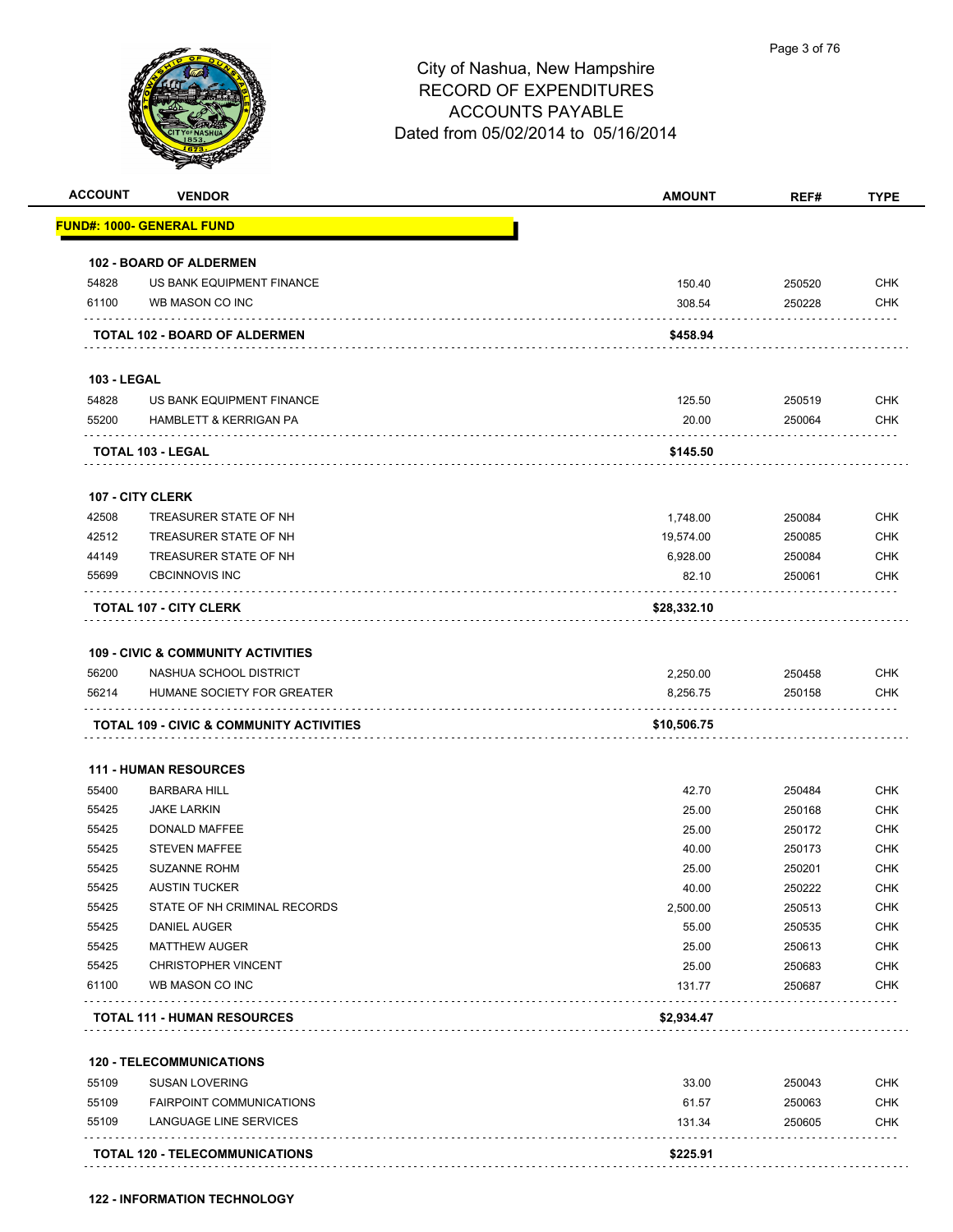City of Nashua, New Hampshire
RECORD OF EXPENDITURES
ACCOUNTS PAYABLE
Dated from 05/02/2014 to 05/16/2014

| ACCOUNT | VENDOR | AMOUNT | REF# | TYPE |
|---|---|---|---|---|
| **FUND#: 1000- GENERAL FUND** | | | | |
| **102 - BOARD OF ALDERMEN** | | | | |
| 54828 | US BANK EQUIPMENT FINANCE | 150.40 | 250520 | CHK |
| 61100 | WB MASON CO INC | 308.54 | 250228 | CHK |
| | **TOTAL 102 - BOARD OF ALDERMEN** | **$458.94** | | |
| **103 - LEGAL** | | | | |
| 54828 | US BANK EQUIPMENT FINANCE | 125.50 | 250519 | CHK |
| 55200 | HAMBLETT & KERRIGAN PA | 20.00 | 250064 | CHK |
| | **TOTAL 103 - LEGAL** | **$145.50** | | |
| **107 - CITY CLERK** | | | | |
| 42508 | TREASURER STATE OF NH | 1,748.00 | 250084 | CHK |
| 42512 | TREASURER STATE OF NH | 19,574.00 | 250085 | CHK |
| 44149 | TREASURER STATE OF NH | 6,928.00 | 250084 | CHK |
| 55699 | CBCINNOVIS INC | 82.10 | 250061 | CHK |
| | **TOTAL 107 - CITY CLERK** | **$28,332.10** | | |
| **109 - CIVIC & COMMUNITY ACTIVITIES** | | | | |
| 56200 | NASHUA SCHOOL DISTRICT | 2,250.00 | 250458 | CHK |
| 56214 | HUMANE SOCIETY FOR GREATER | 8,256.75 | 250158 | CHK |
| | **TOTAL 109 - CIVIC & COMMUNITY ACTIVITIES** | **$10,506.75** | | |
| **111 - HUMAN RESOURCES** | | | | |
| 55400 | BARBARA HILL | 42.70 | 250484 | CHK |
| 55425 | JAKE LARKIN | 25.00 | 250168 | CHK |
| 55425 | DONALD MAFFEE | 25.00 | 250172 | CHK |
| 55425 | STEVEN MAFFEE | 40.00 | 250173 | CHK |
| 55425 | SUZANNE ROHM | 25.00 | 250201 | CHK |
| 55425 | AUSTIN TUCKER | 40.00 | 250222 | CHK |
| 55425 | STATE OF NH CRIMINAL RECORDS | 2,500.00 | 250513 | CHK |
| 55425 | DANIEL AUGER | 55.00 | 250535 | CHK |
| 55425 | MATTHEW AUGER | 25.00 | 250613 | CHK |
| 55425 | CHRISTOPHER VINCENT | 25.00 | 250683 | CHK |
| 61100 | WB MASON CO INC | 131.77 | 250687 | CHK |
| | **TOTAL 111 - HUMAN RESOURCES** | **$2,934.47** | | |
| **120 - TELECOMMUNICATIONS** | | | | |
| 55109 | SUSAN LOVERING | 33.00 | 250043 | CHK |
| 55109 | FAIRPOINT COMMUNICATIONS | 61.57 | 250063 | CHK |
| 55109 | LANGUAGE LINE SERVICES | 131.34 | 250605 | CHK |
| | **TOTAL 120 - TELECOMMUNICATIONS** | **$225.91** | | |
| **122 - INFORMATION TECHNOLOGY** | | | | |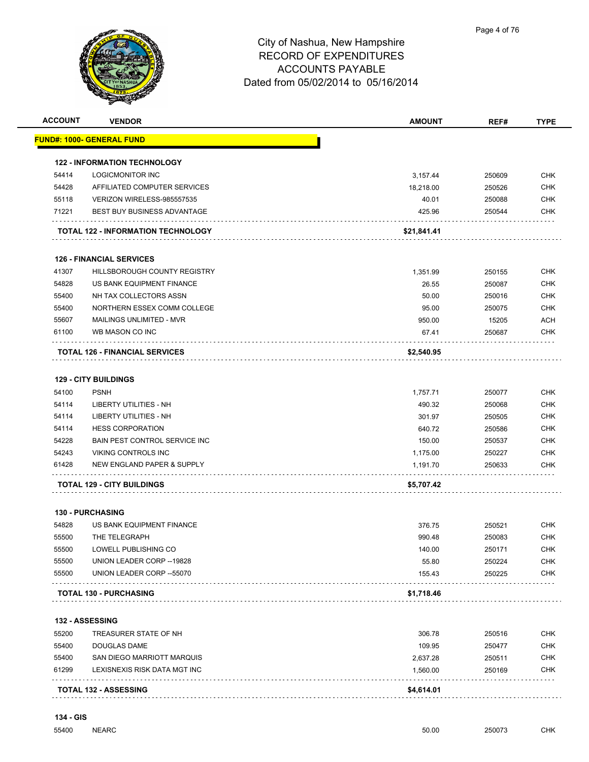# City of Nashua, New Hampshire
## RECORD OF EXPENDITURES
## ACCOUNTS PAYABLE
## Dated from 05/02/2014 to 05/16/2014

| ACCOUNT | VENDOR | AMOUNT | REF# | TYPE |
|---|---|---|---|---|
| **FUND#: 1000- GENERAL FUND** | | | | |
| **122 - INFORMATION TECHNOLOGY** | | | | |
| 54414 | LOGICMONITOR INC | 3,157.44 | 250609 | CHK |
| 54428 | AFFILIATED COMPUTER SERVICES | 18,218.00 | 250526 | CHK |
| 55118 | VERIZON WIRELESS-985557535 | 40.01 | 250088 | CHK |
| 71221 | BEST BUY BUSINESS ADVANTAGE | 425.96 | 250544 | CHK |
| | **TOTAL 122 - INFORMATION TECHNOLOGY** | **$21,841.41** | | |
| **126 - FINANCIAL SERVICES** | | | | |
| 41307 | HILLSBOROUGH COUNTY REGISTRY | 1,351.99 | 250155 | CHK |
| 54828 | US BANK EQUIPMENT FINANCE | 26.55 | 250087 | CHK |
| 55400 | NH TAX COLLECTORS ASSN | 50.00 | 250016 | CHK |
| 55400 | NORTHERN ESSEX COMM COLLEGE | 95.00 | 250075 | CHK |
| 55607 | MAILINGS UNLIMITED - MVR | 950.00 | 15205 | ACH |
| 61100 | WB MASON CO INC | 67.41 | 250687 | CHK |
| | **TOTAL 126 - FINANCIAL SERVICES** | **$2,540.95** | | |
| **129 - CITY BUILDINGS** | | | | |
| 54100 | PSNH | 1,757.71 | 250077 | CHK |
| 54114 | LIBERTY UTILITIES - NH | 490.32 | 250068 | CHK |
| 54114 | LIBERTY UTILITIES - NH | 301.97 | 250505 | CHK |
| 54114 | HESS CORPORATION | 640.72 | 250586 | CHK |
| 54228 | BAIN PEST CONTROL SERVICE INC | 150.00 | 250537 | CHK |
| 54243 | VIKING CONTROLS INC | 1,175.00 | 250227 | CHK |
| 61428 | NEW ENGLAND PAPER & SUPPLY | 1,191.70 | 250633 | CHK |
| | **TOTAL 129 - CITY BUILDINGS** | **$5,707.42** | | |
| **130 - PURCHASING** | | | | |
| 54828 | US BANK EQUIPMENT FINANCE | 376.75 | 250521 | CHK |
| 55500 | THE TELEGRAPH | 990.48 | 250083 | CHK |
| 55500 | LOWELL PUBLISHING CO | 140.00 | 250171 | CHK |
| 55500 | UNION LEADER CORP --19828 | 55.80 | 250224 | CHK |
| 55500 | UNION LEADER CORP --55070 | 155.43 | 250225 | CHK |
| | **TOTAL 130 - PURCHASING** | **$1,718.46** | | |
| **132 - ASSESSING** | | | | |
| 55200 | TREASURER STATE OF NH | 306.78 | 250516 | CHK |
| 55400 | DOUGLAS DAME | 109.95 | 250477 | CHK |
| 55400 | SAN DIEGO MARRIOTT MARQUIS | 2,637.28 | 250511 | CHK |
| 61299 | LEXISNEXIS RISK DATA MGT INC | 1,560.00 | 250169 | CHK |
| | **TOTAL 132 - ASSESSING** | **$4,614.01** | | |
| **134 - GIS** | | | | |
| 55400 | NEARC | 50.00 | 250073 | CHK |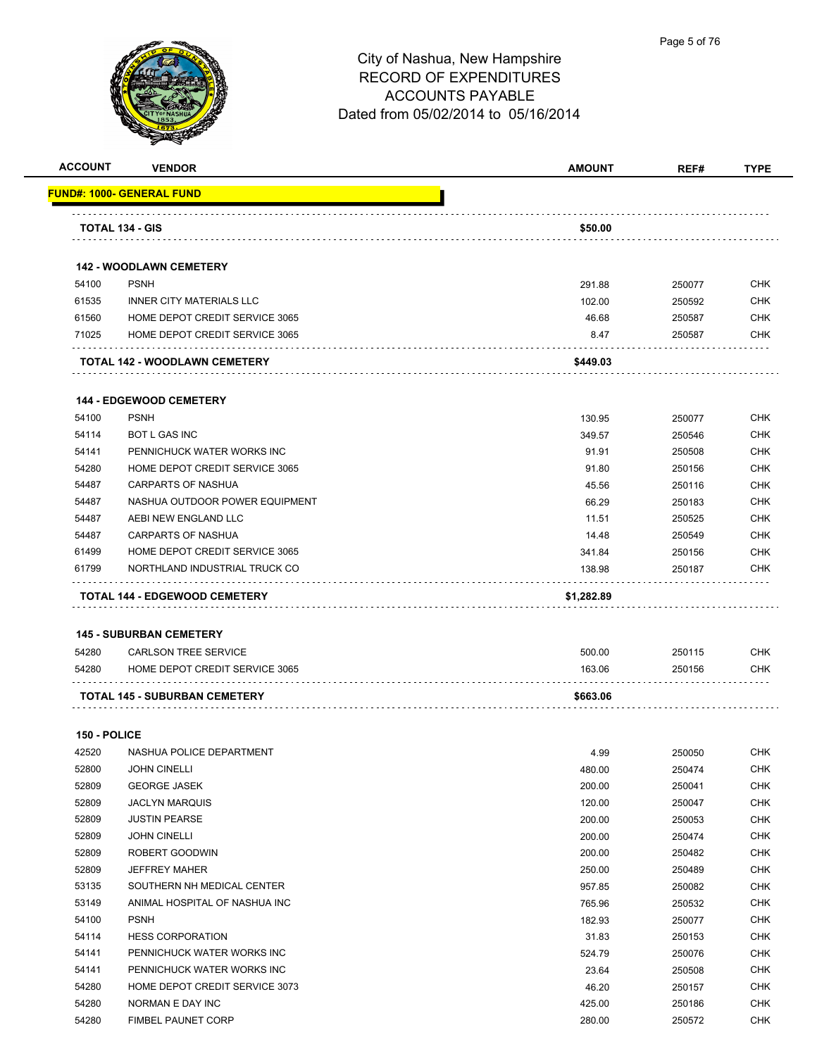# City of Nashua, New Hampshire
# RECORD OF EXPENDITURES
# ACCOUNTS PAYABLE
# Dated from 05/02/2014 to 05/16/2014

| ACCOUNT | VENDOR | AMOUNT | REF# | TYPE |
|---|---|---|---|---|
| **FUND#: 1000- GENERAL FUND** | | | | |
| **TOTAL 134 - GIS** | | **$50.00** | | |
| **142 - WOODLAWN CEMETERY** | | | | |
| 54100 | PSNH | 291.88 | 250077 | CHK |
| 61535 | INNER CITY MATERIALS LLC | 102.00 | 250592 | CHK |
| 61560 | HOME DEPOT CREDIT SERVICE 3065 | 46.68 | 250587 | CHK |
| 71025 | HOME DEPOT CREDIT SERVICE 3065 | 8.47 | 250587 | CHK |
| **TOTAL 142 - WOODLAWN CEMETERY** | | **$449.03** | | |
| **144 - EDGEWOOD CEMETERY** | | | | |
| 54100 | PSNH | 130.95 | 250077 | CHK |
| 54114 | BOT L GAS INC | 349.57 | 250546 | CHK |
| 54141 | PENNICHUCK WATER WORKS INC | 91.91 | 250508 | CHK |
| 54280 | HOME DEPOT CREDIT SERVICE 3065 | 91.80 | 250156 | CHK |
| 54487 | CARPARTS OF NASHUA | 45.56 | 250116 | CHK |
| 54487 | NASHUA OUTDOOR POWER EQUIPMENT | 66.29 | 250183 | CHK |
| 54487 | AEBI NEW ENGLAND LLC | 11.51 | 250525 | CHK |
| 54487 | CARPARTS OF NASHUA | 14.48 | 250549 | CHK |
| 61499 | HOME DEPOT CREDIT SERVICE 3065 | 341.84 | 250156 | CHK |
| 61799 | NORTHLAND INDUSTRIAL TRUCK CO | 138.98 | 250187 | CHK |
| **TOTAL 144 - EDGEWOOD CEMETERY** | | **$1,282.89** | | |
| **145 - SUBURBAN CEMETERY** | | | | |
| 54280 | CARLSON TREE SERVICE | 500.00 | 250115 | CHK |
| 54280 | HOME DEPOT CREDIT SERVICE 3065 | 163.06 | 250156 | CHK |
| **TOTAL 145 - SUBURBAN CEMETERY** | | **$663.06** | | |
| **150 - POLICE** | | | | |
| 42520 | NASHUA POLICE DEPARTMENT | 4.99 | 250050 | CHK |
| 52800 | JOHN CINELLI | 480.00 | 250474 | CHK |
| 52809 | GEORGE JASEK | 200.00 | 250041 | CHK |
| 52809 | JACLYN MARQUIS | 120.00 | 250047 | CHK |
| 52809 | JUSTIN PEARSE | 200.00 | 250053 | CHK |
| 52809 | JOHN CINELLI | 200.00 | 250474 | CHK |
| 52809 | ROBERT GOODWIN | 200.00 | 250482 | CHK |
| 52809 | JEFFREY MAHER | 250.00 | 250489 | CHK |
| 53135 | SOUTHERN NH MEDICAL CENTER | 957.85 | 250082 | CHK |
| 53149 | ANIMAL HOSPITAL OF NASHUA INC | 765.96 | 250532 | CHK |
| 54100 | PSNH | 182.93 | 250077 | CHK |
| 54114 | HESS CORPORATION | 31.83 | 250153 | CHK |
| 54141 | PENNICHUCK WATER WORKS INC | 524.79 | 250076 | CHK |
| 54141 | PENNICHUCK WATER WORKS INC | 23.64 | 250508 | CHK |
| 54280 | HOME DEPOT CREDIT SERVICE 3073 | 46.20 | 250157 | CHK |
| 54280 | NORMAN E DAY INC | 425.00 | 250186 | CHK |
| 54280 | FIMBEL PAUNET CORP | 280.00 | 250572 | CHK |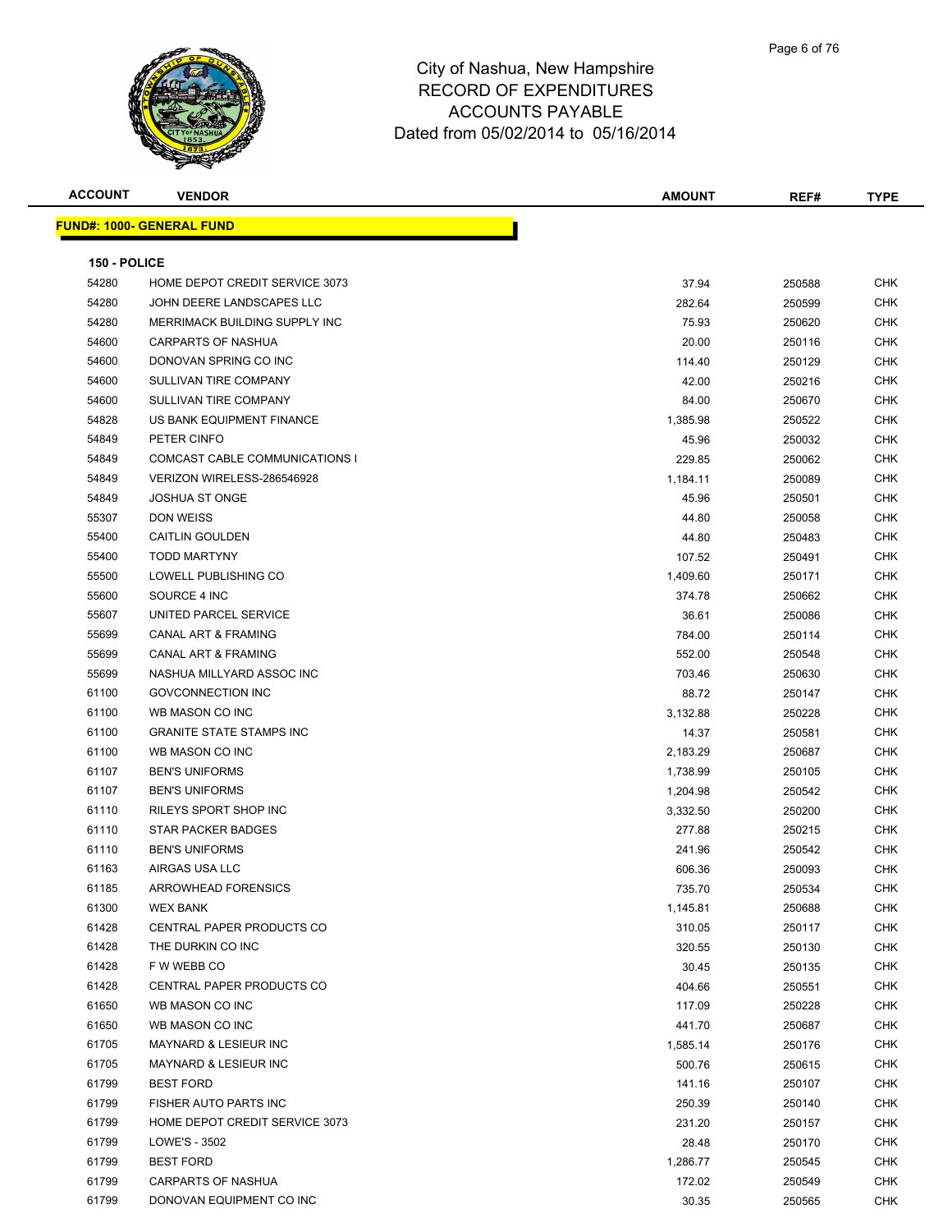# City of Nashua, New Hampshire
## RECORD OF EXPENDITURES
## ACCOUNTS PAYABLE
### Dated from 05/02/2014 to 05/16/2014

| ACCOUNT | VENDOR | AMOUNT | REF# | TYPE |
|---|---|---|---|---|
| **FUND#: 1000- GENERAL FUND** | | | | |
| **150 - POLICE** | | | | |
| 54280 | HOME DEPOT CREDIT SERVICE 3073 | 37.94 | 250588 | CHK |
| 54280 | JOHN DEERE LANDSCAPES LLC | 282.64 | 250599 | CHK |
| 54280 | MERRIMACK BUILDING SUPPLY INC | 75.93 | 250620 | CHK |
| 54600 | CARPARTS OF NASHUA | 20.00 | 250116 | CHK |
| 54600 | DONOVAN SPRING CO INC | 114.40 | 250129 | CHK |
| 54600 | SULLIVAN TIRE COMPANY | 42.00 | 250216 | CHK |
| 54600 | SULLIVAN TIRE COMPANY | 84.00 | 250670 | CHK |
| 54828 | US BANK EQUIPMENT FINANCE | 1,385.98 | 250522 | CHK |
| 54849 | PETER CINFO | 45.96 | 250032 | CHK |
| 54849 | COMCAST CABLE COMMUNICATIONS I | 229.85 | 250062 | CHK |
| 54849 | VERIZON WIRELESS-286546928 | 1,184.11 | 250089 | CHK |
| 54849 | JOSHUA ST ONGE | 45.96 | 250501 | CHK |
| 55307 | DON WEISS | 44.80 | 250058 | CHK |
| 55400 | CAITLIN GOULDEN | 44.80 | 250483 | CHK |
| 55400 | TODD MARTYNY | 107.52 | 250491 | CHK |
| 55500 | LOWELL PUBLISHING CO | 1,409.60 | 250171 | CHK |
| 55600 | SOURCE 4 INC | 374.78 | 250662 | CHK |
| 55607 | UNITED PARCEL SERVICE | 36.61 | 250086 | CHK |
| 55699 | CANAL ART & FRAMING | 784.00 | 250114 | CHK |
| 55699 | CANAL ART & FRAMING | 552.00 | 250548 | CHK |
| 55699 | NASHUA MILLYARD ASSOC INC | 703.46 | 250630 | CHK |
| 61100 | GOVCONNECTION INC | 88.72 | 250147 | CHK |
| 61100 | WB MASON CO INC | 3,132.88 | 250228 | CHK |
| 61100 | GRANITE STATE STAMPS INC | 14.37 | 250581 | CHK |
| 61100 | WB MASON CO INC | 2,183.29 | 250687 | CHK |
| 61107 | BEN'S UNIFORMS | 1,738.99 | 250105 | CHK |
| 61107 | BEN'S UNIFORMS | 1,204.98 | 250542 | CHK |
| 61110 | RILEYS SPORT SHOP INC | 3,332.50 | 250200 | CHK |
| 61110 | STAR PACKER BADGES | 277.88 | 250215 | CHK |
| 61110 | BEN'S UNIFORMS | 241.96 | 250542 | CHK |
| 61163 | AIRGAS USA LLC | 606.36 | 250093 | CHK |
| 61185 | ARROWHEAD FORENSICS | 735.70 | 250534 | CHK |
| 61300 | WEX BANK | 1,145.81 | 250688 | CHK |
| 61428 | CENTRAL PAPER PRODUCTS CO | 310.05 | 250117 | CHK |
| 61428 | THE DURKIN CO INC | 320.55 | 250130 | CHK |
| 61428 | F W WEBB CO | 30.45 | 250135 | CHK |
| 61428 | CENTRAL PAPER PRODUCTS CO | 404.66 | 250551 | CHK |
| 61650 | WB MASON CO INC | 117.09 | 250228 | CHK |
| 61650 | WB MASON CO INC | 441.70 | 250687 | CHK |
| 61705 | MAYNARD & LESIEUR INC | 1,585.14 | 250176 | CHK |
| 61705 | MAYNARD & LESIEUR INC | 500.76 | 250615 | CHK |
| 61799 | BEST FORD | 141.16 | 250107 | CHK |
| 61799 | FISHER AUTO PARTS INC | 250.39 | 250140 | CHK |
| 61799 | HOME DEPOT CREDIT SERVICE 3073 | 231.20 | 250157 | CHK |
| 61799 | LOWE'S - 3502 | 28.48 | 250170 | CHK |
| 61799 | BEST FORD | 1,286.77 | 250545 | CHK |
| 61799 | CARPARTS OF NASHUA | 172.02 | 250549 | CHK |
| 61799 | DONOVAN EQUIPMENT CO INC | 30.35 | 250565 | CHK |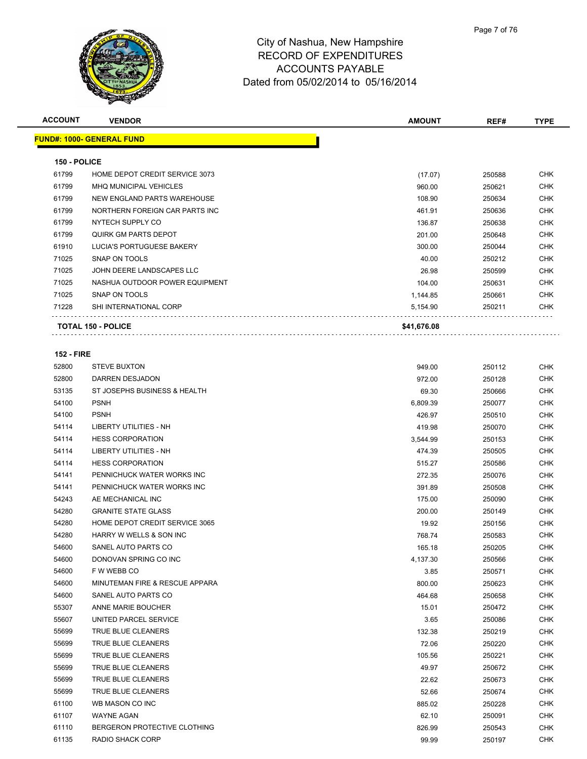City of Nashua, New Hampshire
RECORD OF EXPENDITURES
ACCOUNTS PAYABLE
Dated from 05/02/2014 to 05/16/2014

| ACCOUNT | VENDOR | AMOUNT | REF# | TYPE |
|---|---|---|---|---|
| **FUND#: 1000- GENERAL FUND** | | | | |
| **150 - POLICE** | | | | |
| 61799 | HOME DEPOT CREDIT SERVICE 3073 | (17.07) | 250588 | CHK |
| 61799 | MHQ MUNICIPAL VEHICLES | 960.00 | 250621 | CHK |
| 61799 | NEW ENGLAND PARTS WAREHOUSE | 108.90 | 250634 | CHK |
| 61799 | NORTHERN FOREIGN CAR PARTS INC | 461.91 | 250636 | CHK |
| 61799 | NYTECH SUPPLY CO | 136.87 | 250638 | CHK |
| 61799 | QUIRK GM PARTS DEPOT | 201.00 | 250648 | CHK |
| 61910 | LUCIA'S PORTUGUESE BAKERY | 300.00 | 250044 | CHK |
| 71025 | SNAP ON TOOLS | 40.00 | 250212 | CHK |
| 71025 | JOHN DEERE LANDSCAPES LLC | 26.98 | 250599 | CHK |
| 71025 | NASHUA OUTDOOR POWER EQUIPMENT | 104.00 | 250631 | CHK |
| 71025 | SNAP ON TOOLS | 1,144.85 | 250661 | CHK |
| 71228 | SHI INTERNATIONAL CORP | 5,154.90 | 250211 | CHK |
| | **TOTAL 150 - POLICE** | **$41,676.08** | | |
| **152 - FIRE** | | | | |
| 52800 | STEVE BUXTON | 949.00 | 250112 | CHK |
| 52800 | DARREN DESJADON | 972.00 | 250128 | CHK |
| 53135 | ST JOSEPHS BUSINESS & HEALTH | 69.30 | 250666 | CHK |
| 54100 | PSNH | 6,809.39 | 250077 | CHK |
| 54100 | PSNH | 426.97 | 250510 | CHK |
| 54114 | LIBERTY UTILITIES - NH | 419.98 | 250070 | CHK |
| 54114 | HESS CORPORATION | 3,544.99 | 250153 | CHK |
| 54114 | LIBERTY UTILITIES - NH | 474.39 | 250505 | CHK |
| 54114 | HESS CORPORATION | 515.27 | 250586 | CHK |
| 54141 | PENNICHUCK WATER WORKS INC | 272.35 | 250076 | CHK |
| 54141 | PENNICHUCK WATER WORKS INC | 391.89 | 250508 | CHK |
| 54243 | AE MECHANICAL INC | 175.00 | 250090 | CHK |
| 54280 | GRANITE STATE GLASS | 200.00 | 250149 | CHK |
| 54280 | HOME DEPOT CREDIT SERVICE 3065 | 19.92 | 250156 | CHK |
| 54280 | HARRY W WELLS & SON INC | 768.74 | 250583 | CHK |
| 54600 | SANEL AUTO PARTS CO | 165.18 | 250205 | CHK |
| 54600 | DONOVAN SPRING CO INC | 4,137.30 | 250566 | CHK |
| 54600 | F W WEBB CO | 3.85 | 250571 | CHK |
| 54600 | MINUTEMAN FIRE & RESCUE APPARA | 800.00 | 250623 | CHK |
| 54600 | SANEL AUTO PARTS CO | 464.68 | 250658 | CHK |
| 55307 | ANNE MARIE BOUCHER | 15.01 | 250472 | CHK |
| 55607 | UNITED PARCEL SERVICE | 3.65 | 250086 | CHK |
| 55699 | TRUE BLUE CLEANERS | 132.38 | 250219 | CHK |
| 55699 | TRUE BLUE CLEANERS | 72.06 | 250220 | CHK |
| 55699 | TRUE BLUE CLEANERS | 105.56 | 250221 | CHK |
| 55699 | TRUE BLUE CLEANERS | 49.97 | 250672 | CHK |
| 55699 | TRUE BLUE CLEANERS | 22.62 | 250673 | CHK |
| 55699 | TRUE BLUE CLEANERS | 52.66 | 250674 | CHK |
| 61100 | WB MASON CO INC | 885.02 | 250228 | CHK |
| 61107 | WAYNE AGAN | 62.10 | 250091 | CHK |
| 61110 | BERGERON PROTECTIVE CLOTHING | 826.99 | 250543 | CHK |
| 61135 | RADIO SHACK CORP | 99.99 | 250197 | CHK |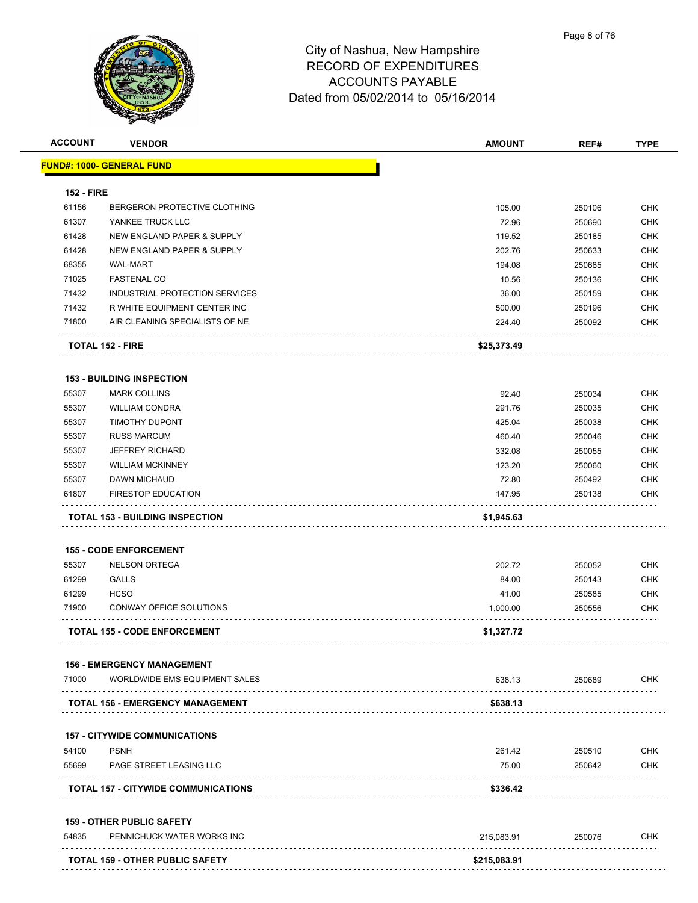# City of Nashua, New Hampshire
## RECORD OF EXPENDITURES
## ACCOUNTS PAYABLE
### Dated from 05/02/2014 to 05/16/2014

| ACCOUNT | VENDOR | AMOUNT | REF# | TYPE |
|---|---|---|---|---|
| **FUND#: 1000- GENERAL FUND** | | | | |
| **152 - FIRE** | | | | |
| 61156 | BERGERON PROTECTIVE CLOTHING | 105.00 | 250106 | CHK |
| 61307 | YANKEE TRUCK LLC | 72.96 | 250690 | CHK |
| 61428 | NEW ENGLAND PAPER & SUPPLY | 119.52 | 250185 | CHK |
| 61428 | NEW ENGLAND PAPER & SUPPLY | 202.76 | 250633 | CHK |
| 68355 | WAL-MART | 194.08 | 250685 | CHK |
| 71025 | FASTENAL CO | 10.56 | 250136 | CHK |
| 71432 | INDUSTRIAL PROTECTION SERVICES | 36.00 | 250159 | CHK |
| 71432 | R WHITE EQUIPMENT CENTER INC | 500.00 | 250196 | CHK |
| 71800 | AIR CLEANING SPECIALISTS OF NE | 224.40 | 250092 | CHK |
| | **TOTAL 152 - FIRE** | **$25,373.49** | | |
| **153 - BUILDING INSPECTION** | | | | |
| 55307 | MARK COLLINS | 92.40 | 250034 | CHK |
| 55307 | WILLIAM CONDRA | 291.76 | 250035 | CHK |
| 55307 | TIMOTHY DUPONT | 425.04 | 250038 | CHK |
| 55307 | RUSS MARCUM | 460.40 | 250046 | CHK |
| 55307 | JEFFREY RICHARD | 332.08 | 250055 | CHK |
| 55307 | WILLIAM MCKINNEY | 123.20 | 250060 | CHK |
| 55307 | DAWN MICHAUD | 72.80 | 250492 | CHK |
| 61807 | FIRESTOP EDUCATION | 147.95 | 250138 | CHK |
| | **TOTAL 153 - BUILDING INSPECTION** | **$1,945.63** | | |
| **155 - CODE ENFORCEMENT** | | | | |
| 55307 | NELSON ORTEGA | 202.72 | 250052 | CHK |
| 61299 | GALLS | 84.00 | 250143 | CHK |
| 61299 | HCSO | 41.00 | 250585 | CHK |
| 71900 | CONWAY OFFICE SOLUTIONS | 1,000.00 | 250556 | CHK |
| | **TOTAL 155 - CODE ENFORCEMENT** | **$1,327.72** | | |
| **156 - EMERGENCY MANAGEMENT** | | | | |
| 71000 | WORLDWIDE EMS EQUIPMENT SALES | 638.13 | 250689 | CHK |
| | **TOTAL 156 - EMERGENCY MANAGEMENT** | **$638.13** | | |
| **157 - CITYWIDE COMMUNICATIONS** | | | | |
| 54100 | PSNH | 261.42 | 250510 | CHK |
| 55699 | PAGE STREET LEASING LLC | 75.00 | 250642 | CHK |
| | **TOTAL 157 - CITYWIDE COMMUNICATIONS** | **$336.42** | | |
| **159 - OTHER PUBLIC SAFETY** | | | | |
| 54835 | PENNICHUCK WATER WORKS INC | 215,083.91 | 250076 | CHK |
| | **TOTAL 159 - OTHER PUBLIC SAFETY** | **$215,083.91** | | |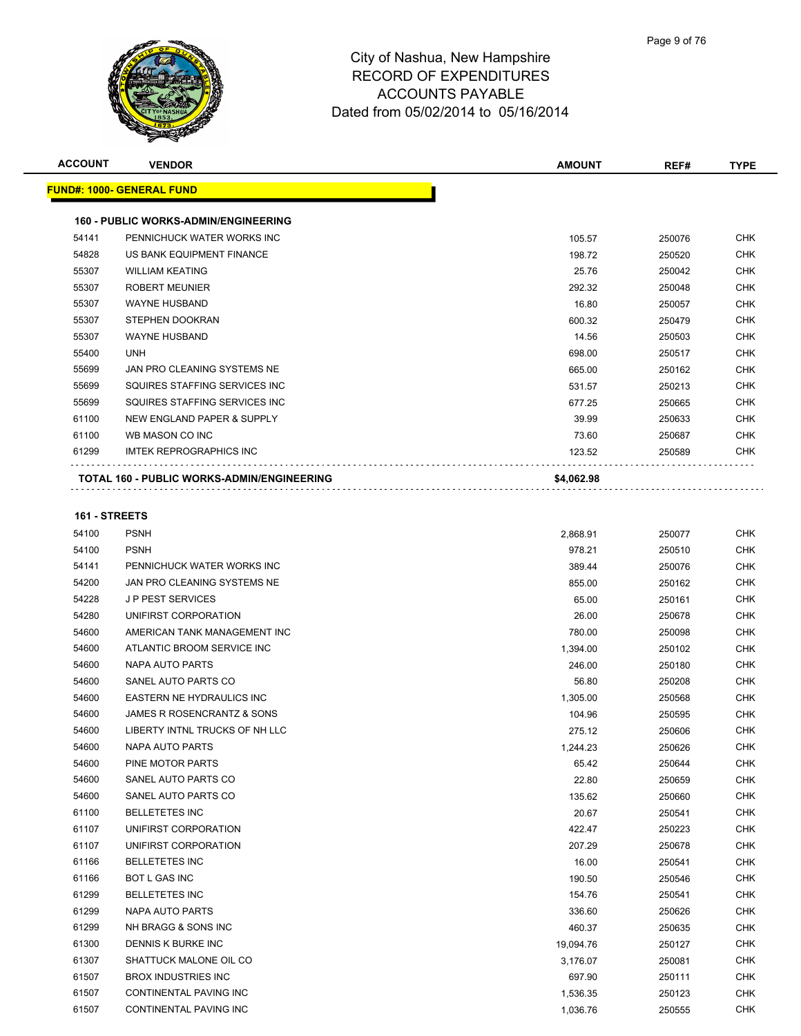# City of Nashua, New Hampshire
## RECORD OF EXPENDITURES
## ACCOUNTS PAYABLE
## Dated from 05/02/2014 to 05/16/2014

| ACCOUNT | VENDOR | AMOUNT | REF# | TYPE |
|---|---|---|---|---|
| **FUND#: 1000- GENERAL FUND** | | | | |
| **160 - PUBLIC WORKS-ADMIN/ENGINEERING** | | | | |
| 54141 | PENNICHUCK WATER WORKS INC | 105.57 | 250076 | CHK |
| 54828 | US BANK EQUIPMENT FINANCE | 198.72 | 250520 | CHK |
| 55307 | WILLIAM KEATING | 25.76 | 250042 | CHK |
| 55307 | ROBERT MEUNIER | 292.32 | 250048 | CHK |
| 55307 | WAYNE HUSBAND | 16.80 | 250057 | CHK |
| 55307 | STEPHEN DOOKRAN | 600.32 | 250479 | CHK |
| 55307 | WAYNE HUSBAND | 14.56 | 250503 | CHK |
| 55400 | UNH | 698.00 | 250517 | CHK |
| 55699 | JAN PRO CLEANING SYSTEMS NE | 665.00 | 250162 | CHK |
| 55699 | SQUIRES STAFFING SERVICES INC | 531.57 | 250213 | CHK |
| 55699 | SQUIRES STAFFING SERVICES INC | 677.25 | 250665 | CHK |
| 61100 | NEW ENGLAND PAPER & SUPPLY | 39.99 | 250633 | CHK |
| 61100 | WB MASON CO INC | 73.60 | 250687 | CHK |
| 61299 | IMTEK REPROGRAPHICS INC | 123.52 | 250589 | CHK |
| **TOTAL 160 - PUBLIC WORKS-ADMIN/ENGINEERING** | | **$4,062.98** | | |
| **161 - STREETS** | | | | |
| 54100 | PSNH | 2,868.91 | 250077 | CHK |
| 54100 | PSNH | 978.21 | 250510 | CHK |
| 54141 | PENNICHUCK WATER WORKS INC | 389.44 | 250076 | CHK |
| 54200 | JAN PRO CLEANING SYSTEMS NE | 855.00 | 250162 | CHK |
| 54228 | J P PEST SERVICES | 65.00 | 250161 | CHK |
| 54280 | UNIFIRST CORPORATION | 26.00 | 250678 | CHK |
| 54600 | AMERICAN TANK MANAGEMENT INC | 780.00 | 250098 | CHK |
| 54600 | ATLANTIC BROOM SERVICE INC | 1,394.00 | 250102 | CHK |
| 54600 | NAPA AUTO PARTS | 246.00 | 250180 | CHK |
| 54600 | SANEL AUTO PARTS CO | 56.80 | 250208 | CHK |
| 54600 | EASTERN NE HYDRAULICS INC | 1,305.00 | 250568 | CHK |
| 54600 | JAMES R ROSENCRANTZ & SONS | 104.96 | 250595 | CHK |
| 54600 | LIBERTY INTNL TRUCKS OF NH LLC | 275.12 | 250606 | CHK |
| 54600 | NAPA AUTO PARTS | 1,244.23 | 250626 | CHK |
| 54600 | PINE MOTOR PARTS | 65.42 | 250644 | CHK |
| 54600 | SANEL AUTO PARTS CO | 22.80 | 250659 | CHK |
| 54600 | SANEL AUTO PARTS CO | 135.62 | 250660 | CHK |
| 61100 | BELLETETES INC | 20.67 | 250541 | CHK |
| 61107 | UNIFIRST CORPORATION | 422.47 | 250223 | CHK |
| 61107 | UNIFIRST CORPORATION | 207.29 | 250678 | CHK |
| 61166 | BELLETETES INC | 16.00 | 250541 | CHK |
| 61166 | BOT L GAS INC | 190.50 | 250546 | CHK |
| 61299 | BELLETETES INC | 154.76 | 250541 | CHK |
| 61299 | NAPA AUTO PARTS | 336.60 | 250626 | CHK |
| 61299 | NH BRAGG & SONS INC | 460.37 | 250635 | CHK |
| 61300 | DENNIS K BURKE INC | 19,094.76 | 250127 | CHK |
| 61307 | SHATTUCK MALONE OIL CO | 3,176.07 | 250081 | CHK |
| 61507 | BROX INDUSTRIES INC | 697.90 | 250111 | CHK |
| 61507 | CONTINENTAL PAVING INC | 1,536.35 | 250123 | CHK |
| 61507 | CONTINENTAL PAVING INC | 1,036.76 | 250555 | CHK |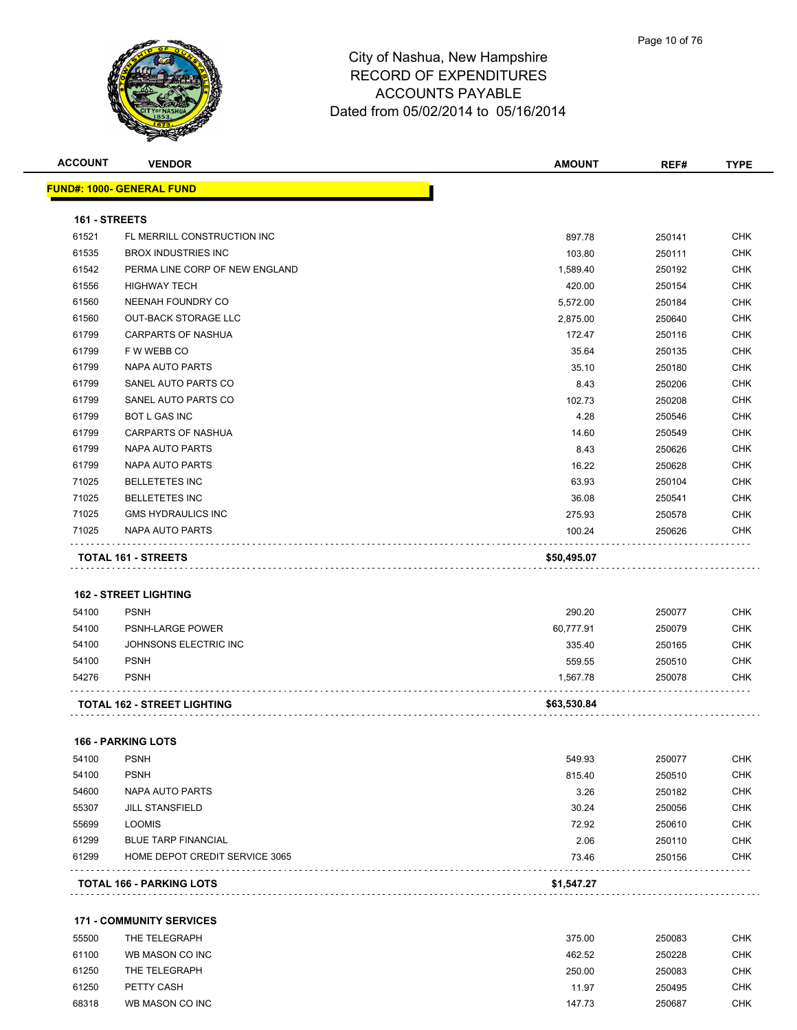# City of Nashua, New Hampshire
# RECORD OF EXPENDITURES
# ACCOUNTS PAYABLE
# Dated from 05/02/2014 to 05/16/2014

| ACCOUNT | VENDOR | AMOUNT | REF# | TYPE |
|---|---|---|---|---|
| **FUND#: 1000- GENERAL FUND** | | | | |
| **161 - STREETS** | | | | |
| 61521 | FL MERRILL CONSTRUCTION INC | 897.78 | 250141 | CHK |
| 61535 | BROX INDUSTRIES INC | 103.80 | 250111 | CHK |
| 61542 | PERMA LINE CORP OF NEW ENGLAND | 1,589.40 | 250192 | CHK |
| 61556 | HIGHWAY TECH | 420.00 | 250154 | CHK |
| 61560 | NEENAH FOUNDRY CO | 5,572.00 | 250184 | CHK |
| 61560 | OUT-BACK STORAGE LLC | 2,875.00 | 250640 | CHK |
| 61799 | CARPARTS OF NASHUA | 172.47 | 250116 | CHK |
| 61799 | F W WEBB CO | 35.64 | 250135 | CHK |
| 61799 | NAPA AUTO PARTS | 35.10 | 250180 | CHK |
| 61799 | SANEL AUTO PARTS CO | 8.43 | 250206 | CHK |
| 61799 | SANEL AUTO PARTS CO | 102.73 | 250208 | CHK |
| 61799 | BOT L GAS INC | 4.28 | 250546 | CHK |
| 61799 | CARPARTS OF NASHUA | 14.60 | 250549 | CHK |
| 61799 | NAPA AUTO PARTS | 8.43 | 250626 | CHK |
| 61799 | NAPA AUTO PARTS | 16.22 | 250628 | CHK |
| 71025 | BELLETETES INC | 63.93 | 250104 | CHK |
| 71025 | BELLETETES INC | 36.08 | 250541 | CHK |
| 71025 | GMS HYDRAULICS INC | 275.93 | 250578 | CHK |
| 71025 | NAPA AUTO PARTS | 100.24 | 250626 | CHK |
| **TOTAL 161 - STREETS** | | **$50,495.07** | | |
| **162 - STREET LIGHTING** | | | | |
| 54100 | PSNH | 290.20 | 250077 | CHK |
| 54100 | PSNH-LARGE POWER | 60,777.91 | 250079 | CHK |
| 54100 | JOHNSONS ELECTRIC INC | 335.40 | 250165 | CHK |
| 54100 | PSNH | 559.55 | 250510 | CHK |
| 54276 | PSNH | 1,567.78 | 250078 | CHK |
| **TOTAL 162 - STREET LIGHTING** | | **$63,530.84** | | |
| **166 - PARKING LOTS** | | | | |
| 54100 | PSNH | 549.93 | 250077 | CHK |
| 54100 | PSNH | 815.40 | 250510 | CHK |
| 54600 | NAPA AUTO PARTS | 3.26 | 250182 | CHK |
| 55307 | JILL STANSFIELD | 30.24 | 250056 | CHK |
| 55699 | LOOMIS | 72.92 | 250610 | CHK |
| 61299 | BLUE TARP FINANCIAL | 2.06 | 250110 | CHK |
| 61299 | HOME DEPOT CREDIT SERVICE 3065 | 73.46 | 250156 | CHK |
| **TOTAL 166 - PARKING LOTS** | | **$1,547.27** | | |
| **171 - COMMUNITY SERVICES** | | | | |
| 55500 | THE TELEGRAPH | 375.00 | 250083 | CHK |
| 61100 | WB MASON CO INC | 462.52 | 250228 | CHK |
| 61250 | THE TELEGRAPH | 250.00 | 250083 | CHK |
| 61250 | PETTY CASH | 11.97 | 250495 | CHK |
| 68318 | WB MASON CO INC | 147.73 | 250687 | CHK |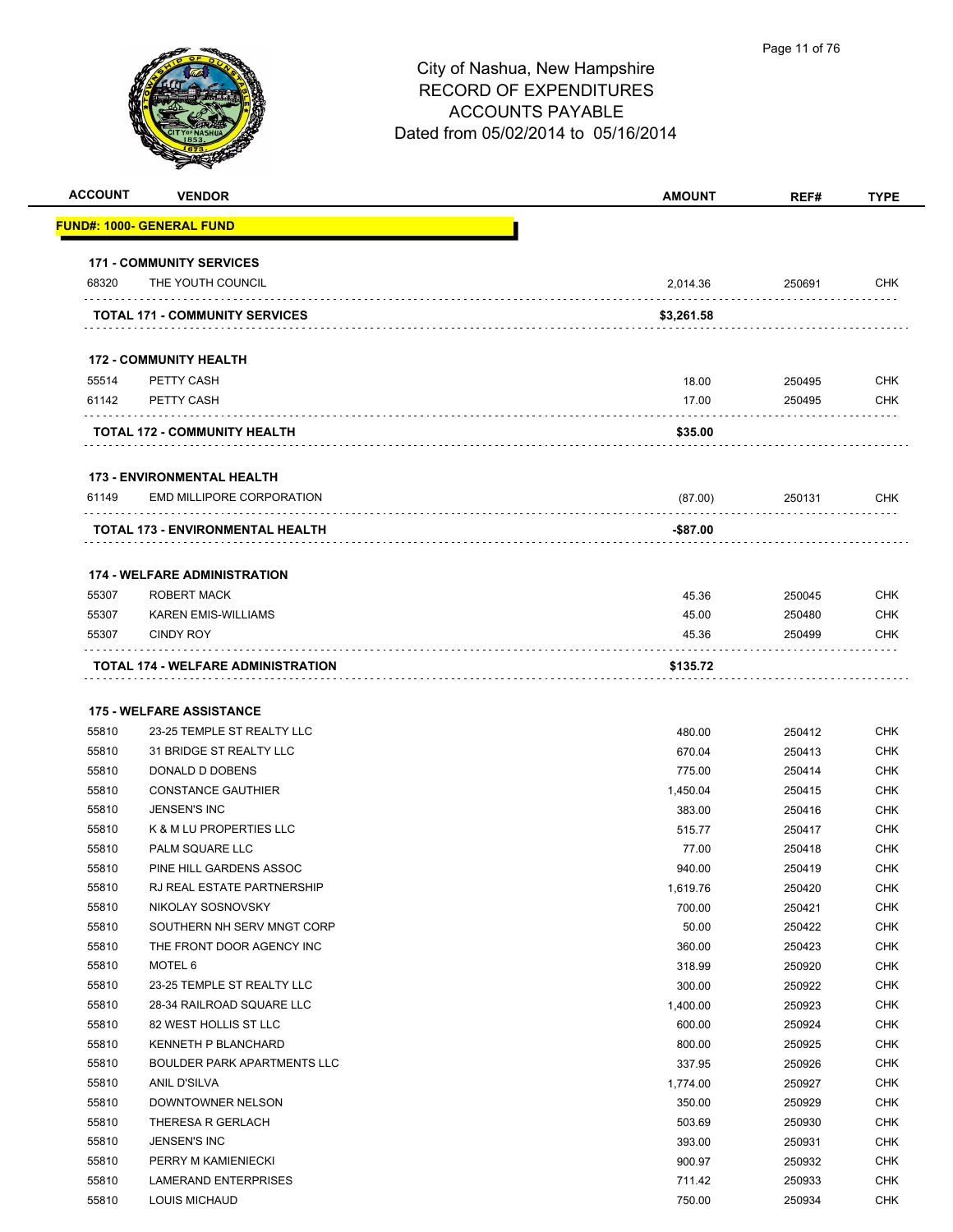# City of Nashua, New Hampshire
## RECORD OF EXPENDITURES
## ACCOUNTS PAYABLE
## Dated from 05/02/2014 to 05/16/2014

| ACCOUNT | VENDOR | AMOUNT | REF# | TYPE |
|---|---|---|---|---|
| **FUND#: 1000- GENERAL FUND** | | | | |
| **171 - COMMUNITY SERVICES** | | | | |
| 68320 | THE YOUTH COUNCIL | 2,014.36 | 250691 | CHK |
| | **TOTAL 171 - COMMUNITY SERVICES** | **$3,261.58** | | |
| **172 - COMMUNITY HEALTH** | | | | |
| 55514 | PETTY CASH | 18.00 | 250495 | CHK |
| 61142 | PETTY CASH | 17.00 | 250495 | CHK |
| | **TOTAL 172 - COMMUNITY HEALTH** | **$35.00** | | |
| **173 - ENVIRONMENTAL HEALTH** | | | | |
| 61149 | EMD MILLIPORE CORPORATION | (87.00) | 250131 | CHK |
| | **TOTAL 173 - ENVIRONMENTAL HEALTH** | **-$87.00** | | |
| **174 - WELFARE ADMINISTRATION** | | | | |
| 55307 | ROBERT MACK | 45.36 | 250045 | CHK |
| 55307 | KAREN EMIS-WILLIAMS | 45.00 | 250480 | CHK |
| 55307 | CINDY ROY | 45.36 | 250499 | CHK |
| | **TOTAL 174 - WELFARE ADMINISTRATION** | **$135.72** | | |
| **175 - WELFARE ASSISTANCE** | | | | |
| 55810 | 23-25 TEMPLE ST REALTY LLC | 480.00 | 250412 | CHK |
| 55810 | 31 BRIDGE ST REALTY LLC | 670.04 | 250413 | CHK |
| 55810 | DONALD D DOBENS | 775.00 | 250414 | CHK |
| 55810 | CONSTANCE GAUTHIER | 1,450.04 | 250415 | CHK |
| 55810 | JENSEN'S INC | 383.00 | 250416 | CHK |
| 55810 | K & M LU PROPERTIES LLC | 515.77 | 250417 | CHK |
| 55810 | PALM SQUARE LLC | 77.00 | 250418 | CHK |
| 55810 | PINE HILL GARDENS ASSOC | 940.00 | 250419 | CHK |
| 55810 | RJ REAL ESTATE PARTNERSHIP | 1,619.76 | 250420 | CHK |
| 55810 | NIKOLAY SOSNOVSKY | 700.00 | 250421 | CHK |
| 55810 | SOUTHERN NH SERV MNGT CORP | 50.00 | 250422 | CHK |
| 55810 | THE FRONT DOOR AGENCY INC | 360.00 | 250423 | CHK |
| 55810 | MOTEL 6 | 318.99 | 250920 | CHK |
| 55810 | 23-25 TEMPLE ST REALTY LLC | 300.00 | 250922 | CHK |
| 55810 | 28-34 RAILROAD SQUARE LLC | 1,400.00 | 250923 | CHK |
| 55810 | 82 WEST HOLLIS ST LLC | 600.00 | 250924 | CHK |
| 55810 | KENNETH P BLANCHARD | 800.00 | 250925 | CHK |
| 55810 | BOULDER PARK APARTMENTS LLC | 337.95 | 250926 | CHK |
| 55810 | ANIL D'SILVA | 1,774.00 | 250927 | CHK |
| 55810 | DOWNTOWNER NELSON | 350.00 | 250929 | CHK |
| 55810 | THERESA R GERLACH | 503.69 | 250930 | CHK |
| 55810 | JENSEN'S INC | 393.00 | 250931 | CHK |
| 55810 | PERRY M KAMIENIECKI | 900.97 | 250932 | CHK |
| 55810 | LAMERAND ENTERPRISES | 711.42 | 250933 | CHK |
| 55810 | LOUIS MICHAUD | 750.00 | 250934 | CHK |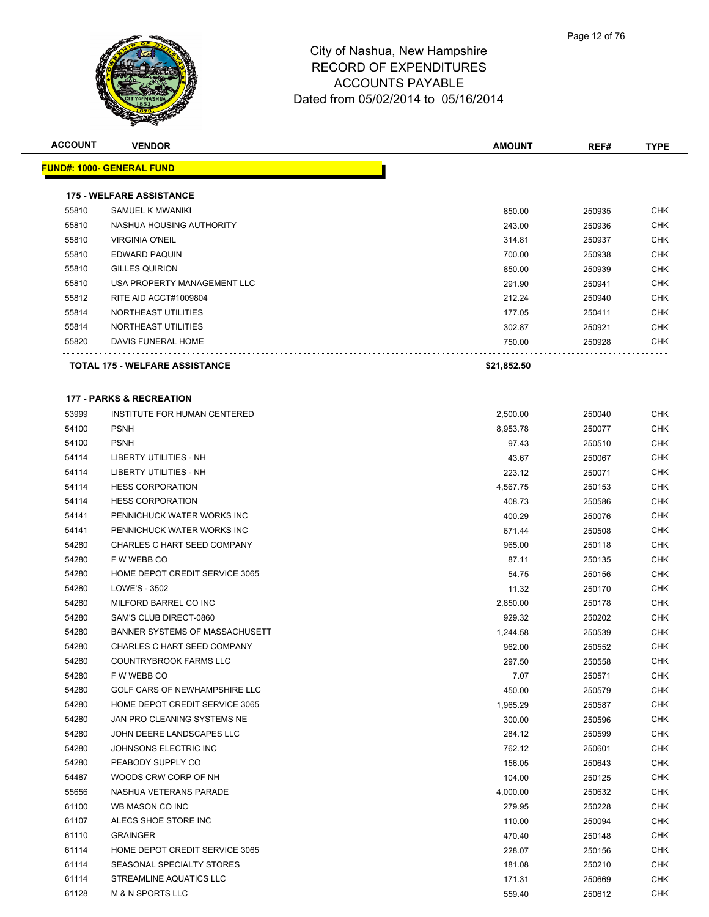City of Nashua, New Hampshire
RECORD OF EXPENDITURES
ACCOUNTS PAYABLE
Dated from 05/02/2014 to 05/16/2014

| ACCOUNT | VENDOR | AMOUNT | REF# | TYPE |
|---|---|---|---|---|
| **FUND#: 1000- GENERAL FUND** | | | | |
| **175 - WELFARE ASSISTANCE** | | | | |
| 55810 | SAMUEL K MWANIKI | 850.00 | 250935 | CHK |
| 55810 | NASHUA HOUSING AUTHORITY | 243.00 | 250936 | CHK |
| 55810 | VIRGINIA O'NEIL | 314.81 | 250937 | CHK |
| 55810 | EDWARD PAQUIN | 700.00 | 250938 | CHK |
| 55810 | GILLES QUIRION | 850.00 | 250939 | CHK |
| 55810 | USA PROPERTY MANAGEMENT LLC | 291.90 | 250941 | CHK |
| 55812 | RITE AID ACCT#1009804 | 212.24 | 250940 | CHK |
| 55814 | NORTHEAST UTILITIES | 177.05 | 250411 | CHK |
| 55814 | NORTHEAST UTILITIES | 302.87 | 250921 | CHK |
| 55820 | DAVIS FUNERAL HOME | 750.00 | 250928 | CHK |
| **TOTAL 175 - WELFARE ASSISTANCE** | | **$21,852.50** | | |
| **177 - PARKS & RECREATION** | | | | |
| 53999 | INSTITUTE FOR HUMAN CENTERED | 2,500.00 | 250040 | CHK |
| 54100 | PSNH | 8,953.78 | 250077 | CHK |
| 54100 | PSNH | 97.43 | 250510 | CHK |
| 54114 | LIBERTY UTILITIES - NH | 43.67 | 250067 | CHK |
| 54114 | LIBERTY UTILITIES - NH | 223.12 | 250071 | CHK |
| 54114 | HESS CORPORATION | 4,567.75 | 250153 | CHK |
| 54114 | HESS CORPORATION | 408.73 | 250586 | CHK |
| 54141 | PENNICHUCK WATER WORKS INC | 400.29 | 250076 | CHK |
| 54141 | PENNICHUCK WATER WORKS INC | 671.44 | 250508 | CHK |
| 54280 | CHARLES C HART SEED COMPANY | 965.00 | 250118 | CHK |
| 54280 | F W WEBB CO | 87.11 | 250135 | CHK |
| 54280 | HOME DEPOT CREDIT SERVICE 3065 | 54.75 | 250156 | CHK |
| 54280 | LOWE'S - 3502 | 11.32 | 250170 | CHK |
| 54280 | MILFORD BARREL CO INC | 2,850.00 | 250178 | CHK |
| 54280 | SAM'S CLUB DIRECT-0860 | 929.32 | 250202 | CHK |
| 54280 | BANNER SYSTEMS OF MASSACHUSETT | 1,244.58 | 250539 | CHK |
| 54280 | CHARLES C HART SEED COMPANY | 962.00 | 250552 | CHK |
| 54280 | COUNTRYBROOK FARMS LLC | 297.50 | 250558 | CHK |
| 54280 | F W WEBB CO | 7.07 | 250571 | CHK |
| 54280 | GOLF CARS OF NEWHAMPSHIRE LLC | 450.00 | 250579 | CHK |
| 54280 | HOME DEPOT CREDIT SERVICE 3065 | 1,965.29 | 250587 | CHK |
| 54280 | JAN PRO CLEANING SYSTEMS NE | 300.00 | 250596 | CHK |
| 54280 | JOHN DEERE LANDSCAPES LLC | 284.12 | 250599 | CHK |
| 54280 | JOHNSONS ELECTRIC INC | 762.12 | 250601 | CHK |
| 54280 | PEABODY SUPPLY CO | 156.05 | 250643 | CHK |
| 54487 | WOODS CRW CORP OF NH | 104.00 | 250125 | CHK |
| 55656 | NASHUA VETERANS PARADE | 4,000.00 | 250632 | CHK |
| 61100 | WB MASON CO INC | 279.95 | 250228 | CHK |
| 61107 | ALECS SHOE STORE INC | 110.00 | 250094 | CHK |
| 61110 | GRAINGER | 470.40 | 250148 | CHK |
| 61114 | HOME DEPOT CREDIT SERVICE 3065 | 228.07 | 250156 | CHK |
| 61114 | SEASONAL SPECIALTY STORES | 181.08 | 250210 | CHK |
| 61114 | STREAMLINE AQUATICS LLC | 171.31 | 250669 | CHK |
| 61128 | M & N SPORTS LLC | 559.40 | 250612 | CHK |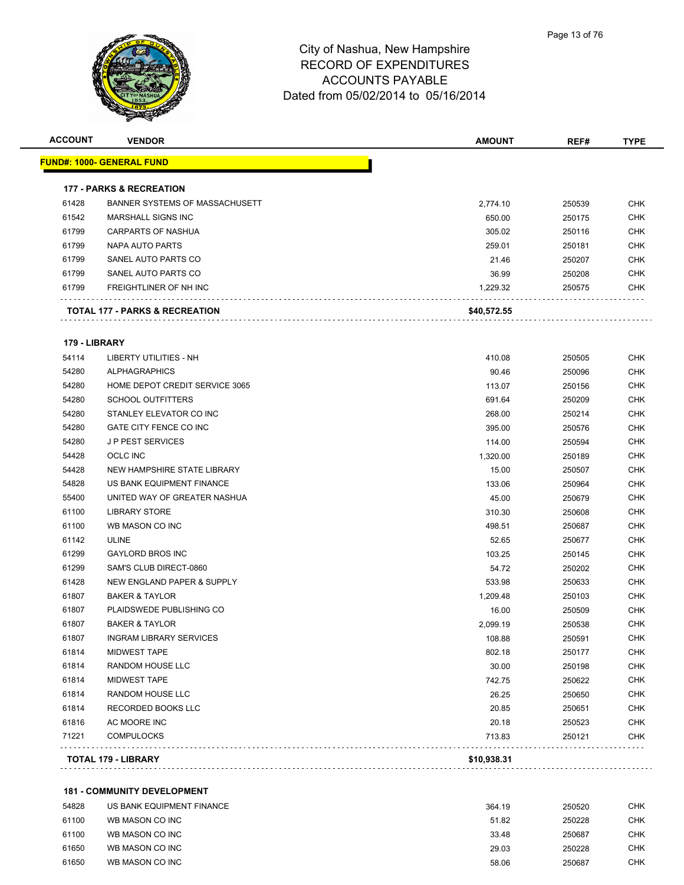City of Nashua, New Hampshire
RECORD OF EXPENDITURES
ACCOUNTS PAYABLE
Dated from 05/02/2014 to 05/16/2014

| ACCOUNT | VENDOR | AMOUNT | REF# | TYPE |
|---|---|---|---|---|
| **FUND#: 1000- GENERAL FUND** | | | | |
| **177 - PARKS & RECREATION** | | | | |
| 61428 | BANNER SYSTEMS OF MASSACHUSETT | 2,774.10 | 250539 | CHK |
| 61542 | MARSHALL SIGNS INC | 650.00 | 250175 | CHK |
| 61799 | CARPARTS OF NASHUA | 305.02 | 250116 | CHK |
| 61799 | NAPA AUTO PARTS | 259.01 | 250181 | CHK |
| 61799 | SANEL AUTO PARTS CO | 21.46 | 250207 | CHK |
| 61799 | SANEL AUTO PARTS CO | 36.99 | 250208 | CHK |
| 61799 | FREIGHTLINER OF NH INC | 1,229.32 | 250575 | CHK |
| **TOTAL 177 - PARKS & RECREATION** | | **$40,572.55** | | |
| **179 - LIBRARY** | | | | |
| 54114 | LIBERTY UTILITIES - NH | 410.08 | 250505 | CHK |
| 54280 | ALPHAGRAPHICS | 90.46 | 250096 | CHK |
| 54280 | HOME DEPOT CREDIT SERVICE 3065 | 113.07 | 250156 | CHK |
| 54280 | SCHOOL OUTFITTERS | 691.64 | 250209 | CHK |
| 54280 | STANLEY ELEVATOR CO INC | 268.00 | 250214 | CHK |
| 54280 | GATE CITY FENCE CO INC | 395.00 | 250576 | CHK |
| 54280 | J P PEST SERVICES | 114.00 | 250594 | CHK |
| 54428 | OCLC INC | 1,320.00 | 250189 | CHK |
| 54428 | NEW HAMPSHIRE STATE LIBRARY | 15.00 | 250507 | CHK |
| 54828 | US BANK EQUIPMENT FINANCE | 133.06 | 250964 | CHK |
| 55400 | UNITED WAY OF GREATER NASHUA | 45.00 | 250679 | CHK |
| 61100 | LIBRARY STORE | 310.30 | 250608 | CHK |
| 61100 | WB MASON CO INC | 498.51 | 250687 | CHK |
| 61142 | ULINE | 52.65 | 250677 | CHK |
| 61299 | GAYLORD BROS INC | 103.25 | 250145 | CHK |
| 61299 | SAM'S CLUB DIRECT-0860 | 54.72 | 250202 | CHK |
| 61428 | NEW ENGLAND PAPER & SUPPLY | 533.98 | 250633 | CHK |
| 61807 | BAKER & TAYLOR | 1,209.48 | 250103 | CHK |
| 61807 | PLAIDSWEDE PUBLISHING CO | 16.00 | 250509 | CHK |
| 61807 | BAKER & TAYLOR | 2,099.19 | 250538 | CHK |
| 61807 | INGRAM LIBRARY SERVICES | 108.88 | 250591 | CHK |
| 61814 | MIDWEST TAPE | 802.18 | 250177 | CHK |
| 61814 | RANDOM HOUSE LLC | 30.00 | 250198 | CHK |
| 61814 | MIDWEST TAPE | 742.75 | 250622 | CHK |
| 61814 | RANDOM HOUSE LLC | 26.25 | 250650 | CHK |
| 61814 | RECORDED BOOKS LLC | 20.85 | 250651 | CHK |
| 61816 | AC MOORE INC | 20.18 | 250523 | CHK |
| 71221 | COMPULOCKS | 713.83 | 250121 | CHK |
| **TOTAL 179 - LIBRARY** | | **$10,938.31** | | |
| **181 - COMMUNITY DEVELOPMENT** | | | | |
| 54828 | US BANK EQUIPMENT FINANCE | 364.19 | 250520 | CHK |
| 61100 | WB MASON CO INC | 51.82 | 250228 | CHK |
| 61100 | WB MASON CO INC | 33.48 | 250687 | CHK |
| 61650 | WB MASON CO INC | 29.03 | 250228 | CHK |
| 61650 | WB MASON CO INC | 58.06 | 250687 | CHK |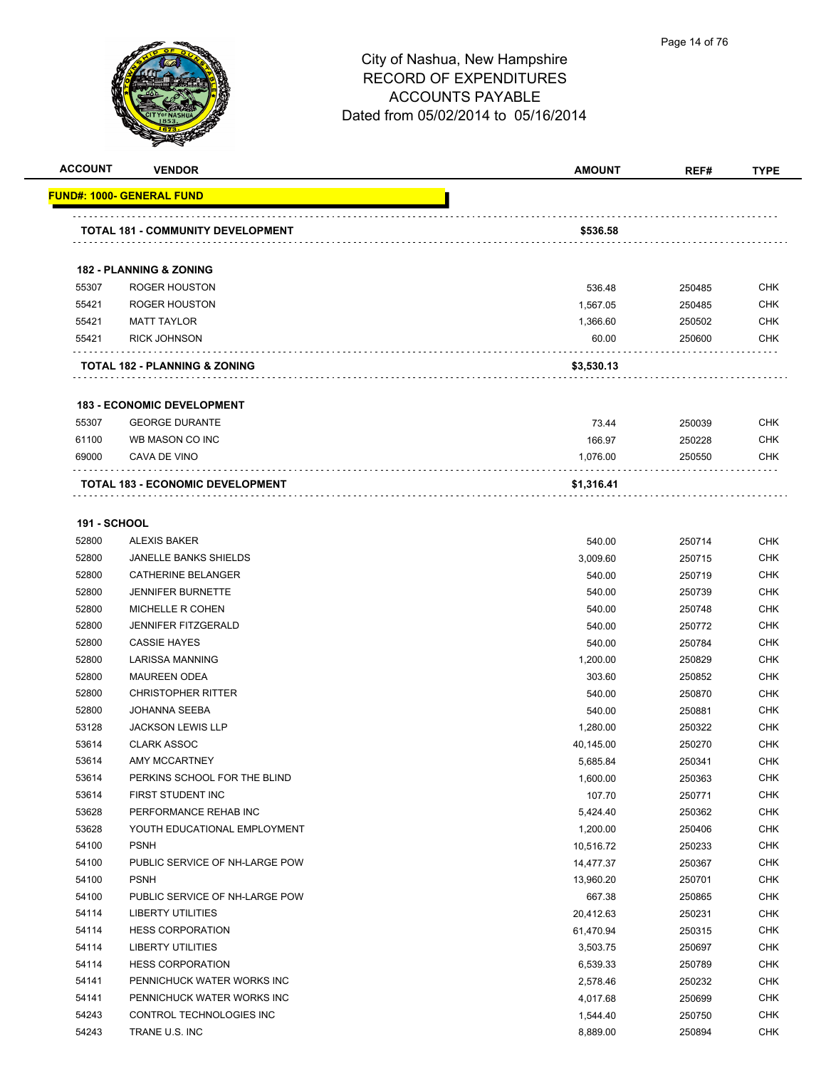City of Nashua, New Hampshire
RECORD OF EXPENDITURES
ACCOUNTS PAYABLE
Dated from 05/02/2014 to 05/16/2014

| ACCOUNT | VENDOR | AMOUNT | REF# | TYPE |
|---|---|---|---|---|
| **FUND#: 1000- GENERAL FUND** | | | | |
| | **TOTAL 181 - COMMUNITY DEVELOPMENT** | **$536.58** | | |
| **182 - PLANNING & ZONING** | | | | |
| 55307 | ROGER HOUSTON | 536.48 | 250485 | CHK |
| 55421 | ROGER HOUSTON | 1,567.05 | 250485 | CHK |
| 55421 | MATT TAYLOR | 1,366.60 | 250502 | CHK |
| 55421 | RICK JOHNSON | 60.00 | 250600 | CHK |
| | **TOTAL 182 - PLANNING & ZONING** | **$3,530.13** | | |
| **183 - ECONOMIC DEVELOPMENT** | | | | |
| 55307 | GEORGE DURANTE | 73.44 | 250039 | CHK |
| 61100 | WB MASON CO INC | 166.97 | 250228 | CHK |
| 69000 | CAVA DE VINO | 1,076.00 | 250550 | CHK |
| | **TOTAL 183 - ECONOMIC DEVELOPMENT** | **$1,316.41** | | |
| **191 - SCHOOL** | | | | |
| 52800 | ALEXIS BAKER | 540.00 | 250714 | CHK |
| 52800 | JANELLE BANKS SHIELDS | 3,009.60 | 250715 | CHK |
| 52800 | CATHERINE BELANGER | 540.00 | 250719 | CHK |
| 52800 | JENNIFER BURNETTE | 540.00 | 250739 | CHK |
| 52800 | MICHELLE R COHEN | 540.00 | 250748 | CHK |
| 52800 | JENNIFER FITZGERALD | 540.00 | 250772 | CHK |
| 52800 | CASSIE HAYES | 540.00 | 250784 | CHK |
| 52800 | LARISSA MANNING | 1,200.00 | 250829 | CHK |
| 52800 | MAUREEN ODEA | 303.60 | 250852 | CHK |
| 52800 | CHRISTOPHER RITTER | 540.00 | 250870 | CHK |
| 52800 | JOHANNA SEEBA | 540.00 | 250881 | CHK |
| 53128 | JACKSON LEWIS LLP | 1,280.00 | 250322 | CHK |
| 53614 | CLARK ASSOC | 40,145.00 | 250270 | CHK |
| 53614 | AMY MCCARTNEY | 5,685.84 | 250341 | CHK |
| 53614 | PERKINS SCHOOL FOR THE BLIND | 1,600.00 | 250363 | CHK |
| 53614 | FIRST STUDENT INC | 107.70 | 250771 | CHK |
| 53628 | PERFORMANCE REHAB INC | 5,424.40 | 250362 | CHK |
| 53628 | YOUTH EDUCATIONAL EMPLOYMENT | 1,200.00 | 250406 | CHK |
| 54100 | PSNH | 10,516.72 | 250233 | CHK |
| 54100 | PUBLIC SERVICE OF NH-LARGE POW | 14,477.37 | 250367 | CHK |
| 54100 | PSNH | 13,960.20 | 250701 | CHK |
| 54100 | PUBLIC SERVICE OF NH-LARGE POW | 667.38 | 250865 | CHK |
| 54114 | LIBERTY UTILITIES | 20,412.63 | 250231 | CHK |
| 54114 | HESS CORPORATION | 61,470.94 | 250315 | CHK |
| 54114 | LIBERTY UTILITIES | 3,503.75 | 250697 | CHK |
| 54114 | HESS CORPORATION | 6,539.33 | 250789 | CHK |
| 54141 | PENNICHUCK WATER WORKS INC | 2,578.46 | 250232 | CHK |
| 54141 | PENNICHUCK WATER WORKS INC | 4,017.68 | 250699 | CHK |
| 54243 | CONTROL TECHNOLOGIES INC | 1,544.40 | 250750 | CHK |
| 54243 | TRANE U.S. INC | 8,889.00 | 250894 | CHK |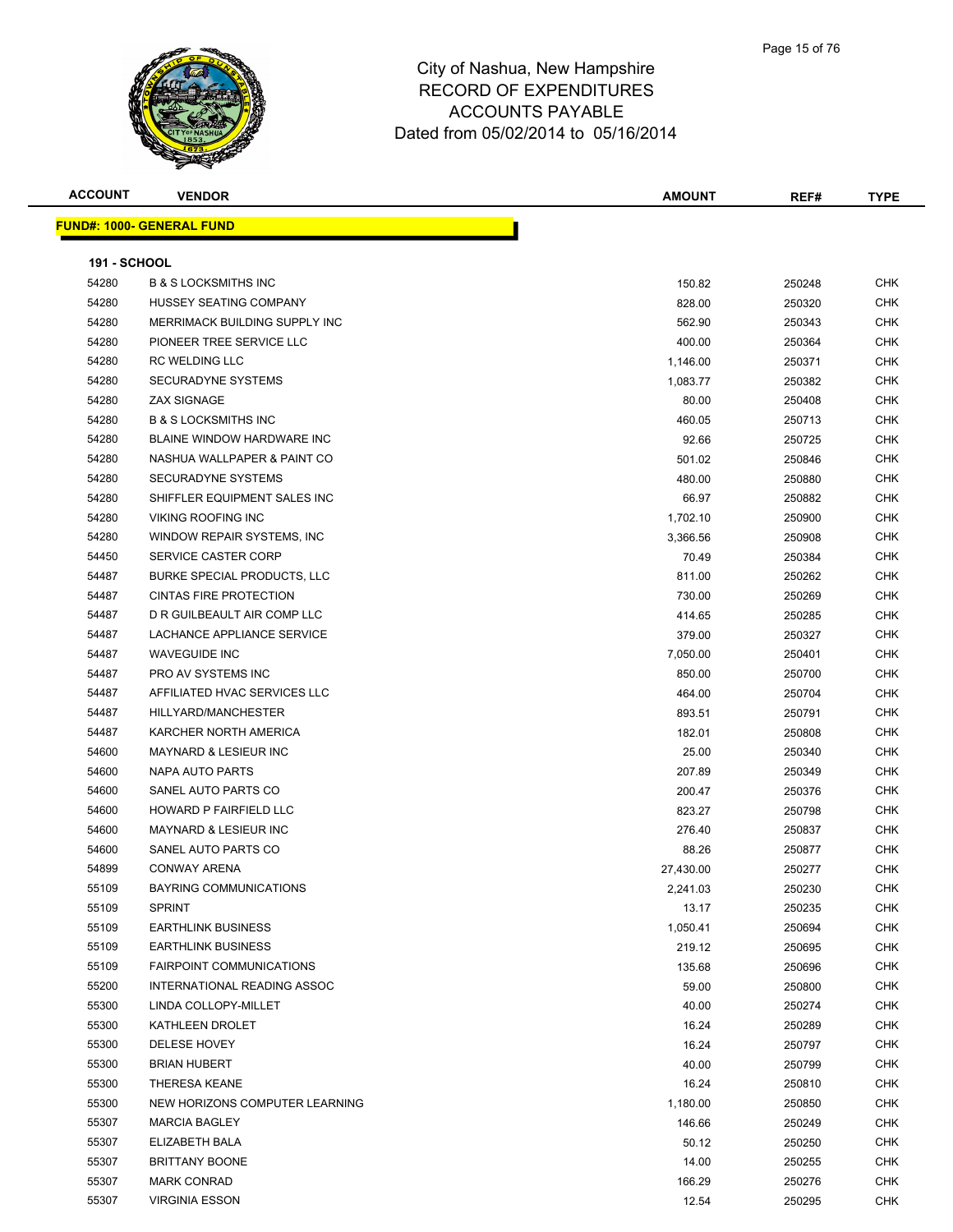# City of Nashua, New Hampshire
# RECORD OF EXPENDITURES
# ACCOUNTS PAYABLE
# Dated from 05/02/2014 to 05/16/2014

| ACCOUNT | VENDOR | AMOUNT | REF# | TYPE |
|---|---|---|---|---|
| **FUND#: 1000- GENERAL FUND** | | | | |
| **191 - SCHOOL** | | | | |
| 54280 | B & S LOCKSMITHS INC | 150.82 | 250248 | CHK |
| 54280 | HUSSEY SEATING COMPANY | 828.00 | 250320 | CHK |
| 54280 | MERRIMACK BUILDING SUPPLY INC | 562.90 | 250343 | CHK |
| 54280 | PIONEER TREE SERVICE LLC | 400.00 | 250364 | CHK |
| 54280 | RC WELDING LLC | 1,146.00 | 250371 | CHK |
| 54280 | SECURADYNE SYSTEMS | 1,083.77 | 250382 | CHK |
| 54280 | ZAX SIGNAGE | 80.00 | 250408 | CHK |
| 54280 | B & S LOCKSMITHS INC | 460.05 | 250713 | CHK |
| 54280 | BLAINE WINDOW HARDWARE INC | 92.66 | 250725 | CHK |
| 54280 | NASHUA WALLPAPER & PAINT CO | 501.02 | 250846 | CHK |
| 54280 | SECURADYNE SYSTEMS | 480.00 | 250880 | CHK |
| 54280 | SHIFFLER EQUIPMENT SALES INC | 66.97 | 250882 | CHK |
| 54280 | VIKING ROOFING INC | 1,702.10 | 250900 | CHK |
| 54280 | WINDOW REPAIR SYSTEMS, INC | 3,366.56 | 250908 | CHK |
| 54450 | SERVICE CASTER CORP | 70.49 | 250384 | CHK |
| 54487 | BURKE SPECIAL PRODUCTS, LLC | 811.00 | 250262 | CHK |
| 54487 | CINTAS FIRE PROTECTION | 730.00 | 250269 | CHK |
| 54487 | D R GUILBEAULT AIR COMP LLC | 414.65 | 250285 | CHK |
| 54487 | LACHANCE APPLIANCE SERVICE | 379.00 | 250327 | CHK |
| 54487 | WAVEGUIDE INC | 7,050.00 | 250401 | CHK |
| 54487 | PRO AV SYSTEMS INC | 850.00 | 250700 | CHK |
| 54487 | AFFILIATED HVAC SERVICES LLC | 464.00 | 250704 | CHK |
| 54487 | HILLYARD/MANCHESTER | 893.51 | 250791 | CHK |
| 54487 | KARCHER NORTH AMERICA | 182.01 | 250808 | CHK |
| 54600 | MAYNARD & LESIEUR INC | 25.00 | 250340 | CHK |
| 54600 | NAPA AUTO PARTS | 207.89 | 250349 | CHK |
| 54600 | SANEL AUTO PARTS CO | 200.47 | 250376 | CHK |
| 54600 | HOWARD P FAIRFIELD LLC | 823.27 | 250798 | CHK |
| 54600 | MAYNARD & LESIEUR INC | 276.40 | 250837 | CHK |
| 54600 | SANEL AUTO PARTS CO | 88.26 | 250877 | CHK |
| 54899 | CONWAY ARENA | 27,430.00 | 250277 | CHK |
| 55109 | BAYRING COMMUNICATIONS | 2,241.03 | 250230 | CHK |
| 55109 | SPRINT | 13.17 | 250235 | CHK |
| 55109 | EARTHLINK BUSINESS | 1,050.41 | 250694 | CHK |
| 55109 | EARTHLINK BUSINESS | 219.12 | 250695 | CHK |
| 55109 | FAIRPOINT COMMUNICATIONS | 135.68 | 250696 | CHK |
| 55200 | INTERNATIONAL READING ASSOC | 59.00 | 250800 | CHK |
| 55300 | LINDA COLLOPY-MILLET | 40.00 | 250274 | CHK |
| 55300 | KATHLEEN DROLET | 16.24 | 250289 | CHK |
| 55300 | DELESE HOVEY | 16.24 | 250797 | CHK |
| 55300 | BRIAN HUBERT | 40.00 | 250799 | CHK |
| 55300 | THERESA KEANE | 16.24 | 250810 | CHK |
| 55300 | NEW HORIZONS COMPUTER LEARNING | 1,180.00 | 250850 | CHK |
| 55307 | MARCIA BAGLEY | 146.66 | 250249 | CHK |
| 55307 | ELIZABETH BALA | 50.12 | 250250 | CHK |
| 55307 | BRITTANY BOONE | 14.00 | 250255 | CHK |
| 55307 | MARK CONRAD | 166.29 | 250276 | CHK |
| 55307 | VIRGINIA ESSON | 12.54 | 250295 | CHK |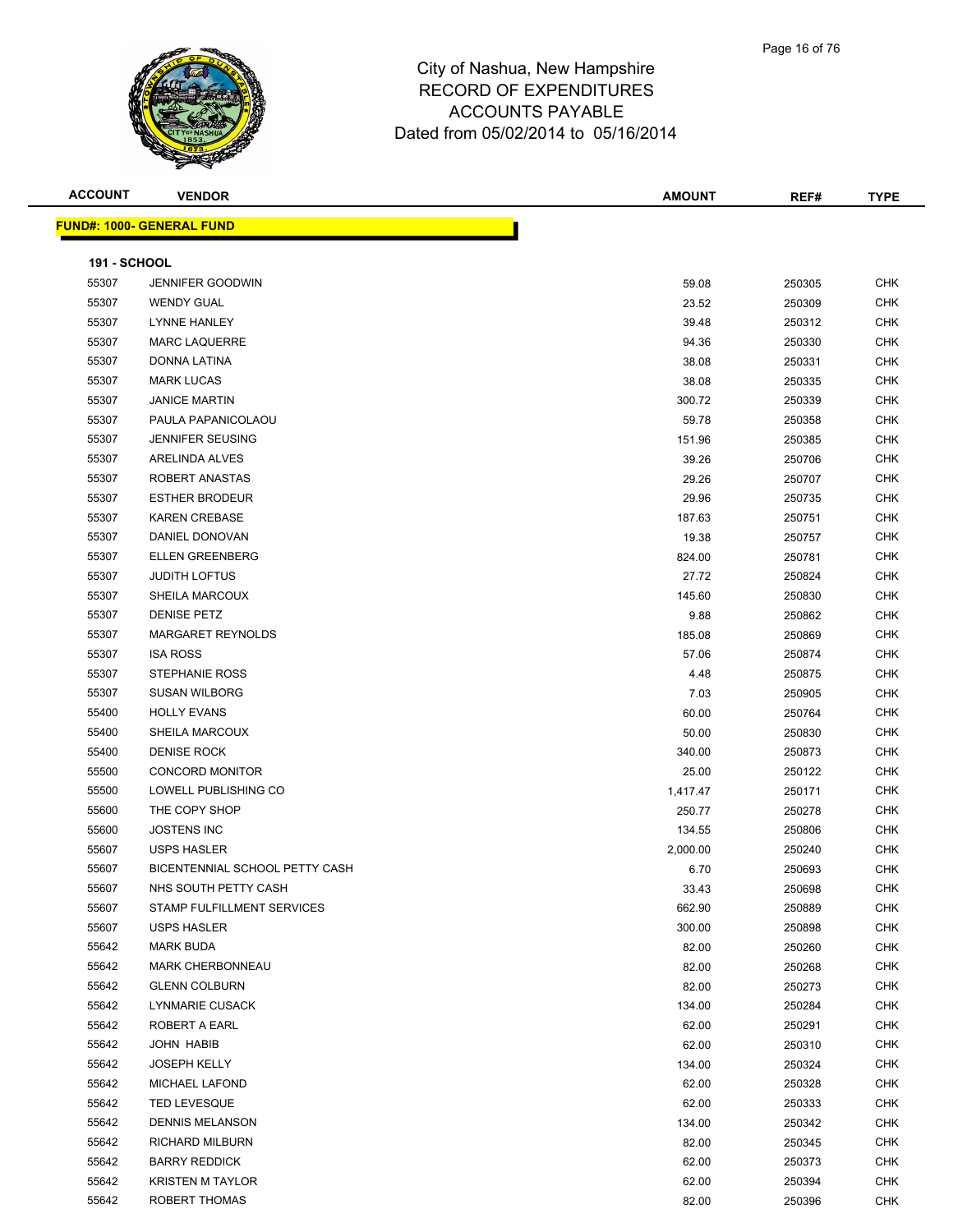# City of Nashua, New Hampshire
## RECORD OF EXPENDITURES
## ACCOUNTS PAYABLE
### Dated from 05/02/2014 to 05/16/2014

| ACCOUNT | VENDOR | AMOUNT | REF# | TYPE |
|---|---|---|---|---|
| **FUND#: 1000- GENERAL FUND** | | | | |
| **191 - SCHOOL** | | | | |
| 55307 | JENNIFER GOODWIN | 59.08 | 250305 | CHK |
| 55307 | WENDY GUAL | 23.52 | 250309 | CHK |
| 55307 | LYNNE HANLEY | 39.48 | 250312 | CHK |
| 55307 | MARC LAQUERRE | 94.36 | 250330 | CHK |
| 55307 | DONNA LATINA | 38.08 | 250331 | CHK |
| 55307 | MARK LUCAS | 38.08 | 250335 | CHK |
| 55307 | JANICE MARTIN | 300.72 | 250339 | CHK |
| 55307 | PAULA PAPANICOLAOU | 59.78 | 250358 | CHK |
| 55307 | JENNIFER SEUSING | 151.96 | 250385 | CHK |
| 55307 | ARELINDA ALVES | 39.26 | 250706 | CHK |
| 55307 | ROBERT ANASTAS | 29.26 | 250707 | CHK |
| 55307 | ESTHER BRODEUR | 29.96 | 250735 | CHK |
| 55307 | KAREN CREBASE | 187.63 | 250751 | CHK |
| 55307 | DANIEL DONOVAN | 19.38 | 250757 | CHK |
| 55307 | ELLEN GREENBERG | 824.00 | 250781 | CHK |
| 55307 | JUDITH LOFTUS | 27.72 | 250824 | CHK |
| 55307 | SHEILA MARCOUX | 145.60 | 250830 | CHK |
| 55307 | DENISE PETZ | 9.88 | 250862 | CHK |
| 55307 | MARGARET REYNOLDS | 185.08 | 250869 | CHK |
| 55307 | ISA ROSS | 57.06 | 250874 | CHK |
| 55307 | STEPHANIE ROSS | 4.48 | 250875 | CHK |
| 55307 | SUSAN WILBORG | 7.03 | 250905 | CHK |
| 55400 | HOLLY EVANS | 60.00 | 250764 | CHK |
| 55400 | SHEILA MARCOUX | 50.00 | 250830 | CHK |
| 55400 | DENISE ROCK | 340.00 | 250873 | CHK |
| 55500 | CONCORD MONITOR | 25.00 | 250122 | CHK |
| 55500 | LOWELL PUBLISHING CO | 1,417.47 | 250171 | CHK |
| 55600 | THE COPY SHOP | 250.77 | 250278 | CHK |
| 55600 | JOSTENS INC | 134.55 | 250806 | CHK |
| 55607 | USPS HASLER | 2,000.00 | 250240 | CHK |
| 55607 | BICENTENNIAL SCHOOL PETTY CASH | 6.70 | 250693 | CHK |
| 55607 | NHS SOUTH PETTY CASH | 33.43 | 250698 | CHK |
| 55607 | STAMP FULFILLMENT SERVICES | 662.90 | 250889 | CHK |
| 55607 | USPS HASLER | 300.00 | 250898 | CHK |
| 55642 | MARK BUDA | 82.00 | 250260 | CHK |
| 55642 | MARK CHERBONNEAU | 82.00 | 250268 | CHK |
| 55642 | GLENN COLBURN | 82.00 | 250273 | CHK |
| 55642 | LYNMARIE CUSACK | 134.00 | 250284 | CHK |
| 55642 | ROBERT A EARL | 62.00 | 250291 | CHK |
| 55642 | JOHN HABIB | 62.00 | 250310 | CHK |
| 55642 | JOSEPH KELLY | 134.00 | 250324 | CHK |
| 55642 | MICHAEL LAFOND | 62.00 | 250328 | CHK |
| 55642 | TED LEVESQUE | 62.00 | 250333 | CHK |
| 55642 | DENNIS MELANSON | 134.00 | 250342 | CHK |
| 55642 | RICHARD MILBURN | 82.00 | 250345 | CHK |
| 55642 | BARRY REDDICK | 62.00 | 250373 | CHK |
| 55642 | KRISTEN M TAYLOR | 62.00 | 250394 | CHK |
| 55642 | ROBERT THOMAS | 82.00 | 250396 | CHK |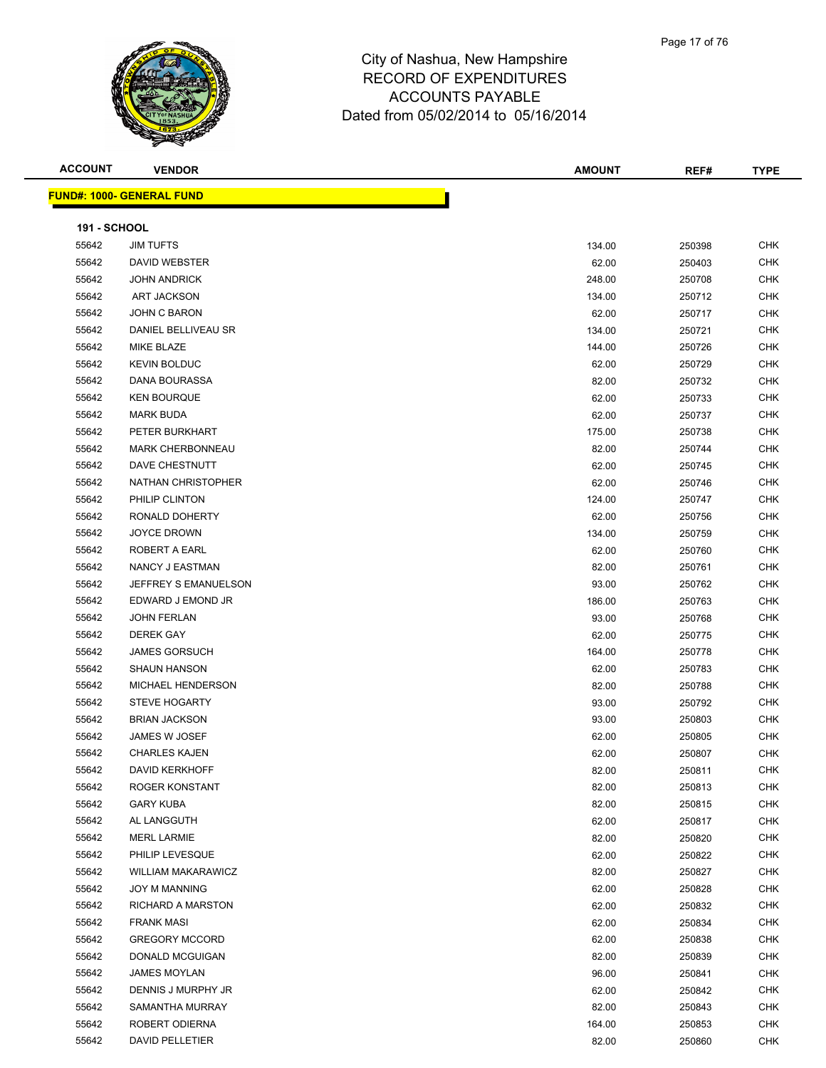# City of Nashua, New Hampshire
# RECORD OF EXPENDITURES
# ACCOUNTS PAYABLE
# Dated from 05/02/2014 to 05/16/2014

| ACCOUNT | VENDOR | AMOUNT | REF# | TYPE |
|---|---|---|---|---|
| **FUND#: 1000- GENERAL FUND** | | | | |
| **191 - SCHOOL** | | | | |
| 55642 | JIM TUFTS | 134.00 | 250398 | CHK |
| 55642 | DAVID WEBSTER | 62.00 | 250403 | CHK |
| 55642 | JOHN ANDRICK | 248.00 | 250708 | CHK |
| 55642 | ART JACKSON | 134.00 | 250712 | CHK |
| 55642 | JOHN C BARON | 62.00 | 250717 | CHK |
| 55642 | DANIEL BELLIVEAU SR | 134.00 | 250721 | CHK |
| 55642 | MIKE BLAZE | 144.00 | 250726 | CHK |
| 55642 | KEVIN BOLDUC | 62.00 | 250729 | CHK |
| 55642 | DANA BOURASSA | 82.00 | 250732 | CHK |
| 55642 | KEN BOURQUE | 62.00 | 250733 | CHK |
| 55642 | MARK BUDA | 62.00 | 250737 | CHK |
| 55642 | PETER BURKHART | 175.00 | 250738 | CHK |
| 55642 | MARK CHERBONNEAU | 82.00 | 250744 | CHK |
| 55642 | DAVE CHESTNUTT | 62.00 | 250745 | CHK |
| 55642 | NATHAN CHRISTOPHER | 62.00 | 250746 | CHK |
| 55642 | PHILIP CLINTON | 124.00 | 250747 | CHK |
| 55642 | RONALD DOHERTY | 62.00 | 250756 | CHK |
| 55642 | JOYCE DROWN | 134.00 | 250759 | CHK |
| 55642 | ROBERT A EARL | 62.00 | 250760 | CHK |
| 55642 | NANCY J EASTMAN | 82.00 | 250761 | CHK |
| 55642 | JEFFREY S EMANUELSON | 93.00 | 250762 | CHK |
| 55642 | EDWARD J EMOND JR | 186.00 | 250763 | CHK |
| 55642 | JOHN FERLAN | 93.00 | 250768 | CHK |
| 55642 | DEREK GAY | 62.00 | 250775 | CHK |
| 55642 | JAMES GORSUCH | 164.00 | 250778 | CHK |
| 55642 | SHAUN HANSON | 62.00 | 250783 | CHK |
| 55642 | MICHAEL HENDERSON | 82.00 | 250788 | CHK |
| 55642 | STEVE HOGARTY | 93.00 | 250792 | CHK |
| 55642 | BRIAN JACKSON | 93.00 | 250803 | CHK |
| 55642 | JAMES W JOSEF | 62.00 | 250805 | CHK |
| 55642 | CHARLES KAJEN | 62.00 | 250807 | CHK |
| 55642 | DAVID KERKHOFF | 82.00 | 250811 | CHK |
| 55642 | ROGER KONSTANT | 82.00 | 250813 | CHK |
| 55642 | GARY KUBA | 82.00 | 250815 | CHK |
| 55642 | AL LANGGUTH | 62.00 | 250817 | CHK |
| 55642 | MERL LARMIE | 82.00 | 250820 | CHK |
| 55642 | PHILIP LEVESQUE | 62.00 | 250822 | CHK |
| 55642 | WILLIAM MAKARAWICZ | 82.00 | 250827 | CHK |
| 55642 | JOY M MANNING | 62.00 | 250828 | CHK |
| 55642 | RICHARD A MARSTON | 62.00 | 250832 | CHK |
| 55642 | FRANK MASI | 62.00 | 250834 | CHK |
| 55642 | GREGORY MCCORD | 62.00 | 250838 | CHK |
| 55642 | DONALD MCGUIGAN | 82.00 | 250839 | CHK |
| 55642 | JAMES MOYLAN | 96.00 | 250841 | CHK |
| 55642 | DENNIS J MURPHY JR | 62.00 | 250842 | CHK |
| 55642 | SAMANTHA MURRAY | 82.00 | 250843 | CHK |
| 55642 | ROBERT ODIERNA | 164.00 | 250853 | CHK |
| 55642 | DAVID PELLETIER | 82.00 | 250860 | CHK |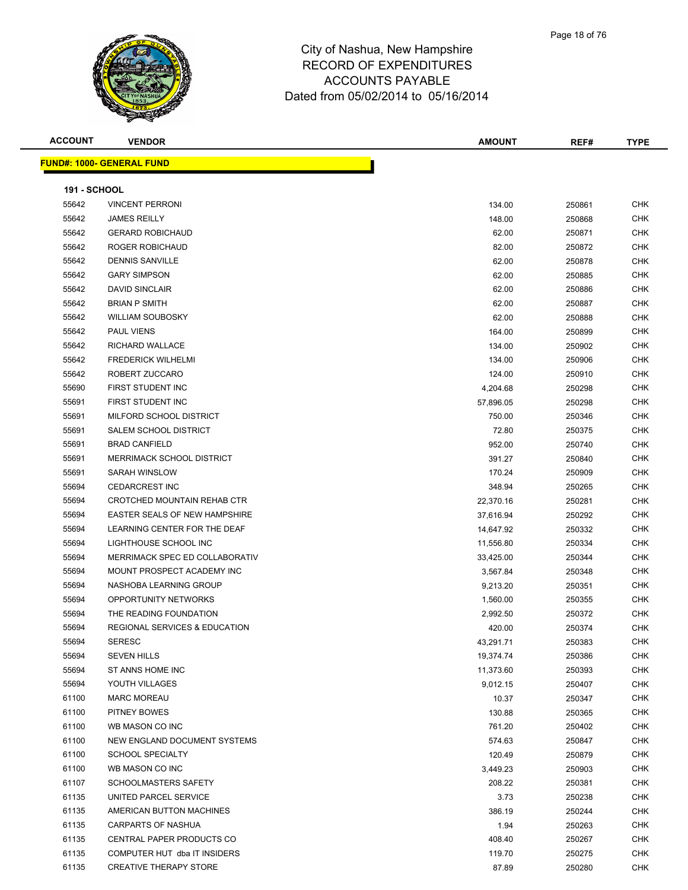City of Nashua, New Hampshire
RECORD OF EXPENDITURES
ACCOUNTS PAYABLE
Dated from 05/02/2014 to 05/16/2014

| ACCOUNT | VENDOR | AMOUNT | REF# | TYPE |
|---|---|---|---|---|
| **FUND#: 1000- GENERAL FUND** | | | | |
| **191 - SCHOOL** | | | | |
| 55642 | VINCENT PERRONI | 134.00 | 250861 | CHK |
| 55642 | JAMES REILLY | 148.00 | 250868 | CHK |
| 55642 | GERARD ROBICHAUD | 62.00 | 250871 | CHK |
| 55642 | ROGER ROBICHAUD | 82.00 | 250872 | CHK |
| 55642 | DENNIS SANVILLE | 62.00 | 250878 | CHK |
| 55642 | GARY SIMPSON | 62.00 | 250885 | CHK |
| 55642 | DAVID SINCLAIR | 62.00 | 250886 | CHK |
| 55642 | BRIAN P SMITH | 62.00 | 250887 | CHK |
| 55642 | WILLIAM SOUBOSKY | 62.00 | 250888 | CHK |
| 55642 | PAUL VIENS | 164.00 | 250899 | CHK |
| 55642 | RICHARD WALLACE | 134.00 | 250902 | CHK |
| 55642 | FREDERICK WILHELMI | 134.00 | 250906 | CHK |
| 55642 | ROBERT ZUCCARO | 124.00 | 250910 | CHK |
| 55690 | FIRST STUDENT INC | 4,204.68 | 250298 | CHK |
| 55691 | FIRST STUDENT INC | 57,896.05 | 250298 | CHK |
| 55691 | MILFORD SCHOOL DISTRICT | 750.00 | 250346 | CHK |
| 55691 | SALEM SCHOOL DISTRICT | 72.80 | 250375 | CHK |
| 55691 | BRAD CANFIELD | 952.00 | 250740 | CHK |
| 55691 | MERRIMACK SCHOOL DISTRICT | 391.27 | 250840 | CHK |
| 55691 | SARAH WINSLOW | 170.24 | 250909 | CHK |
| 55694 | CEDARCREST INC | 348.94 | 250265 | CHK |
| 55694 | CROTCHED MOUNTAIN REHAB CTR | 22,370.16 | 250281 | CHK |
| 55694 | EASTER SEALS OF NEW HAMPSHIRE | 37,616.94 | 250292 | CHK |
| 55694 | LEARNING CENTER FOR THE DEAF | 14,647.92 | 250332 | CHK |
| 55694 | LIGHTHOUSE SCHOOL INC | 11,556.80 | 250334 | CHK |
| 55694 | MERRIMACK SPEC ED COLLABORATIV | 33,425.00 | 250344 | CHK |
| 55694 | MOUNT PROSPECT ACADEMY INC | 3,567.84 | 250348 | CHK |
| 55694 | NASHOBA LEARNING GROUP | 9,213.20 | 250351 | CHK |
| 55694 | OPPORTUNITY NETWORKS | 1,560.00 | 250355 | CHK |
| 55694 | THE READING FOUNDATION | 2,992.50 | 250372 | CHK |
| 55694 | REGIONAL SERVICES & EDUCATION | 420.00 | 250374 | CHK |
| 55694 | SERESC | 43,291.71 | 250383 | CHK |
| 55694 | SEVEN HILLS | 19,374.74 | 250386 | CHK |
| 55694 | ST ANNS HOME INC | 11,373.60 | 250393 | CHK |
| 55694 | YOUTH VILLAGES | 9,012.15 | 250407 | CHK |
| 61100 | MARC MOREAU | 10.37 | 250347 | CHK |
| 61100 | PITNEY BOWES | 130.88 | 250365 | CHK |
| 61100 | WB MASON CO INC | 761.20 | 250402 | CHK |
| 61100 | NEW ENGLAND DOCUMENT SYSTEMS | 574.63 | 250847 | CHK |
| 61100 | SCHOOL SPECIALTY | 120.49 | 250879 | CHK |
| 61100 | WB MASON CO INC | 3,449.23 | 250903 | CHK |
| 61107 | SCHOOLMASTERS SAFETY | 208.22 | 250381 | CHK |
| 61135 | UNITED PARCEL SERVICE | 3.73 | 250238 | CHK |
| 61135 | AMERICAN BUTTON MACHINES | 386.19 | 250244 | CHK |
| 61135 | CARPARTS OF NASHUA | 1.94 | 250263 | CHK |
| 61135 | CENTRAL PAPER PRODUCTS CO | 408.40 | 250267 | CHK |
| 61135 | COMPUTER HUT dba IT INSIDERS | 119.70 | 250275 | CHK |
| 61135 | CREATIVE THERAPY STORE | 87.89 | 250280 | CHK |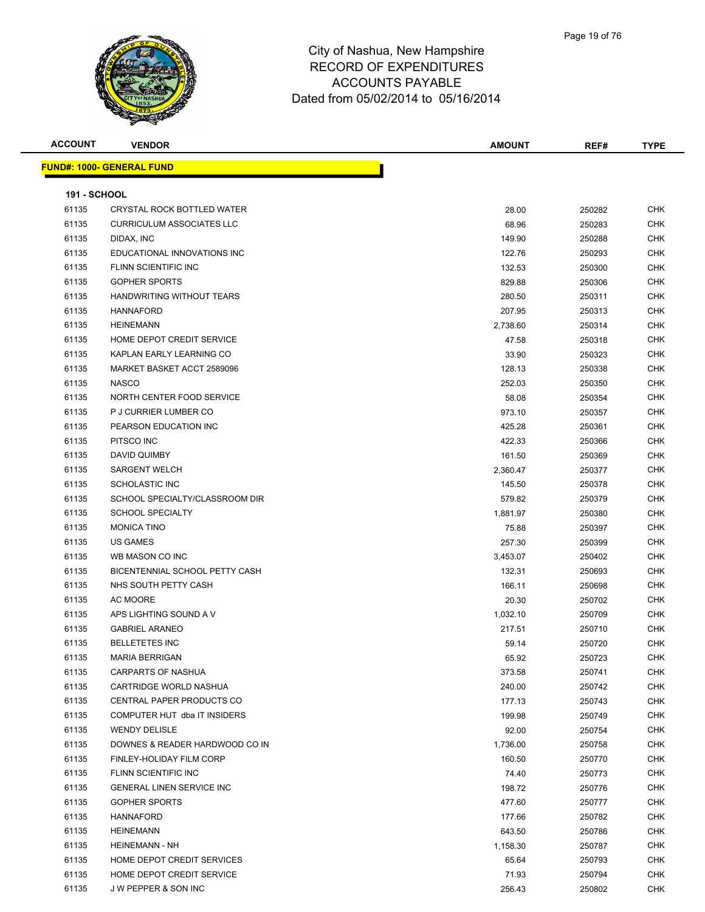# City of Nashua, New Hampshire
## RECORD OF EXPENDITURES
## ACCOUNTS PAYABLE
## Dated from 05/02/2014 to 05/16/2014

| ACCOUNT | VENDOR | AMOUNT | REF# | TYPE |
|---|---|---|---|---|
| **FUND#: 1000- GENERAL FUND** | | | | |
| **191 - SCHOOL** | | | | |
| 61135 | CRYSTAL ROCK BOTTLED WATER | 28.00 | 250282 | CHK |
| 61135 | CURRICULUM ASSOCIATES LLC | 68.96 | 250283 | CHK |
| 61135 | DIDAX, INC | 149.90 | 250288 | CHK |
| 61135 | EDUCATIONAL INNOVATIONS INC | 122.76 | 250293 | CHK |
| 61135 | FLINN SCIENTIFIC INC | 132.53 | 250300 | CHK |
| 61135 | GOPHER SPORTS | 829.88 | 250306 | CHK |
| 61135 | HANDWRITING WITHOUT TEARS | 280.50 | 250311 | CHK |
| 61135 | HANNAFORD | 207.95 | 250313 | CHK |
| 61135 | HEINEMANN | 2,738.60 | 250314 | CHK |
| 61135 | HOME DEPOT CREDIT SERVICE | 47.58 | 250318 | CHK |
| 61135 | KAPLAN EARLY LEARNING CO | 33.90 | 250323 | CHK |
| 61135 | MARKET BASKET ACCT 2589096 | 128.13 | 250338 | CHK |
| 61135 | NASCO | 252.03 | 250350 | CHK |
| 61135 | NORTH CENTER FOOD SERVICE | 58.08 | 250354 | CHK |
| 61135 | P J CURRIER LUMBER CO | 973.10 | 250357 | CHK |
| 61135 | PEARSON EDUCATION INC | 425.28 | 250361 | CHK |
| 61135 | PITSCO INC | 422.33 | 250366 | CHK |
| 61135 | DAVID QUIMBY | 161.50 | 250369 | CHK |
| 61135 | SARGENT WELCH | 2,360.47 | 250377 | CHK |
| 61135 | SCHOLASTIC INC | 145.50 | 250378 | CHK |
| 61135 | SCHOOL SPECIALTY/CLASSROOM DIR | 579.82 | 250379 | CHK |
| 61135 | SCHOOL SPECIALTY | 1,881.97 | 250380 | CHK |
| 61135 | MONICA TINO | 75.88 | 250397 | CHK |
| 61135 | US GAMES | 257.30 | 250399 | CHK |
| 61135 | WB MASON CO INC | 3,453.07 | 250402 | CHK |
| 61135 | BICENTENNIAL SCHOOL PETTY CASH | 132.31 | 250693 | CHK |
| 61135 | NHS SOUTH PETTY CASH | 166.11 | 250698 | CHK |
| 61135 | AC MOORE | 20.30 | 250702 | CHK |
| 61135 | APS LIGHTING SOUND A V | 1,032.10 | 250709 | CHK |
| 61135 | GABRIEL ARANEO | 217.51 | 250710 | CHK |
| 61135 | BELLETETES INC | 59.14 | 250720 | CHK |
| 61135 | MARIA BERRIGAN | 65.92 | 250723 | CHK |
| 61135 | CARPARTS OF NASHUA | 373.58 | 250741 | CHK |
| 61135 | CARTRIDGE WORLD NASHUA | 240.00 | 250742 | CHK |
| 61135 | CENTRAL PAPER PRODUCTS CO | 177.13 | 250743 | CHK |
| 61135 | COMPUTER HUT dba IT INSIDERS | 199.98 | 250749 | CHK |
| 61135 | WENDY DELISLE | 92.00 | 250754 | CHK |
| 61135 | DOWNES & READER HARDWOOD CO IN | 1,736.00 | 250758 | CHK |
| 61135 | FINLEY-HOLIDAY FILM CORP | 160.50 | 250770 | CHK |
| 61135 | FLINN SCIENTIFIC INC | 74.40 | 250773 | CHK |
| 61135 | GENERAL LINEN SERVICE INC | 198.72 | 250776 | CHK |
| 61135 | GOPHER SPORTS | 477.60 | 250777 | CHK |
| 61135 | HANNAFORD | 177.66 | 250782 | CHK |
| 61135 | HEINEMANN | 643.50 | 250786 | CHK |
| 61135 | HEINEMANN - NH | 1,158.30 | 250787 | CHK |
| 61135 | HOME DEPOT CREDIT SERVICES | 65.64 | 250793 | CHK |
| 61135 | HOME DEPOT CREDIT SERVICE | 71.93 | 250794 | CHK |
| 61135 | J W PEPPER & SON INC | 256.43 | 250802 | CHK |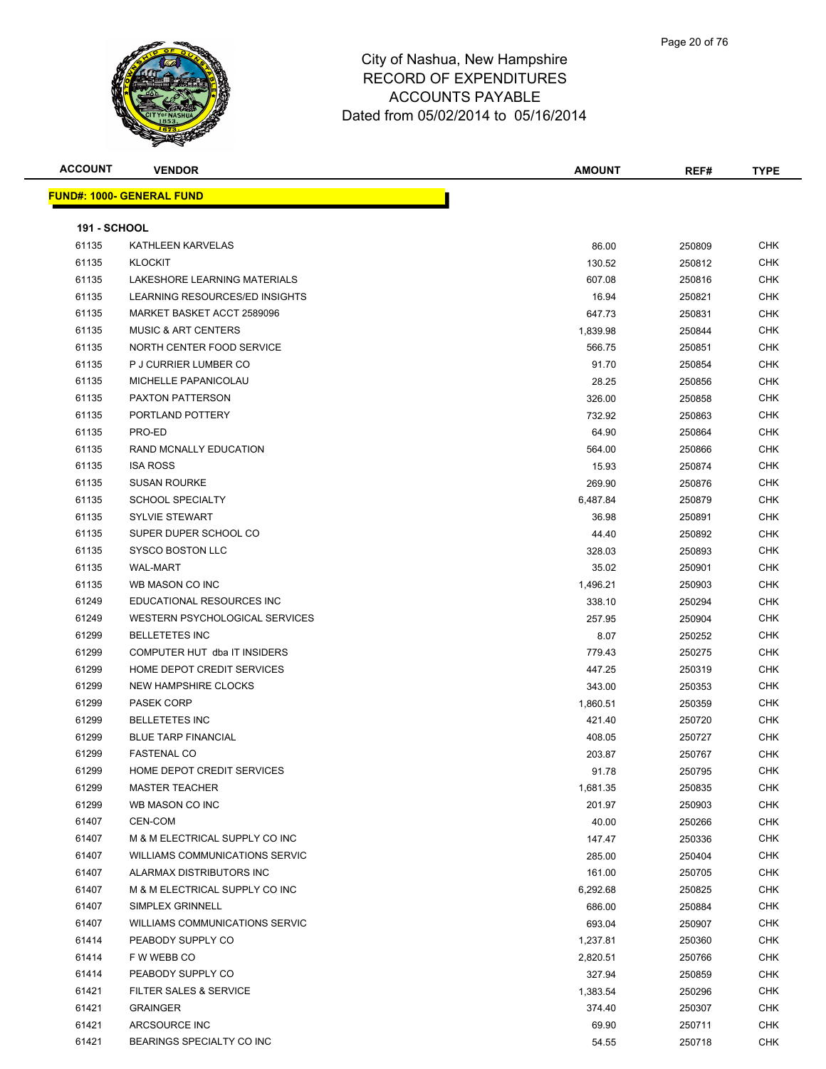# City of Nashua, New Hampshire
## RECORD OF EXPENDITURES
## ACCOUNTS PAYABLE
## Dated from 05/02/2014 to 05/16/2014

**FUND#: 1000- GENERAL FUND**

**191 - SCHOOL**

| ACCOUNT | VENDOR | AMOUNT | REF# | TYPE |
|---|---|---|---|---|
| 61135 | KATHLEEN KARVELAS | 86.00 | 250809 | CHK |
| 61135 | KLOCKIT | 130.52 | 250812 | CHK |
| 61135 | LAKESHORE LEARNING MATERIALS | 607.08 | 250816 | CHK |
| 61135 | LEARNING RESOURCES/ED INSIGHTS | 16.94 | 250821 | CHK |
| 61135 | MARKET BASKET ACCT 2589096 | 647.73 | 250831 | CHK |
| 61135 | MUSIC & ART CENTERS | 1,839.98 | 250844 | CHK |
| 61135 | NORTH CENTER FOOD SERVICE | 566.75 | 250851 | CHK |
| 61135 | P J CURRIER LUMBER CO | 91.70 | 250854 | CHK |
| 61135 | MICHELLE PAPANICOLAU | 28.25 | 250856 | CHK |
| 61135 | PAXTON PATTERSON | 326.00 | 250858 | CHK |
| 61135 | PORTLAND POTTERY | 732.92 | 250863 | CHK |
| 61135 | PRO-ED | 64.90 | 250864 | CHK |
| 61135 | RAND MCNALLY EDUCATION | 564.00 | 250866 | CHK |
| 61135 | ISA ROSS | 15.93 | 250874 | CHK |
| 61135 | SUSAN ROURKE | 269.90 | 250876 | CHK |
| 61135 | SCHOOL SPECIALTY | 6,487.84 | 250879 | CHK |
| 61135 | SYLVIE STEWART | 36.98 | 250891 | CHK |
| 61135 | SUPER DUPER SCHOOL CO | 44.40 | 250892 | CHK |
| 61135 | SYSCO BOSTON LLC | 328.03 | 250893 | CHK |
| 61135 | WAL-MART | 35.02 | 250901 | CHK |
| 61135 | WB MASON CO INC | 1,496.21 | 250903 | CHK |
| 61249 | EDUCATIONAL RESOURCES INC | 338.10 | 250294 | CHK |
| 61249 | WESTERN PSYCHOLOGICAL SERVICES | 257.95 | 250904 | CHK |
| 61299 | BELLETETES INC | 8.07 | 250252 | CHK |
| 61299 | COMPUTER HUT dba IT INSIDERS | 779.43 | 250275 | CHK |
| 61299 | HOME DEPOT CREDIT SERVICES | 447.25 | 250319 | CHK |
| 61299 | NEW HAMPSHIRE CLOCKS | 343.00 | 250353 | CHK |
| 61299 | PASEK CORP | 1,860.51 | 250359 | CHK |
| 61299 | BELLETETES INC | 421.40 | 250720 | CHK |
| 61299 | BLUE TARP FINANCIAL | 408.05 | 250727 | CHK |
| 61299 | FASTENAL CO | 203.87 | 250767 | CHK |
| 61299 | HOME DEPOT CREDIT SERVICES | 91.78 | 250795 | CHK |
| 61299 | MASTER TEACHER | 1,681.35 | 250835 | CHK |
| 61299 | WB MASON CO INC | 201.97 | 250903 | CHK |
| 61407 | CEN-COM | 40.00 | 250266 | CHK |
| 61407 | M & M ELECTRICAL SUPPLY CO INC | 147.47 | 250336 | CHK |
| 61407 | WILLIAMS COMMUNICATIONS SERVIC | 285.00 | 250404 | CHK |
| 61407 | ALARMAX DISTRIBUTORS INC | 161.00 | 250705 | CHK |
| 61407 | M & M ELECTRICAL SUPPLY CO INC | 6,292.68 | 250825 | CHK |
| 61407 | SIMPLEX GRINNELL | 686.00 | 250884 | CHK |
| 61407 | WILLIAMS COMMUNICATIONS SERVIC | 693.04 | 250907 | CHK |
| 61414 | PEABODY SUPPLY CO | 1,237.81 | 250360 | CHK |
| 61414 | F W WEBB CO | 2,820.51 | 250766 | CHK |
| 61414 | PEABODY SUPPLY CO | 327.94 | 250859 | CHK |
| 61421 | FILTER SALES & SERVICE | 1,383.54 | 250296 | CHK |
| 61421 | GRAINGER | 374.40 | 250307 | CHK |
| 61421 | ARCSOURCE INC | 69.90 | 250711 | CHK |
| 61421 | BEARINGS SPECIALTY CO INC | 54.55 | 250718 | CHK |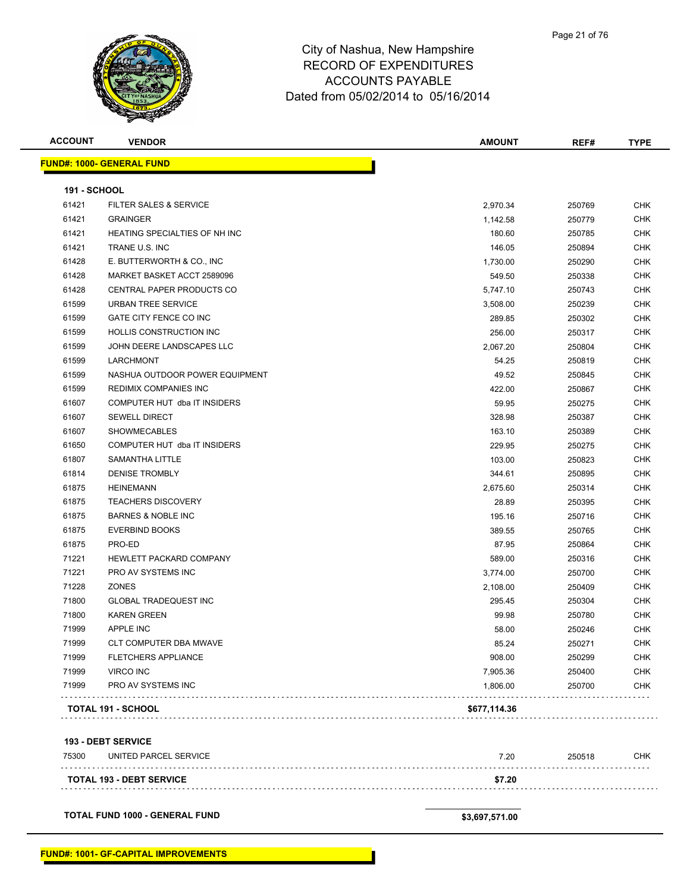City of Nashua, New Hampshire
RECORD OF EXPENDITURES
ACCOUNTS PAYABLE
Dated from 05/02/2014 to 05/16/2014

| ACCOUNT | VENDOR | AMOUNT | REF# | TYPE |
|---|---|---|---|---|
| **FUND#: 1000- GENERAL FUND** | | | | |
| **191 - SCHOOL** | | | | |
| 61421 | FILTER SALES & SERVICE | 2,970.34 | 250769 | CHK |
| 61421 | GRAINGER | 1,142.58 | 250779 | CHK |
| 61421 | HEATING SPECIALTIES OF NH INC | 180.60 | 250785 | CHK |
| 61421 | TRANE U.S. INC | 146.05 | 250894 | CHK |
| 61428 | E. BUTTERWORTH & CO., INC | 1,730.00 | 250290 | CHK |
| 61428 | MARKET BASKET ACCT 2589096 | 549.50 | 250338 | CHK |
| 61428 | CENTRAL PAPER PRODUCTS CO | 5,747.10 | 250743 | CHK |
| 61599 | URBAN TREE SERVICE | 3,508.00 | 250239 | CHK |
| 61599 | GATE CITY FENCE CO INC | 289.85 | 250302 | CHK |
| 61599 | HOLLIS CONSTRUCTION INC | 256.00 | 250317 | CHK |
| 61599 | JOHN DEERE LANDSCAPES LLC | 2,067.20 | 250804 | CHK |
| 61599 | LARCHMONT | 54.25 | 250819 | CHK |
| 61599 | NASHUA OUTDOOR POWER EQUIPMENT | 49.52 | 250845 | CHK |
| 61599 | REDIMIX COMPANIES INC | 422.00 | 250867 | CHK |
| 61607 | COMPUTER HUT dba IT INSIDERS | 59.95 | 250275 | CHK |
| 61607 | SEWELL DIRECT | 328.98 | 250387 | CHK |
| 61607 | SHOWMECABLES | 163.10 | 250389 | CHK |
| 61650 | COMPUTER HUT dba IT INSIDERS | 229.95 | 250275 | CHK |
| 61807 | SAMANTHA LITTLE | 103.00 | 250823 | CHK |
| 61814 | DENISE TROMBLY | 344.61 | 250895 | CHK |
| 61875 | HEINEMANN | 2,675.60 | 250314 | CHK |
| 61875 | TEACHERS DISCOVERY | 28.89 | 250395 | CHK |
| 61875 | BARNES & NOBLE INC | 195.16 | 250716 | CHK |
| 61875 | EVERBIND BOOKS | 389.55 | 250765 | CHK |
| 61875 | PRO-ED | 87.95 | 250864 | CHK |
| 71221 | HEWLETT PACKARD COMPANY | 589.00 | 250316 | CHK |
| 71221 | PRO AV SYSTEMS INC | 3,774.00 | 250700 | CHK |
| 71228 | ZONES | 2,108.00 | 250409 | CHK |
| 71800 | GLOBAL TRADEQUEST INC | 295.45 | 250304 | CHK |
| 71800 | KAREN GREEN | 99.98 | 250780 | CHK |
| 71999 | APPLE INC | 58.00 | 250246 | CHK |
| 71999 | CLT COMPUTER DBA MWAVE | 85.24 | 250271 | CHK |
| 71999 | FLETCHERS APPLIANCE | 908.00 | 250299 | CHK |
| 71999 | VIRCO INC | 7,905.36 | 250400 | CHK |
| 71999 | PRO AV SYSTEMS INC | 1,806.00 | 250700 | CHK |
| **TOTAL 191 - SCHOOL** | | **$677,114.36** | | |
| **193 - DEBT SERVICE** | | | | |
| 75300 | UNITED PARCEL SERVICE | 7.20 | 250518 | CHK |
| **TOTAL 193 - DEBT SERVICE** | | **$7.20** | | |
| **TOTAL FUND 1000 - GENERAL FUND** | | **$3,697,571.00** | | |

**FUND#: 1001- GF-CAPITAL IMPROVEMENTS**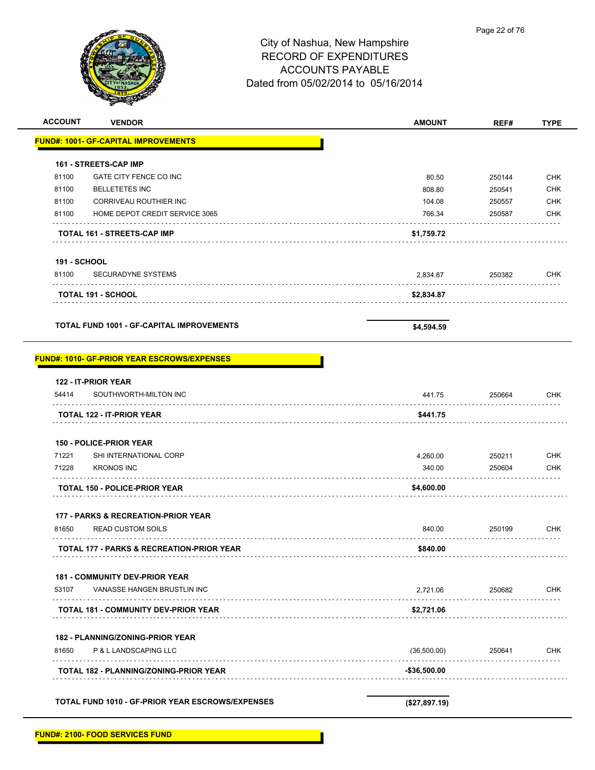City of Nashua, New Hampshire
RECORD OF EXPENDITURES
ACCOUNTS PAYABLE
Dated from 05/02/2014 to 05/16/2014

| ACCOUNT | VENDOR | AMOUNT | REF# | TYPE |
|---|---|---|---|---|
| **FUND#: 1001- GF-CAPITAL IMPROVEMENTS** | | | | |
| **161 - STREETS-CAP IMP** | | | | |
| 81100 | GATE CITY FENCE CO INC | 80.50 | 250144 | CHK |
| 81100 | BELLETETES INC | 808.80 | 250541 | CHK |
| 81100 | CORRIVEAU ROUTHIER INC | 104.08 | 250557 | CHK |
| 81100 | HOME DEPOT CREDIT SERVICE 3065 | 766.34 | 250587 | CHK |
| | **TOTAL 161 - STREETS-CAP IMP** | **$1,759.72** | | |
| **191 - SCHOOL** | | | | |
| 81100 | SECURADYNE SYSTEMS | 2,834.87 | 250382 | CHK |
| | **TOTAL 191 - SCHOOL** | **$2,834.87** | | |
| | **TOTAL FUND 1001 - GF-CAPITAL IMPROVEMENTS** | **$4,594.59** | | |
| **FUND#: 1010- GF-PRIOR YEAR ESCROWS/EXPENSES** | | | | |
| **122 - IT-PRIOR YEAR** | | | | |
| 54414 | SOUTHWORTH-MILTON INC | 441.75 | 250664 | CHK |
| | **TOTAL 122 - IT-PRIOR YEAR** | **$441.75** | | |
| **150 - POLICE-PRIOR YEAR** | | | | |
| 71221 | SHI INTERNATIONAL CORP | 4,260.00 | 250211 | CHK |
| 71228 | KRONOS INC | 340.00 | 250604 | CHK |
| | **TOTAL 150 - POLICE-PRIOR YEAR** | **$4,600.00** | | |
| **177 - PARKS & RECREATION-PRIOR YEAR** | | | | |
| 81650 | READ CUSTOM SOILS | 840.00 | 250199 | CHK |
| | **TOTAL 177 - PARKS & RECREATION-PRIOR YEAR** | **$840.00** | | |
| **181 - COMMUNITY DEV-PRIOR YEAR** | | | | |
| 53107 | VANASSE HANGEN BRUSTLIN INC | 2,721.06 | 250682 | CHK |
| | **TOTAL 181 - COMMUNITY DEV-PRIOR YEAR** | **$2,721.06** | | |
| **182 - PLANNING/ZONING-PRIOR YEAR** | | | | |
| 81650 | P & L LANDSCAPING LLC | (36,500.00) | 250641 | CHK |
| | **TOTAL 182 - PLANNING/ZONING-PRIOR YEAR** | **-$36,500.00** | | |
| | **TOTAL FUND 1010 - GF-PRIOR YEAR ESCROWS/EXPENSES** | **($27,897.19)** | | |
| **FUND#: 2100- FOOD SERVICES FUND** | | | | |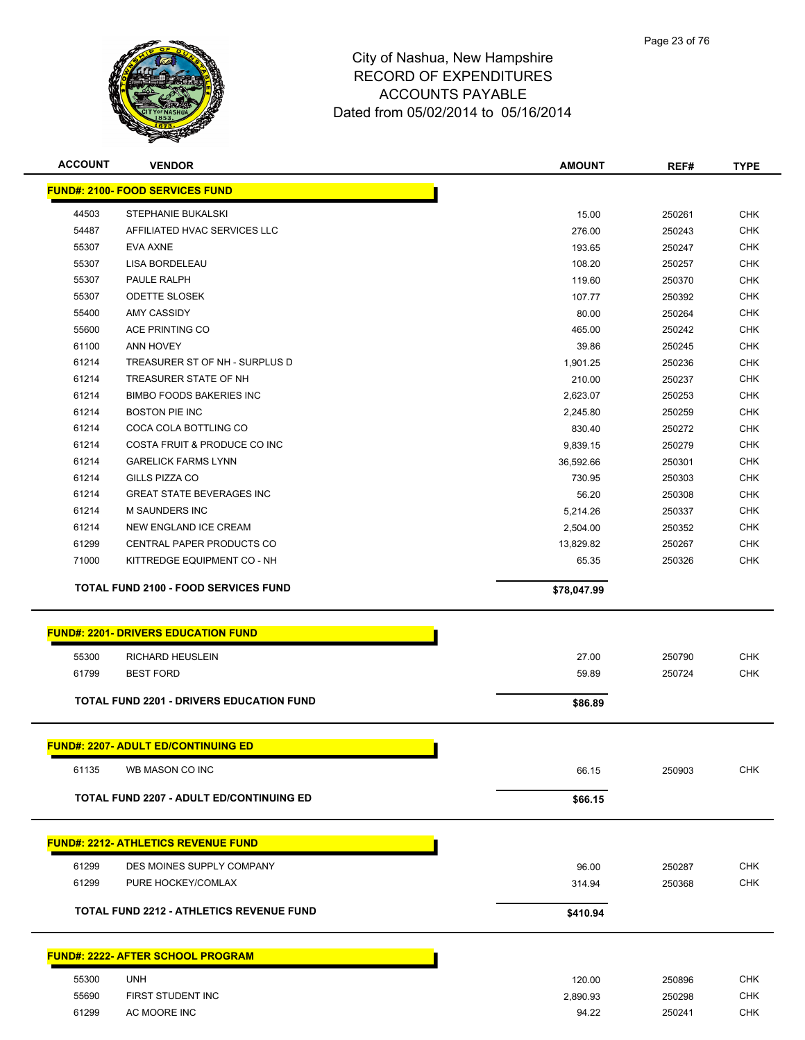# City of Nashua, New Hampshire
## RECORD OF EXPENDITURES
## ACCOUNTS PAYABLE
## Dated from 05/02/2014 to 05/16/2014

| ACCOUNT | VENDOR | AMOUNT | REF# | TYPE |
|---|---|---|---|---|
| **FUND#: 2100- FOOD SERVICES FUND** | | | | |
| 44503 | STEPHANIE BUKALSKI | 15.00 | 250261 | CHK |
| 54487 | AFFILIATED HVAC SERVICES LLC | 276.00 | 250243 | CHK |
| 55307 | EVA AXNE | 193.65 | 250247 | CHK |
| 55307 | LISA BORDELEAU | 108.20 | 250257 | CHK |
| 55307 | PAULE RALPH | 119.60 | 250370 | CHK |
| 55307 | ODETTE SLOSEK | 107.77 | 250392 | CHK |
| 55400 | AMY CASSIDY | 80.00 | 250264 | CHK |
| 55600 | ACE PRINTING CO | 465.00 | 250242 | CHK |
| 61100 | ANN HOVEY | 39.86 | 250245 | CHK |
| 61214 | TREASURER ST OF NH - SURPLUS D | 1,901.25 | 250236 | CHK |
| 61214 | TREASURER STATE OF NH | 210.00 | 250237 | CHK |
| 61214 | BIMBO FOODS BAKERIES INC | 2,623.07 | 250253 | CHK |
| 61214 | BOSTON PIE INC | 2,245.80 | 250259 | CHK |
| 61214 | COCA COLA BOTTLING CO | 830.40 | 250272 | CHK |
| 61214 | COSTA FRUIT & PRODUCE CO INC | 9,839.15 | 250279 | CHK |
| 61214 | GARELICK FARMS LYNN | 36,592.66 | 250301 | CHK |
| 61214 | GILLS PIZZA CO | 730.95 | 250303 | CHK |
| 61214 | GREAT STATE BEVERAGES INC | 56.20 | 250308 | CHK |
| 61214 | M SAUNDERS INC | 5,214.26 | 250337 | CHK |
| 61214 | NEW ENGLAND ICE CREAM | 2,504.00 | 250352 | CHK |
| 61299 | CENTRAL PAPER PRODUCTS CO | 13,829.82 | 250267 | CHK |
| 71000 | KITTREDGE EQUIPMENT CO - NH | 65.35 | 250326 | CHK |
| | **TOTAL FUND 2100 - FOOD SERVICES FUND** | **$78,047.99** | | |
| **FUND#: 2201- DRIVERS EDUCATION FUND** | | | | |
| 55300 | RICHARD HEUSLEIN | 27.00 | 250790 | CHK |
| 61799 | BEST FORD | 59.89 | 250724 | CHK |
| | **TOTAL FUND 2201 - DRIVERS EDUCATION FUND** | **$86.89** | | |
| **FUND#: 2207- ADULT ED/CONTINUING ED** | | | | |
| 61135 | WB MASON CO INC | 66.15 | 250903 | CHK |
| | **TOTAL FUND 2207 - ADULT ED/CONTINUING ED** | **$66.15** | | |
| **FUND#: 2212- ATHLETICS REVENUE FUND** | | | | |
| 61299 | DES MOINES SUPPLY COMPANY | 96.00 | 250287 | CHK |
| 61299 | PURE HOCKEY/COMLAX | 314.94 | 250368 | CHK |
| | **TOTAL FUND 2212 - ATHLETICS REVENUE FUND** | **$410.94** | | |
| **FUND#: 2222- AFTER SCHOOL PROGRAM** | | | | |
| 55300 | UNH | 120.00 | 250896 | CHK |
| 55690 | FIRST STUDENT INC | 2,890.93 | 250298 | CHK |
| 61299 | AC MOORE INC | 94.22 | 250241 | CHK |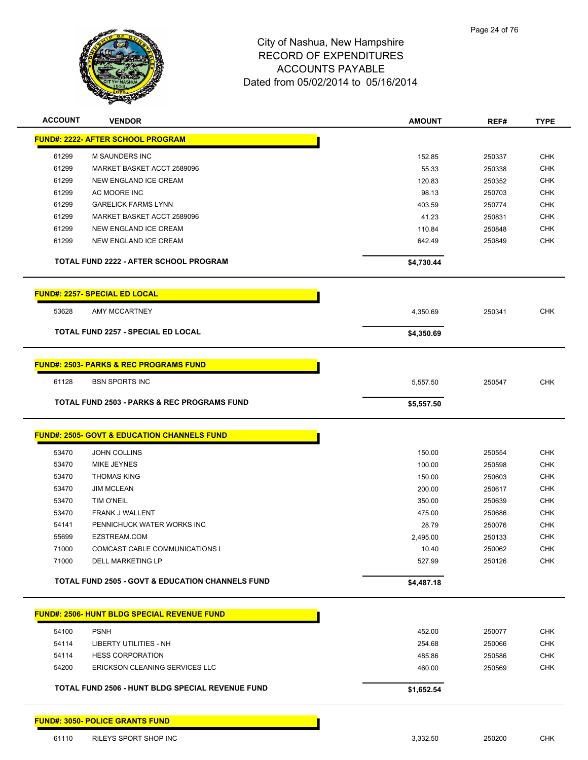# City of Nashua, New Hampshire
## RECORD OF EXPENDITURES
## ACCOUNTS PAYABLE
## Dated from 05/02/2014 to 05/16/2014

| ACCOUNT | VENDOR | AMOUNT | REF# | TYPE |
|---|---|---|---|---|
| **FUND#: 2222- AFTER SCHOOL PROGRAM** | | | | |
| 61299 | M SAUNDERS INC | 152.85 | 250337 | CHK |
| 61299 | MARKET BASKET ACCT 2589096 | 55.33 | 250338 | CHK |
| 61299 | NEW ENGLAND ICE CREAM | 120.83 | 250352 | CHK |
| 61299 | AC MOORE INC | 98.13 | 250703 | CHK |
| 61299 | GARELICK FARMS LYNN | 403.59 | 250774 | CHK |
| 61299 | MARKET BASKET ACCT 2589096 | 41.23 | 250831 | CHK |
| 61299 | NEW ENGLAND ICE CREAM | 110.84 | 250848 | CHK |
| 61299 | NEW ENGLAND ICE CREAM | 642.49 | 250849 | CHK |
| | **TOTAL FUND 2222 - AFTER SCHOOL PROGRAM** | **$4,730.44** | | |
| **FUND#: 2257- SPECIAL ED LOCAL** | | | | |
| 53628 | AMY MCCARTNEY | 4,350.69 | 250341 | CHK |
| | **TOTAL FUND 2257 - SPECIAL ED LOCAL** | **$4,350.69** | | |
| **FUND#: 2503- PARKS & REC PROGRAMS FUND** | | | | |
| 61128 | BSN SPORTS INC | 5,557.50 | 250547 | CHK |
| | **TOTAL FUND 2503 - PARKS & REC PROGRAMS FUND** | **$5,557.50** | | |
| **FUND#: 2505- GOVT & EDUCATION CHANNELS FUND** | | | | |
| 53470 | JOHN COLLINS | 150.00 | 250554 | CHK |
| 53470 | MIKE JEYNES | 100.00 | 250598 | CHK |
| 53470 | THOMAS KING | 150.00 | 250603 | CHK |
| 53470 | JIM MCLEAN | 200.00 | 250617 | CHK |
| 53470 | TIM O'NEIL | 350.00 | 250639 | CHK |
| 53470 | FRANK J WALLENT | 475.00 | 250686 | CHK |
| 54141 | PENNICHUCK WATER WORKS INC | 28.79 | 250076 | CHK |
| 55699 | EZSTREAM.COM | 2,495.00 | 250133 | CHK |
| 71000 | COMCAST CABLE COMMUNICATIONS I | 10.40 | 250062 | CHK |
| 71000 | DELL MARKETING LP | 527.99 | 250126 | CHK |
| | **TOTAL FUND 2505 - GOVT & EDUCATION CHANNELS FUND** | **$4,487.18** | | |
| **FUND#: 2506- HUNT BLDG SPECIAL REVENUE FUND** | | | | |
| 54100 | PSNH | 452.00 | 250077 | CHK |
| 54114 | LIBERTY UTILITIES - NH | 254.68 | 250066 | CHK |
| 54114 | HESS CORPORATION | 485.86 | 250586 | CHK |
| 54200 | ERICKSON CLEANING SERVICES LLC | 460.00 | 250569 | CHK |
| | **TOTAL FUND 2506 - HUNT BLDG SPECIAL REVENUE FUND** | **$1,652.54** | | |
| **FUND#: 3050- POLICE GRANTS FUND** | | | | |
| 61110 | RILEYS SPORT SHOP INC | 3,332.50 | 250200 | CHK |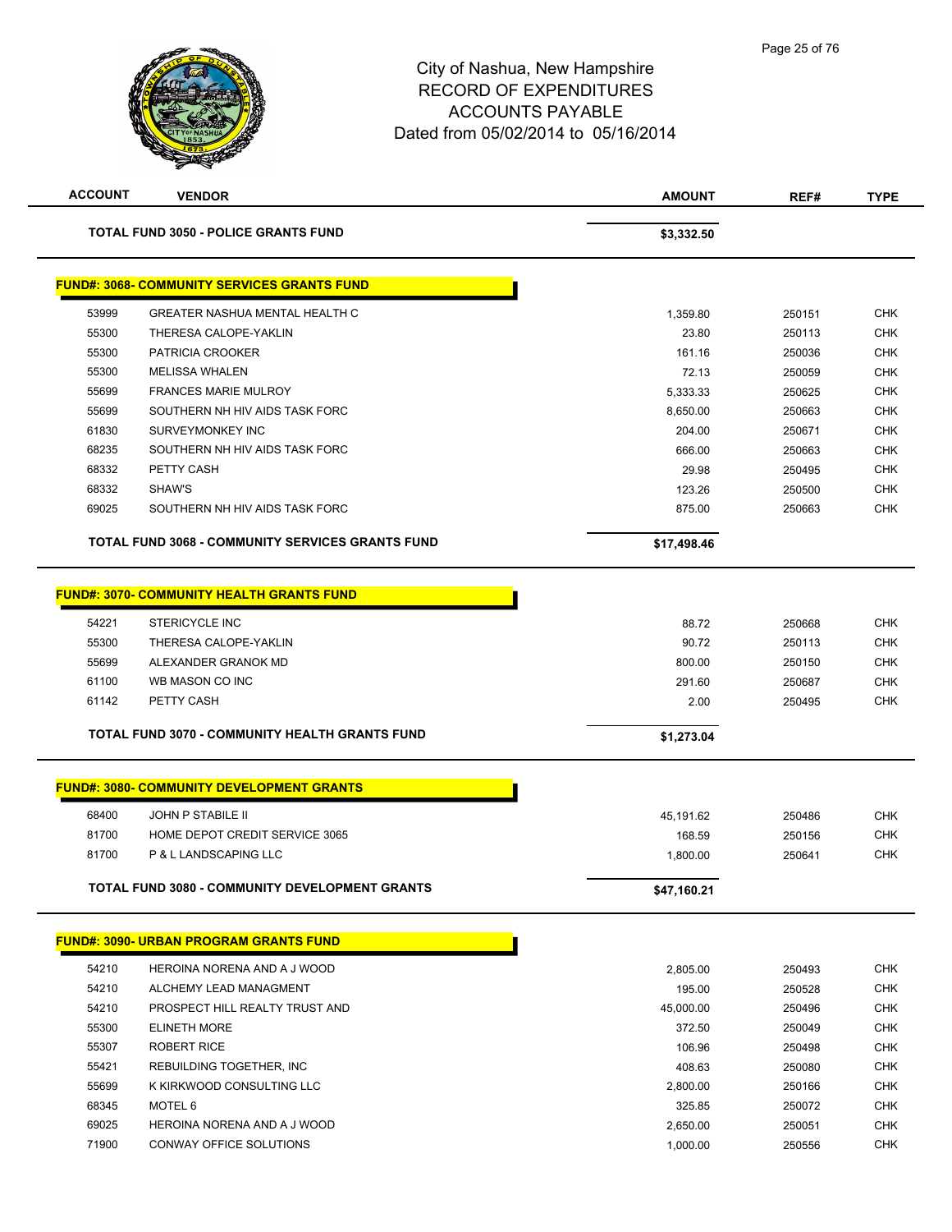# City of Nashua, New Hampshire
## RECORD OF EXPENDITURES
## ACCOUNTS PAYABLE
## Dated from 05/02/2014 to 05/16/2014

| ACCOUNT | VENDOR | AMOUNT | REF# | TYPE |
|---|---|---|---|---|
| | **TOTAL FUND 3050 - POLICE GRANTS FUND** | **$3,332.50** | | |
| | **FUND#: 3068- COMMUNITY SERVICES GRANTS FUND** | | | |
| 53999 | GREATER NASHUA MENTAL HEALTH C | 1,359.80 | 250151 | CHK |
| 55300 | THERESA CALOPE-YAKLIN | 23.80 | 250113 | CHK |
| 55300 | PATRICIA CROOKER | 161.16 | 250036 | CHK |
| 55300 | MELISSA WHALEN | 72.13 | 250059 | CHK |
| 55699 | FRANCES MARIE MULROY | 5,333.33 | 250625 | CHK |
| 55699 | SOUTHERN NH HIV AIDS TASK FORC | 8,650.00 | 250663 | CHK |
| 61830 | SURVEYMONKEY INC | 204.00 | 250671 | CHK |
| 68235 | SOUTHERN NH HIV AIDS TASK FORC | 666.00 | 250663 | CHK |
| 68332 | PETTY CASH | 29.98 | 250495 | CHK |
| 68332 | SHAW'S | 123.26 | 250500 | CHK |
| 69025 | SOUTHERN NH HIV AIDS TASK FORC | 875.00 | 250663 | CHK |
| | **TOTAL FUND 3068 - COMMUNITY SERVICES GRANTS FUND** | **$17,498.46** | | |
| | **FUND#: 3070- COMMUNITY HEALTH GRANTS FUND** | | | |
| 54221 | STERICYCLE INC | 88.72 | 250668 | CHK |
| 55300 | THERESA CALOPE-YAKLIN | 90.72 | 250113 | CHK |
| 55699 | ALEXANDER GRANOK MD | 800.00 | 250150 | CHK |
| 61100 | WB MASON CO INC | 291.60 | 250687 | CHK |
| 61142 | PETTY CASH | 2.00 | 250495 | CHK |
| | **TOTAL FUND 3070 - COMMUNITY HEALTH GRANTS FUND** | **$1,273.04** | | |
| | **FUND#: 3080- COMMUNITY DEVELOPMENT GRANTS** | | | |
| 68400 | JOHN P STABILE II | 45,191.62 | 250486 | CHK |
| 81700 | HOME DEPOT CREDIT SERVICE 3065 | 168.59 | 250156 | CHK |
| 81700 | P & L LANDSCAPING LLC | 1,800.00 | 250641 | CHK |
| | **TOTAL FUND 3080 - COMMUNITY DEVELOPMENT GRANTS** | **$47,160.21** | | |
| | **FUND#: 3090- URBAN PROGRAM GRANTS FUND** | | | |
| 54210 | HEROINA NORENA AND A J WOOD | 2,805.00 | 250493 | CHK |
| 54210 | ALCHEMY LEAD MANAGMENT | 195.00 | 250528 | CHK |
| 54210 | PROSPECT HILL REALTY TRUST AND | 45,000.00 | 250496 | CHK |
| 55300 | ELINETH MORE | 372.50 | 250049 | CHK |
| 55307 | ROBERT RICE | 106.96 | 250498 | CHK |
| 55421 | REBUILDING TOGETHER, INC | 408.63 | 250080 | CHK |
| 55699 | K KIRKWOOD CONSULTING LLC | 2,800.00 | 250166 | CHK |
| 68345 | MOTEL 6 | 325.85 | 250072 | CHK |
| 69025 | HEROINA NORENA AND A J WOOD | 2,650.00 | 250051 | CHK |
| 71900 | CONWAY OFFICE SOLUTIONS | 1,000.00 | 250556 | CHK |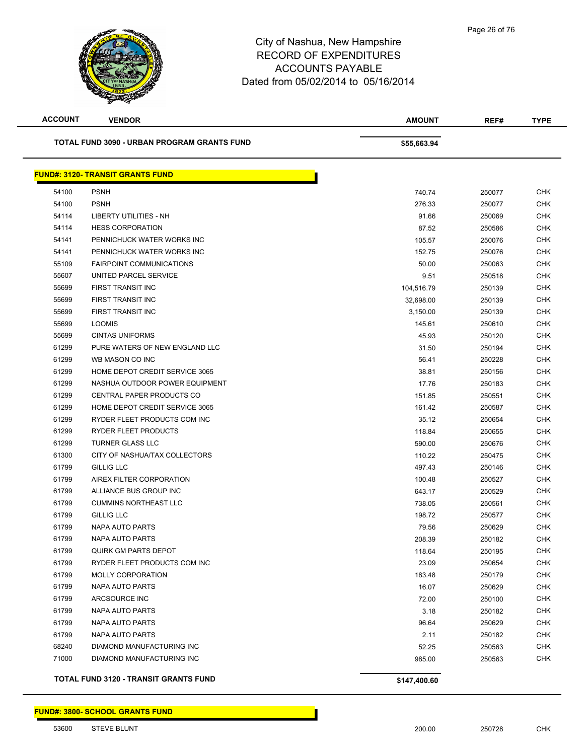City of Nashua, New Hampshire
RECORD OF EXPENDITURES
ACCOUNTS PAYABLE
Dated from 05/02/2014 to 05/16/2014

| ACCOUNT | VENDOR | AMOUNT | REF# | TYPE |
|---|---|---|---|---|
| | **TOTAL FUND 3090 - URBAN PROGRAM GRANTS FUND** | **$55,663.94** | | |

**FUND#: 3120- TRANSIT GRANTS FUND**

| ACCOUNT | VENDOR | AMOUNT | REF# | TYPE |
|---|---|---|---|---|
| 54100 | PSNH | 740.74 | 250077 | CHK |
| 54100 | PSNH | 276.33 | 250077 | CHK |
| 54114 | LIBERTY UTILITIES - NH | 91.66 | 250069 | CHK |
| 54114 | HESS CORPORATION | 87.52 | 250586 | CHK |
| 54141 | PENNICHUCK WATER WORKS INC | 105.57 | 250076 | CHK |
| 54141 | PENNICHUCK WATER WORKS INC | 152.75 | 250076 | CHK |
| 55109 | FAIRPOINT COMMUNICATIONS | 50.00 | 250063 | CHK |
| 55607 | UNITED PARCEL SERVICE | 9.51 | 250518 | CHK |
| 55699 | FIRST TRANSIT INC | 104,516.79 | 250139 | CHK |
| 55699 | FIRST TRANSIT INC | 32,698.00 | 250139 | CHK |
| 55699 | FIRST TRANSIT INC | 3,150.00 | 250139 | CHK |
| 55699 | LOOMIS | 145.61 | 250610 | CHK |
| 55699 | CINTAS UNIFORMS | 45.93 | 250120 | CHK |
| 61299 | PURE WATERS OF NEW ENGLAND LLC | 31.50 | 250194 | CHK |
| 61299 | WB MASON CO INC | 56.41 | 250228 | CHK |
| 61299 | HOME DEPOT CREDIT SERVICE 3065 | 38.81 | 250156 | CHK |
| 61299 | NASHUA OUTDOOR POWER EQUIPMENT | 17.76 | 250183 | CHK |
| 61299 | CENTRAL PAPER PRODUCTS CO | 151.85 | 250551 | CHK |
| 61299 | HOME DEPOT CREDIT SERVICE 3065 | 161.42 | 250587 | CHK |
| 61299 | RYDER FLEET PRODUCTS COM INC | 35.12 | 250654 | CHK |
| 61299 | RYDER FLEET PRODUCTS | 118.84 | 250655 | CHK |
| 61299 | TURNER GLASS LLC | 590.00 | 250676 | CHK |
| 61300 | CITY OF NASHUA/TAX COLLECTORS | 110.22 | 250475 | CHK |
| 61799 | GILLIG LLC | 497.43 | 250146 | CHK |
| 61799 | AIREX FILTER CORPORATION | 100.48 | 250527 | CHK |
| 61799 | ALLIANCE BUS GROUP INC | 643.17 | 250529 | CHK |
| 61799 | CUMMINS NORTHEAST LLC | 738.05 | 250561 | CHK |
| 61799 | GILLIG LLC | 198.72 | 250577 | CHK |
| 61799 | NAPA AUTO PARTS | 79.56 | 250629 | CHK |
| 61799 | NAPA AUTO PARTS | 208.39 | 250182 | CHK |
| 61799 | QUIRK GM PARTS DEPOT | 118.64 | 250195 | CHK |
| 61799 | RYDER FLEET PRODUCTS COM INC | 23.09 | 250654 | CHK |
| 61799 | MOLLY CORPORATION | 183.48 | 250179 | CHK |
| 61799 | NAPA AUTO PARTS | 16.07 | 250629 | CHK |
| 61799 | ARCSOURCE INC | 72.00 | 250100 | CHK |
| 61799 | NAPA AUTO PARTS | 3.18 | 250182 | CHK |
| 61799 | NAPA AUTO PARTS | 96.64 | 250629 | CHK |
| 61799 | NAPA AUTO PARTS | 2.11 | 250182 | CHK |
| 68240 | DIAMOND MANUFACTURING INC | 52.25 | 250563 | CHK |
| 71000 | DIAMOND MANUFACTURING INC | 985.00 | 250563 | CHK |
| | **TOTAL FUND 3120 - TRANSIT GRANTS FUND** | **$147,400.60** | | |

**FUND#: 3800- SCHOOL GRANTS FUND**

| ACCOUNT | VENDOR | AMOUNT | REF# | TYPE |
|---|---|---|---|---|
| 53600 | STEVE BLUNT | 200.00 | 250728 | CHK |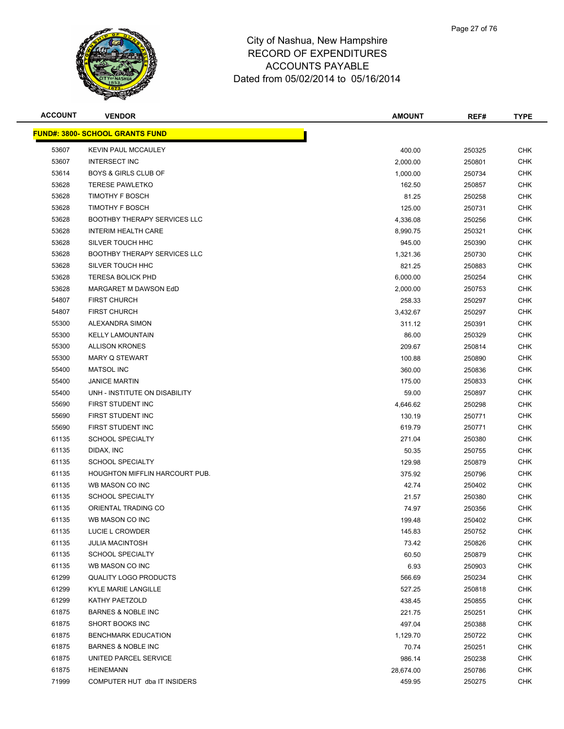# City of Nashua, New Hampshire
## RECORD OF EXPENDITURES
## ACCOUNTS PAYABLE
## Dated from 05/02/2014 to 05/16/2014

| ACCOUNT | VENDOR | AMOUNT | REF# | TYPE |
|---|---|---|---|---|
| **FUND#: 3800- SCHOOL GRANTS FUND** | | | | |
| 53607 | KEVIN PAUL MCCAULEY | 400.00 | 250325 | CHK |
| 53607 | INTERSECT INC | 2,000.00 | 250801 | CHK |
| 53614 | BOYS & GIRLS CLUB OF | 1,000.00 | 250734 | CHK |
| 53628 | TERESE PAWLETKO | 162.50 | 250857 | CHK |
| 53628 | TIMOTHY F BOSCH | 81.25 | 250258 | CHK |
| 53628 | TIMOTHY F BOSCH | 125.00 | 250731 | CHK |
| 53628 | BOOTHBY THERAPY SERVICES LLC | 4,336.08 | 250256 | CHK |
| 53628 | INTERIM HEALTH CARE | 8,990.75 | 250321 | CHK |
| 53628 | SILVER TOUCH HHC | 945.00 | 250390 | CHK |
| 53628 | BOOTHBY THERAPY SERVICES LLC | 1,321.36 | 250730 | CHK |
| 53628 | SILVER TOUCH HHC | 821.25 | 250883 | CHK |
| 53628 | TERESA BOLICK PHD | 6,000.00 | 250254 | CHK |
| 53628 | MARGARET M DAWSON EdD | 2,000.00 | 250753 | CHK |
| 54807 | FIRST CHURCH | 258.33 | 250297 | CHK |
| 54807 | FIRST CHURCH | 3,432.67 | 250297 | CHK |
| 55300 | ALEXANDRA SIMON | 311.12 | 250391 | CHK |
| 55300 | KELLY LAMOUNTAIN | 86.00 | 250329 | CHK |
| 55300 | ALLISON KRONES | 209.67 | 250814 | CHK |
| 55300 | MARY Q STEWART | 100.88 | 250890 | CHK |
| 55400 | MATSOL INC | 360.00 | 250836 | CHK |
| 55400 | JANICE MARTIN | 175.00 | 250833 | CHK |
| 55400 | UNH - INSTITUTE ON DISABILITY | 59.00 | 250897 | CHK |
| 55690 | FIRST STUDENT INC | 4,646.62 | 250298 | CHK |
| 55690 | FIRST STUDENT INC | 130.19 | 250771 | CHK |
| 55690 | FIRST STUDENT INC | 619.79 | 250771 | CHK |
| 61135 | SCHOOL SPECIALTY | 271.04 | 250380 | CHK |
| 61135 | DIDAX, INC | 50.35 | 250755 | CHK |
| 61135 | SCHOOL SPECIALTY | 129.98 | 250879 | CHK |
| 61135 | HOUGHTON MIFFLIN HARCOURT PUB. | 375.92 | 250796 | CHK |
| 61135 | WB MASON CO INC | 42.74 | 250402 | CHK |
| 61135 | SCHOOL SPECIALTY | 21.57 | 250380 | CHK |
| 61135 | ORIENTAL TRADING CO | 74.97 | 250356 | CHK |
| 61135 | WB MASON CO INC | 199.48 | 250402 | CHK |
| 61135 | LUCIE L CROWDER | 145.83 | 250752 | CHK |
| 61135 | JULIA MACINTOSH | 73.42 | 250826 | CHK |
| 61135 | SCHOOL SPECIALTY | 60.50 | 250879 | CHK |
| 61135 | WB MASON CO INC | 6.93 | 250903 | CHK |
| 61299 | QUALITY LOGO PRODUCTS | 566.69 | 250234 | CHK |
| 61299 | KYLE MARIE LANGILLE | 527.25 | 250818 | CHK |
| 61299 | KATHY PAETZOLD | 438.45 | 250855 | CHK |
| 61875 | BARNES & NOBLE INC | 221.75 | 250251 | CHK |
| 61875 | SHORT BOOKS INC | 497.04 | 250388 | CHK |
| 61875 | BENCHMARK EDUCATION | 1,129.70 | 250722 | CHK |
| 61875 | BARNES & NOBLE INC | 70.74 | 250251 | CHK |
| 61875 | UNITED PARCEL SERVICE | 986.14 | 250238 | CHK |
| 61875 | HEINEMANN | 28,674.00 | 250786 | CHK |
| 71999 | COMPUTER HUT dba IT INSIDERS | 459.95 | 250275 | CHK |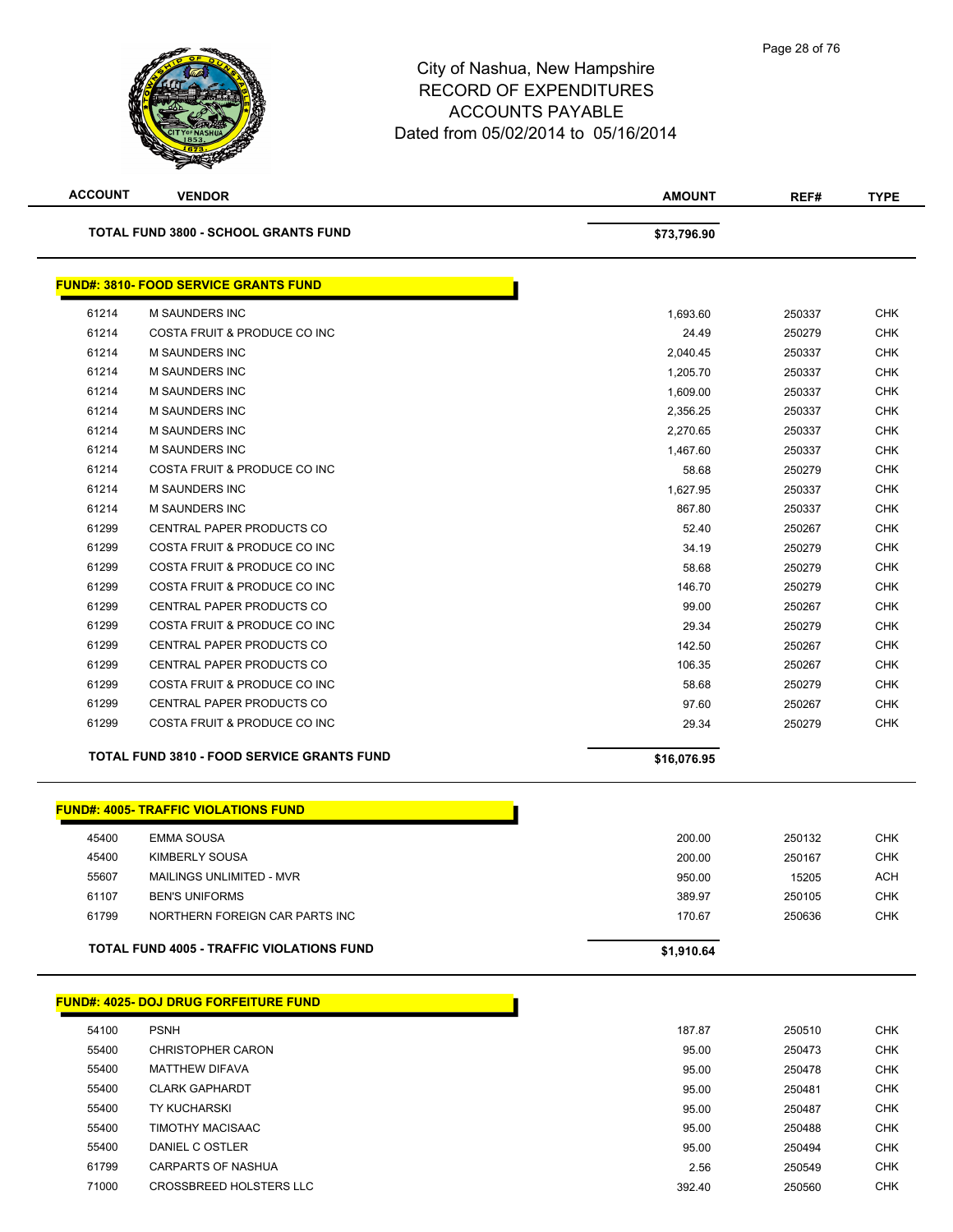# City of Nashua, New Hampshire
## RECORD OF EXPENDITURES
## ACCOUNTS PAYABLE
## Dated from 05/02/2014 to 05/16/2014

| ACCOUNT | VENDOR | AMOUNT | REF# | TYPE |
|---|---|---|---|---|
| | **TOTAL FUND 3800 - SCHOOL GRANTS FUND** | **$73,796.90** | | |

**FUND#: 3810- FOOD SERVICE GRANTS FUND**

| ACCOUNT | VENDOR | AMOUNT | REF# | TYPE |
|---|---|---|---|---|
| 61214 | M SAUNDERS INC | 1,693.60 | 250337 | CHK |
| 61214 | COSTA FRUIT & PRODUCE CO INC | 24.49 | 250279 | CHK |
| 61214 | M SAUNDERS INC | 2,040.45 | 250337 | CHK |
| 61214 | M SAUNDERS INC | 1,205.70 | 250337 | CHK |
| 61214 | M SAUNDERS INC | 1,609.00 | 250337 | CHK |
| 61214 | M SAUNDERS INC | 2,356.25 | 250337 | CHK |
| 61214 | M SAUNDERS INC | 2,270.65 | 250337 | CHK |
| 61214 | M SAUNDERS INC | 1,467.60 | 250337 | CHK |
| 61214 | COSTA FRUIT & PRODUCE CO INC | 58.68 | 250279 | CHK |
| 61214 | M SAUNDERS INC | 1,627.95 | 250337 | CHK |
| 61214 | M SAUNDERS INC | 867.80 | 250337 | CHK |
| 61299 | CENTRAL PAPER PRODUCTS CO | 52.40 | 250267 | CHK |
| 61299 | COSTA FRUIT & PRODUCE CO INC | 34.19 | 250279 | CHK |
| 61299 | COSTA FRUIT & PRODUCE CO INC | 58.68 | 250279 | CHK |
| 61299 | COSTA FRUIT & PRODUCE CO INC | 146.70 | 250279 | CHK |
| 61299 | CENTRAL PAPER PRODUCTS CO | 99.00 | 250267 | CHK |
| 61299 | COSTA FRUIT & PRODUCE CO INC | 29.34 | 250279 | CHK |
| 61299 | CENTRAL PAPER PRODUCTS CO | 142.50 | 250267 | CHK |
| 61299 | CENTRAL PAPER PRODUCTS CO | 106.35 | 250267 | CHK |
| 61299 | COSTA FRUIT & PRODUCE CO INC | 58.68 | 250279 | CHK |
| 61299 | CENTRAL PAPER PRODUCTS CO | 97.60 | 250267 | CHK |
| 61299 | COSTA FRUIT & PRODUCE CO INC | 29.34 | 250279 | CHK |
| | **TOTAL FUND 3810 - FOOD SERVICE GRANTS FUND** | **$16,076.95** | | |

**FUND#: 4005- TRAFFIC VIOLATIONS FUND**

| ACCOUNT | VENDOR | AMOUNT | REF# | TYPE |
|---|---|---|---|---|
| 45400 | EMMA SOUSA | 200.00 | 250132 | CHK |
| 45400 | KIMBERLY SOUSA | 200.00 | 250167 | CHK |
| 55607 | MAILINGS UNLIMITED - MVR | 950.00 | 15205 | ACH |
| 61107 | BEN'S UNIFORMS | 389.97 | 250105 | CHK |
| 61799 | NORTHERN FOREIGN CAR PARTS INC | 170.67 | 250636 | CHK |
| | **TOTAL FUND 4005 - TRAFFIC VIOLATIONS FUND** | **$1,910.64** | | |

**FUND#: 4025- DOJ DRUG FORFEITURE FUND**

| ACCOUNT | VENDOR | AMOUNT | REF# | TYPE |
|---|---|---|---|---|
| 54100 | PSNH | 187.87 | 250510 | CHK |
| 55400 | CHRISTOPHER CARON | 95.00 | 250473 | CHK |
| 55400 | MATTHEW DIFAVA | 95.00 | 250478 | CHK |
| 55400 | CLARK GAPHARDT | 95.00 | 250481 | CHK |
| 55400 | TY KUCHARSKI | 95.00 | 250487 | CHK |
| 55400 | TIMOTHY MACISAAC | 95.00 | 250488 | CHK |
| 55400 | DANIEL C OSTLER | 95.00 | 250494 | CHK |
| 61799 | CARPARTS OF NASHUA | 2.56 | 250549 | CHK |
| 71000 | CROSSBREED HOLSTERS LLC | 392.40 | 250560 | CHK |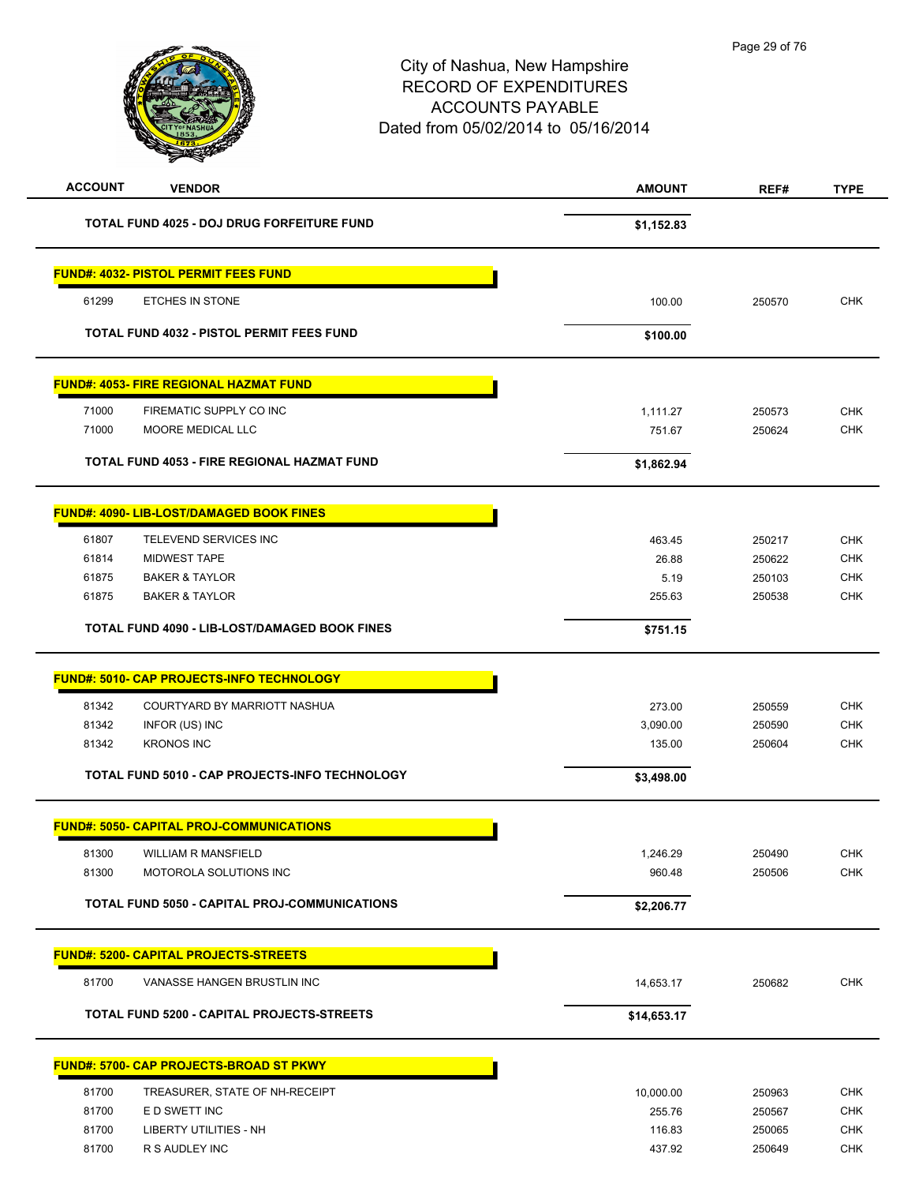City of Nashua, New Hampshire
RECORD OF EXPENDITURES
ACCOUNTS PAYABLE
Dated from 05/02/2014 to 05/16/2014

| ACCOUNT | VENDOR | AMOUNT | REF# | TYPE |
|---|---|---|---|---|
| | **TOTAL FUND 4025 - DOJ DRUG FORFEITURE FUND** | **$1,152.83** | | |
| | **FUND#: 4032- PISTOL PERMIT FEES FUND** | | | |
| 61299 | ETCHES IN STONE | 100.00 | 250570 | CHK |
| | **TOTAL FUND 4032 - PISTOL PERMIT FEES FUND** | **$100.00** | | |
| | **FUND#: 4053- FIRE REGIONAL HAZMAT FUND** | | | |
| 71000 | FIREMATIC SUPPLY CO INC | 1,111.27 | 250573 | CHK |
| 71000 | MOORE MEDICAL LLC | 751.67 | 250624 | CHK |
| | **TOTAL FUND 4053 - FIRE REGIONAL HAZMAT FUND** | **$1,862.94** | | |
| | **FUND#: 4090- LIB-LOST/DAMAGED BOOK FINES** | | | |
| 61807 | TELEVEND SERVICES INC | 463.45 | 250217 | CHK |
| 61814 | MIDWEST TAPE | 26.88 | 250622 | CHK |
| 61875 | BAKER & TAYLOR | 5.19 | 250103 | CHK |
| 61875 | BAKER & TAYLOR | 255.63 | 250538 | CHK |
| | **TOTAL FUND 4090 - LIB-LOST/DAMAGED BOOK FINES** | **$751.15** | | |
| | **FUND#: 5010- CAP PROJECTS-INFO TECHNOLOGY** | | | |
| 81342 | COURTYARD BY MARRIOTT NASHUA | 273.00 | 250559 | CHK |
| 81342 | INFOR (US) INC | 3,090.00 | 250590 | CHK |
| 81342 | KRONOS INC | 135.00 | 250604 | CHK |
| | **TOTAL FUND 5010 - CAP PROJECTS-INFO TECHNOLOGY** | **$3,498.00** | | |
| | **FUND#: 5050- CAPITAL PROJ-COMMUNICATIONS** | | | |
| 81300 | WILLIAM R MANSFIELD | 1,246.29 | 250490 | CHK |
| 81300 | MOTOROLA SOLUTIONS INC | 960.48 | 250506 | CHK |
| | **TOTAL FUND 5050 - CAPITAL PROJ-COMMUNICATIONS** | **$2,206.77** | | |
| | **FUND#: 5200- CAPITAL PROJECTS-STREETS** | | | |
| 81700 | VANASSE HANGEN BRUSTLIN INC | 14,653.17 | 250682 | CHK |
| | **TOTAL FUND 5200 - CAPITAL PROJECTS-STREETS** | **$14,653.17** | | |
| | **FUND#: 5700- CAP PROJECTS-BROAD ST PKWY** | | | |
| 81700 | TREASURER, STATE OF NH-RECEIPT | 10,000.00 | 250963 | CHK |
| 81700 | E D SWETT INC | 255.76 | 250567 | CHK |
| 81700 | LIBERTY UTILITIES - NH | 116.83 | 250065 | CHK |
| 81700 | R S AUDLEY INC | 437.92 | 250649 | CHK |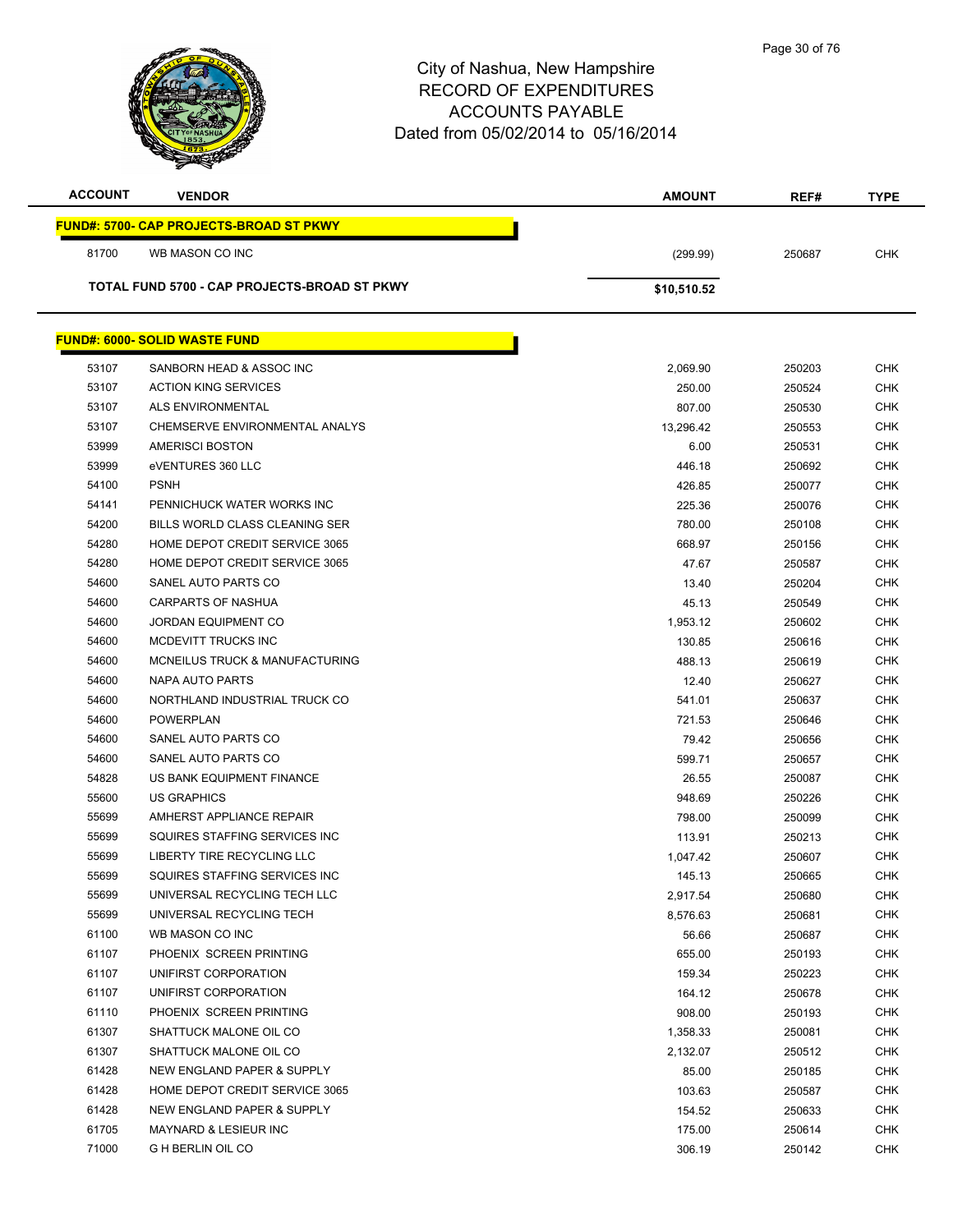City of Nashua, New Hampshire
RECORD OF EXPENDITURES
ACCOUNTS PAYABLE
Dated from 05/02/2014 to 05/16/2014

| ACCOUNT | VENDOR | AMOUNT | REF# | TYPE |
|---|---|---|---|---|
| **FUND#: 5700- CAP PROJECTS-BROAD ST PKWY** | | | | |
| 81700 | WB MASON CO INC | (299.99) | 250687 | CHK |
| **TOTAL FUND 5700 - CAP PROJECTS-BROAD ST PKWY** | | **$10,510.52** | | |
| **FUND#: 6000- SOLID WASTE FUND** | | | | |
| 53107 | SANBORN HEAD & ASSOC INC | 2,069.90 | 250203 | CHK |
| 53107 | ACTION KING SERVICES | 250.00 | 250524 | CHK |
| 53107 | ALS ENVIRONMENTAL | 807.00 | 250530 | CHK |
| 53107 | CHEMSERVE ENVIRONMENTAL ANALYS | 13,296.42 | 250553 | CHK |
| 53999 | AMERISCI BOSTON | 6.00 | 250531 | CHK |
| 53999 | eVENTURES 360 LLC | 446.18 | 250692 | CHK |
| 54100 | PSNH | 426.85 | 250077 | CHK |
| 54141 | PENNICHUCK WATER WORKS INC | 225.36 | 250076 | CHK |
| 54200 | BILLS WORLD CLASS CLEANING SER | 780.00 | 250108 | CHK |
| 54280 | HOME DEPOT CREDIT SERVICE 3065 | 668.97 | 250156 | CHK |
| 54280 | HOME DEPOT CREDIT SERVICE 3065 | 47.67 | 250587 | CHK |
| 54600 | SANEL AUTO PARTS CO | 13.40 | 250204 | CHK |
| 54600 | CARPARTS OF NASHUA | 45.13 | 250549 | CHK |
| 54600 | JORDAN EQUIPMENT CO | 1,953.12 | 250602 | CHK |
| 54600 | MCDEVITT TRUCKS INC | 130.85 | 250616 | CHK |
| 54600 | MCNEILUS TRUCK & MANUFACTURING | 488.13 | 250619 | CHK |
| 54600 | NAPA AUTO PARTS | 12.40 | 250627 | CHK |
| 54600 | NORTHLAND INDUSTRIAL TRUCK CO | 541.01 | 250637 | CHK |
| 54600 | POWERPLAN | 721.53 | 250646 | CHK |
| 54600 | SANEL AUTO PARTS CO | 79.42 | 250656 | CHK |
| 54600 | SANEL AUTO PARTS CO | 599.71 | 250657 | CHK |
| 54828 | US BANK EQUIPMENT FINANCE | 26.55 | 250087 | CHK |
| 55600 | US GRAPHICS | 948.69 | 250226 | CHK |
| 55699 | AMHERST APPLIANCE REPAIR | 798.00 | 250099 | CHK |
| 55699 | SQUIRES STAFFING SERVICES INC | 113.91 | 250213 | CHK |
| 55699 | LIBERTY TIRE RECYCLING LLC | 1,047.42 | 250607 | CHK |
| 55699 | SQUIRES STAFFING SERVICES INC | 145.13 | 250665 | CHK |
| 55699 | UNIVERSAL RECYCLING TECH LLC | 2,917.54 | 250680 | CHK |
| 55699 | UNIVERSAL RECYCLING TECH | 8,576.63 | 250681 | CHK |
| 61100 | WB MASON CO INC | 56.66 | 250687 | CHK |
| 61107 | PHOENIX SCREEN PRINTING | 655.00 | 250193 | CHK |
| 61107 | UNIFIRST CORPORATION | 159.34 | 250223 | CHK |
| 61107 | UNIFIRST CORPORATION | 164.12 | 250678 | CHK |
| 61110 | PHOENIX SCREEN PRINTING | 908.00 | 250193 | CHK |
| 61307 | SHATTUCK MALONE OIL CO | 1,358.33 | 250081 | CHK |
| 61307 | SHATTUCK MALONE OIL CO | 2,132.07 | 250512 | CHK |
| 61428 | NEW ENGLAND PAPER & SUPPLY | 85.00 | 250185 | CHK |
| 61428 | HOME DEPOT CREDIT SERVICE 3065 | 103.63 | 250587 | CHK |
| 61428 | NEW ENGLAND PAPER & SUPPLY | 154.52 | 250633 | CHK |
| 61705 | MAYNARD & LESIEUR INC | 175.00 | 250614 | CHK |
| 71000 | G H BERLIN OIL CO | 306.19 | 250142 | CHK |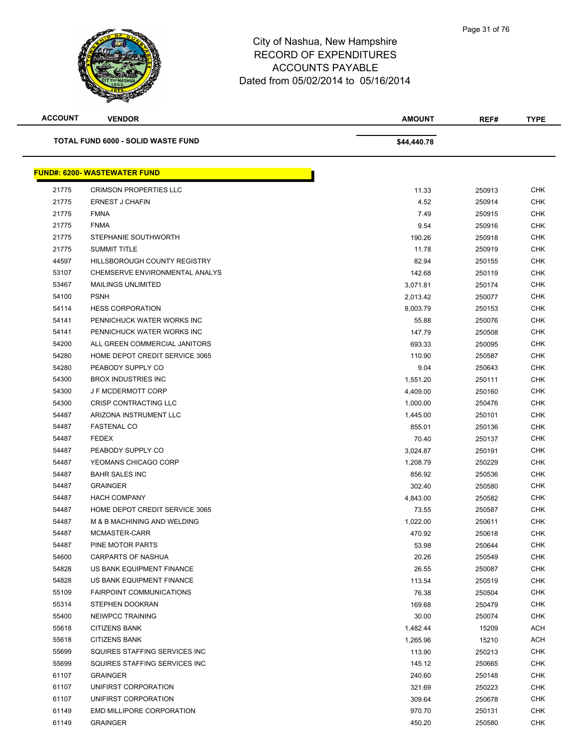# City of Nashua, New Hampshire
# RECORD OF EXPENDITURES
# ACCOUNTS PAYABLE
# Dated from 05/02/2014 to 05/16/2014

| ACCOUNT | VENDOR | AMOUNT | REF# | TYPE |
|---|---|---|---|---|
| | **TOTAL FUND 6000 - SOLID WASTE FUND** | **$44,440.78** | | |

## FUND#: 6200- WASTEWATER FUND

| ACCOUNT | VENDOR | AMOUNT | REF# | TYPE |
|---|---|---|---|---|
| 21775 | CRIMSON PROPERTIES LLC | 11.33 | 250913 | CHK |
| 21775 | ERNEST J CHAFIN | 4.52 | 250914 | CHK |
| 21775 | FMNA | 7.49 | 250915 | CHK |
| 21775 | FNMA | 9.54 | 250916 | CHK |
| 21775 | STEPHANIE SOUTHWORTH | 190.26 | 250918 | CHK |
| 21775 | SUMMIT TITLE | 11.78 | 250919 | CHK |
| 44597 | HILLSBOROUGH COUNTY REGISTRY | 82.94 | 250155 | CHK |
| 53107 | CHEMSERVE ENVIRONMENTAL ANALYS | 142.68 | 250119 | CHK |
| 53467 | MAILINGS UNLIMITED | 3,071.81 | 250174 | CHK |
| 54100 | PSNH | 2,013.42 | 250077 | CHK |
| 54114 | HESS CORPORATION | 8,003.79 | 250153 | CHK |
| 54141 | PENNICHUCK WATER WORKS INC | 55.88 | 250076 | CHK |
| 54141 | PENNICHUCK WATER WORKS INC | 147.79 | 250508 | CHK |
| 54200 | ALL GREEN COMMERCIAL JANITORS | 693.33 | 250095 | CHK |
| 54280 | HOME DEPOT CREDIT SERVICE 3065 | 110.90 | 250587 | CHK |
| 54280 | PEABODY SUPPLY CO | 9.04 | 250643 | CHK |
| 54300 | BROX INDUSTRIES INC | 1,551.20 | 250111 | CHK |
| 54300 | J F MCDERMOTT CORP | 4,409.00 | 250160 | CHK |
| 54300 | CRISP CONTRACTING LLC | 1,000.00 | 250476 | CHK |
| 54487 | ARIZONA INSTRUMENT LLC | 1,445.00 | 250101 | CHK |
| 54487 | FASTENAL CO | 855.01 | 250136 | CHK |
| 54487 | FEDEX | 70.40 | 250137 | CHK |
| 54487 | PEABODY SUPPLY CO | 3,024.87 | 250191 | CHK |
| 54487 | YEOMANS CHICAGO CORP | 1,208.79 | 250229 | CHK |
| 54487 | BAHR SALES INC | 856.92 | 250536 | CHK |
| 54487 | GRAINGER | 302.40 | 250580 | CHK |
| 54487 | HACH COMPANY | 4,843.00 | 250582 | CHK |
| 54487 | HOME DEPOT CREDIT SERVICE 3065 | 73.55 | 250587 | CHK |
| 54487 | M & B MACHINING AND WELDING | 1,022.00 | 250611 | CHK |
| 54487 | MCMASTER-CARR | 470.92 | 250618 | CHK |
| 54487 | PINE MOTOR PARTS | 53.98 | 250644 | CHK |
| 54600 | CARPARTS OF NASHUA | 20.26 | 250549 | CHK |
| 54828 | US BANK EQUIPMENT FINANCE | 26.55 | 250087 | CHK |
| 54828 | US BANK EQUIPMENT FINANCE | 113.54 | 250519 | CHK |
| 55109 | FAIRPOINT COMMUNICATIONS | 76.38 | 250504 | CHK |
| 55314 | STEPHEN DOOKRAN | 169.68 | 250479 | CHK |
| 55400 | NEIWPCC TRAINING | 30.00 | 250074 | CHK |
| 55618 | CITIZENS BANK | 1,482.44 | 15209 | ACH |
| 55618 | CITIZENS BANK | 1,265.96 | 15210 | ACH |
| 55699 | SQUIRES STAFFING SERVICES INC | 113.90 | 250213 | CHK |
| 55699 | SQUIRES STAFFING SERVICES INC | 145.12 | 250665 | CHK |
| 61107 | GRAINGER | 240.60 | 250148 | CHK |
| 61107 | UNIFIRST CORPORATION | 321.69 | 250223 | CHK |
| 61107 | UNIFIRST CORPORATION | 309.64 | 250678 | CHK |
| 61149 | EMD MILLIPORE CORPORATION | 970.70 | 250131 | CHK |
| 61149 | GRAINGER | 450.20 | 250580 | CHK |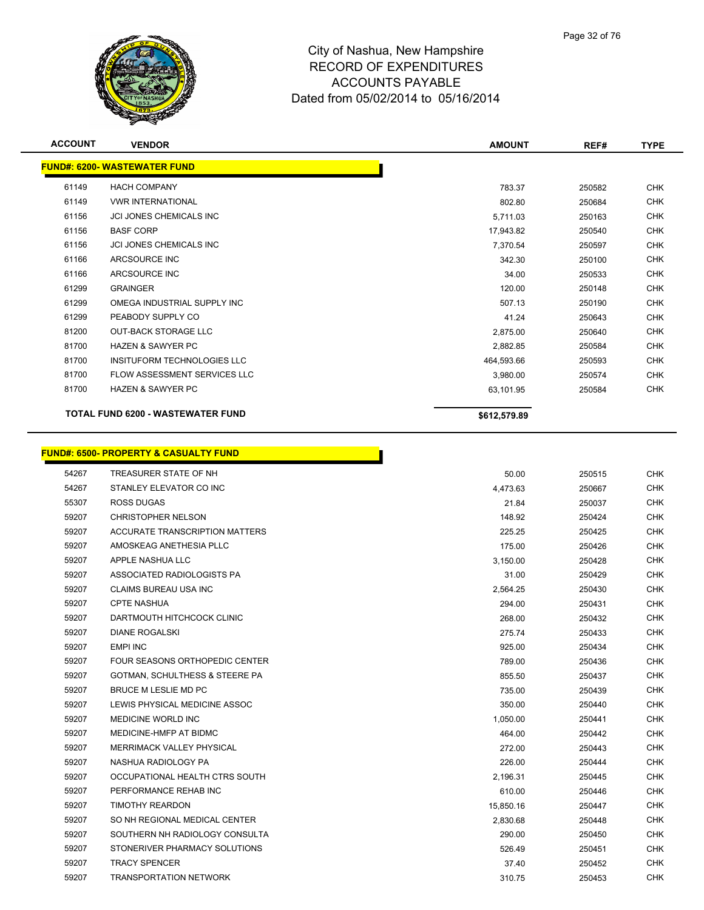# City of Nashua, New Hampshire
## RECORD OF EXPENDITURES
## ACCOUNTS PAYABLE
## Dated from 05/02/2014 to 05/16/2014

| ACCOUNT | VENDOR | AMOUNT | REF# | TYPE |
|---|---|---|---|---|
| **FUND#: 6200- WASTEWATER FUND** | | | | |
| 61149 | HACH COMPANY | 783.37 | 250582 | CHK |
| 61149 | VWR INTERNATIONAL | 802.80 | 250684 | CHK |
| 61156 | JCI JONES CHEMICALS INC | 5,711.03 | 250163 | CHK |
| 61156 | BASF CORP | 17,943.82 | 250540 | CHK |
| 61156 | JCI JONES CHEMICALS INC | 7,370.54 | 250597 | CHK |
| 61166 | ARCSOURCE INC | 342.30 | 250100 | CHK |
| 61166 | ARCSOURCE INC | 34.00 | 250533 | CHK |
| 61299 | GRAINGER | 120.00 | 250148 | CHK |
| 61299 | OMEGA INDUSTRIAL SUPPLY INC | 507.13 | 250190 | CHK |
| 61299 | PEABODY SUPPLY CO | 41.24 | 250643 | CHK |
| 81200 | OUT-BACK STORAGE LLC | 2,875.00 | 250640 | CHK |
| 81700 | HAZEN & SAWYER PC | 2,882.85 | 250584 | CHK |
| 81700 | INSITUFORM TECHNOLOGIES LLC | 464,593.66 | 250593 | CHK |
| 81700 | FLOW ASSESSMENT SERVICES LLC | 3,980.00 | 250574 | CHK |
| 81700 | HAZEN & SAWYER PC | 63,101.95 | 250584 | CHK |
| | **TOTAL FUND 6200 - WASTEWATER FUND** | **$612,579.89** | | |

| ACCOUNT | VENDOR | AMOUNT | REF# | TYPE |
|---|---|---|---|---|
| **FUND#: 6500- PROPERTY & CASUALTY FUND** | | | | |
| 54267 | TREASURER STATE OF NH | 50.00 | 250515 | CHK |
| 54267 | STANLEY ELEVATOR CO INC | 4,473.63 | 250667 | CHK |
| 55307 | ROSS DUGAS | 21.84 | 250037 | CHK |
| 59207 | CHRISTOPHER NELSON | 148.92 | 250424 | CHK |
| 59207 | ACCURATE TRANSCRIPTION MATTERS | 225.25 | 250425 | CHK |
| 59207 | AMOSKEAG ANETHESIA PLLC | 175.00 | 250426 | CHK |
| 59207 | APPLE NASHUA LLC | 3,150.00 | 250428 | CHK |
| 59207 | ASSOCIATED RADIOLOGISTS PA | 31.00 | 250429 | CHK |
| 59207 | CLAIMS BUREAU USA INC | 2,564.25 | 250430 | CHK |
| 59207 | CPTE NASHUA | 294.00 | 250431 | CHK |
| 59207 | DARTMOUTH HITCHCOCK CLINIC | 268.00 | 250432 | CHK |
| 59207 | DIANE ROGALSKI | 275.74 | 250433 | CHK |
| 59207 | EMPI INC | 925.00 | 250434 | CHK |
| 59207 | FOUR SEASONS ORTHOPEDIC CENTER | 789.00 | 250436 | CHK |
| 59207 | GOTMAN, SCHULTHESS & STEERE PA | 855.50 | 250437 | CHK |
| 59207 | BRUCE M LESLIE MD PC | 735.00 | 250439 | CHK |
| 59207 | LEWIS PHYSICAL MEDICINE ASSOC | 350.00 | 250440 | CHK |
| 59207 | MEDICINE WORLD INC | 1,050.00 | 250441 | CHK |
| 59207 | MEDICINE-HMFP AT BIDMC | 464.00 | 250442 | CHK |
| 59207 | MERRIMACK VALLEY PHYSICAL | 272.00 | 250443 | CHK |
| 59207 | NASHUA RADIOLOGY PA | 226.00 | 250444 | CHK |
| 59207 | OCCUPATIONAL HEALTH CTRS SOUTH | 2,196.31 | 250445 | CHK |
| 59207 | PERFORMANCE REHAB INC | 610.00 | 250446 | CHK |
| 59207 | TIMOTHY REARDON | 15,850.16 | 250447 | CHK |
| 59207 | SO NH REGIONAL MEDICAL CENTER | 2,830.68 | 250448 | CHK |
| 59207 | SOUTHERN NH RADIOLOGY CONSULTA | 290.00 | 250450 | CHK |
| 59207 | STONERIVER PHARMACY SOLUTIONS | 526.49 | 250451 | CHK |
| 59207 | TRACY SPENCER | 37.40 | 250452 | CHK |
| 59207 | TRANSPORTATION NETWORK | 310.75 | 250453 | CHK |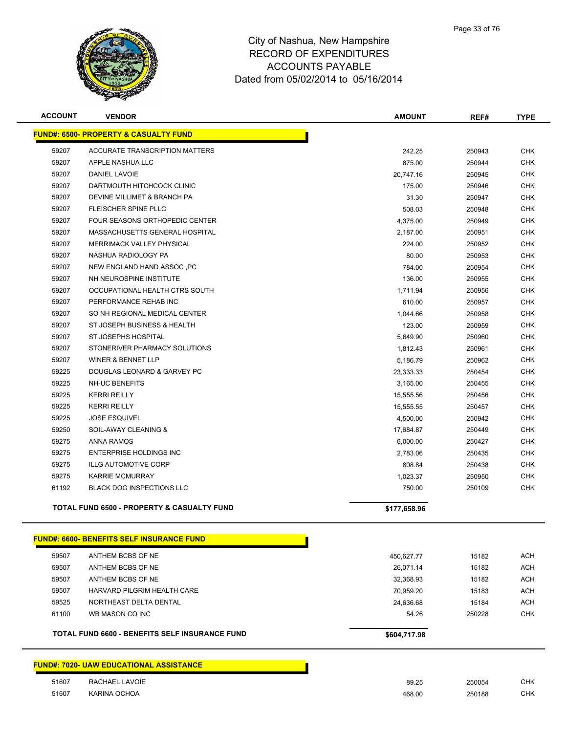# City of Nashua, New Hampshire
## RECORD OF EXPENDITURES
## ACCOUNTS PAYABLE
## Dated from 05/02/2014 to 05/16/2014

| ACCOUNT | VENDOR | AMOUNT | REF# | TYPE |
|---|---|---|---|---|
| **FUND#: 6500- PROPERTY & CASUALTY FUND** | | | | |
| 59207 | ACCURATE TRANSCRIPTION MATTERS | 242.25 | 250943 | CHK |
| 59207 | APPLE NASHUA LLC | 875.00 | 250944 | CHK |
| 59207 | DANIEL LAVOIE | 20,747.16 | 250945 | CHK |
| 59207 | DARTMOUTH HITCHCOCK CLINIC | 175.00 | 250946 | CHK |
| 59207 | DEVINE MILLIMET & BRANCH PA | 31.30 | 250947 | CHK |
| 59207 | FLEISCHER SPINE PLLC | 508.03 | 250948 | CHK |
| 59207 | FOUR SEASONS ORTHOPEDIC CENTER | 4,375.00 | 250949 | CHK |
| 59207 | MASSACHUSETTS GENERAL HOSPITAL | 2,187.00 | 250951 | CHK |
| 59207 | MERRIMACK VALLEY PHYSICAL | 224.00 | 250952 | CHK |
| 59207 | NASHUA RADIOLOGY PA | 80.00 | 250953 | CHK |
| 59207 | NEW ENGLAND HAND ASSOC ,PC | 784.00 | 250954 | CHK |
| 59207 | NH NEUROSPINE INSTITUTE | 136.00 | 250955 | CHK |
| 59207 | OCCUPATIONAL HEALTH CTRS SOUTH | 1,711.94 | 250956 | CHK |
| 59207 | PERFORMANCE REHAB INC | 610.00 | 250957 | CHK |
| 59207 | SO NH REGIONAL MEDICAL CENTER | 1,044.66 | 250958 | CHK |
| 59207 | ST JOSEPH BUSINESS & HEALTH | 123.00 | 250959 | CHK |
| 59207 | ST JOSEPHS HOSPITAL | 5,649.90 | 250960 | CHK |
| 59207 | STONERIVER PHARMACY SOLUTIONS | 1,812.43 | 250961 | CHK |
| 59207 | WINER & BENNET LLP | 5,186.79 | 250962 | CHK |
| 59225 | DOUGLAS LEONARD & GARVEY PC | 23,333.33 | 250454 | CHK |
| 59225 | NH-UC BENEFITS | 3,165.00 | 250455 | CHK |
| 59225 | KERRI REILLY | 15,555.56 | 250456 | CHK |
| 59225 | KERRI REILLY | 15,555.55 | 250457 | CHK |
| 59225 | JOSE ESQUIVEL | 4,500.00 | 250942 | CHK |
| 59250 | SOIL-AWAY CLEANING & | 17,684.87 | 250449 | CHK |
| 59275 | ANNA RAMOS | 6,000.00 | 250427 | CHK |
| 59275 | ENTERPRISE HOLDINGS INC | 2,783.06 | 250435 | CHK |
| 59275 | ILLG AUTOMOTIVE CORP | 808.84 | 250438 | CHK |
| 59275 | KARRIE MCMURRAY | 1,023.37 | 250950 | CHK |
| 61192 | BLACK DOG INSPECTIONS LLC | 750.00 | 250109 | CHK |
| | **TOTAL FUND 6500 - PROPERTY & CASUALTY FUND** | **$177,658.96** | | |

| ACCOUNT | VENDOR | AMOUNT | REF# | TYPE |
|---|---|---|---|---|
| **FUND#: 6600- BENEFITS SELF INSURANCE FUND** | | | | |
| 59507 | ANTHEM BCBS OF NE | 450,627.77 | 15182 | ACH |
| 59507 | ANTHEM BCBS OF NE | 26,071.14 | 15182 | ACH |
| 59507 | ANTHEM BCBS OF NE | 32,368.93 | 15182 | ACH |
| 59507 | HARVARD PILGRIM HEALTH CARE | 70,959.20 | 15183 | ACH |
| 59525 | NORTHEAST DELTA DENTAL | 24,636.68 | 15184 | ACH |
| 61100 | WB MASON CO INC | 54.26 | 250228 | CHK |
| | **TOTAL FUND 6600 - BENEFITS SELF INSURANCE FUND** | **$604,717.98** | | |

| ACCOUNT | VENDOR | AMOUNT | REF# | TYPE |
|---|---|---|---|---|
| **FUND#: 7020- UAW EDUCATIONAL ASSISTANCE** | | | | |
| 51607 | RACHAEL LAVOIE | 89.25 | 250054 | CHK |
| 51607 | KARINA OCHOA | 468.00 | 250188 | CHK |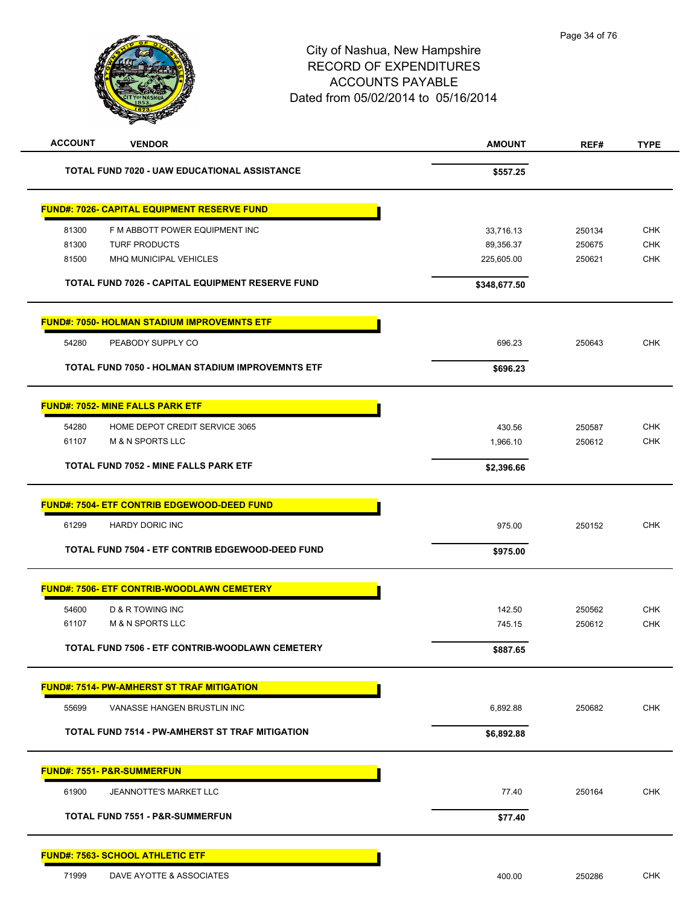City of Nashua, New Hampshire
RECORD OF EXPENDITURES
ACCOUNTS PAYABLE
Dated from 05/02/2014 to 05/16/2014

| ACCOUNT | VENDOR | AMOUNT | REF# | TYPE |
|---|---|---|---|---|
| | **TOTAL FUND 7020 - UAW EDUCATIONAL ASSISTANCE** | **$557.25** | | |
| | **FUND#: 7026- CAPITAL EQUIPMENT RESERVE FUND** | | | |
| 81300 | F M ABBOTT POWER EQUIPMENT INC | 33,716.13 | 250134 | CHK |
| 81300 | TURF PRODUCTS | 89,356.37 | 250675 | CHK |
| 81500 | MHQ MUNICIPAL VEHICLES | 225,605.00 | 250621 | CHK |
| | **TOTAL FUND 7026 - CAPITAL EQUIPMENT RESERVE FUND** | **$348,677.50** | | |
| | **FUND#: 7050- HOLMAN STADIUM IMPROVEMNTS ETF** | | | |
| 54280 | PEABODY SUPPLY CO | 696.23 | 250643 | CHK |
| | **TOTAL FUND 7050 - HOLMAN STADIUM IMPROVEMNTS ETF** | **$696.23** | | |
| | **FUND#: 7052- MINE FALLS PARK ETF** | | | |
| 54280 | HOME DEPOT CREDIT SERVICE 3065 | 430.56 | 250587 | CHK |
| 61107 | M & N SPORTS LLC | 1,966.10 | 250612 | CHK |
| | **TOTAL FUND 7052 - MINE FALLS PARK ETF** | **$2,396.66** | | |
| | **FUND#: 7504- ETF CONTRIB EDGEWOOD-DEED FUND** | | | |
| 61299 | HARDY DORIC INC | 975.00 | 250152 | CHK |
| | **TOTAL FUND 7504 - ETF CONTRIB EDGEWOOD-DEED FUND** | **$975.00** | | |
| | **FUND#: 7506- ETF CONTRIB-WOODLAWN CEMETERY** | | | |
| 54600 | D & R TOWING INC | 142.50 | 250562 | CHK |
| 61107 | M & N SPORTS LLC | 745.15 | 250612 | CHK |
| | **TOTAL FUND 7506 - ETF CONTRIB-WOODLAWN CEMETERY** | **$887.65** | | |
| | **FUND#: 7514- PW-AMHERST ST TRAF MITIGATION** | | | |
| 55699 | VANASSE HANGEN BRUSTLIN INC | 6,892.88 | 250682 | CHK |
| | **TOTAL FUND 7514 - PW-AMHERST ST TRAF MITIGATION** | **$6,892.88** | | |
| | **FUND#: 7551- P&R-SUMMERFUN** | | | |
| 61900 | JEANNOTTE'S MARKET LLC | 77.40 | 250164 | CHK |
| | **TOTAL FUND 7551 - P&R-SUMMERFUN** | **$77.40** | | |
| | **FUND#: 7563- SCHOOL ATHLETIC ETF** | | | |
| 71999 | DAVE AYOTTE & ASSOCIATES | 400.00 | 250286 | CHK |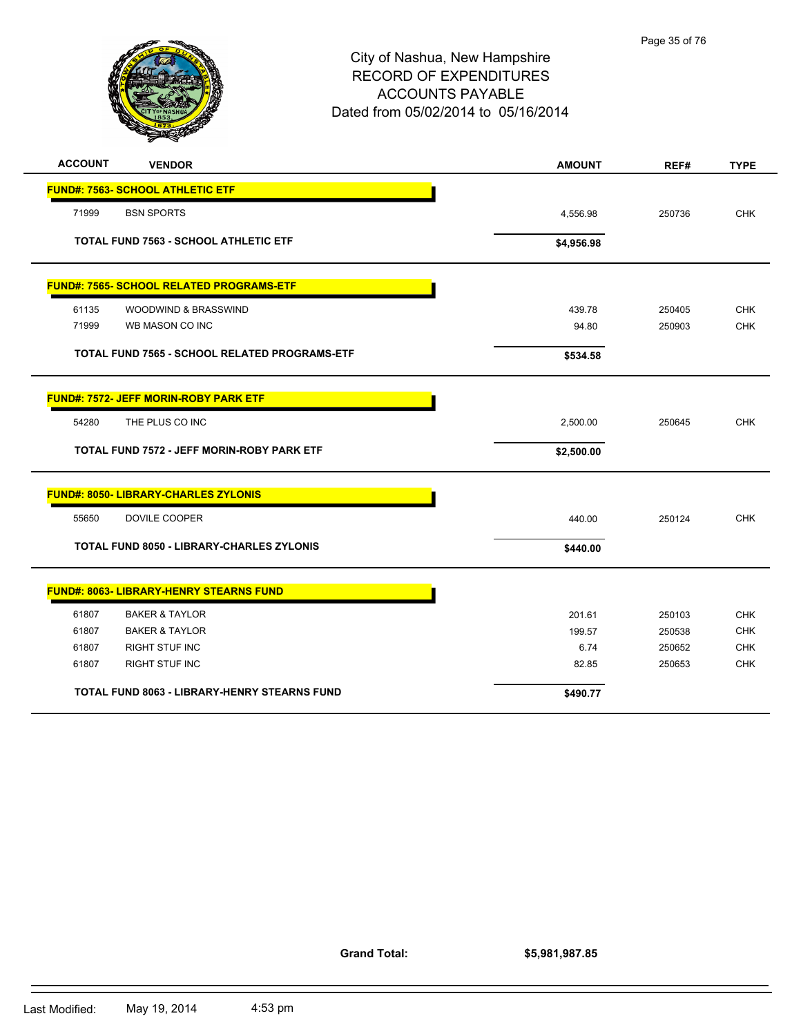# City of Nashua, New Hampshire
# RECORD OF EXPENDITURES
# ACCOUNTS PAYABLE
## Dated from 05/02/2014 to 05/16/2014

| ACCOUNT | VENDOR | AMOUNT | REF# | TYPE |
|---|---|---|---|---|
| **FUND#: 7563- SCHOOL ATHLETIC ETF** | | | | |
| 71999 | BSN SPORTS | 4,556.98 | 250736 | CHK |
| | **TOTAL FUND 7563 - SCHOOL ATHLETIC ETF** | **$4,956.98** | | |
| **FUND#: 7565- SCHOOL RELATED PROGRAMS-ETF** | | | | |
| 61135 | WOODWIND & BRASSWIND | 439.78 | 250405 | CHK |
| 71999 | WB MASON CO INC | 94.80 | 250903 | CHK |
| | **TOTAL FUND 7565 - SCHOOL RELATED PROGRAMS-ETF** | **$534.58** | | |
| **FUND#: 7572- JEFF MORIN-ROBY PARK ETF** | | | | |
| 54280 | THE PLUS CO INC | 2,500.00 | 250645 | CHK |
| | **TOTAL FUND 7572 - JEFF MORIN-ROBY PARK ETF** | **$2,500.00** | | |
| **FUND#: 8050- LIBRARY-CHARLES ZYLONIS** | | | | |
| 55650 | DOVILE COOPER | 440.00 | 250124 | CHK |
| | **TOTAL FUND 8050 - LIBRARY-CHARLES ZYLONIS** | **$440.00** | | |
| **FUND#: 8063- LIBRARY-HENRY STEARNS FUND** | | | | |
| 61807 | BAKER & TAYLOR | 201.61 | 250103 | CHK |
| 61807 | BAKER & TAYLOR | 199.57 | 250538 | CHK |
| 61807 | RIGHT STUF INC | 6.74 | 250652 | CHK |
| 61807 | RIGHT STUF INC | 82.85 | 250653 | CHK |
| | **TOTAL FUND 8063 - LIBRARY-HENRY STEARNS FUND** | **$490.77** | | |

**Grand Total:** **$5,981,987.85**

Last Modified: May 19, 2014 4:53 pm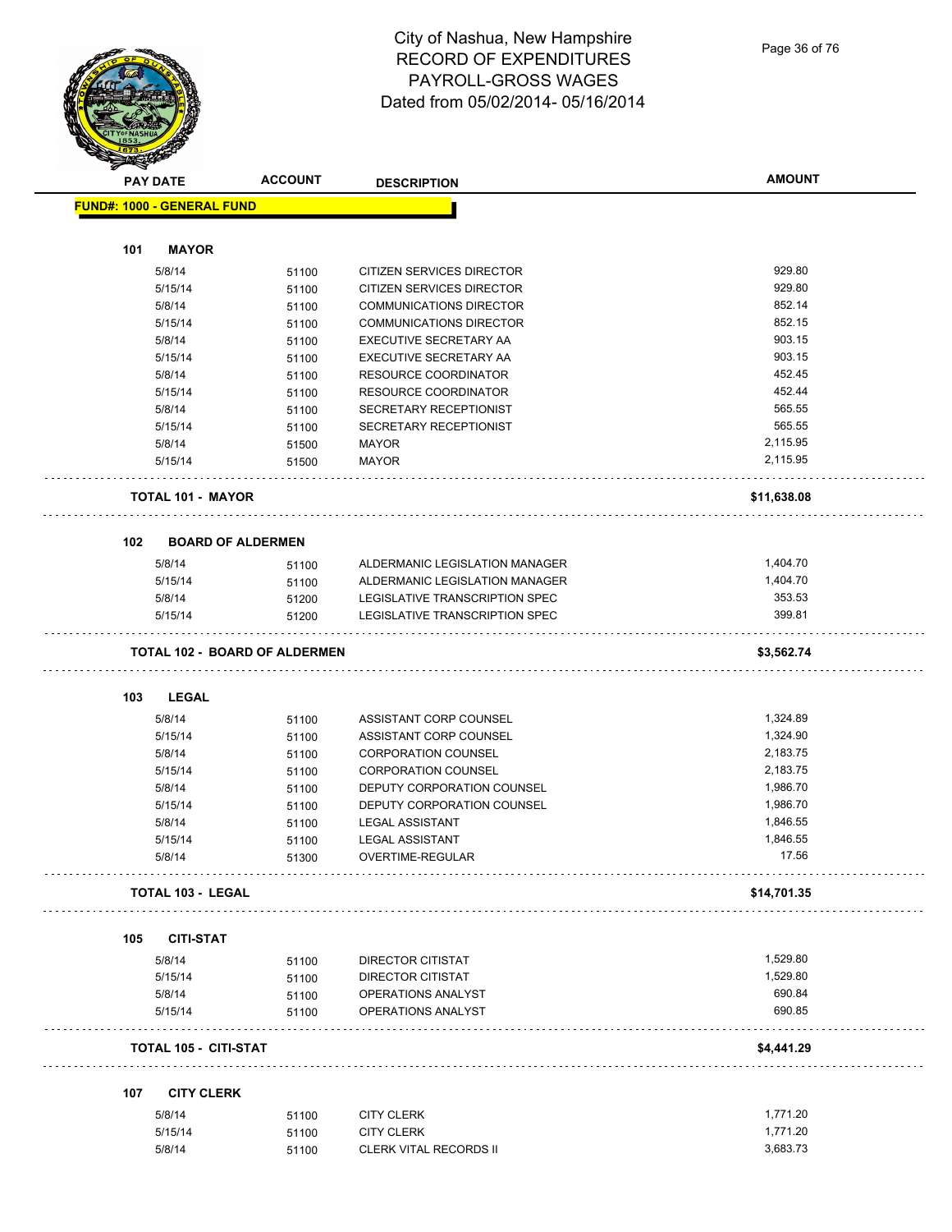# City of Nashua, New Hampshire
## RECORD OF EXPENDITURES
## PAYROLL-GROSS WAGES
## Dated from 05/02/2014- 05/16/2014

| PAY DATE | ACCOUNT | DESCRIPTION | AMOUNT |
|---|---|---|---|
| **FUND#: 1000 - GENERAL FUND** | | | |
| **101 MAYOR** | | | |
| 5/8/14 | 51100 | CITIZEN SERVICES DIRECTOR | 929.80 |
| 5/15/14 | 51100 | CITIZEN SERVICES DIRECTOR | 929.80 |
| 5/8/14 | 51100 | COMMUNICATIONS DIRECTOR | 852.14 |
| 5/15/14 | 51100 | COMMUNICATIONS DIRECTOR | 852.15 |
| 5/8/14 | 51100 | EXECUTIVE SECRETARY AA | 903.15 |
| 5/15/14 | 51100 | EXECUTIVE SECRETARY AA | 903.15 |
| 5/8/14 | 51100 | RESOURCE COORDINATOR | 452.45 |
| 5/15/14 | 51100 | RESOURCE COORDINATOR | 452.44 |
| 5/8/14 | 51100 | SECRETARY RECEPTIONIST | 565.55 |
| 5/15/14 | 51100 | SECRETARY RECEPTIONIST | 565.55 |
| 5/8/14 | 51500 | MAYOR | 2,115.95 |
| 5/15/14 | 51500 | MAYOR | 2,115.95 |
| **TOTAL 101 - MAYOR** | | | **$11,638.08** |
| **102 BOARD OF ALDERMEN** | | | |
| 5/8/14 | 51100 | ALDERMANIC LEGISLATION MANAGER | 1,404.70 |
| 5/15/14 | 51100 | ALDERMANIC LEGISLATION MANAGER | 1,404.70 |
| 5/8/14 | 51200 | LEGISLATIVE TRANSCRIPTION SPEC | 353.53 |
| 5/15/14 | 51200 | LEGISLATIVE TRANSCRIPTION SPEC | 399.81 |
| **TOTAL 102 - BOARD OF ALDERMEN** | | | **$3,562.74** |
| **103 LEGAL** | | | |
| 5/8/14 | 51100 | ASSISTANT CORP COUNSEL | 1,324.89 |
| 5/15/14 | 51100 | ASSISTANT CORP COUNSEL | 1,324.90 |
| 5/8/14 | 51100 | CORPORATION COUNSEL | 2,183.75 |
| 5/15/14 | 51100 | CORPORATION COUNSEL | 2,183.75 |
| 5/8/14 | 51100 | DEPUTY CORPORATION COUNSEL | 1,986.70 |
| 5/15/14 | 51100 | DEPUTY CORPORATION COUNSEL | 1,986.70 |
| 5/8/14 | 51100 | LEGAL ASSISTANT | 1,846.55 |
| 5/15/14 | 51100 | LEGAL ASSISTANT | 1,846.55 |
| 5/8/14 | 51300 | OVERTIME-REGULAR | 17.56 |
| **TOTAL 103 - LEGAL** | | | **$14,701.35** |
| **105 CITI-STAT** | | | |
| 5/8/14 | 51100 | DIRECTOR CITISTAT | 1,529.80 |
| 5/15/14 | 51100 | DIRECTOR CITISTAT | 1,529.80 |
| 5/8/14 | 51100 | OPERATIONS ANALYST | 690.84 |
| 5/15/14 | 51100 | OPERATIONS ANALYST | 690.85 |
| **TOTAL 105 - CITI-STAT** | | | **$4,441.29** |
| **107 CITY CLERK** | | | |
| 5/8/14 | 51100 | CITY CLERK | 1,771.20 |
| 5/15/14 | 51100 | CITY CLERK | 1,771.20 |
| 5/8/14 | 51100 | CLERK VITAL RECORDS II | 3,683.73 |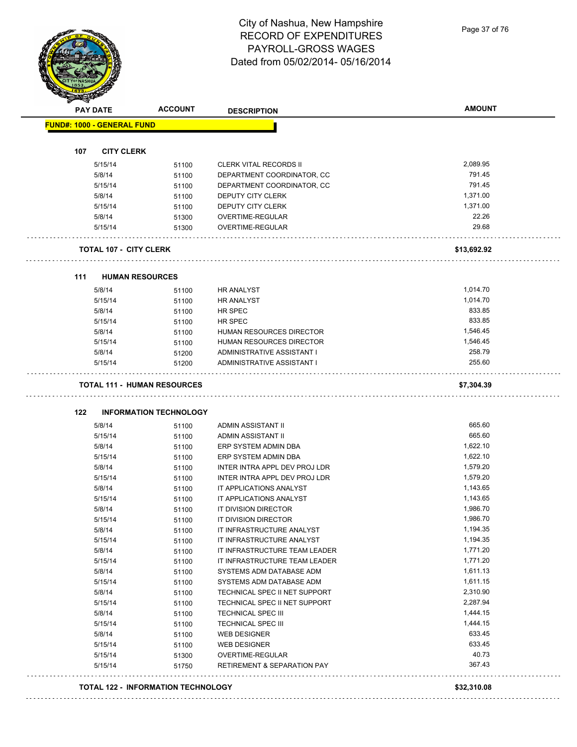# City of Nashua, New Hampshire
# RECORD OF EXPENDITURES
# PAYROLL-GROSS WAGES
# Dated from 05/02/2014- 05/16/2014

| PAY DATE | ACCOUNT | DESCRIPTION | AMOUNT |
|---|---|---|---|
| **FUND#: 1000 - GENERAL FUND** | | | |
| **107 CITY CLERK** | | | |
| 5/15/14 | 51100 | CLERK VITAL RECORDS II | 2,089.95 |
| 5/8/14 | 51100 | DEPARTMENT COORDINATOR, CC | 791.45 |
| 5/15/14 | 51100 | DEPARTMENT COORDINATOR, CC | 791.45 |
| 5/8/14 | 51100 | DEPUTY CITY CLERK | 1,371.00 |
| 5/15/14 | 51100 | DEPUTY CITY CLERK | 1,371.00 |
| 5/8/14 | 51300 | OVERTIME-REGULAR | 22.26 |
| 5/15/14 | 51300 | OVERTIME-REGULAR | 29.68 |
| **TOTAL 107 - CITY CLERK** | | | **$13,692.92** |
| **111 HUMAN RESOURCES** | | | |
| 5/8/14 | 51100 | HR ANALYST | 1,014.70 |
| 5/15/14 | 51100 | HR ANALYST | 1,014.70 |
| 5/8/14 | 51100 | HR SPEC | 833.85 |
| 5/15/14 | 51100 | HR SPEC | 833.85 |
| 5/8/14 | 51100 | HUMAN RESOURCES DIRECTOR | 1,546.45 |
| 5/15/14 | 51100 | HUMAN RESOURCES DIRECTOR | 1,546.45 |
| 5/8/14 | 51200 | ADMINISTRATIVE ASSISTANT I | 258.79 |
| 5/15/14 | 51200 | ADMINISTRATIVE ASSISTANT I | 255.60 |
| **TOTAL 111 - HUMAN RESOURCES** | | | **$7,304.39** |
| **122 INFORMATION TECHNOLOGY** | | | |
| 5/8/14 | 51100 | ADMIN ASSISTANT II | 665.60 |
| 5/15/14 | 51100 | ADMIN ASSISTANT II | 665.60 |
| 5/8/14 | 51100 | ERP SYSTEM ADMIN DBA | 1,622.10 |
| 5/15/14 | 51100 | ERP SYSTEM ADMIN DBA | 1,622.10 |
| 5/8/14 | 51100 | INTER INTRA APPL DEV PROJ LDR | 1,579.20 |
| 5/15/14 | 51100 | INTER INTRA APPL DEV PROJ LDR | 1,579.20 |
| 5/8/14 | 51100 | IT APPLICATIONS ANALYST | 1,143.65 |
| 5/15/14 | 51100 | IT APPLICATIONS ANALYST | 1,143.65 |
| 5/8/14 | 51100 | IT DIVISION DIRECTOR | 1,986.70 |
| 5/15/14 | 51100 | IT DIVISION DIRECTOR | 1,986.70 |
| 5/8/14 | 51100 | IT INFRASTRUCTURE ANALYST | 1,194.35 |
| 5/15/14 | 51100 | IT INFRASTRUCTURE ANALYST | 1,194.35 |
| 5/8/14 | 51100 | IT INFRASTRUCTURE TEAM LEADER | 1,771.20 |
| 5/15/14 | 51100 | IT INFRASTRUCTURE TEAM LEADER | 1,771.20 |
| 5/8/14 | 51100 | SYSTEMS ADM DATABASE ADM | 1,611.13 |
| 5/15/14 | 51100 | SYSTEMS ADM DATABASE ADM | 1,611.15 |
| 5/8/14 | 51100 | TECHNICAL SPEC II NET SUPPORT | 2,310.90 |
| 5/15/14 | 51100 | TECHNICAL SPEC II NET SUPPORT | 2,287.94 |
| 5/8/14 | 51100 | TECHNICAL SPEC III | 1,444.15 |
| 5/15/14 | 51100 | TECHNICAL SPEC III | 1,444.15 |
| 5/8/14 | 51100 | WEB DESIGNER | 633.45 |
| 5/15/14 | 51100 | WEB DESIGNER | 633.45 |
| 5/15/14 | 51300 | OVERTIME-REGULAR | 40.73 |
| 5/15/14 | 51750 | RETIREMENT & SEPARATION PAY | 367.43 |
| **TOTAL 122 - INFORMATION TECHNOLOGY** | | | **$32,310.08** |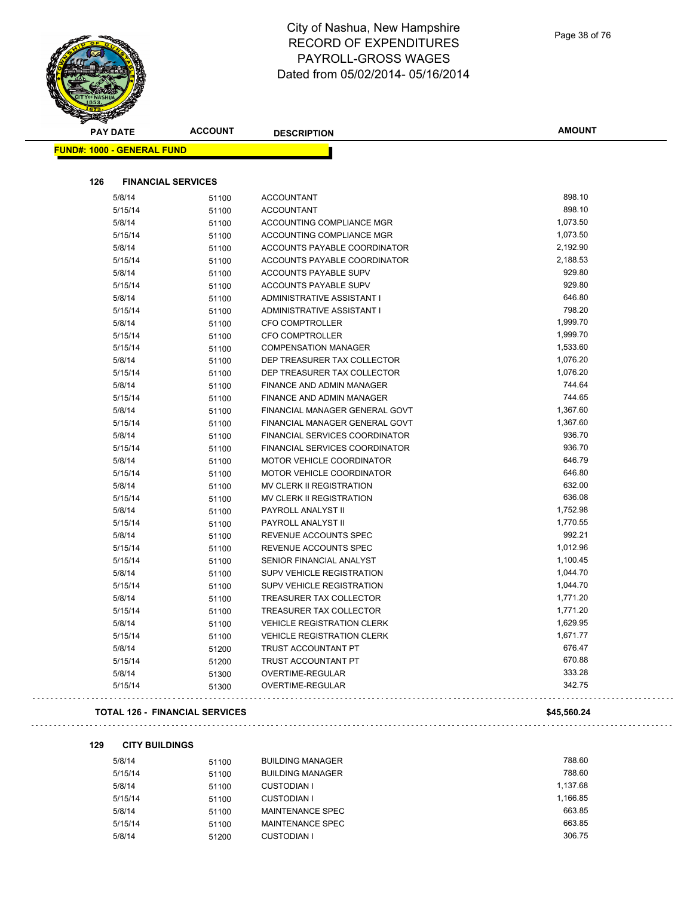# City of Nashua, New Hampshire
# RECORD OF EXPENDITURES
# PAYROLL-GROSS WAGES
# Dated from 05/02/2014- 05/16/2014

| PAY DATE | ACCOUNT | DESCRIPTION | AMOUNT |
|---|---|---|---|
| **FUND#: 1000 - GENERAL FUND** | | | |
| **126 FINANCIAL SERVICES** | | | |
| 5/8/14 | 51100 | ACCOUNTANT | 898.10 |
| 5/15/14 | 51100 | ACCOUNTANT | 898.10 |
| 5/8/14 | 51100 | ACCOUNTING COMPLIANCE MGR | 1,073.50 |
| 5/15/14 | 51100 | ACCOUNTING COMPLIANCE MGR | 1,073.50 |
| 5/8/14 | 51100 | ACCOUNTS PAYABLE COORDINATOR | 2,192.90 |
| 5/15/14 | 51100 | ACCOUNTS PAYABLE COORDINATOR | 2,188.53 |
| 5/8/14 | 51100 | ACCOUNTS PAYABLE SUPV | 929.80 |
| 5/15/14 | 51100 | ACCOUNTS PAYABLE SUPV | 929.80 |
| 5/8/14 | 51100 | ADMINISTRATIVE ASSISTANT I | 646.80 |
| 5/15/14 | 51100 | ADMINISTRATIVE ASSISTANT I | 798.20 |
| 5/8/14 | 51100 | CFO COMPTROLLER | 1,999.70 |
| 5/15/14 | 51100 | CFO COMPTROLLER | 1,999.70 |
| 5/15/14 | 51100 | COMPENSATION MANAGER | 1,533.60 |
| 5/8/14 | 51100 | DEP TREASURER TAX COLLECTOR | 1,076.20 |
| 5/15/14 | 51100 | DEP TREASURER TAX COLLECTOR | 1,076.20 |
| 5/8/14 | 51100 | FINANCE AND ADMIN MANAGER | 744.64 |
| 5/15/14 | 51100 | FINANCE AND ADMIN MANAGER | 744.65 |
| 5/8/14 | 51100 | FINANCIAL MANAGER GENERAL GOVT | 1,367.60 |
| 5/15/14 | 51100 | FINANCIAL MANAGER GENERAL GOVT | 1,367.60 |
| 5/8/14 | 51100 | FINANCIAL SERVICES COORDINATOR | 936.70 |
| 5/15/14 | 51100 | FINANCIAL SERVICES COORDINATOR | 936.70 |
| 5/8/14 | 51100 | MOTOR VEHICLE COORDINATOR | 646.79 |
| 5/15/14 | 51100 | MOTOR VEHICLE COORDINATOR | 646.80 |
| 5/8/14 | 51100 | MV CLERK II REGISTRATION | 632.00 |
| 5/15/14 | 51100 | MV CLERK II REGISTRATION | 636.08 |
| 5/8/14 | 51100 | PAYROLL ANALYST II | 1,752.98 |
| 5/15/14 | 51100 | PAYROLL ANALYST II | 1,770.55 |
| 5/8/14 | 51100 | REVENUE ACCOUNTS SPEC | 992.21 |
| 5/15/14 | 51100 | REVENUE ACCOUNTS SPEC | 1,012.96 |
| 5/15/14 | 51100 | SENIOR FINANCIAL ANALYST | 1,100.45 |
| 5/8/14 | 51100 | SUPV VEHICLE REGISTRATION | 1,044.70 |
| 5/15/14 | 51100 | SUPV VEHICLE REGISTRATION | 1,044.70 |
| 5/8/14 | 51100 | TREASURER TAX COLLECTOR | 1,771.20 |
| 5/15/14 | 51100 | TREASURER TAX COLLECTOR | 1,771.20 |
| 5/8/14 | 51100 | VEHICLE REGISTRATION CLERK | 1,629.95 |
| 5/15/14 | 51100 | VEHICLE REGISTRATION CLERK | 1,671.77 |
| 5/8/14 | 51200 | TRUST ACCOUNTANT PT | 676.47 |
| 5/15/14 | 51200 | TRUST ACCOUNTANT PT | 670.88 |
| 5/8/14 | 51300 | OVERTIME-REGULAR | 333.28 |
| 5/15/14 | 51300 | OVERTIME-REGULAR | 342.75 |
| **TOTAL 126 - FINANCIAL SERVICES** | | | **$45,560.24** |
| **129 CITY BUILDINGS** | | | |
| 5/8/14 | 51100 | BUILDING MANAGER | 788.60 |
| 5/15/14 | 51100 | BUILDING MANAGER | 788.60 |
| 5/8/14 | 51100 | CUSTODIAN I | 1,137.68 |
| 5/15/14 | 51100 | CUSTODIAN I | 1,166.85 |
| 5/8/14 | 51100 | MAINTENANCE SPEC | 663.85 |
| 5/15/14 | 51100 | MAINTENANCE SPEC | 663.85 |
| 5/8/14 | 51200 | CUSTODIAN I | 306.75 |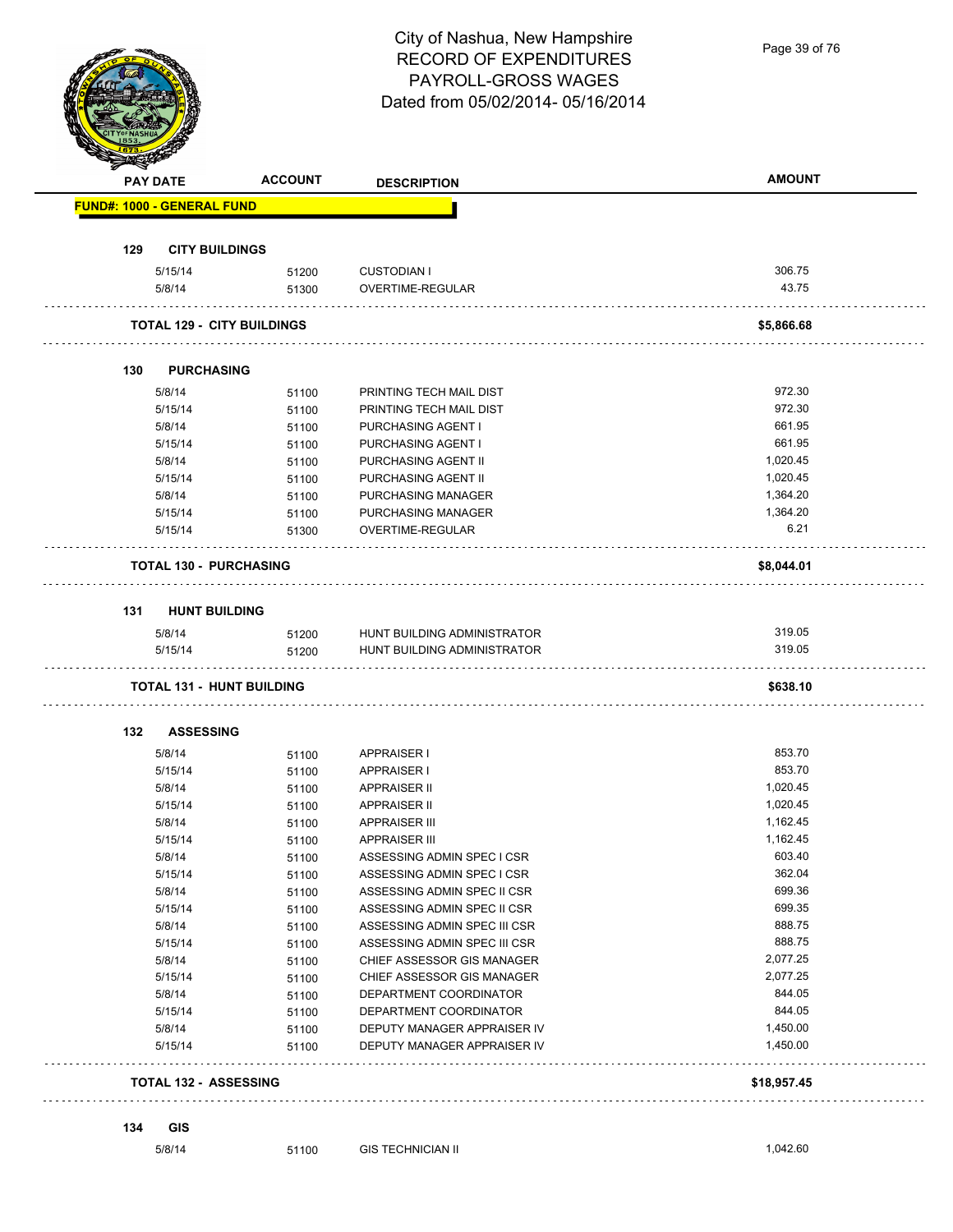# City of Nashua, New Hampshire
## RECORD OF EXPENDITURES
## PAYROLL-GROSS WAGES
## Dated from 05/02/2014- 05/16/2014

| PAY DATE | ACCOUNT | DESCRIPTION | AMOUNT |
|---|---|---|---|
| **FUND#: 1000 - GENERAL FUND** | | | |
| **129 CITY BUILDINGS** | | | |
| 5/15/14 | 51200 | CUSTODIAN I | 306.75 |
| 5/8/14 | 51300 | OVERTIME-REGULAR | 43.75 |
| **TOTAL 129 - CITY BUILDINGS** | | | **$5,866.68** |
| **130 PURCHASING** | | | |
| 5/8/14 | 51100 | PRINTING TECH MAIL DIST | 972.30 |
| 5/15/14 | 51100 | PRINTING TECH MAIL DIST | 972.30 |
| 5/8/14 | 51100 | PURCHASING AGENT I | 661.95 |
| 5/15/14 | 51100 | PURCHASING AGENT I | 661.95 |
| 5/8/14 | 51100 | PURCHASING AGENT II | 1,020.45 |
| 5/15/14 | 51100 | PURCHASING AGENT II | 1,020.45 |
| 5/8/14 | 51100 | PURCHASING MANAGER | 1,364.20 |
| 5/15/14 | 51100 | PURCHASING MANAGER | 1,364.20 |
| 5/15/14 | 51300 | OVERTIME-REGULAR | 6.21 |
| **TOTAL 130 - PURCHASING** | | | **$8,044.01** |
| **131 HUNT BUILDING** | | | |
| 5/8/14 | 51200 | HUNT BUILDING ADMINISTRATOR | 319.05 |
| 5/15/14 | 51200 | HUNT BUILDING ADMINISTRATOR | 319.05 |
| **TOTAL 131 - HUNT BUILDING** | | | **$638.10** |
| **132 ASSESSING** | | | |
| 5/8/14 | 51100 | APPRAISER I | 853.70 |
| 5/15/14 | 51100 | APPRAISER I | 853.70 |
| 5/8/14 | 51100 | APPRAISER II | 1,020.45 |
| 5/15/14 | 51100 | APPRAISER II | 1,020.45 |
| 5/8/14 | 51100 | APPRAISER III | 1,162.45 |
| 5/15/14 | 51100 | APPRAISER III | 1,162.45 |
| 5/8/14 | 51100 | ASSESSING ADMIN SPEC I CSR | 603.40 |
| 5/15/14 | 51100 | ASSESSING ADMIN SPEC I CSR | 362.04 |
| 5/8/14 | 51100 | ASSESSING ADMIN SPEC II CSR | 699.36 |
| 5/15/14 | 51100 | ASSESSING ADMIN SPEC II CSR | 699.35 |
| 5/8/14 | 51100 | ASSESSING ADMIN SPEC III CSR | 888.75 |
| 5/15/14 | 51100 | ASSESSING ADMIN SPEC III CSR | 888.75 |
| 5/8/14 | 51100 | CHIEF ASSESSOR GIS MANAGER | 2,077.25 |
| 5/15/14 | 51100 | CHIEF ASSESSOR GIS MANAGER | 2,077.25 |
| 5/8/14 | 51100 | DEPARTMENT COORDINATOR | 844.05 |
| 5/15/14 | 51100 | DEPARTMENT COORDINATOR | 844.05 |
| 5/8/14 | 51100 | DEPUTY MANAGER APPRAISER IV | 1,450.00 |
| 5/15/14 | 51100 | DEPUTY MANAGER APPRAISER IV | 1,450.00 |
| **TOTAL 132 - ASSESSING** | | | **$18,957.45** |
| **134 GIS** | | | |
| 5/8/14 | 51100 | GIS TECHNICIAN II | 1,042.60 |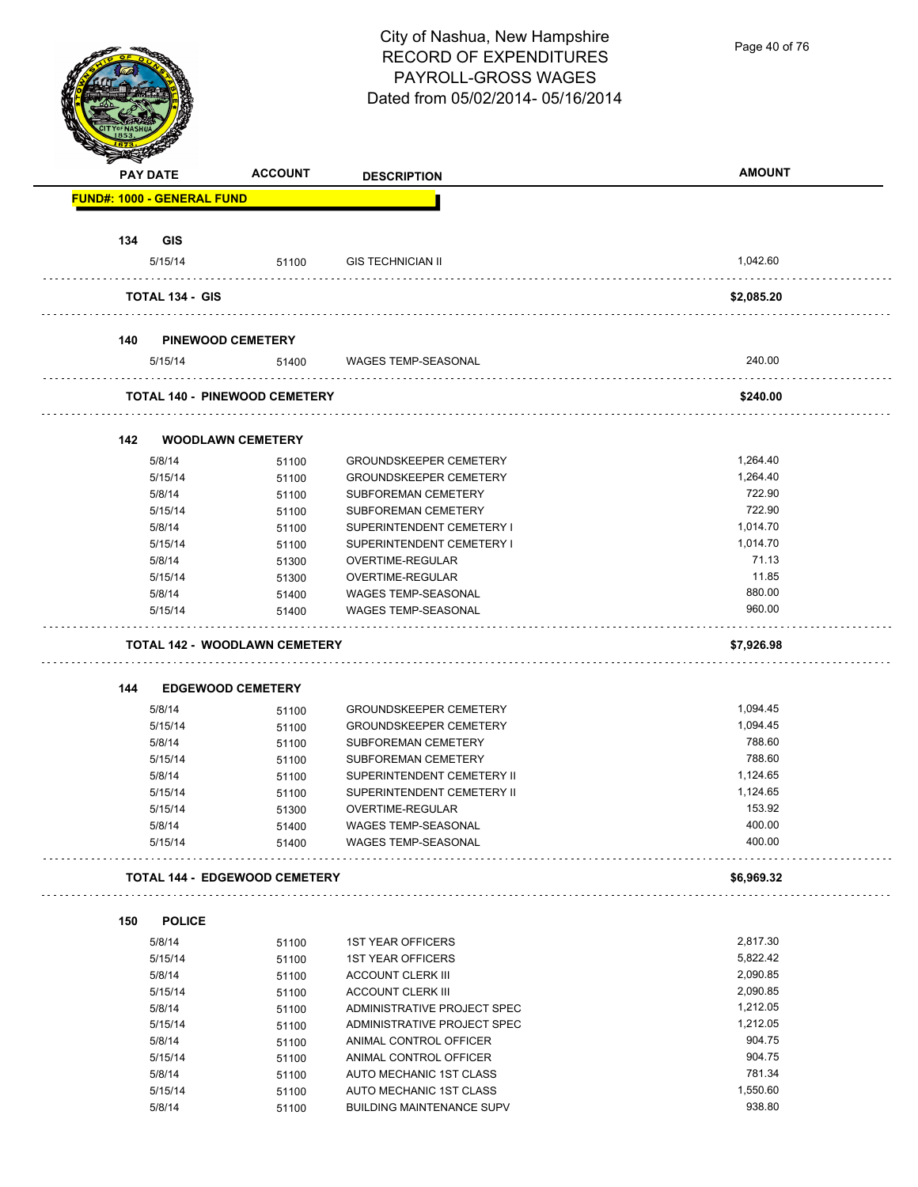# City of Nashua, New Hampshire
# RECORD OF EXPENDITURES
# PAYROLL-GROSS WAGES
# Dated from 05/02/2014- 05/16/2014

| PAY DATE | ACCOUNT | DESCRIPTION | AMOUNT |
|---|---|---|---|
| **FUND#: 1000 - GENERAL FUND** | | | |
| **134 GIS** | | | |
| 5/15/14 | 51100 | GIS TECHNICIAN II | 1,042.60 |
| **TOTAL 134 - GIS** | | | **$2,085.20** |
| **140 PINEWOOD CEMETERY** | | | |
| 5/15/14 | 51400 | WAGES TEMP-SEASONAL | 240.00 |
| **TOTAL 140 - PINEWOOD CEMETERY** | | | **$240.00** |
| **142 WOODLAWN CEMETERY** | | | |
| 5/8/14 | 51100 | GROUNDSKEEPER CEMETERY | 1,264.40 |
| 5/15/14 | 51100 | GROUNDSKEEPER CEMETERY | 1,264.40 |
| 5/8/14 | 51100 | SUBFOREMAN CEMETERY | 722.90 |
| 5/15/14 | 51100 | SUBFOREMAN CEMETERY | 722.90 |
| 5/8/14 | 51100 | SUPERINTENDENT CEMETERY I | 1,014.70 |
| 5/15/14 | 51100 | SUPERINTENDENT CEMETERY I | 1,014.70 |
| 5/8/14 | 51300 | OVERTIME-REGULAR | 71.13 |
| 5/15/14 | 51300 | OVERTIME-REGULAR | 11.85 |
| 5/8/14 | 51400 | WAGES TEMP-SEASONAL | 880.00 |
| 5/15/14 | 51400 | WAGES TEMP-SEASONAL | 960.00 |
| **TOTAL 142 - WOODLAWN CEMETERY** | | | **$7,926.98** |
| **144 EDGEWOOD CEMETERY** | | | |
| 5/8/14 | 51100 | GROUNDSKEEPER CEMETERY | 1,094.45 |
| 5/15/14 | 51100 | GROUNDSKEEPER CEMETERY | 1,094.45 |
| 5/8/14 | 51100 | SUBFOREMAN CEMETERY | 788.60 |
| 5/15/14 | 51100 | SUBFOREMAN CEMETERY | 788.60 |
| 5/8/14 | 51100 | SUPERINTENDENT CEMETERY II | 1,124.65 |
| 5/15/14 | 51100 | SUPERINTENDENT CEMETERY II | 1,124.65 |
| 5/15/14 | 51300 | OVERTIME-REGULAR | 153.92 |
| 5/8/14 | 51400 | WAGES TEMP-SEASONAL | 400.00 |
| 5/15/14 | 51400 | WAGES TEMP-SEASONAL | 400.00 |
| **TOTAL 144 - EDGEWOOD CEMETERY** | | | **$6,969.32** |
| **150 POLICE** | | | |
| 5/8/14 | 51100 | 1ST YEAR OFFICERS | 2,817.30 |
| 5/15/14 | 51100 | 1ST YEAR OFFICERS | 5,822.42 |
| 5/8/14 | 51100 | ACCOUNT CLERK III | 2,090.85 |
| 5/15/14 | 51100 | ACCOUNT CLERK III | 2,090.85 |
| 5/8/14 | 51100 | ADMINISTRATIVE PROJECT SPEC | 1,212.05 |
| 5/15/14 | 51100 | ADMINISTRATIVE PROJECT SPEC | 1,212.05 |
| 5/8/14 | 51100 | ANIMAL CONTROL OFFICER | 904.75 |
| 5/15/14 | 51100 | ANIMAL CONTROL OFFICER | 904.75 |
| 5/8/14 | 51100 | AUTO MECHANIC 1ST CLASS | 781.34 |
| 5/15/14 | 51100 | AUTO MECHANIC 1ST CLASS | 1,550.60 |
| 5/8/14 | 51100 | BUILDING MAINTENANCE SUPV | 938.80 |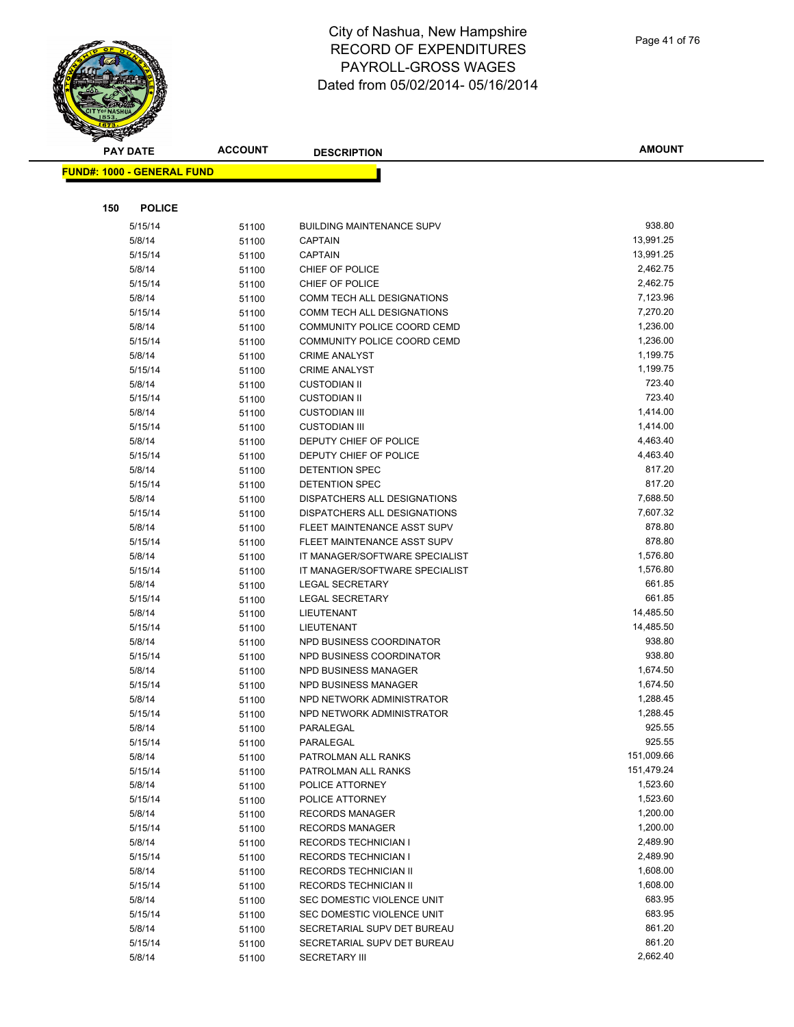# City of Nashua, New Hampshire
# RECORD OF EXPENDITURES
# PAYROLL-GROSS WAGES
# Dated from 05/02/2014- 05/16/2014

| PAY DATE | ACCOUNT | DESCRIPTION | AMOUNT |
|---|---|---|---|

**FUND#: 1000 - GENERAL FUND**

**150 POLICE**

| PAY DATE | ACCOUNT | DESCRIPTION | AMOUNT |
|---|---|---|---|
| 5/15/14 | 51100 | BUILDING MAINTENANCE SUPV | 938.80 |
| 5/8/14 | 51100 | CAPTAIN | 13,991.25 |
| 5/15/14 | 51100 | CAPTAIN | 13,991.25 |
| 5/8/14 | 51100 | CHIEF OF POLICE | 2,462.75 |
| 5/15/14 | 51100 | CHIEF OF POLICE | 2,462.75 |
| 5/8/14 | 51100 | COMM TECH ALL DESIGNATIONS | 7,123.96 |
| 5/15/14 | 51100 | COMM TECH ALL DESIGNATIONS | 7,270.20 |
| 5/8/14 | 51100 | COMMUNITY POLICE COORD CEMD | 1,236.00 |
| 5/15/14 | 51100 | COMMUNITY POLICE COORD CEMD | 1,236.00 |
| 5/8/14 | 51100 | CRIME ANALYST | 1,199.75 |
| 5/15/14 | 51100 | CRIME ANALYST | 1,199.75 |
| 5/8/14 | 51100 | CUSTODIAN II | 723.40 |
| 5/15/14 | 51100 | CUSTODIAN II | 723.40 |
| 5/8/14 | 51100 | CUSTODIAN III | 1,414.00 |
| 5/15/14 | 51100 | CUSTODIAN III | 1,414.00 |
| 5/8/14 | 51100 | DEPUTY CHIEF OF POLICE | 4,463.40 |
| 5/15/14 | 51100 | DEPUTY CHIEF OF POLICE | 4,463.40 |
| 5/8/14 | 51100 | DETENTION SPEC | 817.20 |
| 5/15/14 | 51100 | DETENTION SPEC | 817.20 |
| 5/8/14 | 51100 | DISPATCHERS ALL DESIGNATIONS | 7,688.50 |
| 5/15/14 | 51100 | DISPATCHERS ALL DESIGNATIONS | 7,607.32 |
| 5/8/14 | 51100 | FLEET MAINTENANCE ASST SUPV | 878.80 |
| 5/15/14 | 51100 | FLEET MAINTENANCE ASST SUPV | 878.80 |
| 5/8/14 | 51100 | IT MANAGER/SOFTWARE SPECIALIST | 1,576.80 |
| 5/15/14 | 51100 | IT MANAGER/SOFTWARE SPECIALIST | 1,576.80 |
| 5/8/14 | 51100 | LEGAL SECRETARY | 661.85 |
| 5/15/14 | 51100 | LEGAL SECRETARY | 661.85 |
| 5/8/14 | 51100 | LIEUTENANT | 14,485.50 |
| 5/15/14 | 51100 | LIEUTENANT | 14,485.50 |
| 5/8/14 | 51100 | NPD BUSINESS COORDINATOR | 938.80 |
| 5/15/14 | 51100 | NPD BUSINESS COORDINATOR | 938.80 |
| 5/8/14 | 51100 | NPD BUSINESS MANAGER | 1,674.50 |
| 5/15/14 | 51100 | NPD BUSINESS MANAGER | 1,674.50 |
| 5/8/14 | 51100 | NPD NETWORK ADMINISTRATOR | 1,288.45 |
| 5/15/14 | 51100 | NPD NETWORK ADMINISTRATOR | 1,288.45 |
| 5/8/14 | 51100 | PARALEGAL | 925.55 |
| 5/15/14 | 51100 | PARALEGAL | 925.55 |
| 5/8/14 | 51100 | PATROLMAN ALL RANKS | 151,009.66 |
| 5/15/14 | 51100 | PATROLMAN ALL RANKS | 151,479.24 |
| 5/8/14 | 51100 | POLICE ATTORNEY | 1,523.60 |
| 5/15/14 | 51100 | POLICE ATTORNEY | 1,523.60 |
| 5/8/14 | 51100 | RECORDS MANAGER | 1,200.00 |
| 5/15/14 | 51100 | RECORDS MANAGER | 1,200.00 |
| 5/8/14 | 51100 | RECORDS TECHNICIAN I | 2,489.90 |
| 5/15/14 | 51100 | RECORDS TECHNICIAN I | 2,489.90 |
| 5/8/14 | 51100 | RECORDS TECHNICIAN II | 1,608.00 |
| 5/15/14 | 51100 | RECORDS TECHNICIAN II | 1,608.00 |
| 5/8/14 | 51100 | SEC DOMESTIC VIOLENCE UNIT | 683.95 |
| 5/15/14 | 51100 | SEC DOMESTIC VIOLENCE UNIT | 683.95 |
| 5/8/14 | 51100 | SECRETARIAL SUPV DET BUREAU | 861.20 |
| 5/15/14 | 51100 | SECRETARIAL SUPV DET BUREAU | 861.20 |
| 5/8/14 | 51100 | SECRETARY III | 2,662.40 |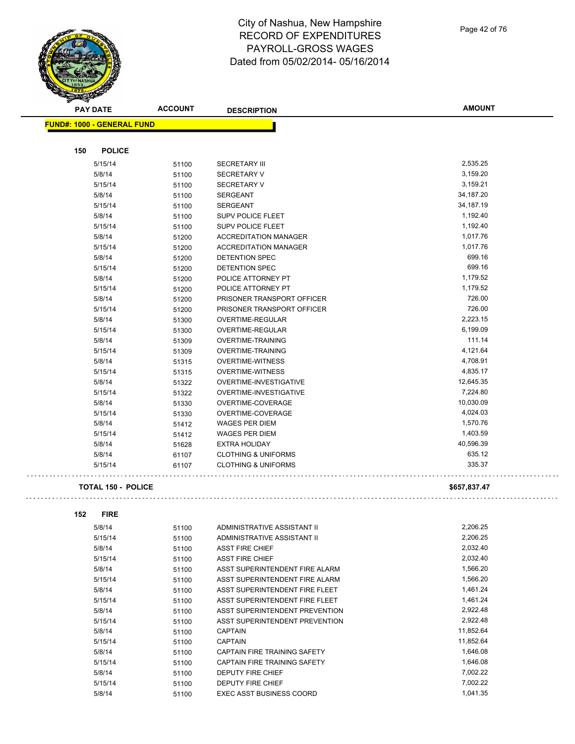# City of Nashua, New Hampshire
## RECORD OF EXPENDITURES
## PAYROLL-GROSS WAGES
### Dated from 05/02/2014- 05/16/2014

**FUND#: 1000 - GENERAL FUND**

**150 POLICE**

| PAY DATE | ACCOUNT | DESCRIPTION | AMOUNT |
|---|---|---|---|
| 5/15/14 | 51100 | SECRETARY III | 2,535.25 |
| 5/8/14 | 51100 | SECRETARY V | 3,159.20 |
| 5/15/14 | 51100 | SECRETARY V | 3,159.21 |
| 5/8/14 | 51100 | SERGEANT | 34,187.20 |
| 5/15/14 | 51100 | SERGEANT | 34,187.19 |
| 5/8/14 | 51100 | SUPV POLICE FLEET | 1,192.40 |
| 5/15/14 | 51100 | SUPV POLICE FLEET | 1,192.40 |
| 5/8/14 | 51200 | ACCREDITATION MANAGER | 1,017.76 |
| 5/15/14 | 51200 | ACCREDITATION MANAGER | 1,017.76 |
| 5/8/14 | 51200 | DETENTION SPEC | 699.16 |
| 5/15/14 | 51200 | DETENTION SPEC | 699.16 |
| 5/8/14 | 51200 | POLICE ATTORNEY PT | 1,179.52 |
| 5/15/14 | 51200 | POLICE ATTORNEY PT | 1,179.52 |
| 5/8/14 | 51200 | PRISONER TRANSPORT OFFICER | 726.00 |
| 5/15/14 | 51200 | PRISONER TRANSPORT OFFICER | 726.00 |
| 5/8/14 | 51300 | OVERTIME-REGULAR | 2,223.15 |
| 5/15/14 | 51300 | OVERTIME-REGULAR | 6,199.09 |
| 5/8/14 | 51309 | OVERTIME-TRAINING | 111.14 |
| 5/15/14 | 51309 | OVERTIME-TRAINING | 4,121.64 |
| 5/8/14 | 51315 | OVERTIME-WITNESS | 4,708.91 |
| 5/15/14 | 51315 | OVERTIME-WITNESS | 4,835.17 |
| 5/8/14 | 51322 | OVERTIME-INVESTIGATIVE | 12,645.35 |
| 5/15/14 | 51322 | OVERTIME-INVESTIGATIVE | 7,224.80 |
| 5/8/14 | 51330 | OVERTIME-COVERAGE | 10,030.09 |
| 5/15/14 | 51330 | OVERTIME-COVERAGE | 4,024.03 |
| 5/8/14 | 51412 | WAGES PER DIEM | 1,570.76 |
| 5/15/14 | 51412 | WAGES PER DIEM | 1,403.59 |
| 5/8/14 | 51628 | EXTRA HOLIDAY | 40,596.39 |
| 5/8/14 | 61107 | CLOTHING & UNIFORMS | 635.12 |
| 5/15/14 | 61107 | CLOTHING & UNIFORMS | 335.37 |

**TOTAL 150 - POLICE** **$657,837.47**

**152 FIRE**

| PAY DATE | ACCOUNT | DESCRIPTION | AMOUNT |
|---|---|---|---|
| 5/8/14 | 51100 | ADMINISTRATIVE ASSISTANT II | 2,206.25 |
| 5/15/14 | 51100 | ADMINISTRATIVE ASSISTANT II | 2,206.25 |
| 5/8/14 | 51100 | ASST FIRE CHIEF | 2,032.40 |
| 5/15/14 | 51100 | ASST FIRE CHIEF | 2,032.40 |
| 5/8/14 | 51100 | ASST SUPERINTENDENT FIRE ALARM | 1,566.20 |
| 5/15/14 | 51100 | ASST SUPERINTENDENT FIRE ALARM | 1,566.20 |
| 5/8/14 | 51100 | ASST SUPERINTENDENT FIRE FLEET | 1,461.24 |
| 5/15/14 | 51100 | ASST SUPERINTENDENT FIRE FLEET | 1,461.24 |
| 5/8/14 | 51100 | ASST SUPERINTENDENT PREVENTION | 2,922.48 |
| 5/15/14 | 51100 | ASST SUPERINTENDENT PREVENTION | 2,922.48 |
| 5/8/14 | 51100 | CAPTAIN | 11,852.64 |
| 5/15/14 | 51100 | CAPTAIN | 11,852.64 |
| 5/8/14 | 51100 | CAPTAIN FIRE TRAINING SAFETY | 1,646.08 |
| 5/15/14 | 51100 | CAPTAIN FIRE TRAINING SAFETY | 1,646.08 |
| 5/8/14 | 51100 | DEPUTY FIRE CHIEF | 7,002.22 |
| 5/15/14 | 51100 | DEPUTY FIRE CHIEF | 7,002.22 |
| 5/8/14 | 51100 | EXEC ASST BUSINESS COORD | 1,041.35 |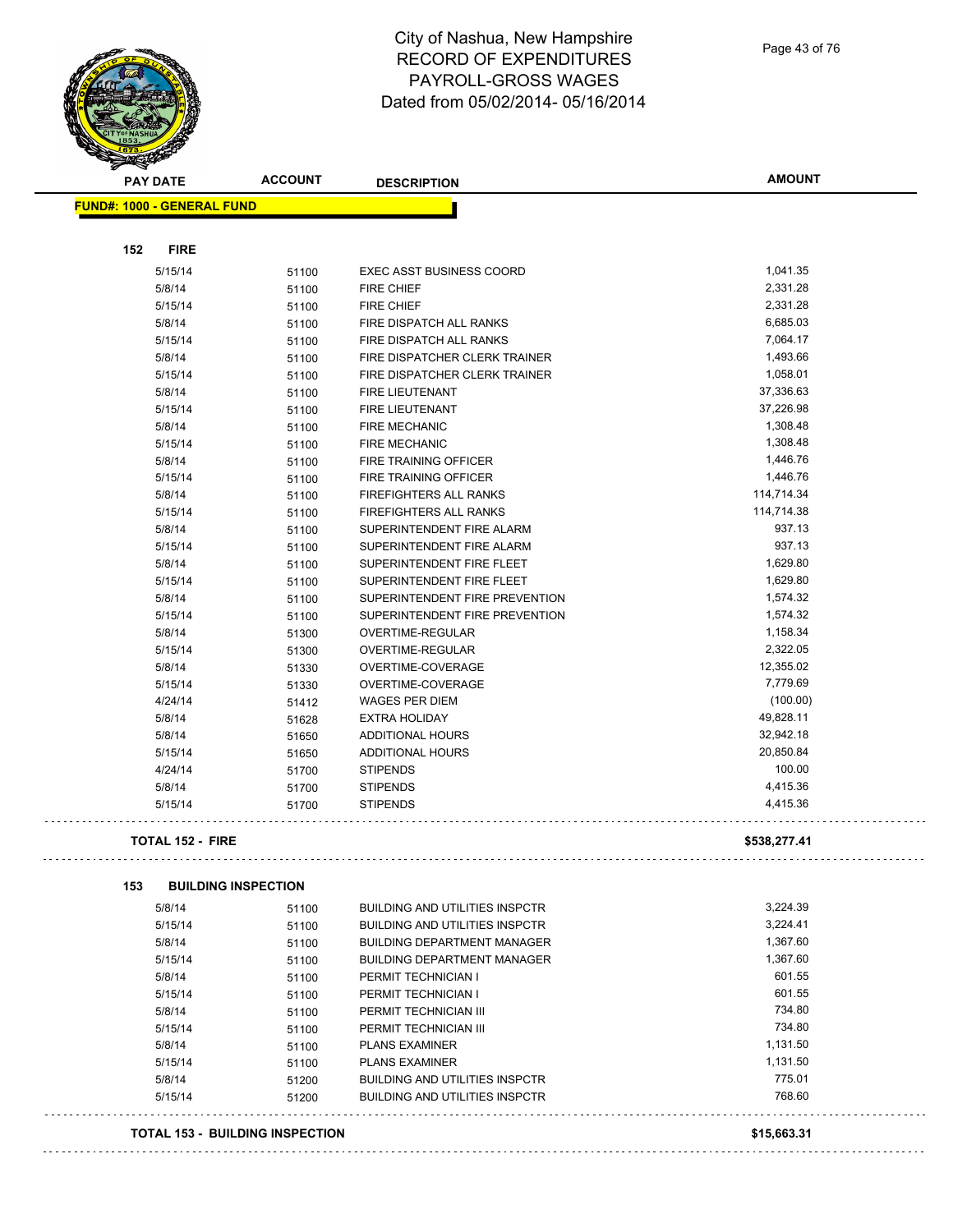# City of Nashua, New Hampshire
# RECORD OF EXPENDITURES
# PAYROLL-GROSS WAGES
# Dated from 05/02/2014- 05/16/2014

| PAY DATE | ACCOUNT | DESCRIPTION | AMOUNT |
|---|---|---|---|
| **FUND#: 1000 - GENERAL FUND** | | | |
| **152 FIRE** | | | |
| 5/15/14 | 51100 | EXEC ASST BUSINESS COORD | 1,041.35 |
| 5/8/14 | 51100 | FIRE CHIEF | 2,331.28 |
| 5/15/14 | 51100 | FIRE CHIEF | 2,331.28 |
| 5/8/14 | 51100 | FIRE DISPATCH ALL RANKS | 6,685.03 |
| 5/15/14 | 51100 | FIRE DISPATCH ALL RANKS | 7,064.17 |
| 5/8/14 | 51100 | FIRE DISPATCHER CLERK TRAINER | 1,493.66 |
| 5/15/14 | 51100 | FIRE DISPATCHER CLERK TRAINER | 1,058.01 |
| 5/8/14 | 51100 | FIRE LIEUTENANT | 37,336.63 |
| 5/15/14 | 51100 | FIRE LIEUTENANT | 37,226.98 |
| 5/8/14 | 51100 | FIRE MECHANIC | 1,308.48 |
| 5/15/14 | 51100 | FIRE MECHANIC | 1,308.48 |
| 5/8/14 | 51100 | FIRE TRAINING OFFICER | 1,446.76 |
| 5/15/14 | 51100 | FIRE TRAINING OFFICER | 1,446.76 |
| 5/8/14 | 51100 | FIREFIGHTERS ALL RANKS | 114,714.34 |
| 5/15/14 | 51100 | FIREFIGHTERS ALL RANKS | 114,714.38 |
| 5/8/14 | 51100 | SUPERINTENDENT FIRE ALARM | 937.13 |
| 5/15/14 | 51100 | SUPERINTENDENT FIRE ALARM | 937.13 |
| 5/8/14 | 51100 | SUPERINTENDENT FIRE FLEET | 1,629.80 |
| 5/15/14 | 51100 | SUPERINTENDENT FIRE FLEET | 1,629.80 |
| 5/8/14 | 51100 | SUPERINTENDENT FIRE PREVENTION | 1,574.32 |
| 5/15/14 | 51100 | SUPERINTENDENT FIRE PREVENTION | 1,574.32 |
| 5/8/14 | 51300 | OVERTIME-REGULAR | 1,158.34 |
| 5/15/14 | 51300 | OVERTIME-REGULAR | 2,322.05 |
| 5/8/14 | 51330 | OVERTIME-COVERAGE | 12,355.02 |
| 5/15/14 | 51330 | OVERTIME-COVERAGE | 7,779.69 |
| 4/24/14 | 51412 | WAGES PER DIEM | (100.00) |
| 5/8/14 | 51628 | EXTRA HOLIDAY | 49,828.11 |
| 5/8/14 | 51650 | ADDITIONAL HOURS | 32,942.18 |
| 5/15/14 | 51650 | ADDITIONAL HOURS | 20,850.84 |
| 4/24/14 | 51700 | STIPENDS | 100.00 |
| 5/8/14 | 51700 | STIPENDS | 4,415.36 |
| 5/15/14 | 51700 | STIPENDS | 4,415.36 |
| **TOTAL 152 - FIRE** | | | **$538,277.41** |
| **153 BUILDING INSPECTION** | | | |
| 5/8/14 | 51100 | BUILDING AND UTILITIES INSPCTR | 3,224.39 |
| 5/15/14 | 51100 | BUILDING AND UTILITIES INSPCTR | 3,224.41 |
| 5/8/14 | 51100 | BUILDING DEPARTMENT MANAGER | 1,367.60 |
| 5/15/14 | 51100 | BUILDING DEPARTMENT MANAGER | 1,367.60 |
| 5/8/14 | 51100 | PERMIT TECHNICIAN I | 601.55 |
| 5/15/14 | 51100 | PERMIT TECHNICIAN I | 601.55 |
| 5/8/14 | 51100 | PERMIT TECHNICIAN III | 734.80 |
| 5/15/14 | 51100 | PERMIT TECHNICIAN III | 734.80 |
| 5/8/14 | 51100 | PLANS EXAMINER | 1,131.50 |
| 5/15/14 | 51100 | PLANS EXAMINER | 1,131.50 |
| 5/8/14 | 51200 | BUILDING AND UTILITIES INSPCTR | 775.01 |
| 5/15/14 | 51200 | BUILDING AND UTILITIES INSPCTR | 768.60 |
| **TOTAL 153 - BUILDING INSPECTION** | | | **$15,663.31** |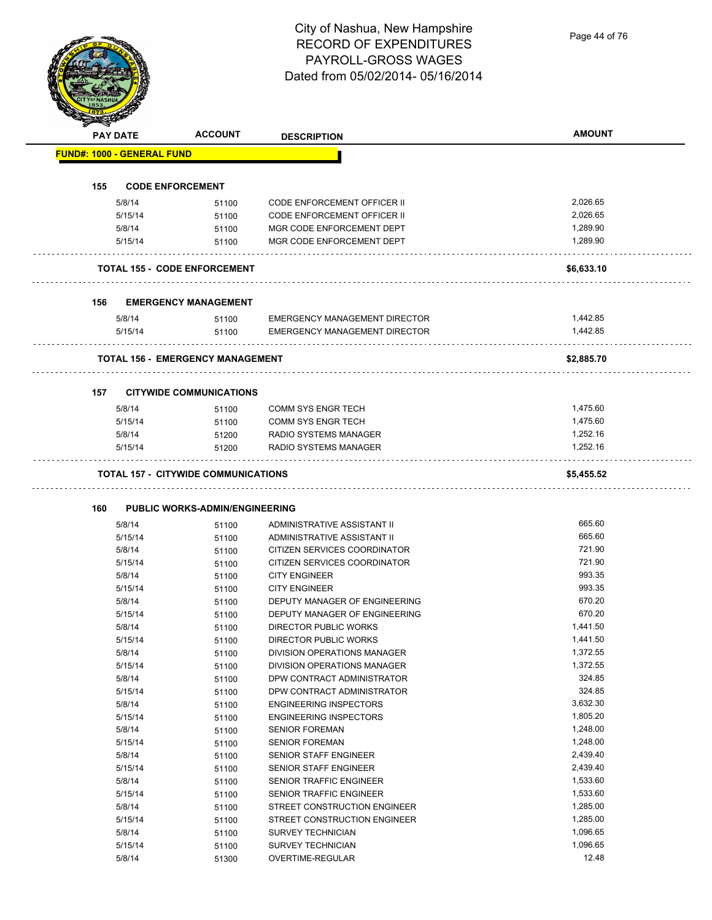# City of Nashua, New Hampshire
## RECORD OF EXPENDITURES
## PAYROLL-GROSS WAGES
## Dated from 05/02/2014- 05/16/2014

| PAY DATE | ACCOUNT | DESCRIPTION | AMOUNT |
|---|---|---|---|
| **FUND#: 1000 - GENERAL FUND** | | | |
| **155 CODE ENFORCEMENT** | | | |
| 5/8/14 | 51100 | CODE ENFORCEMENT OFFICER II | 2,026.65 |
| 5/15/14 | 51100 | CODE ENFORCEMENT OFFICER II | 2,026.65 |
| 5/8/14 | 51100 | MGR CODE ENFORCEMENT DEPT | 1,289.90 |
| 5/15/14 | 51100 | MGR CODE ENFORCEMENT DEPT | 1,289.90 |
| **TOTAL 155 - CODE ENFORCEMENT** | | | **$6,633.10** |
| **156 EMERGENCY MANAGEMENT** | | | |
| 5/8/14 | 51100 | EMERGENCY MANAGEMENT DIRECTOR | 1,442.85 |
| 5/15/14 | 51100 | EMERGENCY MANAGEMENT DIRECTOR | 1,442.85 |
| **TOTAL 156 - EMERGENCY MANAGEMENT** | | | **$2,885.70** |
| **157 CITYWIDE COMMUNICATIONS** | | | |
| 5/8/14 | 51100 | COMM SYS ENGR TECH | 1,475.60 |
| 5/15/14 | 51100 | COMM SYS ENGR TECH | 1,475.60 |
| 5/8/14 | 51200 | RADIO SYSTEMS MANAGER | 1,252.16 |
| 5/15/14 | 51200 | RADIO SYSTEMS MANAGER | 1,252.16 |
| **TOTAL 157 - CITYWIDE COMMUNICATIONS** | | | **$5,455.52** |
| **160 PUBLIC WORKS-ADMIN/ENGINEERING** | | | |
| 5/8/14 | 51100 | ADMINISTRATIVE ASSISTANT II | 665.60 |
| 5/15/14 | 51100 | ADMINISTRATIVE ASSISTANT II | 665.60 |
| 5/8/14 | 51100 | CITIZEN SERVICES COORDINATOR | 721.90 |
| 5/15/14 | 51100 | CITIZEN SERVICES COORDINATOR | 721.90 |
| 5/8/14 | 51100 | CITY ENGINEER | 993.35 |
| 5/15/14 | 51100 | CITY ENGINEER | 993.35 |
| 5/8/14 | 51100 | DEPUTY MANAGER OF ENGINEERING | 670.20 |
| 5/15/14 | 51100 | DEPUTY MANAGER OF ENGINEERING | 670.20 |
| 5/8/14 | 51100 | DIRECTOR PUBLIC WORKS | 1,441.50 |
| 5/15/14 | 51100 | DIRECTOR PUBLIC WORKS | 1,441.50 |
| 5/8/14 | 51100 | DIVISION OPERATIONS MANAGER | 1,372.55 |
| 5/15/14 | 51100 | DIVISION OPERATIONS MANAGER | 1,372.55 |
| 5/8/14 | 51100 | DPW CONTRACT ADMINISTRATOR | 324.85 |
| 5/15/14 | 51100 | DPW CONTRACT ADMINISTRATOR | 324.85 |
| 5/8/14 | 51100 | ENGINEERING INSPECTORS | 3,632.30 |
| 5/15/14 | 51100 | ENGINEERING INSPECTORS | 1,805.20 |
| 5/8/14 | 51100 | SENIOR FOREMAN | 1,248.00 |
| 5/15/14 | 51100 | SENIOR FOREMAN | 1,248.00 |
| 5/8/14 | 51100 | SENIOR STAFF ENGINEER | 2,439.40 |
| 5/15/14 | 51100 | SENIOR STAFF ENGINEER | 2,439.40 |
| 5/8/14 | 51100 | SENIOR TRAFFIC ENGINEER | 1,533.60 |
| 5/15/14 | 51100 | SENIOR TRAFFIC ENGINEER | 1,533.60 |
| 5/8/14 | 51100 | STREET CONSTRUCTION ENGINEER | 1,285.00 |
| 5/15/14 | 51100 | STREET CONSTRUCTION ENGINEER | 1,285.00 |
| 5/8/14 | 51100 | SURVEY TECHNICIAN | 1,096.65 |
| 5/15/14 | 51100 | SURVEY TECHNICIAN | 1,096.65 |
| 5/8/14 | 51300 | OVERTIME-REGULAR | 12.48 |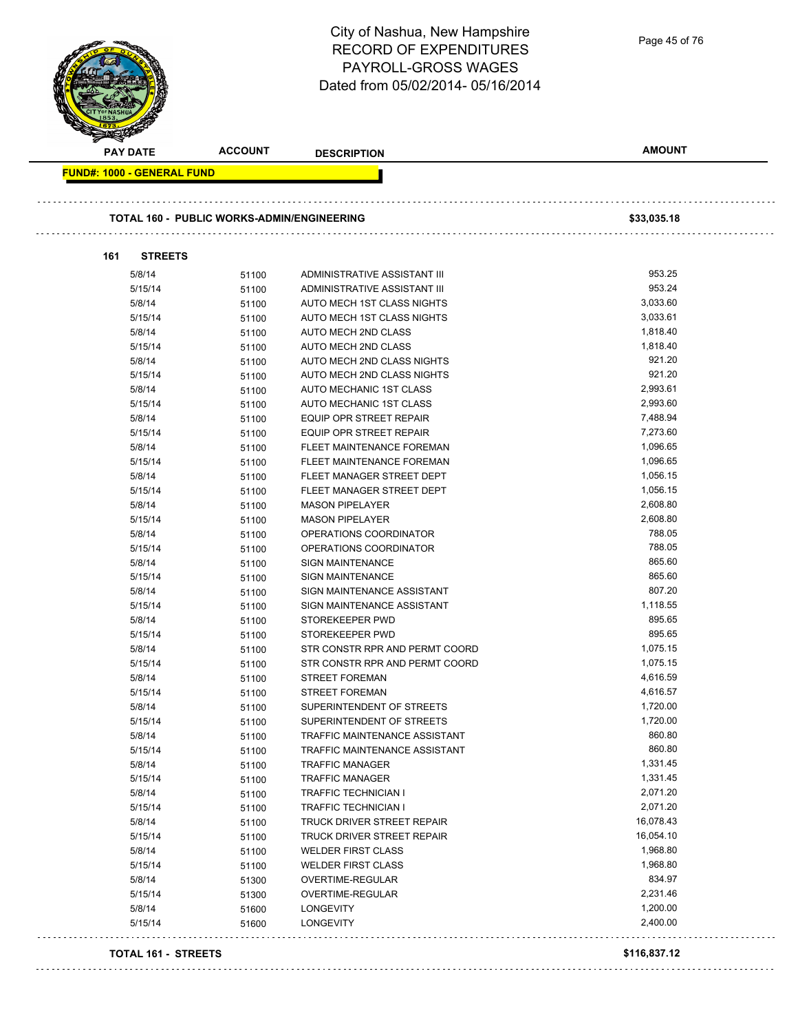# City of Nashua, New Hampshire
# RECORD OF EXPENDITURES
# PAYROLL-GROSS WAGES
## Dated from 05/02/2014- 05/16/2014

| PAY DATE | ACCOUNT | DESCRIPTION | AMOUNT |
|---|---|---|---|
| **FUND#: 1000 - GENERAL FUND** | | | |
| **TOTAL 160 - PUBLIC WORKS-ADMIN/ENGINEERING** | | | **$33,035.18** |
| **161 STREETS** | | | |
| 5/8/14 | 51100 | ADMINISTRATIVE ASSISTANT III | 953.25 |
| 5/15/14 | 51100 | ADMINISTRATIVE ASSISTANT III | 953.24 |
| 5/8/14 | 51100 | AUTO MECH 1ST CLASS NIGHTS | 3,033.60 |
| 5/15/14 | 51100 | AUTO MECH 1ST CLASS NIGHTS | 3,033.61 |
| 5/8/14 | 51100 | AUTO MECH 2ND CLASS | 1,818.40 |
| 5/15/14 | 51100 | AUTO MECH 2ND CLASS | 1,818.40 |
| 5/8/14 | 51100 | AUTO MECH 2ND CLASS NIGHTS | 921.20 |
| 5/15/14 | 51100 | AUTO MECH 2ND CLASS NIGHTS | 921.20 |
| 5/8/14 | 51100 | AUTO MECHANIC 1ST CLASS | 2,993.61 |
| 5/15/14 | 51100 | AUTO MECHANIC 1ST CLASS | 2,993.60 |
| 5/8/14 | 51100 | EQUIP OPR STREET REPAIR | 7,488.94 |
| 5/15/14 | 51100 | EQUIP OPR STREET REPAIR | 7,273.60 |
| 5/8/14 | 51100 | FLEET MAINTENANCE FOREMAN | 1,096.65 |
| 5/15/14 | 51100 | FLEET MAINTENANCE FOREMAN | 1,096.65 |
| 5/8/14 | 51100 | FLEET MANAGER STREET DEPT | 1,056.15 |
| 5/15/14 | 51100 | FLEET MANAGER STREET DEPT | 1,056.15 |
| 5/8/14 | 51100 | MASON PIPELAYER | 2,608.80 |
| 5/15/14 | 51100 | MASON PIPELAYER | 2,608.80 |
| 5/8/14 | 51100 | OPERATIONS COORDINATOR | 788.05 |
| 5/15/14 | 51100 | OPERATIONS COORDINATOR | 788.05 |
| 5/8/14 | 51100 | SIGN MAINTENANCE | 865.60 |
| 5/15/14 | 51100 | SIGN MAINTENANCE | 865.60 |
| 5/8/14 | 51100 | SIGN MAINTENANCE ASSISTANT | 807.20 |
| 5/15/14 | 51100 | SIGN MAINTENANCE ASSISTANT | 1,118.55 |
| 5/8/14 | 51100 | STOREKEEPER PWD | 895.65 |
| 5/15/14 | 51100 | STOREKEEPER PWD | 895.65 |
| 5/8/14 | 51100 | STR CONSTR RPR AND PERMT COORD | 1,075.15 |
| 5/15/14 | 51100 | STR CONSTR RPR AND PERMT COORD | 1,075.15 |
| 5/8/14 | 51100 | STREET FOREMAN | 4,616.59 |
| 5/15/14 | 51100 | STREET FOREMAN | 4,616.57 |
| 5/8/14 | 51100 | SUPERINTENDENT OF STREETS | 1,720.00 |
| 5/15/14 | 51100 | SUPERINTENDENT OF STREETS | 1,720.00 |
| 5/8/14 | 51100 | TRAFFIC MAINTENANCE ASSISTANT | 860.80 |
| 5/15/14 | 51100 | TRAFFIC MAINTENANCE ASSISTANT | 860.80 |
| 5/8/14 | 51100 | TRAFFIC MANAGER | 1,331.45 |
| 5/15/14 | 51100 | TRAFFIC MANAGER | 1,331.45 |
| 5/8/14 | 51100 | TRAFFIC TECHNICIAN I | 2,071.20 |
| 5/15/14 | 51100 | TRAFFIC TECHNICIAN I | 2,071.20 |
| 5/8/14 | 51100 | TRUCK DRIVER STREET REPAIR | 16,078.43 |
| 5/15/14 | 51100 | TRUCK DRIVER STREET REPAIR | 16,054.10 |
| 5/8/14 | 51100 | WELDER FIRST CLASS | 1,968.80 |
| 5/15/14 | 51100 | WELDER FIRST CLASS | 1,968.80 |
| 5/8/14 | 51300 | OVERTIME-REGULAR | 834.97 |
| 5/15/14 | 51300 | OVERTIME-REGULAR | 2,231.46 |
| 5/8/14 | 51600 | LONGEVITY | 1,200.00 |
| 5/15/14 | 51600 | LONGEVITY | 2,400.00 |
| **TOTAL 161 - STREETS** | | | **$116,837.12** |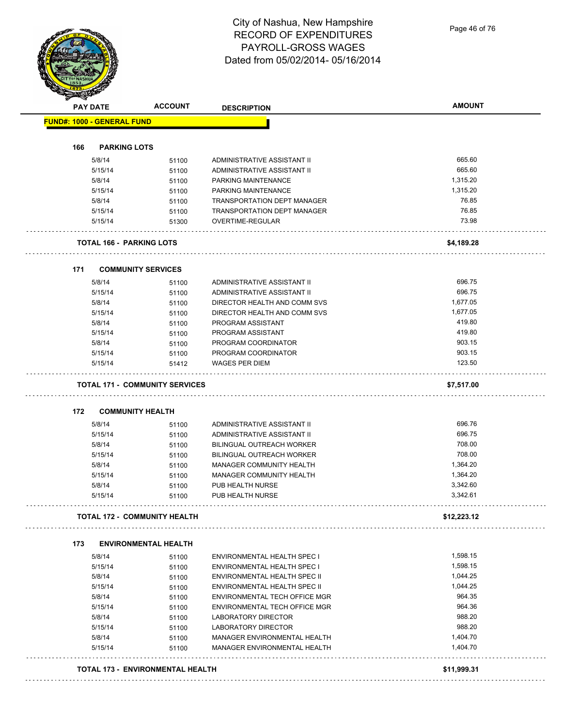# City of Nashua, New Hampshire
## RECORD OF EXPENDITURES
## PAYROLL-GROSS WAGES
## Dated from 05/02/2014- 05/16/2014

| PAY DATE | ACCOUNT | DESCRIPTION | AMOUNT |
|---|---|---|---|
| **FUND#: 1000 - GENERAL FUND** | | | |
| **166 PARKING LOTS** | | | |
| 5/8/14 | 51100 | ADMINISTRATIVE ASSISTANT II | 665.60 |
| 5/15/14 | 51100 | ADMINISTRATIVE ASSISTANT II | 665.60 |
| 5/8/14 | 51100 | PARKING MAINTENANCE | 1,315.20 |
| 5/15/14 | 51100 | PARKING MAINTENANCE | 1,315.20 |
| 5/8/14 | 51100 | TRANSPORTATION DEPT MANAGER | 76.85 |
| 5/15/14 | 51100 | TRANSPORTATION DEPT MANAGER | 76.85 |
| 5/15/14 | 51300 | OVERTIME-REGULAR | 73.98 |
| **TOTAL 166 - PARKING LOTS** | | | **$4,189.28** |
| **171 COMMUNITY SERVICES** | | | |
| 5/8/14 | 51100 | ADMINISTRATIVE ASSISTANT II | 696.75 |
| 5/15/14 | 51100 | ADMINISTRATIVE ASSISTANT II | 696.75 |
| 5/8/14 | 51100 | DIRECTOR HEALTH AND COMM SVS | 1,677.05 |
| 5/15/14 | 51100 | DIRECTOR HEALTH AND COMM SVS | 1,677.05 |
| 5/8/14 | 51100 | PROGRAM ASSISTANT | 419.80 |
| 5/15/14 | 51100 | PROGRAM ASSISTANT | 419.80 |
| 5/8/14 | 51100 | PROGRAM COORDINATOR | 903.15 |
| 5/15/14 | 51100 | PROGRAM COORDINATOR | 903.15 |
| 5/15/14 | 51412 | WAGES PER DIEM | 123.50 |
| **TOTAL 171 - COMMUNITY SERVICES** | | | **$7,517.00** |
| **172 COMMUNITY HEALTH** | | | |
| 5/8/14 | 51100 | ADMINISTRATIVE ASSISTANT II | 696.76 |
| 5/15/14 | 51100 | ADMINISTRATIVE ASSISTANT II | 696.75 |
| 5/8/14 | 51100 | BILINGUAL OUTREACH WORKER | 708.00 |
| 5/15/14 | 51100 | BILINGUAL OUTREACH WORKER | 708.00 |
| 5/8/14 | 51100 | MANAGER COMMUNITY HEALTH | 1,364.20 |
| 5/15/14 | 51100 | MANAGER COMMUNITY HEALTH | 1,364.20 |
| 5/8/14 | 51100 | PUB HEALTH NURSE | 3,342.60 |
| 5/15/14 | 51100 | PUB HEALTH NURSE | 3,342.61 |
| **TOTAL 172 - COMMUNITY HEALTH** | | | **$12,223.12** |
| **173 ENVIRONMENTAL HEALTH** | | | |
| 5/8/14 | 51100 | ENVIRONMENTAL HEALTH SPEC I | 1,598.15 |
| 5/15/14 | 51100 | ENVIRONMENTAL HEALTH SPEC I | 1,598.15 |
| 5/8/14 | 51100 | ENVIRONMENTAL HEALTH SPEC II | 1,044.25 |
| 5/15/14 | 51100 | ENVIRONMENTAL HEALTH SPEC II | 1,044.25 |
| 5/8/14 | 51100 | ENVIRONMENTAL TECH OFFICE MGR | 964.35 |
| 5/15/14 | 51100 | ENVIRONMENTAL TECH OFFICE MGR | 964.36 |
| 5/8/14 | 51100 | LABORATORY DIRECTOR | 988.20 |
| 5/15/14 | 51100 | LABORATORY DIRECTOR | 988.20 |
| 5/8/14 | 51100 | MANAGER ENVIRONMENTAL HEALTH | 1,404.70 |
| 5/15/14 | 51100 | MANAGER ENVIRONMENTAL HEALTH | 1,404.70 |
| **TOTAL 173 - ENVIRONMENTAL HEALTH** | | | **$11,999.31** |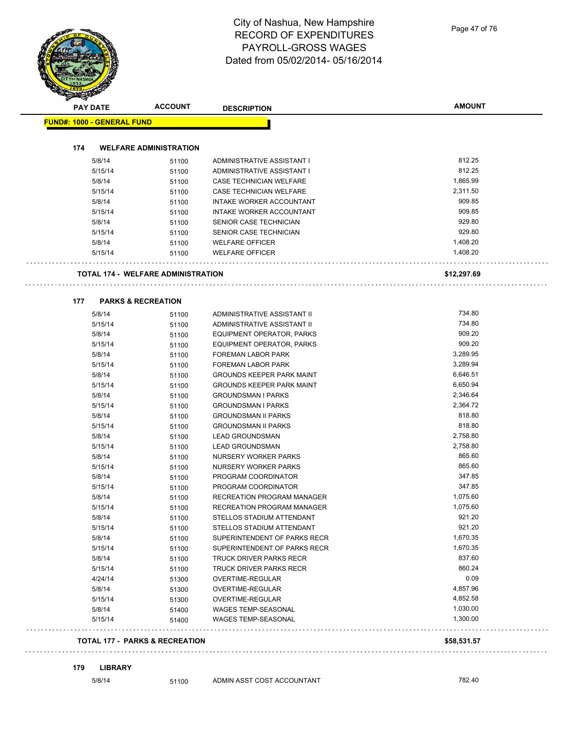# City of Nashua, New Hampshire
# RECORD OF EXPENDITURES
# PAYROLL-GROSS WAGES
# Dated from 05/02/2014- 05/16/2014

| PAY DATE | ACCOUNT | DESCRIPTION | AMOUNT |
|---|---|---|---|
| **FUND#: 1000 - GENERAL FUND** | | | |
| **174 WELFARE ADMINISTRATION** | | | |
| 5/8/14 | 51100 | ADMINISTRATIVE ASSISTANT I | 812.25 |
| 5/15/14 | 51100 | ADMINISTRATIVE ASSISTANT I | 812.25 |
| 5/8/14 | 51100 | CASE TECHNICIAN WELFARE | 1,865.99 |
| 5/15/14 | 51100 | CASE TECHNICIAN WELFARE | 2,311.50 |
| 5/8/14 | 51100 | INTAKE WORKER ACCOUNTANT | 909.85 |
| 5/15/14 | 51100 | INTAKE WORKER ACCOUNTANT | 909.85 |
| 5/8/14 | 51100 | SENIOR CASE TECHNICIAN | 929.80 |
| 5/15/14 | 51100 | SENIOR CASE TECHNICIAN | 929.80 |
| 5/8/14 | 51100 | WELFARE OFFICER | 1,408.20 |
| 5/15/14 | 51100 | WELFARE OFFICER | 1,408.20 |
| **TOTAL 174 - WELFARE ADMINISTRATION** | | | **$12,297.69** |
| **177 PARKS & RECREATION** | | | |
| 5/8/14 | 51100 | ADMINISTRATIVE ASSISTANT II | 734.80 |
| 5/15/14 | 51100 | ADMINISTRATIVE ASSISTANT II | 734.80 |
| 5/8/14 | 51100 | EQUIPMENT OPERATOR, PARKS | 909.20 |
| 5/15/14 | 51100 | EQUIPMENT OPERATOR, PARKS | 909.20 |
| 5/8/14 | 51100 | FOREMAN LABOR PARK | 3,289.95 |
| 5/15/14 | 51100 | FOREMAN LABOR PARK | 3,289.94 |
| 5/8/14 | 51100 | GROUNDS KEEPER PARK MAINT | 6,646.51 |
| 5/15/14 | 51100 | GROUNDS KEEPER PARK MAINT | 6,650.94 |
| 5/8/14 | 51100 | GROUNDSMAN I PARKS | 2,346.64 |
| 5/15/14 | 51100 | GROUNDSMAN I PARKS | 2,364.72 |
| 5/8/14 | 51100 | GROUNDSMAN II PARKS | 818.80 |
| 5/15/14 | 51100 | GROUNDSMAN II PARKS | 818.80 |
| 5/8/14 | 51100 | LEAD GROUNDSMAN | 2,758.80 |
| 5/15/14 | 51100 | LEAD GROUNDSMAN | 2,758.80 |
| 5/8/14 | 51100 | NURSERY WORKER PARKS | 865.60 |
| 5/15/14 | 51100 | NURSERY WORKER PARKS | 865.60 |
| 5/8/14 | 51100 | PROGRAM COORDINATOR | 347.85 |
| 5/15/14 | 51100 | PROGRAM COORDINATOR | 347.85 |
| 5/8/14 | 51100 | RECREATION PROGRAM MANAGER | 1,075.60 |
| 5/15/14 | 51100 | RECREATION PROGRAM MANAGER | 1,075.60 |
| 5/8/14 | 51100 | STELLOS STADIUM ATTENDANT | 921.20 |
| 5/15/14 | 51100 | STELLOS STADIUM ATTENDANT | 921.20 |
| 5/8/14 | 51100 | SUPERINTENDENT OF PARKS RECR | 1,670.35 |
| 5/15/14 | 51100 | SUPERINTENDENT OF PARKS RECR | 1,670.35 |
| 5/8/14 | 51100 | TRUCK DRIVER PARKS RECR | 837.60 |
| 5/15/14 | 51100 | TRUCK DRIVER PARKS RECR | 860.24 |
| 4/24/14 | 51300 | OVERTIME-REGULAR | 0.09 |
| 5/8/14 | 51300 | OVERTIME-REGULAR | 4,857.96 |
| 5/15/14 | 51300 | OVERTIME-REGULAR | 4,852.58 |
| 5/8/14 | 51400 | WAGES TEMP-SEASONAL | 1,030.00 |
| 5/15/14 | 51400 | WAGES TEMP-SEASONAL | 1,300.00 |
| **TOTAL 177 - PARKS & RECREATION** | | | **$58,531.57** |
| **179 LIBRARY** | | | |
| 5/8/14 | 51100 | ADMIN ASST COST ACCOUNTANT | 782.40 |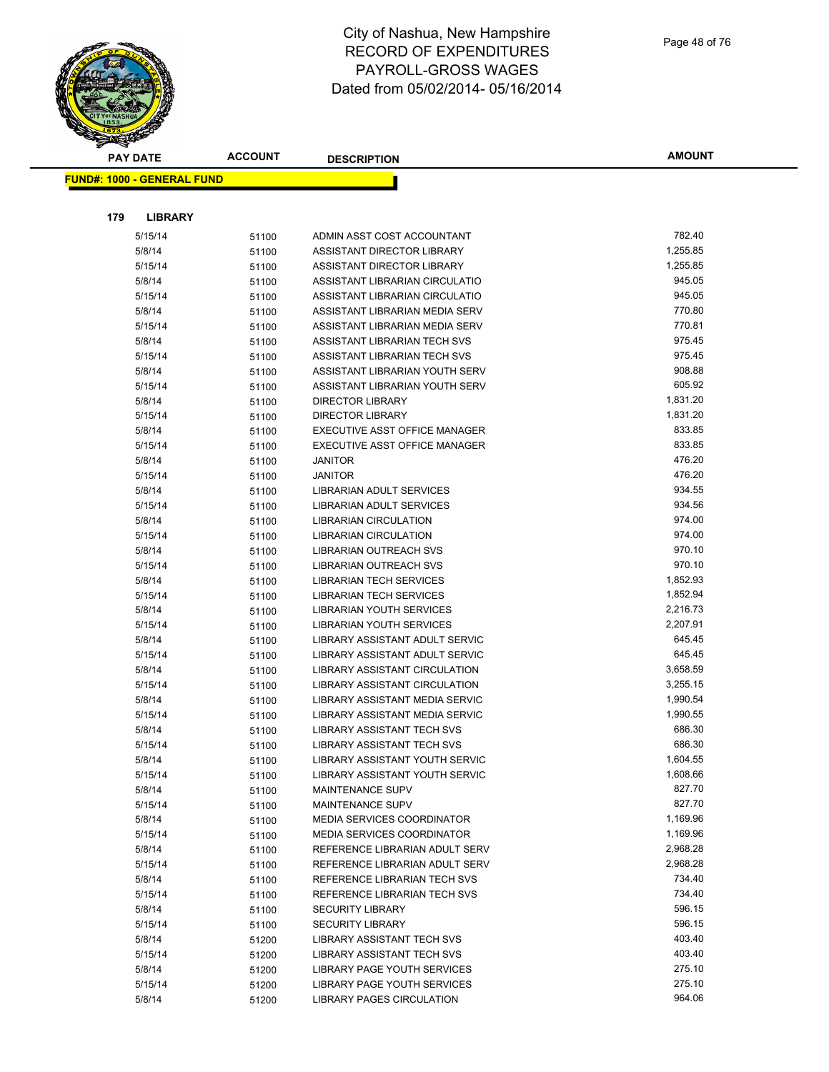# City of Nashua, New Hampshire
## RECORD OF EXPENDITURES
## PAYROLL-GROSS WAGES
## Dated from 05/02/2014- 05/16/2014

| PAY DATE | ACCOUNT | DESCRIPTION | AMOUNT |
|---|---|---|---|

**FUND#: 1000 - GENERAL FUND**

**179 LIBRARY**

| PAY DATE | ACCOUNT | DESCRIPTION | AMOUNT |
|---|---|---|---|
| 5/15/14 | 51100 | ADMIN ASST COST ACCOUNTANT | 782.40 |
| 5/8/14 | 51100 | ASSISTANT DIRECTOR LIBRARY | 1,255.85 |
| 5/15/14 | 51100 | ASSISTANT DIRECTOR LIBRARY | 1,255.85 |
| 5/8/14 | 51100 | ASSISTANT LIBRARIAN CIRCULATIO | 945.05 |
| 5/15/14 | 51100 | ASSISTANT LIBRARIAN CIRCULATIO | 945.05 |
| 5/8/14 | 51100 | ASSISTANT LIBRARIAN MEDIA SERV | 770.80 |
| 5/15/14 | 51100 | ASSISTANT LIBRARIAN MEDIA SERV | 770.81 |
| 5/8/14 | 51100 | ASSISTANT LIBRARIAN TECH SVS | 975.45 |
| 5/15/14 | 51100 | ASSISTANT LIBRARIAN TECH SVS | 975.45 |
| 5/8/14 | 51100 | ASSISTANT LIBRARIAN YOUTH SERV | 908.88 |
| 5/15/14 | 51100 | ASSISTANT LIBRARIAN YOUTH SERV | 605.92 |
| 5/8/14 | 51100 | DIRECTOR LIBRARY | 1,831.20 |
| 5/15/14 | 51100 | DIRECTOR LIBRARY | 1,831.20 |
| 5/8/14 | 51100 | EXECUTIVE ASST OFFICE MANAGER | 833.85 |
| 5/15/14 | 51100 | EXECUTIVE ASST OFFICE MANAGER | 833.85 |
| 5/8/14 | 51100 | JANITOR | 476.20 |
| 5/15/14 | 51100 | JANITOR | 476.20 |
| 5/8/14 | 51100 | LIBRARIAN ADULT SERVICES | 934.55 |
| 5/15/14 | 51100 | LIBRARIAN ADULT SERVICES | 934.56 |
| 5/8/14 | 51100 | LIBRARIAN CIRCULATION | 974.00 |
| 5/15/14 | 51100 | LIBRARIAN CIRCULATION | 974.00 |
| 5/8/14 | 51100 | LIBRARIAN OUTREACH SVS | 970.10 |
| 5/15/14 | 51100 | LIBRARIAN OUTREACH SVS | 970.10 |
| 5/8/14 | 51100 | LIBRARIAN TECH SERVICES | 1,852.93 |
| 5/15/14 | 51100 | LIBRARIAN TECH SERVICES | 1,852.94 |
| 5/8/14 | 51100 | LIBRARIAN YOUTH SERVICES | 2,216.73 |
| 5/15/14 | 51100 | LIBRARIAN YOUTH SERVICES | 2,207.91 |
| 5/8/14 | 51100 | LIBRARY ASSISTANT ADULT SERVIC | 645.45 |
| 5/15/14 | 51100 | LIBRARY ASSISTANT ADULT SERVIC | 645.45 |
| 5/8/14 | 51100 | LIBRARY ASSISTANT CIRCULATION | 3,658.59 |
| 5/15/14 | 51100 | LIBRARY ASSISTANT CIRCULATION | 3,255.15 |
| 5/8/14 | 51100 | LIBRARY ASSISTANT MEDIA SERVIC | 1,990.54 |
| 5/15/14 | 51100 | LIBRARY ASSISTANT MEDIA SERVIC | 1,990.55 |
| 5/8/14 | 51100 | LIBRARY ASSISTANT TECH SVS | 686.30 |
| 5/15/14 | 51100 | LIBRARY ASSISTANT TECH SVS | 686.30 |
| 5/8/14 | 51100 | LIBRARY ASSISTANT YOUTH SERVIC | 1,604.55 |
| 5/15/14 | 51100 | LIBRARY ASSISTANT YOUTH SERVIC | 1,608.66 |
| 5/8/14 | 51100 | MAINTENANCE SUPV | 827.70 |
| 5/15/14 | 51100 | MAINTENANCE SUPV | 827.70 |
| 5/8/14 | 51100 | MEDIA SERVICES COORDINATOR | 1,169.96 |
| 5/15/14 | 51100 | MEDIA SERVICES COORDINATOR | 1,169.96 |
| 5/8/14 | 51100 | REFERENCE LIBRARIAN ADULT SERV | 2,968.28 |
| 5/15/14 | 51100 | REFERENCE LIBRARIAN ADULT SERV | 2,968.28 |
| 5/8/14 | 51100 | REFERENCE LIBRARIAN TECH SVS | 734.40 |
| 5/15/14 | 51100 | REFERENCE LIBRARIAN TECH SVS | 734.40 |
| 5/8/14 | 51100 | SECURITY LIBRARY | 596.15 |
| 5/15/14 | 51100 | SECURITY LIBRARY | 596.15 |
| 5/8/14 | 51200 | LIBRARY ASSISTANT TECH SVS | 403.40 |
| 5/15/14 | 51200 | LIBRARY ASSISTANT TECH SVS | 403.40 |
| 5/8/14 | 51200 | LIBRARY PAGE YOUTH SERVICES | 275.10 |
| 5/15/14 | 51200 | LIBRARY PAGE YOUTH SERVICES | 275.10 |
| 5/8/14 | 51200 | LIBRARY PAGES CIRCULATION | 964.06 |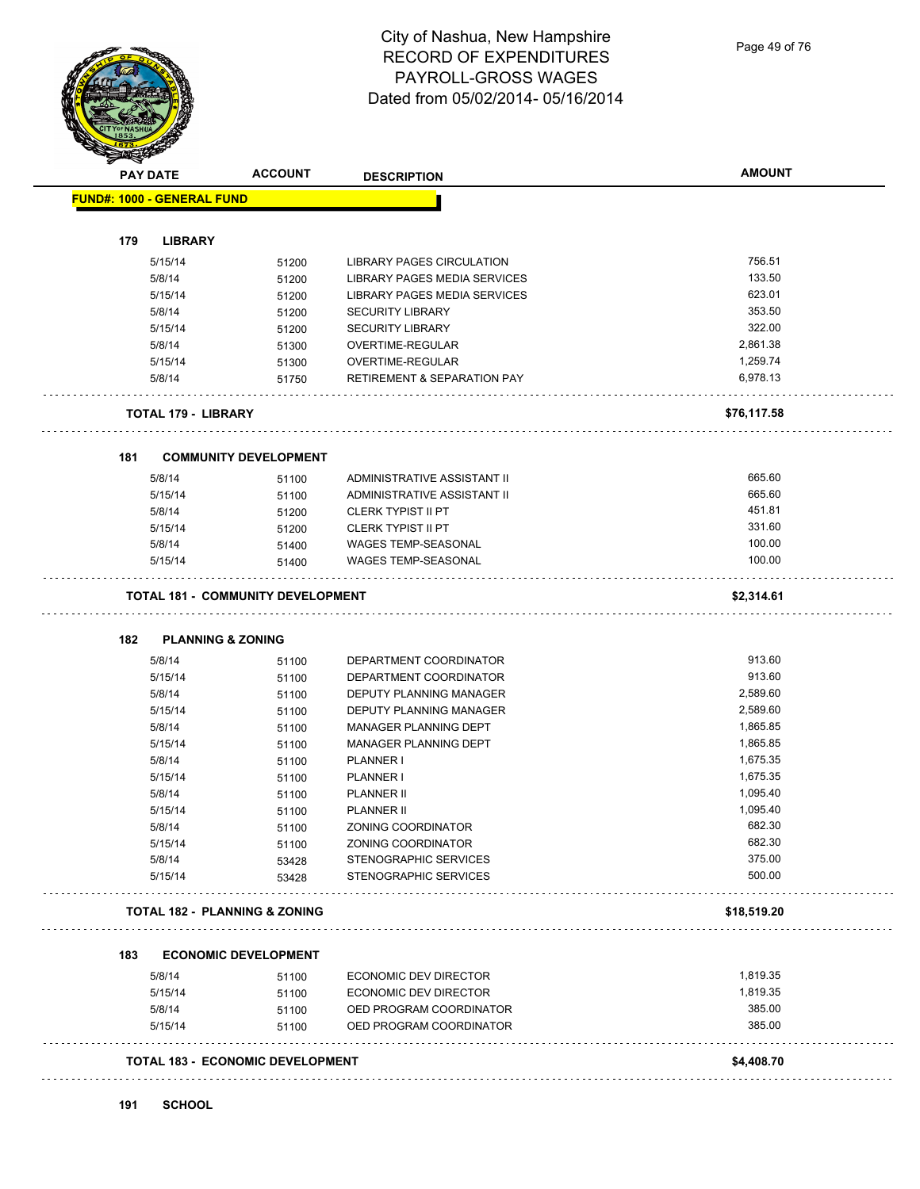# City of Nashua, New Hampshire
# RECORD OF EXPENDITURES
# PAYROLL-GROSS WAGES
# Dated from 05/02/2014- 05/16/2014

| PAY DATE | ACCOUNT | DESCRIPTION | AMOUNT |
|---|---|---|---|
| **FUND#: 1000 - GENERAL FUND** | | | |
| **179 LIBRARY** | | | |
| 5/15/14 | 51200 | LIBRARY PAGES CIRCULATION | 756.51 |
| 5/8/14 | 51200 | LIBRARY PAGES MEDIA SERVICES | 133.50 |
| 5/15/14 | 51200 | LIBRARY PAGES MEDIA SERVICES | 623.01 |
| 5/8/14 | 51200 | SECURITY LIBRARY | 353.50 |
| 5/15/14 | 51200 | SECURITY LIBRARY | 322.00 |
| 5/8/14 | 51300 | OVERTIME-REGULAR | 2,861.38 |
| 5/15/14 | 51300 | OVERTIME-REGULAR | 1,259.74 |
| 5/8/14 | 51750 | RETIREMENT & SEPARATION PAY | 6,978.13 |
| **TOTAL 179 - LIBRARY** | | | **$76,117.58** |
| **181 COMMUNITY DEVELOPMENT** | | | |
| 5/8/14 | 51100 | ADMINISTRATIVE ASSISTANT II | 665.60 |
| 5/15/14 | 51100 | ADMINISTRATIVE ASSISTANT II | 665.60 |
| 5/8/14 | 51200 | CLERK TYPIST II PT | 451.81 |
| 5/15/14 | 51200 | CLERK TYPIST II PT | 331.60 |
| 5/8/14 | 51400 | WAGES TEMP-SEASONAL | 100.00 |
| 5/15/14 | 51400 | WAGES TEMP-SEASONAL | 100.00 |
| **TOTAL 181 - COMMUNITY DEVELOPMENT** | | | **$2,314.61** |
| **182 PLANNING & ZONING** | | | |
| 5/8/14 | 51100 | DEPARTMENT COORDINATOR | 913.60 |
| 5/15/14 | 51100 | DEPARTMENT COORDINATOR | 913.60 |
| 5/8/14 | 51100 | DEPUTY PLANNING MANAGER | 2,589.60 |
| 5/15/14 | 51100 | DEPUTY PLANNING MANAGER | 2,589.60 |
| 5/8/14 | 51100 | MANAGER PLANNING DEPT | 1,865.85 |
| 5/15/14 | 51100 | MANAGER PLANNING DEPT | 1,865.85 |
| 5/8/14 | 51100 | PLANNER I | 1,675.35 |
| 5/15/14 | 51100 | PLANNER I | 1,675.35 |
| 5/8/14 | 51100 | PLANNER II | 1,095.40 |
| 5/15/14 | 51100 | PLANNER II | 1,095.40 |
| 5/8/14 | 51100 | ZONING COORDINATOR | 682.30 |
| 5/15/14 | 51100 | ZONING COORDINATOR | 682.30 |
| 5/8/14 | 53428 | STENOGRAPHIC SERVICES | 375.00 |
| 5/15/14 | 53428 | STENOGRAPHIC SERVICES | 500.00 |
| **TOTAL 182 - PLANNING & ZONING** | | | **$18,519.20** |
| **183 ECONOMIC DEVELOPMENT** | | | |
| 5/8/14 | 51100 | ECONOMIC DEV DIRECTOR | 1,819.35 |
| 5/15/14 | 51100 | ECONOMIC DEV DIRECTOR | 1,819.35 |
| 5/8/14 | 51100 | OED PROGRAM COORDINATOR | 385.00 |
| 5/15/14 | 51100 | OED PROGRAM COORDINATOR | 385.00 |
| **TOTAL 183 - ECONOMIC DEVELOPMENT** | | | **$4,408.70** |
| **191 SCHOOL** | | | |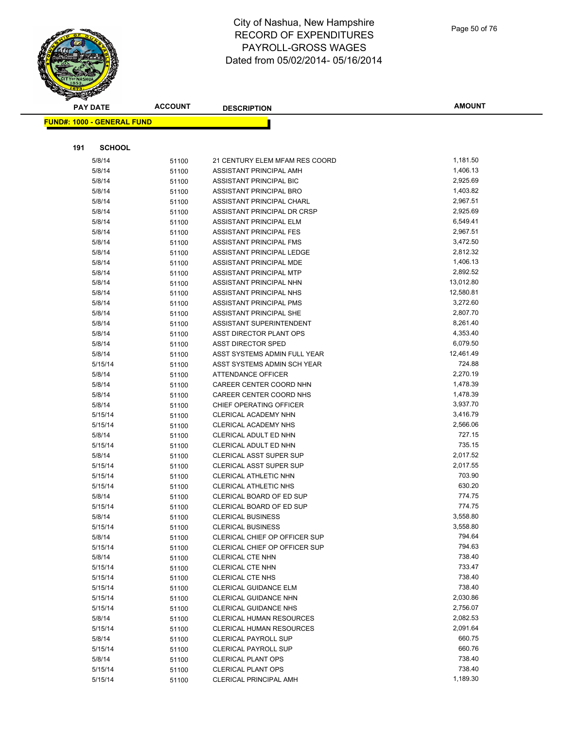# City of Nashua, New Hampshire
# RECORD OF EXPENDITURES
# PAYROLL-GROSS WAGES
# Dated from 05/02/2014- 05/16/2014

**FUND#: 1000 - GENERAL FUND**

**191 SCHOOL**

| PAY DATE | ACCOUNT | DESCRIPTION | AMOUNT |
|---|---|---|---|
| 5/8/14 | 51100 | 21 CENTURY ELEM MFAM RES COORD | 1,181.50 |
| 5/8/14 | 51100 | ASSISTANT PRINCIPAL AMH | 1,406.13 |
| 5/8/14 | 51100 | ASSISTANT PRINCIPAL BIC | 2,925.69 |
| 5/8/14 | 51100 | ASSISTANT PRINCIPAL BRO | 1,403.82 |
| 5/8/14 | 51100 | ASSISTANT PRINCIPAL CHARL | 2,967.51 |
| 5/8/14 | 51100 | ASSISTANT PRINCIPAL DR CRSP | 2,925.69 |
| 5/8/14 | 51100 | ASSISTANT PRINCIPAL ELM | 6,549.41 |
| 5/8/14 | 51100 | ASSISTANT PRINCIPAL FES | 2,967.51 |
| 5/8/14 | 51100 | ASSISTANT PRINCIPAL FMS | 3,472.50 |
| 5/8/14 | 51100 | ASSISTANT PRINCIPAL LEDGE | 2,812.32 |
| 5/8/14 | 51100 | ASSISTANT PRINCIPAL MDE | 1,406.13 |
| 5/8/14 | 51100 | ASSISTANT PRINCIPAL MTP | 2,892.52 |
| 5/8/14 | 51100 | ASSISTANT PRINCIPAL NHN | 13,012.80 |
| 5/8/14 | 51100 | ASSISTANT PRINCIPAL NHS | 12,580.81 |
| 5/8/14 | 51100 | ASSISTANT PRINCIPAL PMS | 3,272.60 |
| 5/8/14 | 51100 | ASSISTANT PRINCIPAL SHE | 2,807.70 |
| 5/8/14 | 51100 | ASSISTANT SUPERINTENDENT | 8,261.40 |
| 5/8/14 | 51100 | ASST DIRECTOR PLANT OPS | 4,353.40 |
| 5/8/14 | 51100 | ASST DIRECTOR SPED | 6,079.50 |
| 5/8/14 | 51100 | ASST SYSTEMS ADMIN FULL YEAR | 12,461.49 |
| 5/15/14 | 51100 | ASST SYSTEMS ADMIN SCH YEAR | 724.88 |
| 5/8/14 | 51100 | ATTENDANCE OFFICER | 2,270.19 |
| 5/8/14 | 51100 | CAREER CENTER COORD NHN | 1,478.39 |
| 5/8/14 | 51100 | CAREER CENTER COORD NHS | 1,478.39 |
| 5/8/14 | 51100 | CHIEF OPERATING OFFICER | 3,937.70 |
| 5/15/14 | 51100 | CLERICAL ACADEMY NHN | 3,416.79 |
| 5/15/14 | 51100 | CLERICAL ACADEMY NHS | 2,566.06 |
| 5/8/14 | 51100 | CLERICAL ADULT ED NHN | 727.15 |
| 5/15/14 | 51100 | CLERICAL ADULT ED NHN | 735.15 |
| 5/8/14 | 51100 | CLERICAL ASST SUPER SUP | 2,017.52 |
| 5/15/14 | 51100 | CLERICAL ASST SUPER SUP | 2,017.55 |
| 5/15/14 | 51100 | CLERICAL ATHLETIC NHN | 703.90 |
| 5/15/14 | 51100 | CLERICAL ATHLETIC NHS | 630.20 |
| 5/8/14 | 51100 | CLERICAL BOARD OF ED SUP | 774.75 |
| 5/15/14 | 51100 | CLERICAL BOARD OF ED SUP | 774.75 |
| 5/8/14 | 51100 | CLERICAL BUSINESS | 3,558.80 |
| 5/15/14 | 51100 | CLERICAL BUSINESS | 3,558.80 |
| 5/8/14 | 51100 | CLERICAL CHIEF OP OFFICER SUP | 794.64 |
| 5/15/14 | 51100 | CLERICAL CHIEF OP OFFICER SUP | 794.63 |
| 5/8/14 | 51100 | CLERICAL CTE NHN | 738.40 |
| 5/15/14 | 51100 | CLERICAL CTE NHN | 733.47 |
| 5/15/14 | 51100 | CLERICAL CTE NHS | 738.40 |
| 5/15/14 | 51100 | CLERICAL GUIDANCE ELM | 738.40 |
| 5/15/14 | 51100 | CLERICAL GUIDANCE NHN | 2,030.86 |
| 5/15/14 | 51100 | CLERICAL GUIDANCE NHS | 2,756.07 |
| 5/8/14 | 51100 | CLERICAL HUMAN RESOURCES | 2,082.53 |
| 5/15/14 | 51100 | CLERICAL HUMAN RESOURCES | 2,091.64 |
| 5/8/14 | 51100 | CLERICAL PAYROLL SUP | 660.75 |
| 5/15/14 | 51100 | CLERICAL PAYROLL SUP | 660.76 |
| 5/8/14 | 51100 | CLERICAL PLANT OPS | 738.40 |
| 5/15/14 | 51100 | CLERICAL PLANT OPS | 738.40 |
| 5/15/14 | 51100 | CLERICAL PRINCIPAL AMH | 1,189.30 |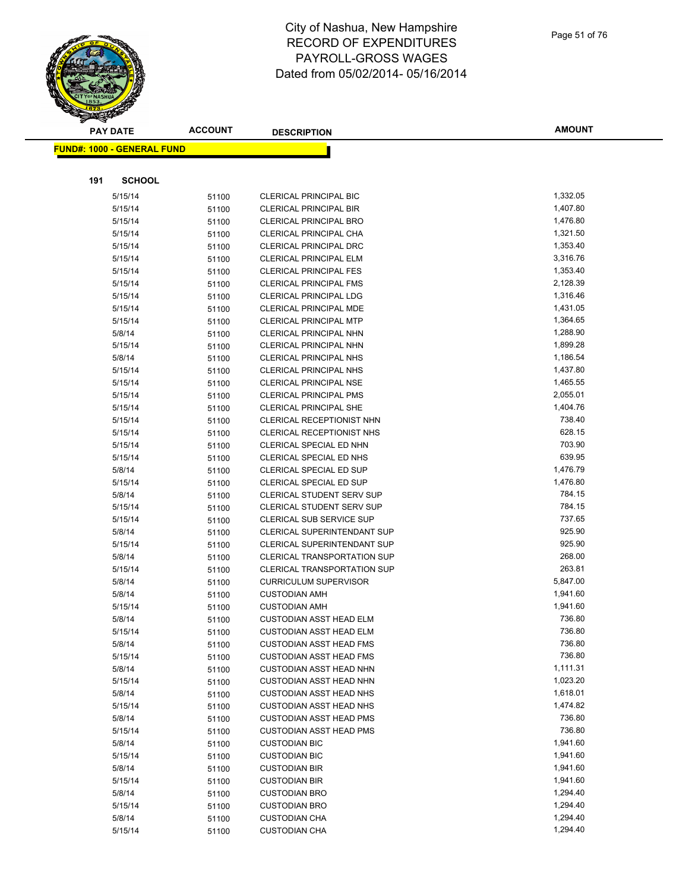# City of Nashua, New Hampshire
# RECORD OF EXPENDITURES
# PAYROLL-GROSS WAGES
# Dated from 05/02/2014- 05/16/2014

**FUND#: 1000 - GENERAL FUND**

**191 SCHOOL**

| PAY DATE | ACCOUNT | DESCRIPTION | AMOUNT |
|---|---|---|---|
| 5/15/14 | 51100 | CLERICAL PRINCIPAL BIC | 1,332.05 |
| 5/15/14 | 51100 | CLERICAL PRINCIPAL BIR | 1,407.80 |
| 5/15/14 | 51100 | CLERICAL PRINCIPAL BRO | 1,476.80 |
| 5/15/14 | 51100 | CLERICAL PRINCIPAL CHA | 1,321.50 |
| 5/15/14 | 51100 | CLERICAL PRINCIPAL DRC | 1,353.40 |
| 5/15/14 | 51100 | CLERICAL PRINCIPAL ELM | 3,316.76 |
| 5/15/14 | 51100 | CLERICAL PRINCIPAL FES | 1,353.40 |
| 5/15/14 | 51100 | CLERICAL PRINCIPAL FMS | 2,128.39 |
| 5/15/14 | 51100 | CLERICAL PRINCIPAL LDG | 1,316.46 |
| 5/15/14 | 51100 | CLERICAL PRINCIPAL MDE | 1,431.05 |
| 5/15/14 | 51100 | CLERICAL PRINCIPAL MTP | 1,364.65 |
| 5/8/14 | 51100 | CLERICAL PRINCIPAL NHN | 1,288.90 |
| 5/15/14 | 51100 | CLERICAL PRINCIPAL NHN | 1,899.28 |
| 5/8/14 | 51100 | CLERICAL PRINCIPAL NHS | 1,186.54 |
| 5/15/14 | 51100 | CLERICAL PRINCIPAL NHS | 1,437.80 |
| 5/15/14 | 51100 | CLERICAL PRINCIPAL NSE | 1,465.55 |
| 5/15/14 | 51100 | CLERICAL PRINCIPAL PMS | 2,055.01 |
| 5/15/14 | 51100 | CLERICAL PRINCIPAL SHE | 1,404.76 |
| 5/15/14 | 51100 | CLERICAL RECEPTIONIST NHN | 738.40 |
| 5/15/14 | 51100 | CLERICAL RECEPTIONIST NHS | 628.15 |
| 5/15/14 | 51100 | CLERICAL SPECIAL ED NHN | 703.90 |
| 5/15/14 | 51100 | CLERICAL SPECIAL ED NHS | 639.95 |
| 5/8/14 | 51100 | CLERICAL SPECIAL ED SUP | 1,476.79 |
| 5/15/14 | 51100 | CLERICAL SPECIAL ED SUP | 1,476.80 |
| 5/8/14 | 51100 | CLERICAL STUDENT SERV SUP | 784.15 |
| 5/15/14 | 51100 | CLERICAL STUDENT SERV SUP | 784.15 |
| 5/15/14 | 51100 | CLERICAL SUB SERVICE SUP | 737.65 |
| 5/8/14 | 51100 | CLERICAL SUPERINTENDANT SUP | 925.90 |
| 5/15/14 | 51100 | CLERICAL SUPERINTENDANT SUP | 925.90 |
| 5/8/14 | 51100 | CLERICAL TRANSPORTATION SUP | 268.00 |
| 5/15/14 | 51100 | CLERICAL TRANSPORTATION SUP | 263.81 |
| 5/8/14 | 51100 | CURRICULUM SUPERVISOR | 5,847.00 |
| 5/8/14 | 51100 | CUSTODIAN AMH | 1,941.60 |
| 5/15/14 | 51100 | CUSTODIAN AMH | 1,941.60 |
| 5/8/14 | 51100 | CUSTODIAN ASST HEAD ELM | 736.80 |
| 5/15/14 | 51100 | CUSTODIAN ASST HEAD ELM | 736.80 |
| 5/8/14 | 51100 | CUSTODIAN ASST HEAD FMS | 736.80 |
| 5/15/14 | 51100 | CUSTODIAN ASST HEAD FMS | 736.80 |
| 5/8/14 | 51100 | CUSTODIAN ASST HEAD NHN | 1,111.31 |
| 5/15/14 | 51100 | CUSTODIAN ASST HEAD NHN | 1,023.20 |
| 5/8/14 | 51100 | CUSTODIAN ASST HEAD NHS | 1,618.01 |
| 5/15/14 | 51100 | CUSTODIAN ASST HEAD NHS | 1,474.82 |
| 5/8/14 | 51100 | CUSTODIAN ASST HEAD PMS | 736.80 |
| 5/15/14 | 51100 | CUSTODIAN ASST HEAD PMS | 736.80 |
| 5/8/14 | 51100 | CUSTODIAN BIC | 1,941.60 |
| 5/15/14 | 51100 | CUSTODIAN BIC | 1,941.60 |
| 5/8/14 | 51100 | CUSTODIAN BIR | 1,941.60 |
| 5/15/14 | 51100 | CUSTODIAN BIR | 1,941.60 |
| 5/8/14 | 51100 | CUSTODIAN BRO | 1,294.40 |
| 5/15/14 | 51100 | CUSTODIAN BRO | 1,294.40 |
| 5/8/14 | 51100 | CUSTODIAN CHA | 1,294.40 |
| 5/15/14 | 51100 | CUSTODIAN CHA | 1,294.40 |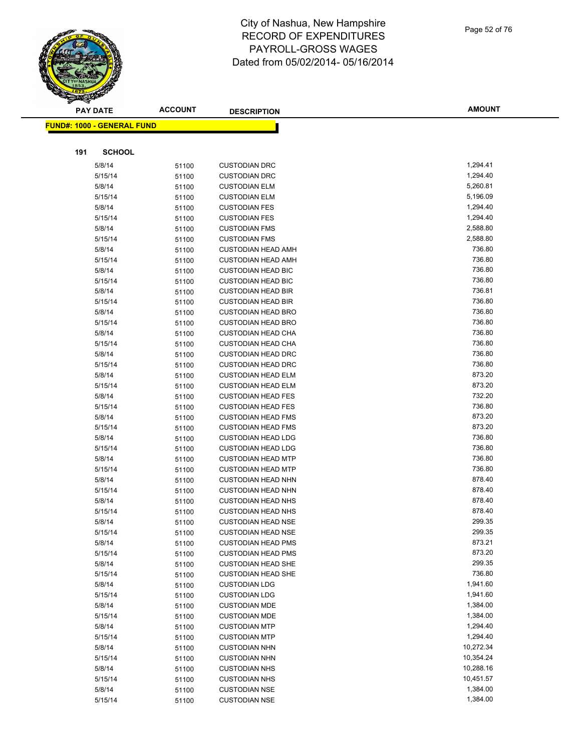# City of Nashua, New Hampshire
## RECORD OF EXPENDITURES
## PAYROLL-GROSS WAGES
## Dated from 05/02/2014- 05/16/2014

**FUND#: 1000 - GENERAL FUND**

**191 SCHOOL**

| PAY DATE | ACCOUNT | DESCRIPTION | AMOUNT |
|---|---|---|---|
| 5/8/14 | 51100 | CUSTODIAN DRC | 1,294.41 |
| 5/15/14 | 51100 | CUSTODIAN DRC | 1,294.40 |
| 5/8/14 | 51100 | CUSTODIAN ELM | 5,260.81 |
| 5/15/14 | 51100 | CUSTODIAN ELM | 5,196.09 |
| 5/8/14 | 51100 | CUSTODIAN FES | 1,294.40 |
| 5/15/14 | 51100 | CUSTODIAN FES | 1,294.40 |
| 5/8/14 | 51100 | CUSTODIAN FMS | 2,588.80 |
| 5/15/14 | 51100 | CUSTODIAN FMS | 2,588.80 |
| 5/8/14 | 51100 | CUSTODIAN HEAD AMH | 736.80 |
| 5/15/14 | 51100 | CUSTODIAN HEAD AMH | 736.80 |
| 5/8/14 | 51100 | CUSTODIAN HEAD BIC | 736.80 |
| 5/15/14 | 51100 | CUSTODIAN HEAD BIC | 736.80 |
| 5/8/14 | 51100 | CUSTODIAN HEAD BIR | 736.81 |
| 5/15/14 | 51100 | CUSTODIAN HEAD BIR | 736.80 |
| 5/8/14 | 51100 | CUSTODIAN HEAD BRO | 736.80 |
| 5/15/14 | 51100 | CUSTODIAN HEAD BRO | 736.80 |
| 5/8/14 | 51100 | CUSTODIAN HEAD CHA | 736.80 |
| 5/15/14 | 51100 | CUSTODIAN HEAD CHA | 736.80 |
| 5/8/14 | 51100 | CUSTODIAN HEAD DRC | 736.80 |
| 5/15/14 | 51100 | CUSTODIAN HEAD DRC | 736.80 |
| 5/8/14 | 51100 | CUSTODIAN HEAD ELM | 873.20 |
| 5/15/14 | 51100 | CUSTODIAN HEAD ELM | 873.20 |
| 5/8/14 | 51100 | CUSTODIAN HEAD FES | 732.20 |
| 5/15/14 | 51100 | CUSTODIAN HEAD FES | 736.80 |
| 5/8/14 | 51100 | CUSTODIAN HEAD FMS | 873.20 |
| 5/15/14 | 51100 | CUSTODIAN HEAD FMS | 873.20 |
| 5/8/14 | 51100 | CUSTODIAN HEAD LDG | 736.80 |
| 5/15/14 | 51100 | CUSTODIAN HEAD LDG | 736.80 |
| 5/8/14 | 51100 | CUSTODIAN HEAD MTP | 736.80 |
| 5/15/14 | 51100 | CUSTODIAN HEAD MTP | 736.80 |
| 5/8/14 | 51100 | CUSTODIAN HEAD NHN | 878.40 |
| 5/15/14 | 51100 | CUSTODIAN HEAD NHN | 878.40 |
| 5/8/14 | 51100 | CUSTODIAN HEAD NHS | 878.40 |
| 5/15/14 | 51100 | CUSTODIAN HEAD NHS | 878.40 |
| 5/8/14 | 51100 | CUSTODIAN HEAD NSE | 299.35 |
| 5/15/14 | 51100 | CUSTODIAN HEAD NSE | 299.35 |
| 5/8/14 | 51100 | CUSTODIAN HEAD PMS | 873.21 |
| 5/15/14 | 51100 | CUSTODIAN HEAD PMS | 873.20 |
| 5/8/14 | 51100 | CUSTODIAN HEAD SHE | 299.35 |
| 5/15/14 | 51100 | CUSTODIAN HEAD SHE | 736.80 |
| 5/8/14 | 51100 | CUSTODIAN LDG | 1,941.60 |
| 5/15/14 | 51100 | CUSTODIAN LDG | 1,941.60 |
| 5/8/14 | 51100 | CUSTODIAN MDE | 1,384.00 |
| 5/15/14 | 51100 | CUSTODIAN MDE | 1,384.00 |
| 5/8/14 | 51100 | CUSTODIAN MTP | 1,294.40 |
| 5/15/14 | 51100 | CUSTODIAN MTP | 1,294.40 |
| 5/8/14 | 51100 | CUSTODIAN NHN | 10,272.34 |
| 5/15/14 | 51100 | CUSTODIAN NHN | 10,354.24 |
| 5/8/14 | 51100 | CUSTODIAN NHS | 10,288.16 |
| 5/15/14 | 51100 | CUSTODIAN NHS | 10,451.57 |
| 5/8/14 | 51100 | CUSTODIAN NSE | 1,384.00 |
| 5/15/14 | 51100 | CUSTODIAN NSE | 1,384.00 |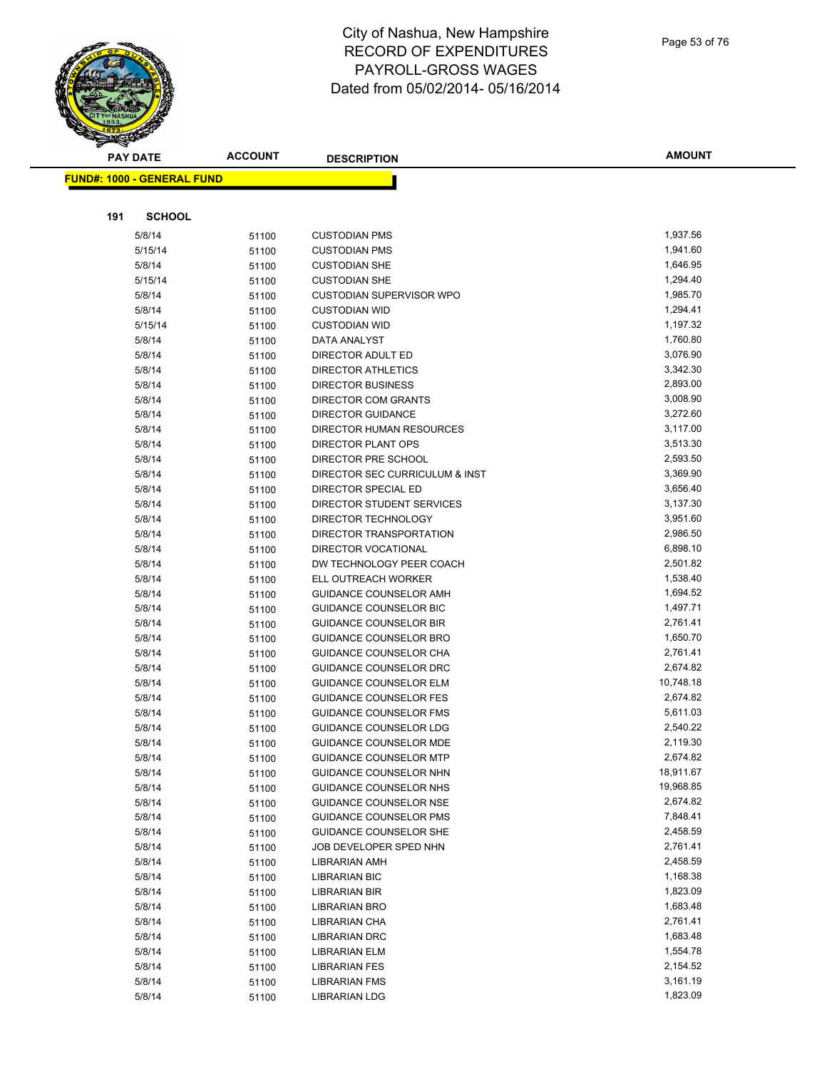# City of Nashua, New Hampshire
# RECORD OF EXPENDITURES
# PAYROLL-GROSS WAGES
# Dated from 05/02/2014- 05/16/2014

**FUND#: 1000 - GENERAL FUND**

**191 SCHOOL**

| PAY DATE | ACCOUNT | DESCRIPTION | AMOUNT |
|---|---|---|---|
| 5/8/14 | 51100 | CUSTODIAN PMS | 1,937.56 |
| 5/15/14 | 51100 | CUSTODIAN PMS | 1,941.60 |
| 5/8/14 | 51100 | CUSTODIAN SHE | 1,646.95 |
| 5/15/14 | 51100 | CUSTODIAN SHE | 1,294.40 |
| 5/8/14 | 51100 | CUSTODIAN SUPERVISOR WPO | 1,985.70 |
| 5/8/14 | 51100 | CUSTODIAN WID | 1,294.41 |
| 5/15/14 | 51100 | CUSTODIAN WID | 1,197.32 |
| 5/8/14 | 51100 | DATA ANALYST | 1,760.80 |
| 5/8/14 | 51100 | DIRECTOR ADULT ED | 3,076.90 |
| 5/8/14 | 51100 | DIRECTOR ATHLETICS | 3,342.30 |
| 5/8/14 | 51100 | DIRECTOR BUSINESS | 2,893.00 |
| 5/8/14 | 51100 | DIRECTOR COM GRANTS | 3,008.90 |
| 5/8/14 | 51100 | DIRECTOR GUIDANCE | 3,272.60 |
| 5/8/14 | 51100 | DIRECTOR HUMAN RESOURCES | 3,117.00 |
| 5/8/14 | 51100 | DIRECTOR PLANT OPS | 3,513.30 |
| 5/8/14 | 51100 | DIRECTOR PRE SCHOOL | 2,593.50 |
| 5/8/14 | 51100 | DIRECTOR SEC CURRICULUM & INST | 3,369.90 |
| 5/8/14 | 51100 | DIRECTOR SPECIAL ED | 3,656.40 |
| 5/8/14 | 51100 | DIRECTOR STUDENT SERVICES | 3,137.30 |
| 5/8/14 | 51100 | DIRECTOR TECHNOLOGY | 3,951.60 |
| 5/8/14 | 51100 | DIRECTOR TRANSPORTATION | 2,986.50 |
| 5/8/14 | 51100 | DIRECTOR VOCATIONAL | 6,898.10 |
| 5/8/14 | 51100 | DW TECHNOLOGY PEER COACH | 2,501.82 |
| 5/8/14 | 51100 | ELL OUTREACH WORKER | 1,538.40 |
| 5/8/14 | 51100 | GUIDANCE COUNSELOR AMH | 1,694.52 |
| 5/8/14 | 51100 | GUIDANCE COUNSELOR BIC | 1,497.71 |
| 5/8/14 | 51100 | GUIDANCE COUNSELOR BIR | 2,761.41 |
| 5/8/14 | 51100 | GUIDANCE COUNSELOR BRO | 1,650.70 |
| 5/8/14 | 51100 | GUIDANCE COUNSELOR CHA | 2,761.41 |
| 5/8/14 | 51100 | GUIDANCE COUNSELOR DRC | 2,674.82 |
| 5/8/14 | 51100 | GUIDANCE COUNSELOR ELM | 10,748.18 |
| 5/8/14 | 51100 | GUIDANCE COUNSELOR FES | 2,674.82 |
| 5/8/14 | 51100 | GUIDANCE COUNSELOR FMS | 5,611.03 |
| 5/8/14 | 51100 | GUIDANCE COUNSELOR LDG | 2,540.22 |
| 5/8/14 | 51100 | GUIDANCE COUNSELOR MDE | 2,119.30 |
| 5/8/14 | 51100 | GUIDANCE COUNSELOR MTP | 2,674.82 |
| 5/8/14 | 51100 | GUIDANCE COUNSELOR NHN | 18,911.67 |
| 5/8/14 | 51100 | GUIDANCE COUNSELOR NHS | 19,968.85 |
| 5/8/14 | 51100 | GUIDANCE COUNSELOR NSE | 2,674.82 |
| 5/8/14 | 51100 | GUIDANCE COUNSELOR PMS | 7,848.41 |
| 5/8/14 | 51100 | GUIDANCE COUNSELOR SHE | 2,458.59 |
| 5/8/14 | 51100 | JOB DEVELOPER SPED NHN | 2,761.41 |
| 5/8/14 | 51100 | LIBRARIAN AMH | 2,458.59 |
| 5/8/14 | 51100 | LIBRARIAN BIC | 1,168.38 |
| 5/8/14 | 51100 | LIBRARIAN BIR | 1,823.09 |
| 5/8/14 | 51100 | LIBRARIAN BRO | 1,683.48 |
| 5/8/14 | 51100 | LIBRARIAN CHA | 2,761.41 |
| 5/8/14 | 51100 | LIBRARIAN DRC | 1,683.48 |
| 5/8/14 | 51100 | LIBRARIAN ELM | 1,554.78 |
| 5/8/14 | 51100 | LIBRARIAN FES | 2,154.52 |
| 5/8/14 | 51100 | LIBRARIAN FMS | 3,161.19 |
| 5/8/14 | 51100 | LIBRARIAN LDG | 1,823.09 |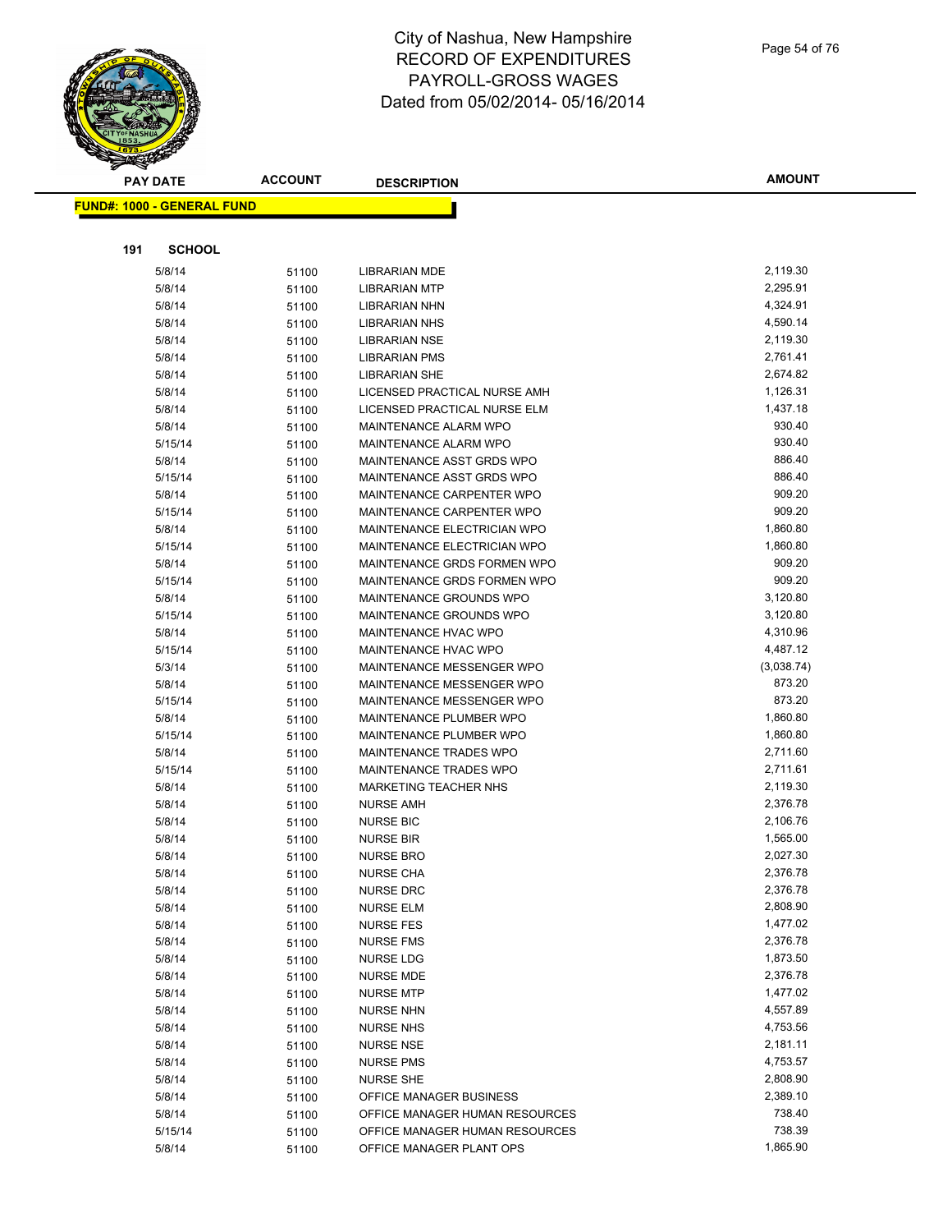# City of Nashua, New Hampshire
## RECORD OF EXPENDITURES
## PAYROLL-GROSS WAGES
## Dated from 05/02/2014- 05/16/2014

**FUND#: 1000 - GENERAL FUND**

**191 SCHOOL**

| PAY DATE | ACCOUNT | DESCRIPTION | AMOUNT |
|---|---|---|---|
| 5/8/14 | 51100 | LIBRARIAN MDE | 2,119.30 |
| 5/8/14 | 51100 | LIBRARIAN MTP | 2,295.91 |
| 5/8/14 | 51100 | LIBRARIAN NHN | 4,324.91 |
| 5/8/14 | 51100 | LIBRARIAN NHS | 4,590.14 |
| 5/8/14 | 51100 | LIBRARIAN NSE | 2,119.30 |
| 5/8/14 | 51100 | LIBRARIAN PMS | 2,761.41 |
| 5/8/14 | 51100 | LIBRARIAN SHE | 2,674.82 |
| 5/8/14 | 51100 | LICENSED PRACTICAL NURSE AMH | 1,126.31 |
| 5/8/14 | 51100 | LICENSED PRACTICAL NURSE ELM | 1,437.18 |
| 5/8/14 | 51100 | MAINTENANCE ALARM WPO | 930.40 |
| 5/15/14 | 51100 | MAINTENANCE ALARM WPO | 930.40 |
| 5/8/14 | 51100 | MAINTENANCE ASST GRDS WPO | 886.40 |
| 5/15/14 | 51100 | MAINTENANCE ASST GRDS WPO | 886.40 |
| 5/8/14 | 51100 | MAINTENANCE CARPENTER WPO | 909.20 |
| 5/15/14 | 51100 | MAINTENANCE CARPENTER WPO | 909.20 |
| 5/8/14 | 51100 | MAINTENANCE ELECTRICIAN WPO | 1,860.80 |
| 5/15/14 | 51100 | MAINTENANCE ELECTRICIAN WPO | 1,860.80 |
| 5/8/14 | 51100 | MAINTENANCE GRDS FORMEN WPO | 909.20 |
| 5/15/14 | 51100 | MAINTENANCE GRDS FORMEN WPO | 909.20 |
| 5/8/14 | 51100 | MAINTENANCE GROUNDS WPO | 3,120.80 |
| 5/15/14 | 51100 | MAINTENANCE GROUNDS WPO | 3,120.80 |
| 5/8/14 | 51100 | MAINTENANCE HVAC WPO | 4,310.96 |
| 5/15/14 | 51100 | MAINTENANCE HVAC WPO | 4,487.12 |
| 5/3/14 | 51100 | MAINTENANCE MESSENGER WPO | (3,038.74) |
| 5/8/14 | 51100 | MAINTENANCE MESSENGER WPO | 873.20 |
| 5/15/14 | 51100 | MAINTENANCE MESSENGER WPO | 873.20 |
| 5/8/14 | 51100 | MAINTENANCE PLUMBER WPO | 1,860.80 |
| 5/15/14 | 51100 | MAINTENANCE PLUMBER WPO | 1,860.80 |
| 5/8/14 | 51100 | MAINTENANCE TRADES WPO | 2,711.60 |
| 5/15/14 | 51100 | MAINTENANCE TRADES WPO | 2,711.61 |
| 5/8/14 | 51100 | MARKETING TEACHER NHS | 2,119.30 |
| 5/8/14 | 51100 | NURSE AMH | 2,376.78 |
| 5/8/14 | 51100 | NURSE BIC | 2,106.76 |
| 5/8/14 | 51100 | NURSE BIR | 1,565.00 |
| 5/8/14 | 51100 | NURSE BRO | 2,027.30 |
| 5/8/14 | 51100 | NURSE CHA | 2,376.78 |
| 5/8/14 | 51100 | NURSE DRC | 2,376.78 |
| 5/8/14 | 51100 | NURSE ELM | 2,808.90 |
| 5/8/14 | 51100 | NURSE FES | 1,477.02 |
| 5/8/14 | 51100 | NURSE FMS | 2,376.78 |
| 5/8/14 | 51100 | NURSE LDG | 1,873.50 |
| 5/8/14 | 51100 | NURSE MDE | 2,376.78 |
| 5/8/14 | 51100 | NURSE MTP | 1,477.02 |
| 5/8/14 | 51100 | NURSE NHN | 4,557.89 |
| 5/8/14 | 51100 | NURSE NHS | 4,753.56 |
| 5/8/14 | 51100 | NURSE NSE | 2,181.11 |
| 5/8/14 | 51100 | NURSE PMS | 4,753.57 |
| 5/8/14 | 51100 | NURSE SHE | 2,808.90 |
| 5/8/14 | 51100 | OFFICE MANAGER BUSINESS | 2,389.10 |
| 5/8/14 | 51100 | OFFICE MANAGER HUMAN RESOURCES | 738.40 |
| 5/15/14 | 51100 | OFFICE MANAGER HUMAN RESOURCES | 738.39 |
| 5/8/14 | 51100 | OFFICE MANAGER PLANT OPS | 1,865.90 |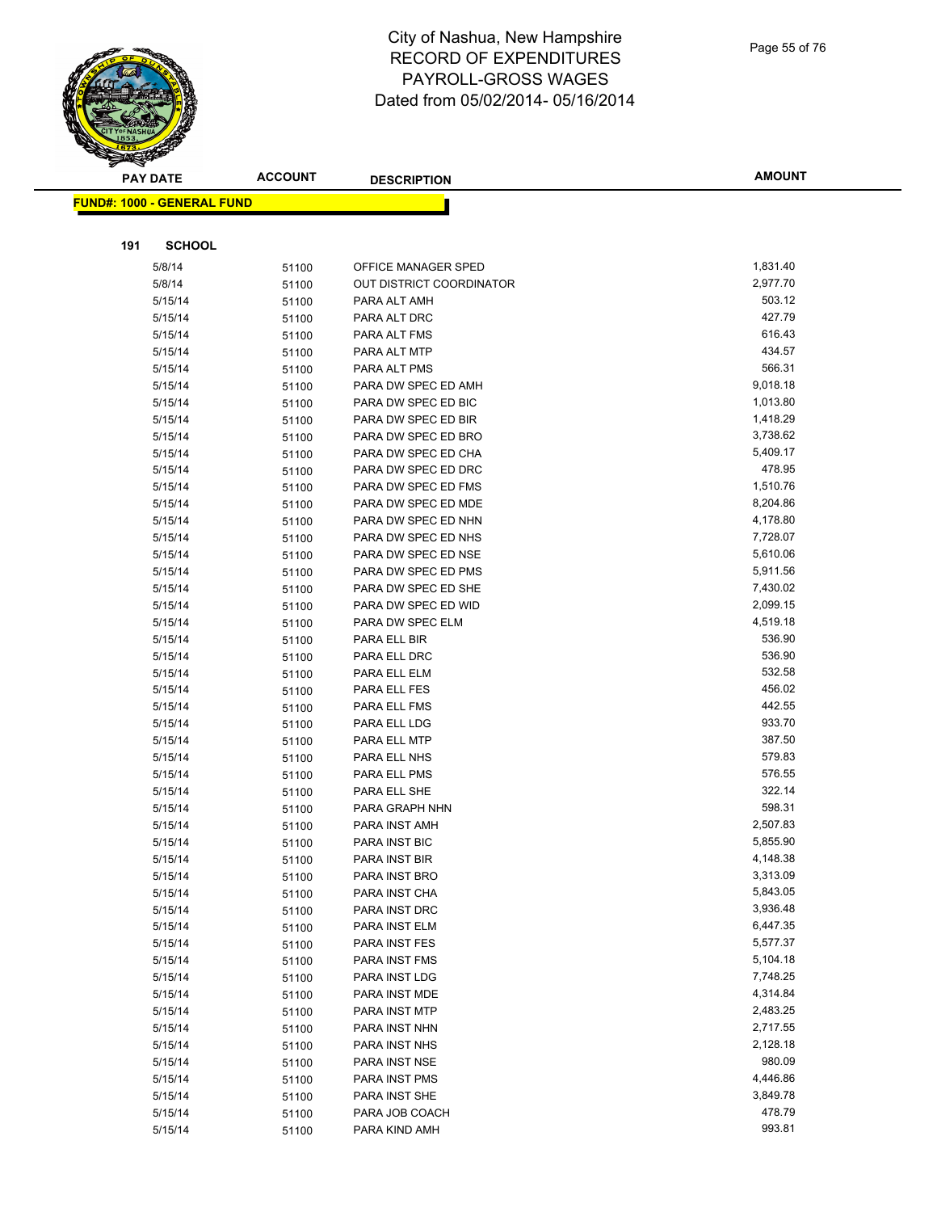# City of Nashua, New Hampshire
# RECORD OF EXPENDITURES
# PAYROLL-GROSS WAGES
# Dated from 05/02/2014- 05/16/2014

| PAY DATE | ACCOUNT | DESCRIPTION | AMOUNT |
|---|---|---|---|
| **FUND#: 1000 - GENERAL FUND** | | | |
| **191 SCHOOL** | | | |
| 5/8/14 | 51100 | OFFICE MANAGER SPED | 1,831.40 |
| 5/8/14 | 51100 | OUT DISTRICT COORDINATOR | 2,977.70 |
| 5/15/14 | 51100 | PARA ALT AMH | 503.12 |
| 5/15/14 | 51100 | PARA ALT DRC | 427.79 |
| 5/15/14 | 51100 | PARA ALT FMS | 616.43 |
| 5/15/14 | 51100 | PARA ALT MTP | 434.57 |
| 5/15/14 | 51100 | PARA ALT PMS | 566.31 |
| 5/15/14 | 51100 | PARA DW SPEC ED AMH | 9,018.18 |
| 5/15/14 | 51100 | PARA DW SPEC ED BIC | 1,013.80 |
| 5/15/14 | 51100 | PARA DW SPEC ED BIR | 1,418.29 |
| 5/15/14 | 51100 | PARA DW SPEC ED BRO | 3,738.62 |
| 5/15/14 | 51100 | PARA DW SPEC ED CHA | 5,409.17 |
| 5/15/14 | 51100 | PARA DW SPEC ED DRC | 478.95 |
| 5/15/14 | 51100 | PARA DW SPEC ED FMS | 1,510.76 |
| 5/15/14 | 51100 | PARA DW SPEC ED MDE | 8,204.86 |
| 5/15/14 | 51100 | PARA DW SPEC ED NHN | 4,178.80 |
| 5/15/14 | 51100 | PARA DW SPEC ED NHS | 7,728.07 |
| 5/15/14 | 51100 | PARA DW SPEC ED NSE | 5,610.06 |
| 5/15/14 | 51100 | PARA DW SPEC ED PMS | 5,911.56 |
| 5/15/14 | 51100 | PARA DW SPEC ED SHE | 7,430.02 |
| 5/15/14 | 51100 | PARA DW SPEC ED WID | 2,099.15 |
| 5/15/14 | 51100 | PARA DW SPEC ELM | 4,519.18 |
| 5/15/14 | 51100 | PARA ELL BIR | 536.90 |
| 5/15/14 | 51100 | PARA ELL DRC | 536.90 |
| 5/15/14 | 51100 | PARA ELL ELM | 532.58 |
| 5/15/14 | 51100 | PARA ELL FES | 456.02 |
| 5/15/14 | 51100 | PARA ELL FMS | 442.55 |
| 5/15/14 | 51100 | PARA ELL LDG | 933.70 |
| 5/15/14 | 51100 | PARA ELL MTP | 387.50 |
| 5/15/14 | 51100 | PARA ELL NHS | 579.83 |
| 5/15/14 | 51100 | PARA ELL PMS | 576.55 |
| 5/15/14 | 51100 | PARA ELL SHE | 322.14 |
| 5/15/14 | 51100 | PARA GRAPH NHN | 598.31 |
| 5/15/14 | 51100 | PARA INST AMH | 2,507.83 |
| 5/15/14 | 51100 | PARA INST BIC | 5,855.90 |
| 5/15/14 | 51100 | PARA INST BIR | 4,148.38 |
| 5/15/14 | 51100 | PARA INST BRO | 3,313.09 |
| 5/15/14 | 51100 | PARA INST CHA | 5,843.05 |
| 5/15/14 | 51100 | PARA INST DRC | 3,936.48 |
| 5/15/14 | 51100 | PARA INST ELM | 6,447.35 |
| 5/15/14 | 51100 | PARA INST FES | 5,577.37 |
| 5/15/14 | 51100 | PARA INST FMS | 5,104.18 |
| 5/15/14 | 51100 | PARA INST LDG | 7,748.25 |
| 5/15/14 | 51100 | PARA INST MDE | 4,314.84 |
| 5/15/14 | 51100 | PARA INST MTP | 2,483.25 |
| 5/15/14 | 51100 | PARA INST NHN | 2,717.55 |
| 5/15/14 | 51100 | PARA INST NHS | 2,128.18 |
| 5/15/14 | 51100 | PARA INST NSE | 980.09 |
| 5/15/14 | 51100 | PARA INST PMS | 4,446.86 |
| 5/15/14 | 51100 | PARA INST SHE | 3,849.78 |
| 5/15/14 | 51100 | PARA JOB COACH | 478.79 |
| 5/15/14 | 51100 | PARA KIND AMH | 993.81 |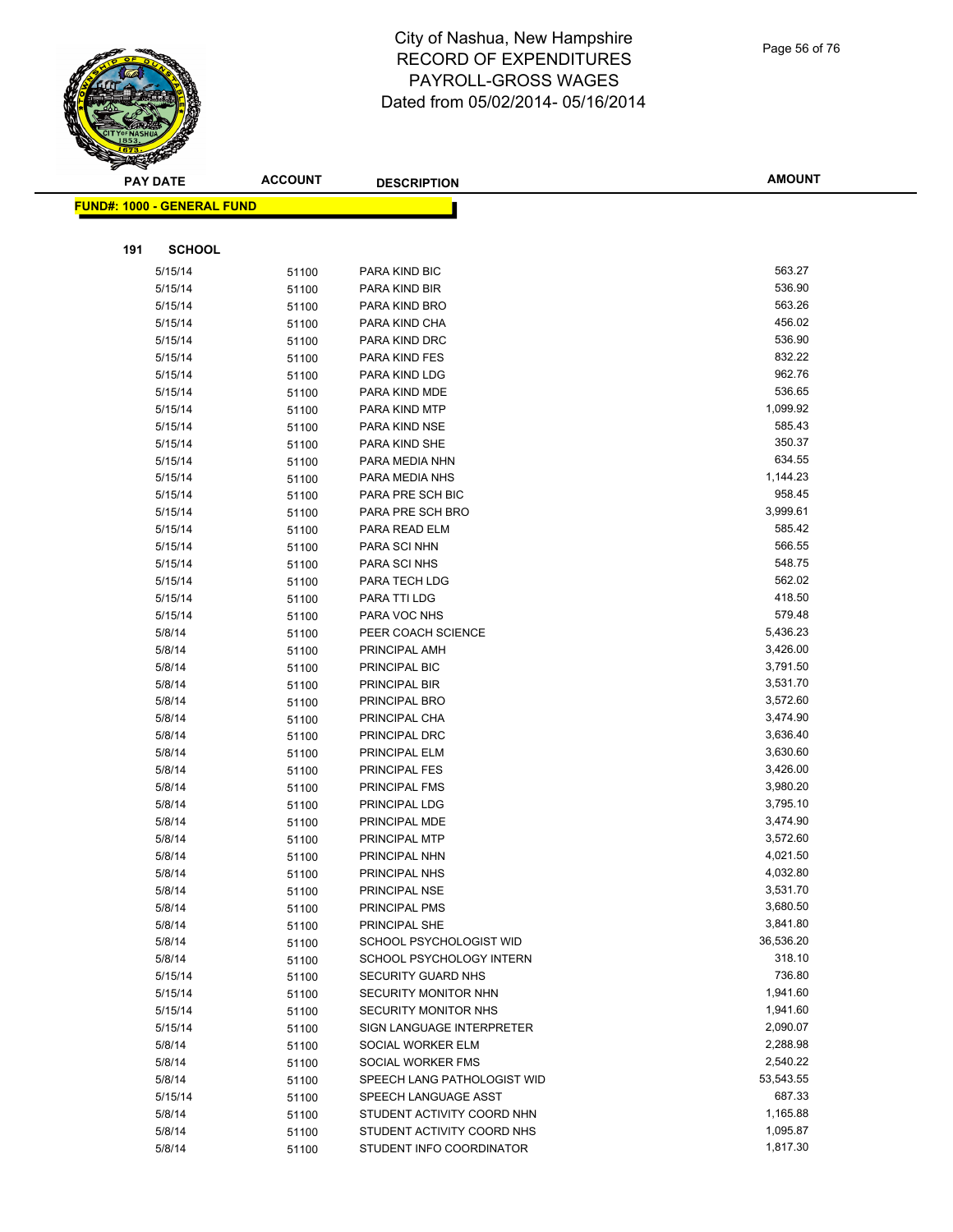# City of Nashua, New Hampshire
# RECORD OF EXPENDITURES
# PAYROLL-GROSS WAGES
# Dated from 05/02/2014- 05/16/2014

| PAY DATE | ACCOUNT | DESCRIPTION | AMOUNT |
|---|---|---|---|

**FUND#: 1000 - GENERAL FUND**

**191 SCHOOL**

| PAY DATE | ACCOUNT | DESCRIPTION | AMOUNT |
|---|---|---|---|
| 5/15/14 | 51100 | PARA KIND BIC | 563.27 |
| 5/15/14 | 51100 | PARA KIND BIR | 536.90 |
| 5/15/14 | 51100 | PARA KIND BRO | 563.26 |
| 5/15/14 | 51100 | PARA KIND CHA | 456.02 |
| 5/15/14 | 51100 | PARA KIND DRC | 536.90 |
| 5/15/14 | 51100 | PARA KIND FES | 832.22 |
| 5/15/14 | 51100 | PARA KIND LDG | 962.76 |
| 5/15/14 | 51100 | PARA KIND MDE | 536.65 |
| 5/15/14 | 51100 | PARA KIND MTP | 1,099.92 |
| 5/15/14 | 51100 | PARA KIND NSE | 585.43 |
| 5/15/14 | 51100 | PARA KIND SHE | 350.37 |
| 5/15/14 | 51100 | PARA MEDIA NHN | 634.55 |
| 5/15/14 | 51100 | PARA MEDIA NHS | 1,144.23 |
| 5/15/14 | 51100 | PARA PRE SCH BIC | 958.45 |
| 5/15/14 | 51100 | PARA PRE SCH BRO | 3,999.61 |
| 5/15/14 | 51100 | PARA READ ELM | 585.42 |
| 5/15/14 | 51100 | PARA SCI NHN | 566.55 |
| 5/15/14 | 51100 | PARA SCI NHS | 548.75 |
| 5/15/14 | 51100 | PARA TECH LDG | 562.02 |
| 5/15/14 | 51100 | PARA TTI LDG | 418.50 |
| 5/15/14 | 51100 | PARA VOC NHS | 579.48 |
| 5/8/14 | 51100 | PEER COACH SCIENCE | 5,436.23 |
| 5/8/14 | 51100 | PRINCIPAL AMH | 3,426.00 |
| 5/8/14 | 51100 | PRINCIPAL BIC | 3,791.50 |
| 5/8/14 | 51100 | PRINCIPAL BIR | 3,531.70 |
| 5/8/14 | 51100 | PRINCIPAL BRO | 3,572.60 |
| 5/8/14 | 51100 | PRINCIPAL CHA | 3,474.90 |
| 5/8/14 | 51100 | PRINCIPAL DRC | 3,636.40 |
| 5/8/14 | 51100 | PRINCIPAL ELM | 3,630.60 |
| 5/8/14 | 51100 | PRINCIPAL FES | 3,426.00 |
| 5/8/14 | 51100 | PRINCIPAL FMS | 3,980.20 |
| 5/8/14 | 51100 | PRINCIPAL LDG | 3,795.10 |
| 5/8/14 | 51100 | PRINCIPAL MDE | 3,474.90 |
| 5/8/14 | 51100 | PRINCIPAL MTP | 3,572.60 |
| 5/8/14 | 51100 | PRINCIPAL NHN | 4,021.50 |
| 5/8/14 | 51100 | PRINCIPAL NHS | 4,032.80 |
| 5/8/14 | 51100 | PRINCIPAL NSE | 3,531.70 |
| 5/8/14 | 51100 | PRINCIPAL PMS | 3,680.50 |
| 5/8/14 | 51100 | PRINCIPAL SHE | 3,841.80 |
| 5/8/14 | 51100 | SCHOOL PSYCHOLOGIST WID | 36,536.20 |
| 5/8/14 | 51100 | SCHOOL PSYCHOLOGY INTERN | 318.10 |
| 5/15/14 | 51100 | SECURITY GUARD NHS | 736.80 |
| 5/15/14 | 51100 | SECURITY MONITOR NHN | 1,941.60 |
| 5/15/14 | 51100 | SECURITY MONITOR NHS | 1,941.60 |
| 5/15/14 | 51100 | SIGN LANGUAGE INTERPRETER | 2,090.07 |
| 5/8/14 | 51100 | SOCIAL WORKER ELM | 2,288.98 |
| 5/8/14 | 51100 | SOCIAL WORKER FMS | 2,540.22 |
| 5/8/14 | 51100 | SPEECH LANG PATHOLOGIST WID | 53,543.55 |
| 5/15/14 | 51100 | SPEECH LANGUAGE ASST | 687.33 |
| 5/8/14 | 51100 | STUDENT ACTIVITY COORD NHN | 1,165.88 |
| 5/8/14 | 51100 | STUDENT ACTIVITY COORD NHS | 1,095.87 |
| 5/8/14 | 51100 | STUDENT INFO COORDINATOR | 1,817.30 |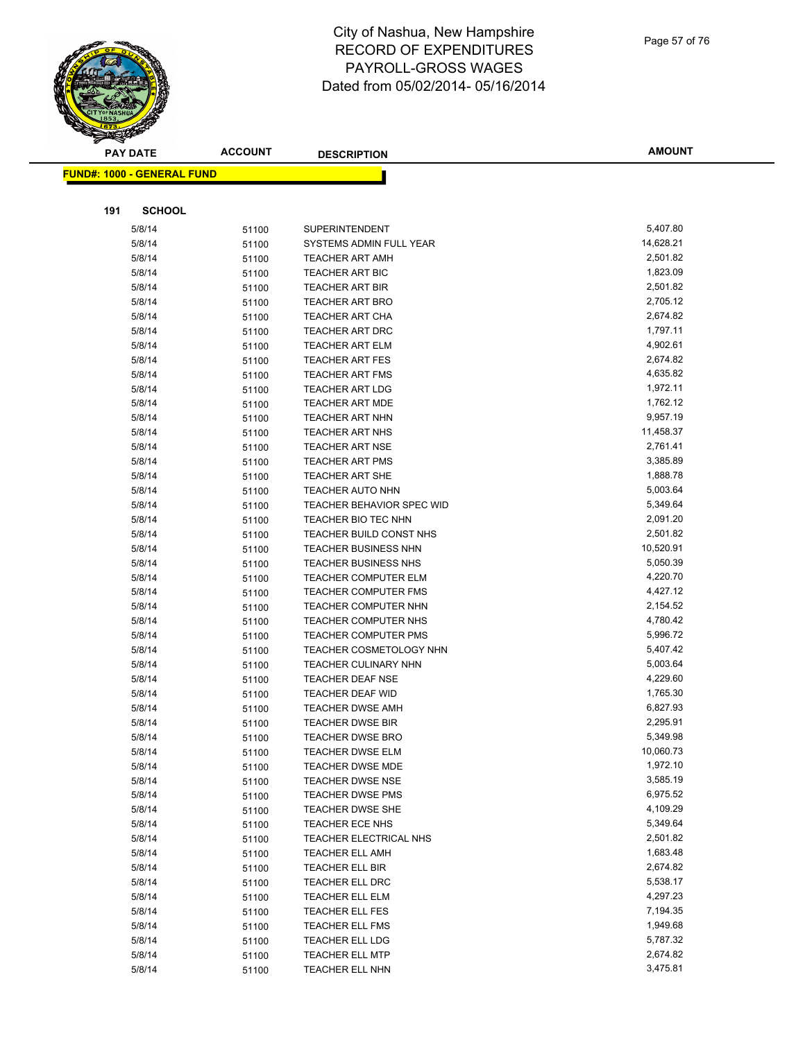# City of Nashua, New Hampshire
## RECORD OF EXPENDITURES
## PAYROLL-GROSS WAGES
## Dated from 05/02/2014- 05/16/2014

| PAY DATE | ACCOUNT | DESCRIPTION | AMOUNT |
|---|---|---|---|
| **FUND#: 1000 - GENERAL FUND** | | | |
| **191 SCHOOL** | | | |
| 5/8/14 | 51100 | SUPERINTENDENT | 5,407.80 |
| 5/8/14 | 51100 | SYSTEMS ADMIN FULL YEAR | 14,628.21 |
| 5/8/14 | 51100 | TEACHER ART AMH | 2,501.82 |
| 5/8/14 | 51100 | TEACHER ART BIC | 1,823.09 |
| 5/8/14 | 51100 | TEACHER ART BIR | 2,501.82 |
| 5/8/14 | 51100 | TEACHER ART BRO | 2,705.12 |
| 5/8/14 | 51100 | TEACHER ART CHA | 2,674.82 |
| 5/8/14 | 51100 | TEACHER ART DRC | 1,797.11 |
| 5/8/14 | 51100 | TEACHER ART ELM | 4,902.61 |
| 5/8/14 | 51100 | TEACHER ART FES | 2,674.82 |
| 5/8/14 | 51100 | TEACHER ART FMS | 4,635.82 |
| 5/8/14 | 51100 | TEACHER ART LDG | 1,972.11 |
| 5/8/14 | 51100 | TEACHER ART MDE | 1,762.12 |
| 5/8/14 | 51100 | TEACHER ART NHN | 9,957.19 |
| 5/8/14 | 51100 | TEACHER ART NHS | 11,458.37 |
| 5/8/14 | 51100 | TEACHER ART NSE | 2,761.41 |
| 5/8/14 | 51100 | TEACHER ART PMS | 3,385.89 |
| 5/8/14 | 51100 | TEACHER ART SHE | 1,888.78 |
| 5/8/14 | 51100 | TEACHER AUTO NHN | 5,003.64 |
| 5/8/14 | 51100 | TEACHER BEHAVIOR SPEC WID | 5,349.64 |
| 5/8/14 | 51100 | TEACHER BIO TEC NHN | 2,091.20 |
| 5/8/14 | 51100 | TEACHER BUILD CONST NHS | 2,501.82 |
| 5/8/14 | 51100 | TEACHER BUSINESS NHN | 10,520.91 |
| 5/8/14 | 51100 | TEACHER BUSINESS NHS | 5,050.39 |
| 5/8/14 | 51100 | TEACHER COMPUTER ELM | 4,220.70 |
| 5/8/14 | 51100 | TEACHER COMPUTER FMS | 4,427.12 |
| 5/8/14 | 51100 | TEACHER COMPUTER NHN | 2,154.52 |
| 5/8/14 | 51100 | TEACHER COMPUTER NHS | 4,780.42 |
| 5/8/14 | 51100 | TEACHER COMPUTER PMS | 5,996.72 |
| 5/8/14 | 51100 | TEACHER COSMETOLOGY NHN | 5,407.42 |
| 5/8/14 | 51100 | TEACHER CULINARY NHN | 5,003.64 |
| 5/8/14 | 51100 | TEACHER DEAF NSE | 4,229.60 |
| 5/8/14 | 51100 | TEACHER DEAF WID | 1,765.30 |
| 5/8/14 | 51100 | TEACHER DWSE AMH | 6,827.93 |
| 5/8/14 | 51100 | TEACHER DWSE BIR | 2,295.91 |
| 5/8/14 | 51100 | TEACHER DWSE BRO | 5,349.98 |
| 5/8/14 | 51100 | TEACHER DWSE ELM | 10,060.73 |
| 5/8/14 | 51100 | TEACHER DWSE MDE | 1,972.10 |
| 5/8/14 | 51100 | TEACHER DWSE NSE | 3,585.19 |
| 5/8/14 | 51100 | TEACHER DWSE PMS | 6,975.52 |
| 5/8/14 | 51100 | TEACHER DWSE SHE | 4,109.29 |
| 5/8/14 | 51100 | TEACHER ECE NHS | 5,349.64 |
| 5/8/14 | 51100 | TEACHER ELECTRICAL NHS | 2,501.82 |
| 5/8/14 | 51100 | TEACHER ELL AMH | 1,683.48 |
| 5/8/14 | 51100 | TEACHER ELL BIR | 2,674.82 |
| 5/8/14 | 51100 | TEACHER ELL DRC | 5,538.17 |
| 5/8/14 | 51100 | TEACHER ELL ELM | 4,297.23 |
| 5/8/14 | 51100 | TEACHER ELL FES | 7,194.35 |
| 5/8/14 | 51100 | TEACHER ELL FMS | 1,949.68 |
| 5/8/14 | 51100 | TEACHER ELL LDG | 5,787.32 |
| 5/8/14 | 51100 | TEACHER ELL MTP | 2,674.82 |
| 5/8/14 | 51100 | TEACHER ELL NHN | 3,475.81 |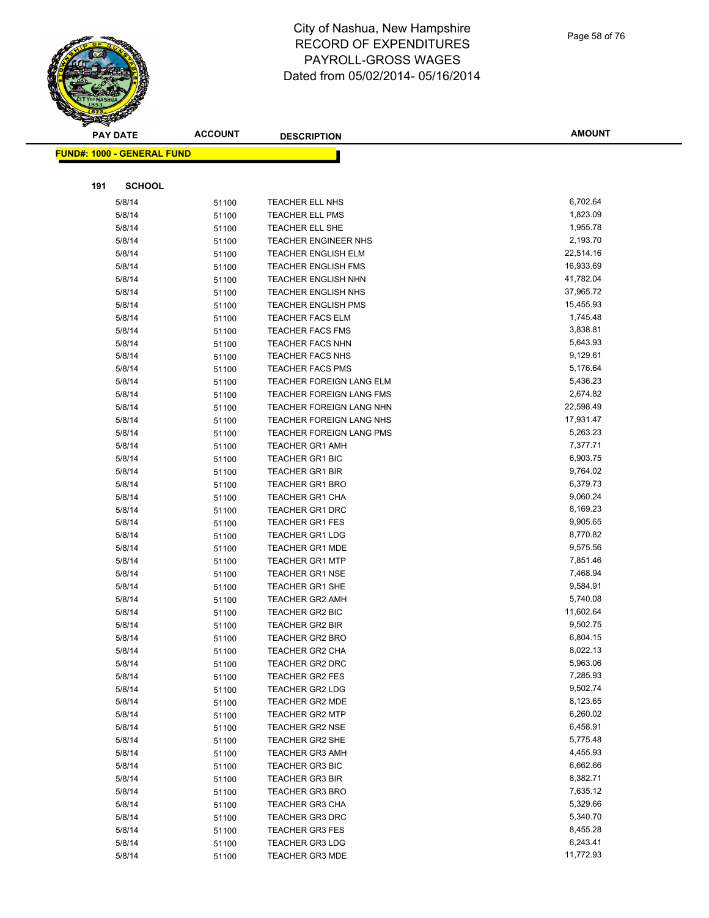# City of Nashua, New Hampshire
## RECORD OF EXPENDITURES
## PAYROLL-GROSS WAGES
## Dated from 05/02/2014- 05/16/2014

**FUND#: 1000 - GENERAL FUND**

**191 SCHOOL**

| PAY DATE | ACCOUNT | DESCRIPTION | AMOUNT |
|---|---|---|---|
| 5/8/14 | 51100 | TEACHER ELL NHS | 6,702.64 |
| 5/8/14 | 51100 | TEACHER ELL PMS | 1,823.09 |
| 5/8/14 | 51100 | TEACHER ELL SHE | 1,955.78 |
| 5/8/14 | 51100 | TEACHER ENGINEER NHS | 2,193.70 |
| 5/8/14 | 51100 | TEACHER ENGLISH ELM | 22,514.16 |
| 5/8/14 | 51100 | TEACHER ENGLISH FMS | 16,933.69 |
| 5/8/14 | 51100 | TEACHER ENGLISH NHN | 41,782.04 |
| 5/8/14 | 51100 | TEACHER ENGLISH NHS | 37,965.72 |
| 5/8/14 | 51100 | TEACHER ENGLISH PMS | 15,455.93 |
| 5/8/14 | 51100 | TEACHER FACS ELM | 1,745.48 |
| 5/8/14 | 51100 | TEACHER FACS FMS | 3,838.81 |
| 5/8/14 | 51100 | TEACHER FACS NHN | 5,643.93 |
| 5/8/14 | 51100 | TEACHER FACS NHS | 9,129.61 |
| 5/8/14 | 51100 | TEACHER FACS PMS | 5,176.64 |
| 5/8/14 | 51100 | TEACHER FOREIGN LANG ELM | 5,436.23 |
| 5/8/14 | 51100 | TEACHER FOREIGN LANG FMS | 2,674.82 |
| 5/8/14 | 51100 | TEACHER FOREIGN LANG NHN | 22,598.49 |
| 5/8/14 | 51100 | TEACHER FOREIGN LANG NHS | 17,931.47 |
| 5/8/14 | 51100 | TEACHER FOREIGN LANG PMS | 5,263.23 |
| 5/8/14 | 51100 | TEACHER GR1 AMH | 7,377.71 |
| 5/8/14 | 51100 | TEACHER GR1 BIC | 6,903.75 |
| 5/8/14 | 51100 | TEACHER GR1 BIR | 9,764.02 |
| 5/8/14 | 51100 | TEACHER GR1 BRO | 6,379.73 |
| 5/8/14 | 51100 | TEACHER GR1 CHA | 9,060.24 |
| 5/8/14 | 51100 | TEACHER GR1 DRC | 8,169.23 |
| 5/8/14 | 51100 | TEACHER GR1 FES | 9,905.65 |
| 5/8/14 | 51100 | TEACHER GR1 LDG | 8,770.82 |
| 5/8/14 | 51100 | TEACHER GR1 MDE | 9,575.56 |
| 5/8/14 | 51100 | TEACHER GR1 MTP | 7,851.46 |
| 5/8/14 | 51100 | TEACHER GR1 NSE | 7,468.94 |
| 5/8/14 | 51100 | TEACHER GR1 SHE | 9,584.91 |
| 5/8/14 | 51100 | TEACHER GR2 AMH | 5,740.08 |
| 5/8/14 | 51100 | TEACHER GR2 BIC | 11,602.64 |
| 5/8/14 | 51100 | TEACHER GR2 BIR | 9,502.75 |
| 5/8/14 | 51100 | TEACHER GR2 BRO | 6,804.15 |
| 5/8/14 | 51100 | TEACHER GR2 CHA | 8,022.13 |
| 5/8/14 | 51100 | TEACHER GR2 DRC | 5,963.06 |
| 5/8/14 | 51100 | TEACHER GR2 FES | 7,285.93 |
| 5/8/14 | 51100 | TEACHER GR2 LDG | 9,502.74 |
| 5/8/14 | 51100 | TEACHER GR2 MDE | 8,123.65 |
| 5/8/14 | 51100 | TEACHER GR2 MTP | 6,260.02 |
| 5/8/14 | 51100 | TEACHER GR2 NSE | 6,458.91 |
| 5/8/14 | 51100 | TEACHER GR2 SHE | 5,775.48 |
| 5/8/14 | 51100 | TEACHER GR3 AMH | 4,455.93 |
| 5/8/14 | 51100 | TEACHER GR3 BIC | 6,662.66 |
| 5/8/14 | 51100 | TEACHER GR3 BIR | 8,382.71 |
| 5/8/14 | 51100 | TEACHER GR3 BRO | 7,635.12 |
| 5/8/14 | 51100 | TEACHER GR3 CHA | 5,329.66 |
| 5/8/14 | 51100 | TEACHER GR3 DRC | 5,340.70 |
| 5/8/14 | 51100 | TEACHER GR3 FES | 8,455.28 |
| 5/8/14 | 51100 | TEACHER GR3 LDG | 6,243.41 |
| 5/8/14 | 51100 | TEACHER GR3 MDE | 11,772.93 |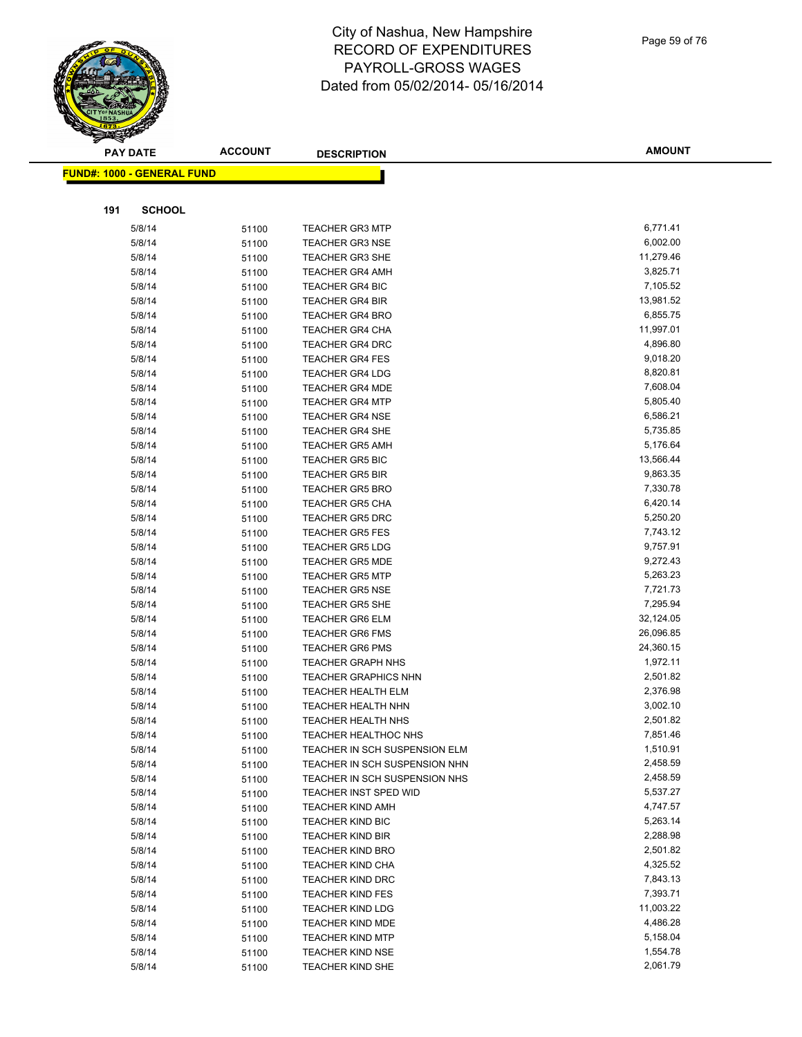# City of Nashua, New Hampshire
## RECORD OF EXPENDITURES
## PAYROLL-GROSS WAGES
## Dated from 05/02/2014- 05/16/2014

**FUND#: 1000 - GENERAL FUND**

**191 SCHOOL**

| PAY DATE | ACCOUNT | DESCRIPTION | AMOUNT |
|---|---|---|---|
| 5/8/14 | 51100 | TEACHER GR3 MTP | 6,771.41 |
| 5/8/14 | 51100 | TEACHER GR3 NSE | 6,002.00 |
| 5/8/14 | 51100 | TEACHER GR3 SHE | 11,279.46 |
| 5/8/14 | 51100 | TEACHER GR4 AMH | 3,825.71 |
| 5/8/14 | 51100 | TEACHER GR4 BIC | 7,105.52 |
| 5/8/14 | 51100 | TEACHER GR4 BIR | 13,981.52 |
| 5/8/14 | 51100 | TEACHER GR4 BRO | 6,855.75 |
| 5/8/14 | 51100 | TEACHER GR4 CHA | 11,997.01 |
| 5/8/14 | 51100 | TEACHER GR4 DRC | 4,896.80 |
| 5/8/14 | 51100 | TEACHER GR4 FES | 9,018.20 |
| 5/8/14 | 51100 | TEACHER GR4 LDG | 8,820.81 |
| 5/8/14 | 51100 | TEACHER GR4 MDE | 7,608.04 |
| 5/8/14 | 51100 | TEACHER GR4 MTP | 5,805.40 |
| 5/8/14 | 51100 | TEACHER GR4 NSE | 6,586.21 |
| 5/8/14 | 51100 | TEACHER GR4 SHE | 5,735.85 |
| 5/8/14 | 51100 | TEACHER GR5 AMH | 5,176.64 |
| 5/8/14 | 51100 | TEACHER GR5 BIC | 13,566.44 |
| 5/8/14 | 51100 | TEACHER GR5 BIR | 9,863.35 |
| 5/8/14 | 51100 | TEACHER GR5 BRO | 7,330.78 |
| 5/8/14 | 51100 | TEACHER GR5 CHA | 6,420.14 |
| 5/8/14 | 51100 | TEACHER GR5 DRC | 5,250.20 |
| 5/8/14 | 51100 | TEACHER GR5 FES | 7,743.12 |
| 5/8/14 | 51100 | TEACHER GR5 LDG | 9,757.91 |
| 5/8/14 | 51100 | TEACHER GR5 MDE | 9,272.43 |
| 5/8/14 | 51100 | TEACHER GR5 MTP | 5,263.23 |
| 5/8/14 | 51100 | TEACHER GR5 NSE | 7,721.73 |
| 5/8/14 | 51100 | TEACHER GR5 SHE | 7,295.94 |
| 5/8/14 | 51100 | TEACHER GR6 ELM | 32,124.05 |
| 5/8/14 | 51100 | TEACHER GR6 FMS | 26,096.85 |
| 5/8/14 | 51100 | TEACHER GR6 PMS | 24,360.15 |
| 5/8/14 | 51100 | TEACHER GRAPH NHS | 1,972.11 |
| 5/8/14 | 51100 | TEACHER GRAPHICS NHN | 2,501.82 |
| 5/8/14 | 51100 | TEACHER HEALTH ELM | 2,376.98 |
| 5/8/14 | 51100 | TEACHER HEALTH NHN | 3,002.10 |
| 5/8/14 | 51100 | TEACHER HEALTH NHS | 2,501.82 |
| 5/8/14 | 51100 | TEACHER HEALTHOC NHS | 7,851.46 |
| 5/8/14 | 51100 | TEACHER IN SCH SUSPENSION ELM | 1,510.91 |
| 5/8/14 | 51100 | TEACHER IN SCH SUSPENSION NHN | 2,458.59 |
| 5/8/14 | 51100 | TEACHER IN SCH SUSPENSION NHS | 2,458.59 |
| 5/8/14 | 51100 | TEACHER INST SPED WID | 5,537.27 |
| 5/8/14 | 51100 | TEACHER KIND AMH | 4,747.57 |
| 5/8/14 | 51100 | TEACHER KIND BIC | 5,263.14 |
| 5/8/14 | 51100 | TEACHER KIND BIR | 2,288.98 |
| 5/8/14 | 51100 | TEACHER KIND BRO | 2,501.82 |
| 5/8/14 | 51100 | TEACHER KIND CHA | 4,325.52 |
| 5/8/14 | 51100 | TEACHER KIND DRC | 7,843.13 |
| 5/8/14 | 51100 | TEACHER KIND FES | 7,393.71 |
| 5/8/14 | 51100 | TEACHER KIND LDG | 11,003.22 |
| 5/8/14 | 51100 | TEACHER KIND MDE | 4,486.28 |
| 5/8/14 | 51100 | TEACHER KIND MTP | 5,158.04 |
| 5/8/14 | 51100 | TEACHER KIND NSE | 1,554.78 |
| 5/8/14 | 51100 | TEACHER KIND SHE | 2,061.79 |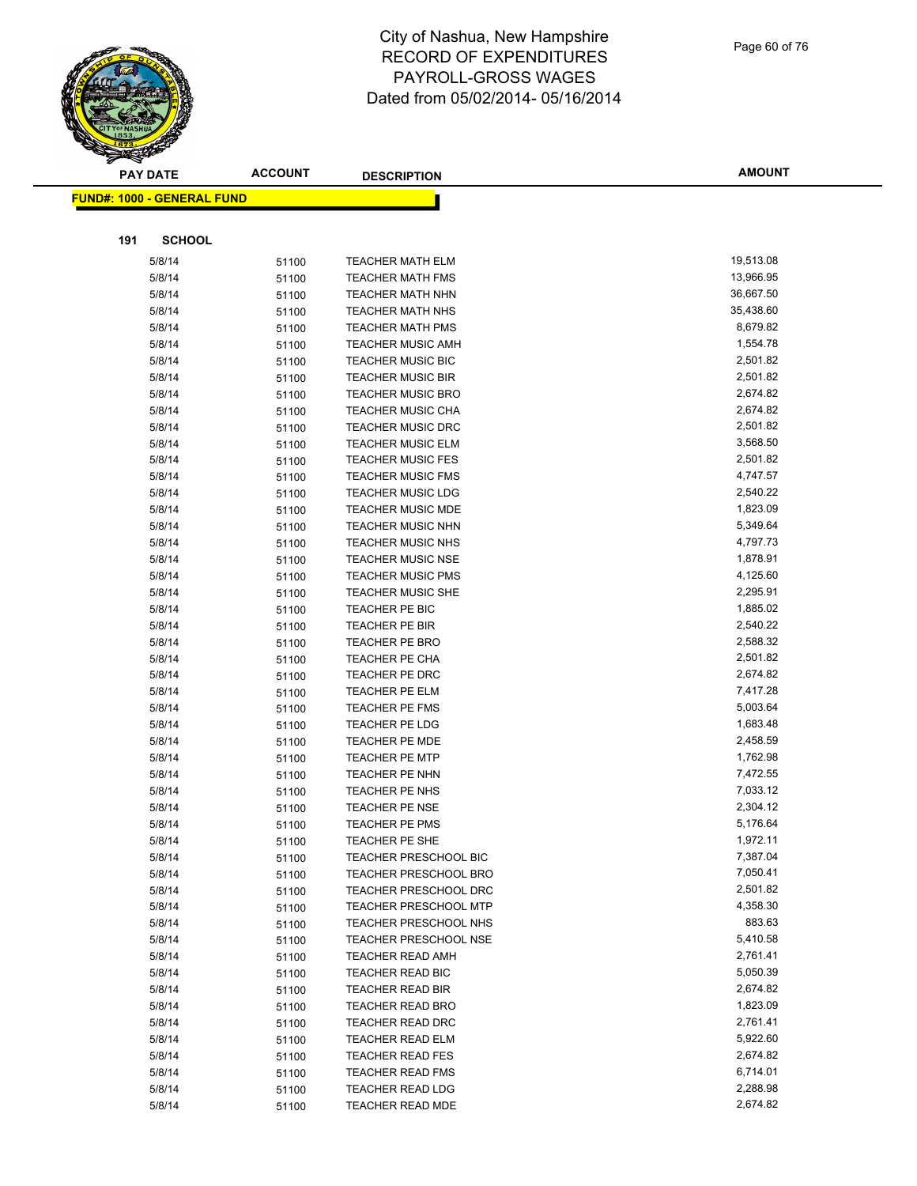# City of Nashua, New Hampshire
## RECORD OF EXPENDITURES
## PAYROLL-GROSS WAGES
## Dated from 05/02/2014- 05/16/2014

**FUND#: 1000 - GENERAL FUND**

**191 SCHOOL**

| PAY DATE | ACCOUNT | DESCRIPTION | AMOUNT |
|---|---|---|---|
| 5/8/14 | 51100 | TEACHER MATH ELM | 19,513.08 |
| 5/8/14 | 51100 | TEACHER MATH FMS | 13,966.95 |
| 5/8/14 | 51100 | TEACHER MATH NHN | 36,667.50 |
| 5/8/14 | 51100 | TEACHER MATH NHS | 35,438.60 |
| 5/8/14 | 51100 | TEACHER MATH PMS | 8,679.82 |
| 5/8/14 | 51100 | TEACHER MUSIC AMH | 1,554.78 |
| 5/8/14 | 51100 | TEACHER MUSIC BIC | 2,501.82 |
| 5/8/14 | 51100 | TEACHER MUSIC BIR | 2,501.82 |
| 5/8/14 | 51100 | TEACHER MUSIC BRO | 2,674.82 |
| 5/8/14 | 51100 | TEACHER MUSIC CHA | 2,674.82 |
| 5/8/14 | 51100 | TEACHER MUSIC DRC | 2,501.82 |
| 5/8/14 | 51100 | TEACHER MUSIC ELM | 3,568.50 |
| 5/8/14 | 51100 | TEACHER MUSIC FES | 2,501.82 |
| 5/8/14 | 51100 | TEACHER MUSIC FMS | 4,747.57 |
| 5/8/14 | 51100 | TEACHER MUSIC LDG | 2,540.22 |
| 5/8/14 | 51100 | TEACHER MUSIC MDE | 1,823.09 |
| 5/8/14 | 51100 | TEACHER MUSIC NHN | 5,349.64 |
| 5/8/14 | 51100 | TEACHER MUSIC NHS | 4,797.73 |
| 5/8/14 | 51100 | TEACHER MUSIC NSE | 1,878.91 |
| 5/8/14 | 51100 | TEACHER MUSIC PMS | 4,125.60 |
| 5/8/14 | 51100 | TEACHER MUSIC SHE | 2,295.91 |
| 5/8/14 | 51100 | TEACHER PE BIC | 1,885.02 |
| 5/8/14 | 51100 | TEACHER PE BIR | 2,540.22 |
| 5/8/14 | 51100 | TEACHER PE BRO | 2,588.32 |
| 5/8/14 | 51100 | TEACHER PE CHA | 2,501.82 |
| 5/8/14 | 51100 | TEACHER PE DRC | 2,674.82 |
| 5/8/14 | 51100 | TEACHER PE ELM | 7,417.28 |
| 5/8/14 | 51100 | TEACHER PE FMS | 5,003.64 |
| 5/8/14 | 51100 | TEACHER PE LDG | 1,683.48 |
| 5/8/14 | 51100 | TEACHER PE MDE | 2,458.59 |
| 5/8/14 | 51100 | TEACHER PE MTP | 1,762.98 |
| 5/8/14 | 51100 | TEACHER PE NHN | 7,472.55 |
| 5/8/14 | 51100 | TEACHER PE NHS | 7,033.12 |
| 5/8/14 | 51100 | TEACHER PE NSE | 2,304.12 |
| 5/8/14 | 51100 | TEACHER PE PMS | 5,176.64 |
| 5/8/14 | 51100 | TEACHER PE SHE | 1,972.11 |
| 5/8/14 | 51100 | TEACHER PRESCHOOL BIC | 7,387.04 |
| 5/8/14 | 51100 | TEACHER PRESCHOOL BRO | 7,050.41 |
| 5/8/14 | 51100 | TEACHER PRESCHOOL DRC | 2,501.82 |
| 5/8/14 | 51100 | TEACHER PRESCHOOL MTP | 4,358.30 |
| 5/8/14 | 51100 | TEACHER PRESCHOOL NHS | 883.63 |
| 5/8/14 | 51100 | TEACHER PRESCHOOL NSE | 5,410.58 |
| 5/8/14 | 51100 | TEACHER READ AMH | 2,761.41 |
| 5/8/14 | 51100 | TEACHER READ BIC | 5,050.39 |
| 5/8/14 | 51100 | TEACHER READ BIR | 2,674.82 |
| 5/8/14 | 51100 | TEACHER READ BRO | 1,823.09 |
| 5/8/14 | 51100 | TEACHER READ DRC | 2,761.41 |
| 5/8/14 | 51100 | TEACHER READ ELM | 5,922.60 |
| 5/8/14 | 51100 | TEACHER READ FES | 2,674.82 |
| 5/8/14 | 51100 | TEACHER READ FMS | 6,714.01 |
| 5/8/14 | 51100 | TEACHER READ LDG | 2,288.98 |
| 5/8/14 | 51100 | TEACHER READ MDE | 2,674.82 |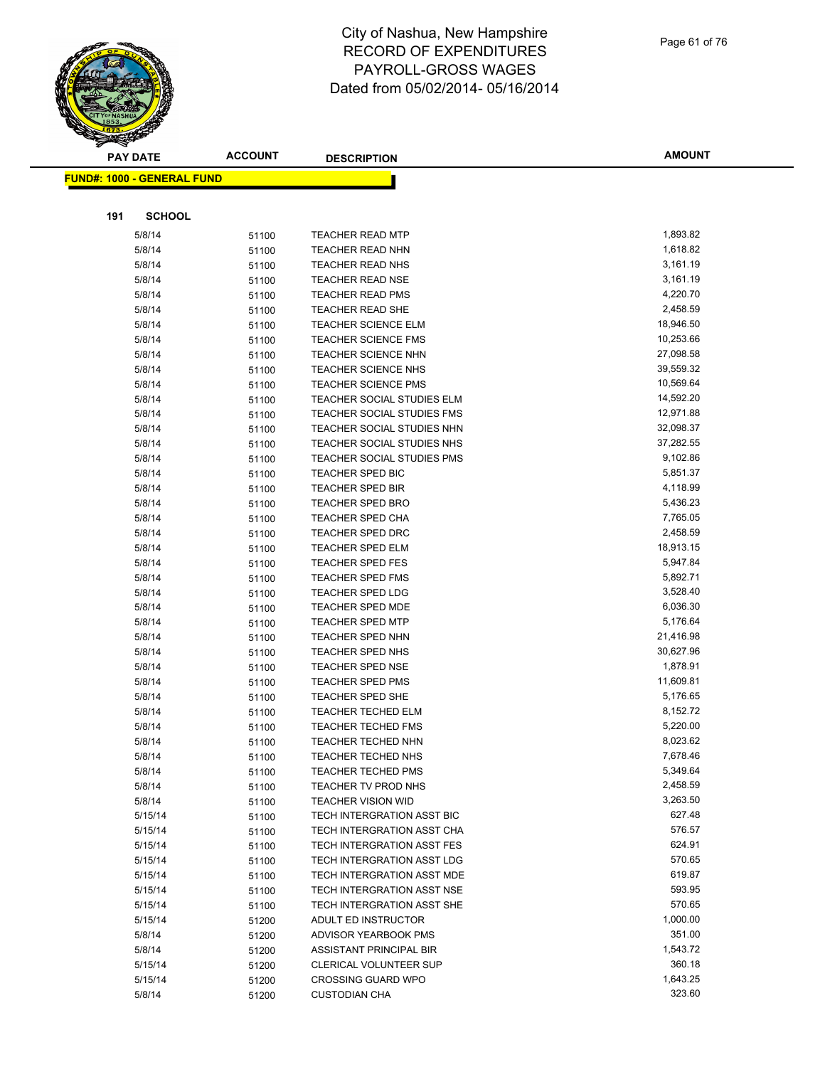# City of Nashua, New Hampshire
# RECORD OF EXPENDITURES
# PAYROLL-GROSS WAGES
# Dated from 05/02/2014- 05/16/2014

**FUND#: 1000 - GENERAL FUND**

**191 SCHOOL**

| PAY DATE | ACCOUNT | DESCRIPTION | AMOUNT |
|---|---|---|---|
| 5/8/14 | 51100 | TEACHER READ MTP | 1,893.82 |
| 5/8/14 | 51100 | TEACHER READ NHN | 1,618.82 |
| 5/8/14 | 51100 | TEACHER READ NHS | 3,161.19 |
| 5/8/14 | 51100 | TEACHER READ NSE | 3,161.19 |
| 5/8/14 | 51100 | TEACHER READ PMS | 4,220.70 |
| 5/8/14 | 51100 | TEACHER READ SHE | 2,458.59 |
| 5/8/14 | 51100 | TEACHER SCIENCE ELM | 18,946.50 |
| 5/8/14 | 51100 | TEACHER SCIENCE FMS | 10,253.66 |
| 5/8/14 | 51100 | TEACHER SCIENCE NHN | 27,098.58 |
| 5/8/14 | 51100 | TEACHER SCIENCE NHS | 39,559.32 |
| 5/8/14 | 51100 | TEACHER SCIENCE PMS | 10,569.64 |
| 5/8/14 | 51100 | TEACHER SOCIAL STUDIES ELM | 14,592.20 |
| 5/8/14 | 51100 | TEACHER SOCIAL STUDIES FMS | 12,971.88 |
| 5/8/14 | 51100 | TEACHER SOCIAL STUDIES NHN | 32,098.37 |
| 5/8/14 | 51100 | TEACHER SOCIAL STUDIES NHS | 37,282.55 |
| 5/8/14 | 51100 | TEACHER SOCIAL STUDIES PMS | 9,102.86 |
| 5/8/14 | 51100 | TEACHER SPED BIC | 5,851.37 |
| 5/8/14 | 51100 | TEACHER SPED BIR | 4,118.99 |
| 5/8/14 | 51100 | TEACHER SPED BRO | 5,436.23 |
| 5/8/14 | 51100 | TEACHER SPED CHA | 7,765.05 |
| 5/8/14 | 51100 | TEACHER SPED DRC | 2,458.59 |
| 5/8/14 | 51100 | TEACHER SPED ELM | 18,913.15 |
| 5/8/14 | 51100 | TEACHER SPED FES | 5,947.84 |
| 5/8/14 | 51100 | TEACHER SPED FMS | 5,892.71 |
| 5/8/14 | 51100 | TEACHER SPED LDG | 3,528.40 |
| 5/8/14 | 51100 | TEACHER SPED MDE | 6,036.30 |
| 5/8/14 | 51100 | TEACHER SPED MTP | 5,176.64 |
| 5/8/14 | 51100 | TEACHER SPED NHN | 21,416.98 |
| 5/8/14 | 51100 | TEACHER SPED NHS | 30,627.96 |
| 5/8/14 | 51100 | TEACHER SPED NSE | 1,878.91 |
| 5/8/14 | 51100 | TEACHER SPED PMS | 11,609.81 |
| 5/8/14 | 51100 | TEACHER SPED SHE | 5,176.65 |
| 5/8/14 | 51100 | TEACHER TECHED ELM | 8,152.72 |
| 5/8/14 | 51100 | TEACHER TECHED FMS | 5,220.00 |
| 5/8/14 | 51100 | TEACHER TECHED NHN | 8,023.62 |
| 5/8/14 | 51100 | TEACHER TECHED NHS | 7,678.46 |
| 5/8/14 | 51100 | TEACHER TECHED PMS | 5,349.64 |
| 5/8/14 | 51100 | TEACHER TV PROD NHS | 2,458.59 |
| 5/8/14 | 51100 | TEACHER VISION WID | 3,263.50 |
| 5/15/14 | 51100 | TECH INTERGRATION ASST BIC | 627.48 |
| 5/15/14 | 51100 | TECH INTERGRATION ASST CHA | 576.57 |
| 5/15/14 | 51100 | TECH INTERGRATION ASST FES | 624.91 |
| 5/15/14 | 51100 | TECH INTERGRATION ASST LDG | 570.65 |
| 5/15/14 | 51100 | TECH INTERGRATION ASST MDE | 619.87 |
| 5/15/14 | 51100 | TECH INTERGRATION ASST NSE | 593.95 |
| 5/15/14 | 51100 | TECH INTERGRATION ASST SHE | 570.65 |
| 5/15/14 | 51200 | ADULT ED INSTRUCTOR | 1,000.00 |
| 5/8/14 | 51200 | ADVISOR YEARBOOK PMS | 351.00 |
| 5/8/14 | 51200 | ASSISTANT PRINCIPAL BIR | 1,543.72 |
| 5/15/14 | 51200 | CLERICAL VOLUNTEER SUP | 360.18 |
| 5/15/14 | 51200 | CROSSING GUARD WPO | 1,643.25 |
| 5/8/14 | 51200 | CUSTODIAN CHA | 323.60 |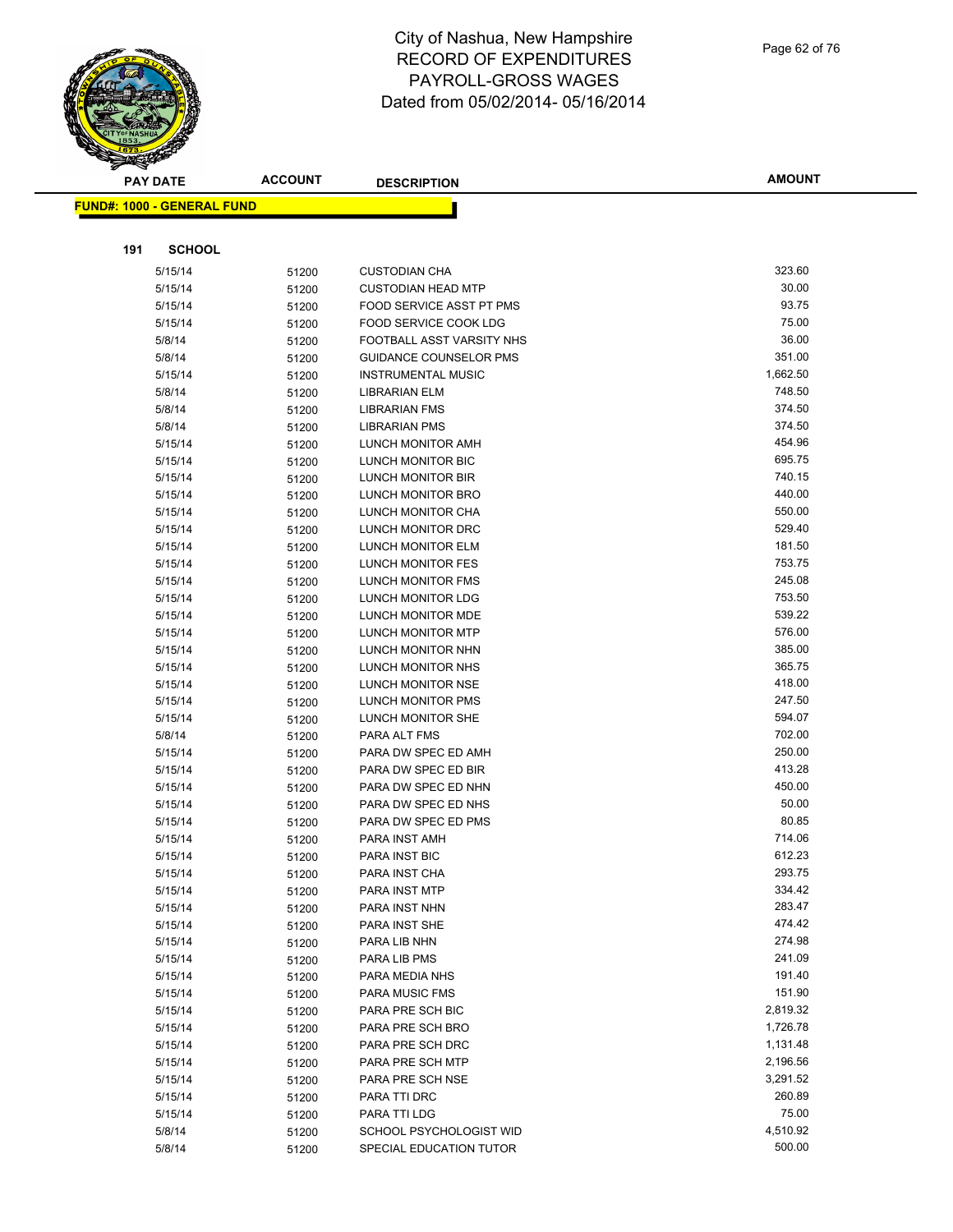# City of Nashua, New Hampshire
# RECORD OF EXPENDITURES
# PAYROLL-GROSS WAGES
# Dated from 05/02/2014- 05/16/2014

**FUND#: 1000 - GENERAL FUND**

**191 SCHOOL**

| PAY DATE | ACCOUNT | DESCRIPTION | AMOUNT |
|---|---|---|---|
| 5/15/14 | 51200 | CUSTODIAN CHA | 323.60 |
| 5/15/14 | 51200 | CUSTODIAN HEAD MTP | 30.00 |
| 5/15/14 | 51200 | FOOD SERVICE ASST PT PMS | 93.75 |
| 5/15/14 | 51200 | FOOD SERVICE COOK LDG | 75.00 |
| 5/8/14 | 51200 | FOOTBALL ASST VARSITY NHS | 36.00 |
| 5/8/14 | 51200 | GUIDANCE COUNSELOR PMS | 351.00 |
| 5/15/14 | 51200 | INSTRUMENTAL MUSIC | 1,662.50 |
| 5/8/14 | 51200 | LIBRARIAN ELM | 748.50 |
| 5/8/14 | 51200 | LIBRARIAN FMS | 374.50 |
| 5/8/14 | 51200 | LIBRARIAN PMS | 374.50 |
| 5/15/14 | 51200 | LUNCH MONITOR AMH | 454.96 |
| 5/15/14 | 51200 | LUNCH MONITOR BIC | 695.75 |
| 5/15/14 | 51200 | LUNCH MONITOR BIR | 740.15 |
| 5/15/14 | 51200 | LUNCH MONITOR BRO | 440.00 |
| 5/15/14 | 51200 | LUNCH MONITOR CHA | 550.00 |
| 5/15/14 | 51200 | LUNCH MONITOR DRC | 529.40 |
| 5/15/14 | 51200 | LUNCH MONITOR ELM | 181.50 |
| 5/15/14 | 51200 | LUNCH MONITOR FES | 753.75 |
| 5/15/14 | 51200 | LUNCH MONITOR FMS | 245.08 |
| 5/15/14 | 51200 | LUNCH MONITOR LDG | 753.50 |
| 5/15/14 | 51200 | LUNCH MONITOR MDE | 539.22 |
| 5/15/14 | 51200 | LUNCH MONITOR MTP | 576.00 |
| 5/15/14 | 51200 | LUNCH MONITOR NHN | 385.00 |
| 5/15/14 | 51200 | LUNCH MONITOR NHS | 365.75 |
| 5/15/14 | 51200 | LUNCH MONITOR NSE | 418.00 |
| 5/15/14 | 51200 | LUNCH MONITOR PMS | 247.50 |
| 5/15/14 | 51200 | LUNCH MONITOR SHE | 594.07 |
| 5/8/14 | 51200 | PARA ALT FMS | 702.00 |
| 5/15/14 | 51200 | PARA DW SPEC ED AMH | 250.00 |
| 5/15/14 | 51200 | PARA DW SPEC ED BIR | 413.28 |
| 5/15/14 | 51200 | PARA DW SPEC ED NHN | 450.00 |
| 5/15/14 | 51200 | PARA DW SPEC ED NHS | 50.00 |
| 5/15/14 | 51200 | PARA DW SPEC ED PMS | 80.85 |
| 5/15/14 | 51200 | PARA INST AMH | 714.06 |
| 5/15/14 | 51200 | PARA INST BIC | 612.23 |
| 5/15/14 | 51200 | PARA INST CHA | 293.75 |
| 5/15/14 | 51200 | PARA INST MTP | 334.42 |
| 5/15/14 | 51200 | PARA INST NHN | 283.47 |
| 5/15/14 | 51200 | PARA INST SHE | 474.42 |
| 5/15/14 | 51200 | PARA LIB NHN | 274.98 |
| 5/15/14 | 51200 | PARA LIB PMS | 241.09 |
| 5/15/14 | 51200 | PARA MEDIA NHS | 191.40 |
| 5/15/14 | 51200 | PARA MUSIC FMS | 151.90 |
| 5/15/14 | 51200 | PARA PRE SCH BIC | 2,819.32 |
| 5/15/14 | 51200 | PARA PRE SCH BRO | 1,726.78 |
| 5/15/14 | 51200 | PARA PRE SCH DRC | 1,131.48 |
| 5/15/14 | 51200 | PARA PRE SCH MTP | 2,196.56 |
| 5/15/14 | 51200 | PARA PRE SCH NSE | 3,291.52 |
| 5/15/14 | 51200 | PARA TTI DRC | 260.89 |
| 5/15/14 | 51200 | PARA TTI LDG | 75.00 |
| 5/8/14 | 51200 | SCHOOL PSYCHOLOGIST WID | 4,510.92 |
| 5/8/14 | 51200 | SPECIAL EDUCATION TUTOR | 500.00 |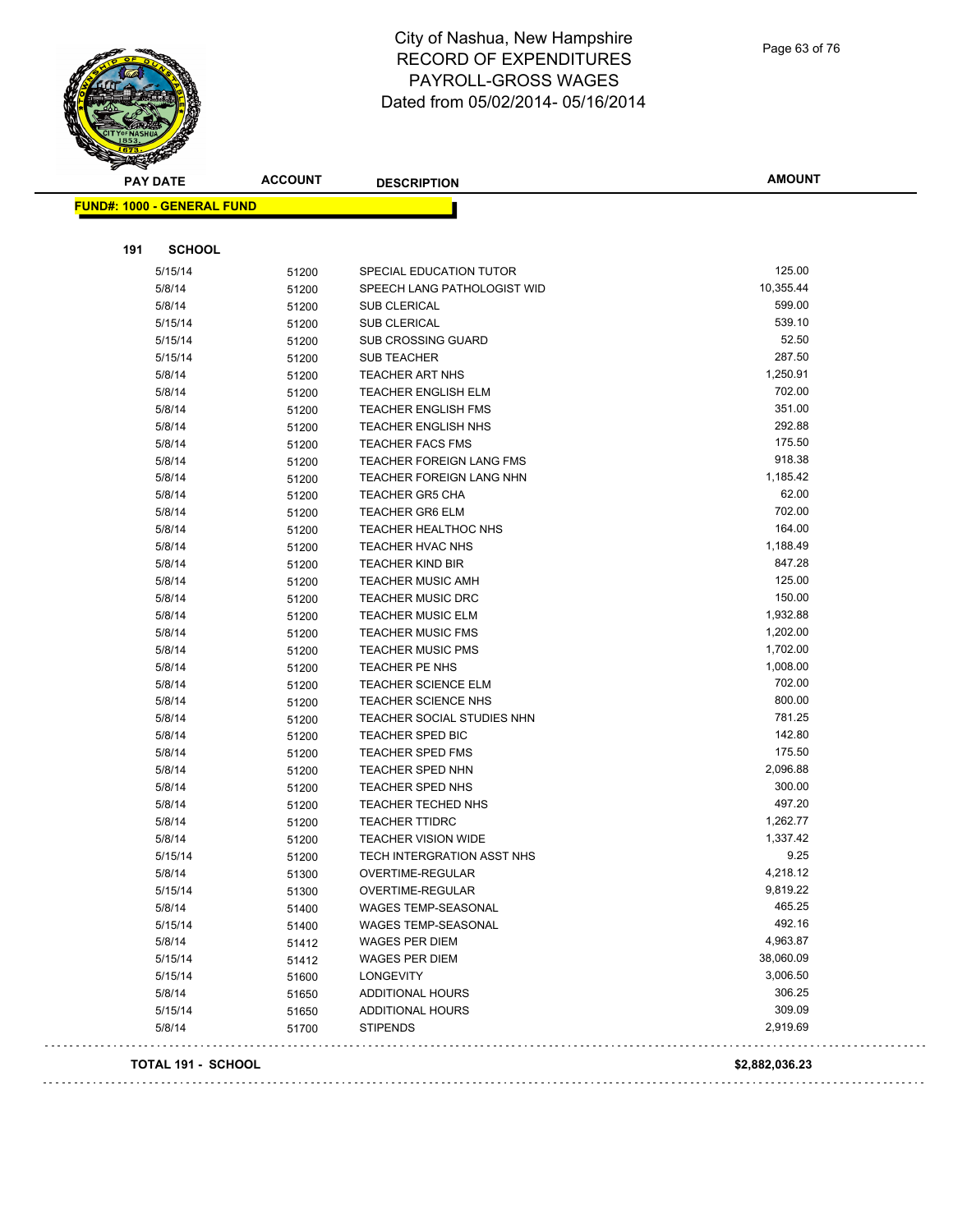# City of Nashua, New Hampshire
# RECORD OF EXPENDITURES
# PAYROLL-GROSS WAGES
# Dated from 05/02/2014- 05/16/2014

**FUND#: 1000 - GENERAL FUND**

**191 SCHOOL**

| PAY DATE | ACCOUNT | DESCRIPTION | AMOUNT |
|---|---|---|---|
| 5/15/14 | 51200 | SPECIAL EDUCATION TUTOR | 125.00 |
| 5/8/14 | 51200 | SPEECH LANG PATHOLOGIST WID | 10,355.44 |
| 5/8/14 | 51200 | SUB CLERICAL | 599.00 |
| 5/15/14 | 51200 | SUB CLERICAL | 539.10 |
| 5/15/14 | 51200 | SUB CROSSING GUARD | 52.50 |
| 5/15/14 | 51200 | SUB TEACHER | 287.50 |
| 5/8/14 | 51200 | TEACHER ART NHS | 1,250.91 |
| 5/8/14 | 51200 | TEACHER ENGLISH ELM | 702.00 |
| 5/8/14 | 51200 | TEACHER ENGLISH FMS | 351.00 |
| 5/8/14 | 51200 | TEACHER ENGLISH NHS | 292.88 |
| 5/8/14 | 51200 | TEACHER FACS FMS | 175.50 |
| 5/8/14 | 51200 | TEACHER FOREIGN LANG FMS | 918.38 |
| 5/8/14 | 51200 | TEACHER FOREIGN LANG NHN | 1,185.42 |
| 5/8/14 | 51200 | TEACHER GR5 CHA | 62.00 |
| 5/8/14 | 51200 | TEACHER GR6 ELM | 702.00 |
| 5/8/14 | 51200 | TEACHER HEALTHOC NHS | 164.00 |
| 5/8/14 | 51200 | TEACHER HVAC NHS | 1,188.49 |
| 5/8/14 | 51200 | TEACHER KIND BIR | 847.28 |
| 5/8/14 | 51200 | TEACHER MUSIC AMH | 125.00 |
| 5/8/14 | 51200 | TEACHER MUSIC DRC | 150.00 |
| 5/8/14 | 51200 | TEACHER MUSIC ELM | 1,932.88 |
| 5/8/14 | 51200 | TEACHER MUSIC FMS | 1,202.00 |
| 5/8/14 | 51200 | TEACHER MUSIC PMS | 1,702.00 |
| 5/8/14 | 51200 | TEACHER PE NHS | 1,008.00 |
| 5/8/14 | 51200 | TEACHER SCIENCE ELM | 702.00 |
| 5/8/14 | 51200 | TEACHER SCIENCE NHS | 800.00 |
| 5/8/14 | 51200 | TEACHER SOCIAL STUDIES NHN | 781.25 |
| 5/8/14 | 51200 | TEACHER SPED BIC | 142.80 |
| 5/8/14 | 51200 | TEACHER SPED FMS | 175.50 |
| 5/8/14 | 51200 | TEACHER SPED NHN | 2,096.88 |
| 5/8/14 | 51200 | TEACHER SPED NHS | 300.00 |
| 5/8/14 | 51200 | TEACHER TECHED NHS | 497.20 |
| 5/8/14 | 51200 | TEACHER TTIDRC | 1,262.77 |
| 5/8/14 | 51200 | TEACHER VISION WIDE | 1,337.42 |
| 5/15/14 | 51200 | TECH INTERGRATION ASST NHS | 9.25 |
| 5/8/14 | 51300 | OVERTIME-REGULAR | 4,218.12 |
| 5/15/14 | 51300 | OVERTIME-REGULAR | 9,819.22 |
| 5/8/14 | 51400 | WAGES TEMP-SEASONAL | 465.25 |
| 5/15/14 | 51400 | WAGES TEMP-SEASONAL | 492.16 |
| 5/8/14 | 51412 | WAGES PER DIEM | 4,963.87 |
| 5/15/14 | 51412 | WAGES PER DIEM | 38,060.09 |
| 5/15/14 | 51600 | LONGEVITY | 3,006.50 |
| 5/8/14 | 51650 | ADDITIONAL HOURS | 306.25 |
| 5/15/14 | 51650 | ADDITIONAL HOURS | 309.09 |
| 5/8/14 | 51700 | STIPENDS | 2,919.69 |

**TOTAL 191 - SCHOOL** **$2,882,036.23**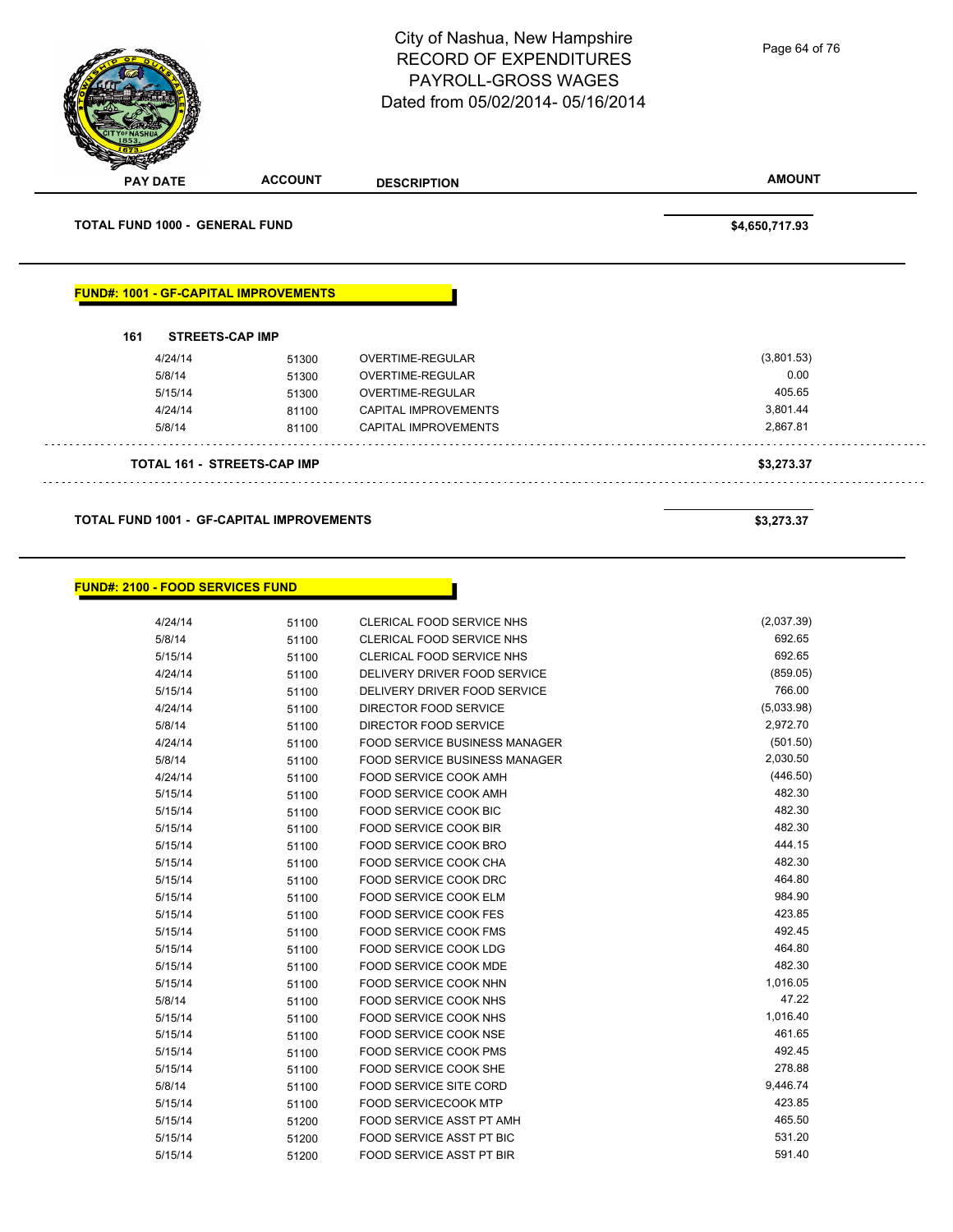City of Nashua, New Hampshire
RECORD OF EXPENDITURES
PAYROLL-GROSS WAGES
Dated from 05/02/2014- 05/16/2014

| PAY DATE | ACCOUNT | DESCRIPTION | AMOUNT |
|---|---|---|---|
| **TOTAL FUND 1000 - GENERAL FUND** | | | **$4,650,717.93** |

**FUND#: 1001 - GF-CAPITAL IMPROVEMENTS**

**161 STREETS-CAP IMP**

| PAY DATE | ACCOUNT | DESCRIPTION | AMOUNT |
|---|---|---|---|
| 4/24/14 | 51300 | OVERTIME-REGULAR | (3,801.53) |
| 5/8/14 | 51300 | OVERTIME-REGULAR | 0.00 |
| 5/15/14 | 51300 | OVERTIME-REGULAR | 405.65 |
| 4/24/14 | 81100 | CAPITAL IMPROVEMENTS | 3,801.44 |
| 5/8/14 | 81100 | CAPITAL IMPROVEMENTS | 2,867.81 |
| **TOTAL 161 - STREETS-CAP IMP** | | | **$3,273.37** |

**TOTAL FUND 1001 - GF-CAPITAL IMPROVEMENTS** **$3,273.37**

**FUND#: 2100 - FOOD SERVICES FUND**

| PAY DATE | ACCOUNT | DESCRIPTION | AMOUNT |
|---|---|---|---|
| 4/24/14 | 51100 | CLERICAL FOOD SERVICE NHS | (2,037.39) |
| 5/8/14 | 51100 | CLERICAL FOOD SERVICE NHS | 692.65 |
| 5/15/14 | 51100 | CLERICAL FOOD SERVICE NHS | 692.65 |
| 4/24/14 | 51100 | DELIVERY DRIVER FOOD SERVICE | (859.05) |
| 5/15/14 | 51100 | DELIVERY DRIVER FOOD SERVICE | 766.00 |
| 4/24/14 | 51100 | DIRECTOR FOOD SERVICE | (5,033.98) |
| 5/8/14 | 51100 | DIRECTOR FOOD SERVICE | 2,972.70 |
| 4/24/14 | 51100 | FOOD SERVICE BUSINESS MANAGER | (501.50) |
| 5/8/14 | 51100 | FOOD SERVICE BUSINESS MANAGER | 2,030.50 |
| 4/24/14 | 51100 | FOOD SERVICE COOK AMH | (446.50) |
| 5/15/14 | 51100 | FOOD SERVICE COOK AMH | 482.30 |
| 5/15/14 | 51100 | FOOD SERVICE COOK BIC | 482.30 |
| 5/15/14 | 51100 | FOOD SERVICE COOK BIR | 482.30 |
| 5/15/14 | 51100 | FOOD SERVICE COOK BRO | 444.15 |
| 5/15/14 | 51100 | FOOD SERVICE COOK CHA | 482.30 |
| 5/15/14 | 51100 | FOOD SERVICE COOK DRC | 464.80 |
| 5/15/14 | 51100 | FOOD SERVICE COOK ELM | 984.90 |
| 5/15/14 | 51100 | FOOD SERVICE COOK FES | 423.85 |
| 5/15/14 | 51100 | FOOD SERVICE COOK FMS | 492.45 |
| 5/15/14 | 51100 | FOOD SERVICE COOK LDG | 464.80 |
| 5/15/14 | 51100 | FOOD SERVICE COOK MDE | 482.30 |
| 5/15/14 | 51100 | FOOD SERVICE COOK NHN | 1,016.05 |
| 5/8/14 | 51100 | FOOD SERVICE COOK NHS | 47.22 |
| 5/15/14 | 51100 | FOOD SERVICE COOK NHS | 1,016.40 |
| 5/15/14 | 51100 | FOOD SERVICE COOK NSE | 461.65 |
| 5/15/14 | 51100 | FOOD SERVICE COOK PMS | 492.45 |
| 5/15/14 | 51100 | FOOD SERVICE COOK SHE | 278.88 |
| 5/8/14 | 51100 | FOOD SERVICE SITE CORD | 9,446.74 |
| 5/15/14 | 51100 | FOOD SERVICECOOK MTP | 423.85 |
| 5/15/14 | 51200 | FOOD SERVICE ASST PT AMH | 465.50 |
| 5/15/14 | 51200 | FOOD SERVICE ASST PT BIC | 531.20 |
| 5/15/14 | 51200 | FOOD SERVICE ASST PT BIR | 591.40 |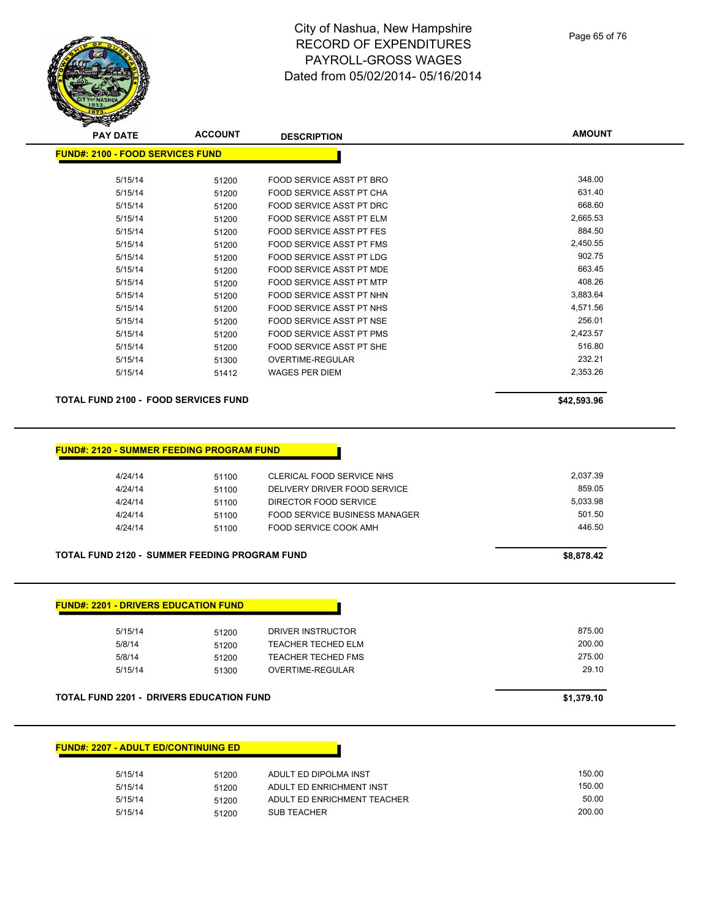City of Nashua, New Hampshire
RECORD OF EXPENDITURES
PAYROLL-GROSS WAGES
Dated from 05/02/2014- 05/16/2014

| PAY DATE | ACCOUNT | DESCRIPTION | AMOUNT |
|---|---|---|---|
| **FUND#: 2100 - FOOD SERVICES FUND** | | | |
| 5/15/14 | 51200 | FOOD SERVICE ASST PT BRO | 348.00 |
| 5/15/14 | 51200 | FOOD SERVICE ASST PT CHA | 631.40 |
| 5/15/14 | 51200 | FOOD SERVICE ASST PT DRC | 668.60 |
| 5/15/14 | 51200 | FOOD SERVICE ASST PT ELM | 2,665.53 |
| 5/15/14 | 51200 | FOOD SERVICE ASST PT FES | 884.50 |
| 5/15/14 | 51200 | FOOD SERVICE ASST PT FMS | 2,450.55 |
| 5/15/14 | 51200 | FOOD SERVICE ASST PT LDG | 902.75 |
| 5/15/14 | 51200 | FOOD SERVICE ASST PT MDE | 663.45 |
| 5/15/14 | 51200 | FOOD SERVICE ASST PT MTP | 408.26 |
| 5/15/14 | 51200 | FOOD SERVICE ASST PT NHN | 3,883.64 |
| 5/15/14 | 51200 | FOOD SERVICE ASST PT NHS | 4,571.56 |
| 5/15/14 | 51200 | FOOD SERVICE ASST PT NSE | 256.01 |
| 5/15/14 | 51200 | FOOD SERVICE ASST PT PMS | 2,423.57 |
| 5/15/14 | 51200 | FOOD SERVICE ASST PT SHE | 516.80 |
| 5/15/14 | 51300 | OVERTIME-REGULAR | 232.21 |
| 5/15/14 | 51412 | WAGES PER DIEM | 2,353.26 |
| **TOTAL FUND 2100 - FOOD SERVICES FUND** | | | **$42,593.96** |
| **FUND#: 2120 - SUMMER FEEDING PROGRAM FUND** | | | |
| 4/24/14 | 51100 | CLERICAL FOOD SERVICE NHS | 2,037.39 |
| 4/24/14 | 51100 | DELIVERY DRIVER FOOD SERVICE | 859.05 |
| 4/24/14 | 51100 | DIRECTOR FOOD SERVICE | 5,033.98 |
| 4/24/14 | 51100 | FOOD SERVICE BUSINESS MANAGER | 501.50 |
| 4/24/14 | 51100 | FOOD SERVICE COOK AMH | 446.50 |
| **TOTAL FUND 2120 - SUMMER FEEDING PROGRAM FUND** | | | **$8,878.42** |
| **FUND#: 2201 - DRIVERS EDUCATION FUND** | | | |
| 5/15/14 | 51200 | DRIVER INSTRUCTOR | 875.00 |
| 5/8/14 | 51200 | TEACHER TECHED ELM | 200.00 |
| 5/8/14 | 51200 | TEACHER TECHED FMS | 275.00 |
| 5/15/14 | 51300 | OVERTIME-REGULAR | 29.10 |
| **TOTAL FUND 2201 - DRIVERS EDUCATION FUND** | | | **$1,379.10** |
| **FUND#: 2207 - ADULT ED/CONTINUING ED** | | | |
| 5/15/14 | 51200 | ADULT ED DIPOLMA INST | 150.00 |
| 5/15/14 | 51200 | ADULT ED ENRICHMENT INST | 150.00 |
| 5/15/14 | 51200 | ADULT ED ENRICHMENT TEACHER | 50.00 |
| 5/15/14 | 51200 | SUB TEACHER | 200.00 |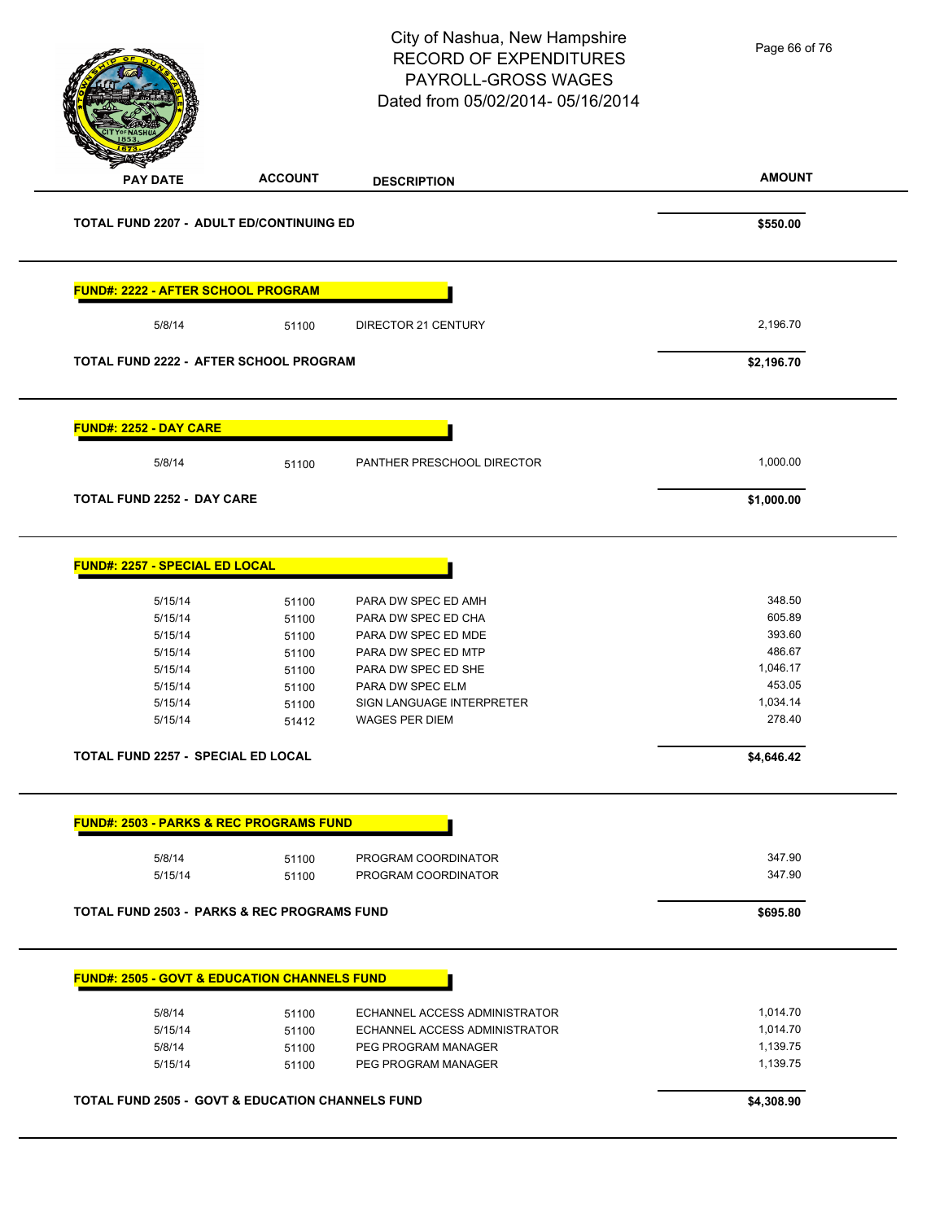# City of Nashua, New Hampshire
## RECORD OF EXPENDITURES
## PAYROLL-GROSS WAGES
## Dated from 05/02/2014- 05/16/2014

| PAY DATE | ACCOUNT | DESCRIPTION | AMOUNT |
|---|---|---|---|
| **TOTAL FUND 2207 - ADULT ED/CONTINUING ED** | | | **$550.00** |
| **FUND#: 2222 - AFTER SCHOOL PROGRAM** | | | |
| 5/8/14 | 51100 | DIRECTOR 21 CENTURY | 2,196.70 |
| **TOTAL FUND 2222 - AFTER SCHOOL PROGRAM** | | | **$2,196.70** |
| **FUND#: 2252 - DAY CARE** | | | |
| 5/8/14 | 51100 | PANTHER PRESCHOOL DIRECTOR | 1,000.00 |
| **TOTAL FUND 2252 - DAY CARE** | | | **$1,000.00** |
| **FUND#: 2257 - SPECIAL ED LOCAL** | | | |
| 5/15/14 | 51100 | PARA DW SPEC ED AMH | 348.50 |
| 5/15/14 | 51100 | PARA DW SPEC ED CHA | 605.89 |
| 5/15/14 | 51100 | PARA DW SPEC ED MDE | 393.60 |
| 5/15/14 | 51100 | PARA DW SPEC ED MTP | 486.67 |
| 5/15/14 | 51100 | PARA DW SPEC ED SHE | 1,046.17 |
| 5/15/14 | 51100 | PARA DW SPEC ELM | 453.05 |
| 5/15/14 | 51100 | SIGN LANGUAGE INTERPRETER | 1,034.14 |
| 5/15/14 | 51412 | WAGES PER DIEM | 278.40 |
| **TOTAL FUND 2257 - SPECIAL ED LOCAL** | | | **$4,646.42** |
| **FUND#: 2503 - PARKS & REC PROGRAMS FUND** | | | |
| 5/8/14 | 51100 | PROGRAM COORDINATOR | 347.90 |
| 5/15/14 | 51100 | PROGRAM COORDINATOR | 347.90 |
| **TOTAL FUND 2503 - PARKS & REC PROGRAMS FUND** | | | **$695.80** |
| **FUND#: 2505 - GOVT & EDUCATION CHANNELS FUND** | | | |
| 5/8/14 | 51100 | ECHANNEL ACCESS ADMINISTRATOR | 1,014.70 |
| 5/15/14 | 51100 | ECHANNEL ACCESS ADMINISTRATOR | 1,014.70 |
| 5/8/14 | 51100 | PEG PROGRAM MANAGER | 1,139.75 |
| 5/15/14 | 51100 | PEG PROGRAM MANAGER | 1,139.75 |
| **TOTAL FUND 2505 - GOVT & EDUCATION CHANNELS FUND** | | | **$4,308.90** |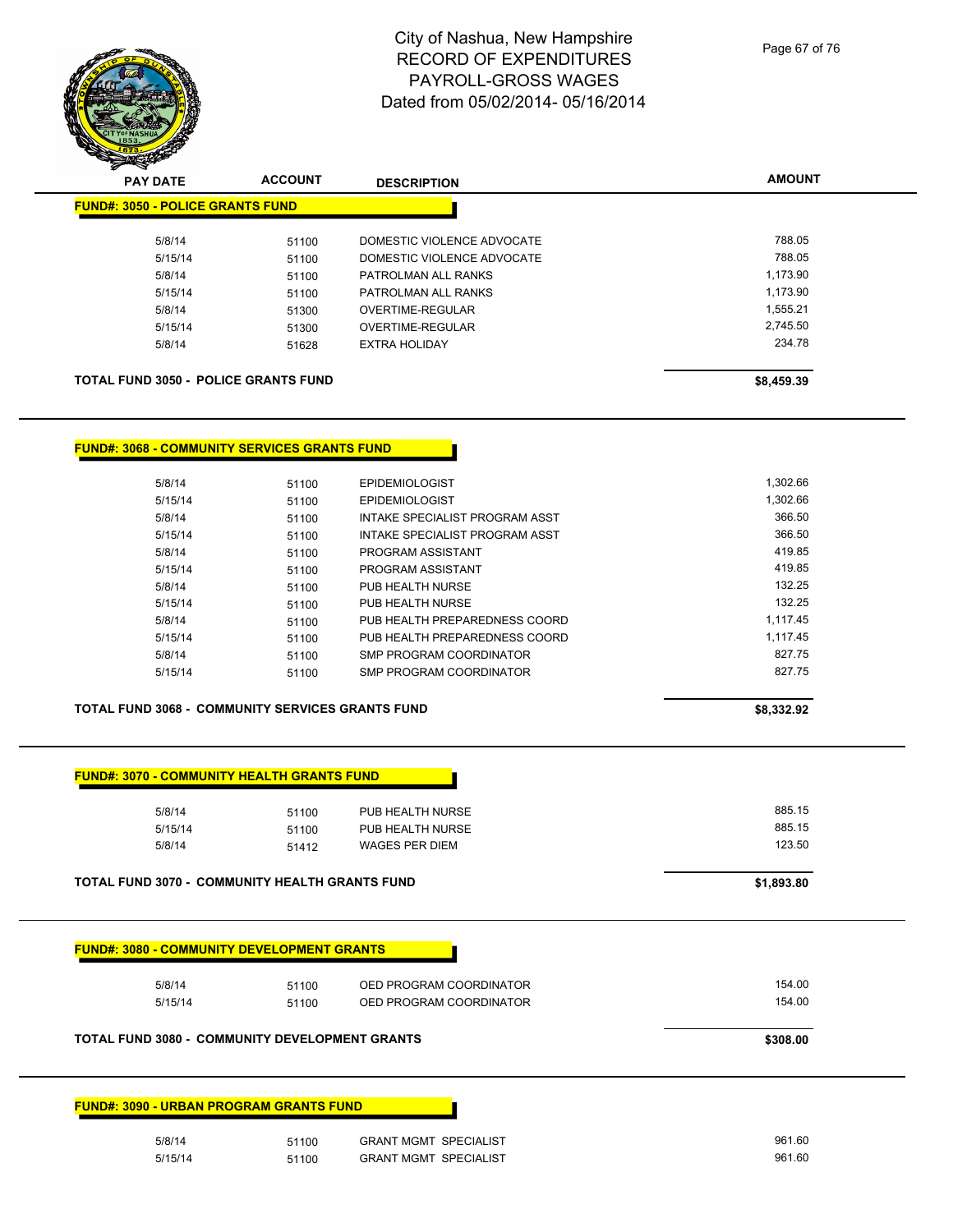# City of Nashua, New Hampshire
# RECORD OF EXPENDITURES
# PAYROLL-GROSS WAGES
# Dated from 05/02/2014- 05/16/2014

| PAY DATE | ACCOUNT | DESCRIPTION | AMOUNT |
|---|---|---|---|

**FUND#: 3050 - POLICE GRANTS FUND**

| PAY DATE | ACCOUNT | DESCRIPTION | AMOUNT |
|---|---|---|---|
| 5/8/14 | 51100 | DOMESTIC VIOLENCE ADVOCATE | 788.05 |
| 5/15/14 | 51100 | DOMESTIC VIOLENCE ADVOCATE | 788.05 |
| 5/8/14 | 51100 | PATROLMAN ALL RANKS | 1,173.90 |
| 5/15/14 | 51100 | PATROLMAN ALL RANKS | 1,173.90 |
| 5/8/14 | 51300 | OVERTIME-REGULAR | 1,555.21 |
| 5/15/14 | 51300 | OVERTIME-REGULAR | 2,745.50 |
| 5/8/14 | 51628 | EXTRA HOLIDAY | 234.78 |

**TOTAL FUND 3050 - POLICE GRANTS FUND** **$8,459.39**

**FUND#: 3068 - COMMUNITY SERVICES GRANTS FUND**

| PAY DATE | ACCOUNT | DESCRIPTION | AMOUNT |
|---|---|---|---|
| 5/8/14 | 51100 | EPIDEMIOLOGIST | 1,302.66 |
| 5/15/14 | 51100 | EPIDEMIOLOGIST | 1,302.66 |
| 5/8/14 | 51100 | INTAKE SPECIALIST PROGRAM ASST | 366.50 |
| 5/15/14 | 51100 | INTAKE SPECIALIST PROGRAM ASST | 366.50 |
| 5/8/14 | 51100 | PROGRAM ASSISTANT | 419.85 |
| 5/15/14 | 51100 | PROGRAM ASSISTANT | 419.85 |
| 5/8/14 | 51100 | PUB HEALTH NURSE | 132.25 |
| 5/15/14 | 51100 | PUB HEALTH NURSE | 132.25 |
| 5/8/14 | 51100 | PUB HEALTH PREPAREDNESS COORD | 1,117.45 |
| 5/15/14 | 51100 | PUB HEALTH PREPAREDNESS COORD | 1,117.45 |
| 5/8/14 | 51100 | SMP PROGRAM COORDINATOR | 827.75 |
| 5/15/14 | 51100 | SMP PROGRAM COORDINATOR | 827.75 |

**TOTAL FUND 3068 - COMMUNITY SERVICES GRANTS FUND** **$8,332.92**

**FUND#: 3070 - COMMUNITY HEALTH GRANTS FUND**

| PAY DATE | ACCOUNT | DESCRIPTION | AMOUNT |
|---|---|---|---|
| 5/8/14 | 51100 | PUB HEALTH NURSE | 885.15 |
| 5/15/14 | 51100 | PUB HEALTH NURSE | 885.15 |
| 5/8/14 | 51412 | WAGES PER DIEM | 123.50 |

**TOTAL FUND 3070 - COMMUNITY HEALTH GRANTS FUND** **$1,893.80**

**FUND#: 3080 - COMMUNITY DEVELOPMENT GRANTS**

| PAY DATE | ACCOUNT | DESCRIPTION | AMOUNT |
|---|---|---|---|
| 5/8/14 | 51100 | OED PROGRAM COORDINATOR | 154.00 |
| 5/15/14 | 51100 | OED PROGRAM COORDINATOR | 154.00 |

**TOTAL FUND 3080 - COMMUNITY DEVELOPMENT GRANTS** **$308.00**

**FUND#: 3090 - URBAN PROGRAM GRANTS FUND**

| PAY DATE | ACCOUNT | DESCRIPTION | AMOUNT |
|---|---|---|---|
| 5/8/14 | 51100 | GRANT MGMT SPECIALIST | 961.60 |
| 5/15/14 | 51100 | GRANT MGMT SPECIALIST | 961.60 |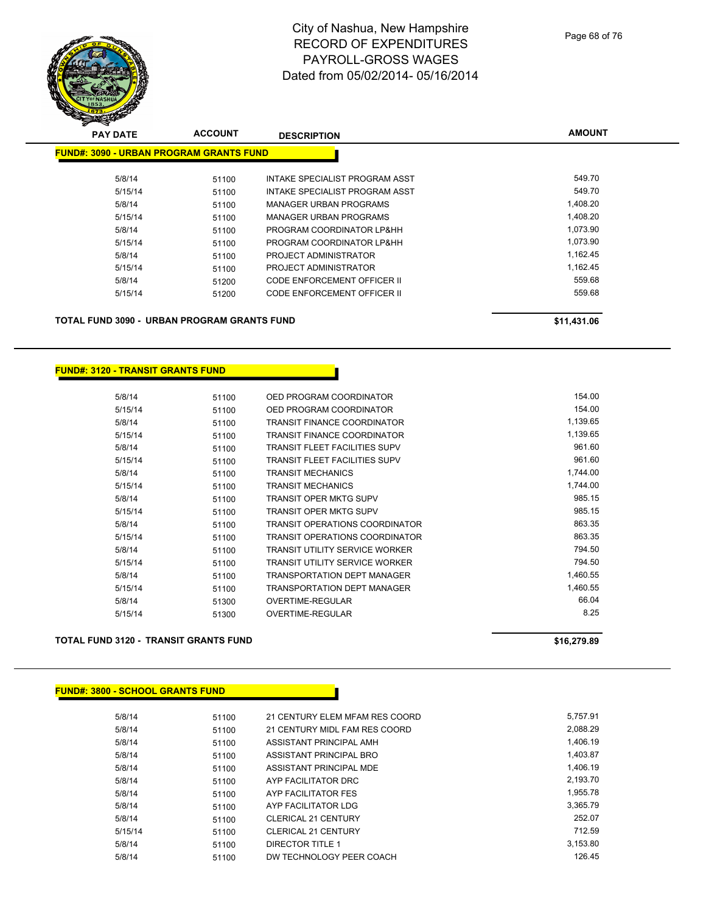# City of Nashua, New Hampshire
# RECORD OF EXPENDITURES
# PAYROLL-GROSS WAGES
# Dated from 05/02/2014- 05/16/2014

## FUND#: 3090 - URBAN PROGRAM GRANTS FUND

| PAY DATE | ACCOUNT | DESCRIPTION | AMOUNT |
|---|---|---|---|
| 5/8/14 | 51100 | INTAKE SPECIALIST PROGRAM ASST | 549.70 |
| 5/15/14 | 51100 | INTAKE SPECIALIST PROGRAM ASST | 549.70 |
| 5/8/14 | 51100 | MANAGER URBAN PROGRAMS | 1,408.20 |
| 5/15/14 | 51100 | MANAGER URBAN PROGRAMS | 1,408.20 |
| 5/8/14 | 51100 | PROGRAM COORDINATOR LP&HH | 1,073.90 |
| 5/15/14 | 51100 | PROGRAM COORDINATOR LP&HH | 1,073.90 |
| 5/8/14 | 51100 | PROJECT ADMINISTRATOR | 1,162.45 |
| 5/15/14 | 51100 | PROJECT ADMINISTRATOR | 1,162.45 |
| 5/8/14 | 51200 | CODE ENFORCEMENT OFFICER II | 559.68 |
| 5/15/14 | 51200 | CODE ENFORCEMENT OFFICER II | 559.68 |

**TOTAL FUND 3090 - URBAN PROGRAM GRANTS FUND** **$11,431.06**

## FUND#: 3120 - TRANSIT GRANTS FUND

| PAY DATE | ACCOUNT | DESCRIPTION | AMOUNT |
|---|---|---|---|
| 5/8/14 | 51100 | OED PROGRAM COORDINATOR | 154.00 |
| 5/15/14 | 51100 | OED PROGRAM COORDINATOR | 154.00 |
| 5/8/14 | 51100 | TRANSIT FINANCE COORDINATOR | 1,139.65 |
| 5/15/14 | 51100 | TRANSIT FINANCE COORDINATOR | 1,139.65 |
| 5/8/14 | 51100 | TRANSIT FLEET FACILITIES SUPV | 961.60 |
| 5/15/14 | 51100 | TRANSIT FLEET FACILITIES SUPV | 961.60 |
| 5/8/14 | 51100 | TRANSIT MECHANICS | 1,744.00 |
| 5/15/14 | 51100 | TRANSIT MECHANICS | 1,744.00 |
| 5/8/14 | 51100 | TRANSIT OPER MKTG SUPV | 985.15 |
| 5/15/14 | 51100 | TRANSIT OPER MKTG SUPV | 985.15 |
| 5/8/14 | 51100 | TRANSIT OPERATIONS COORDINATOR | 863.35 |
| 5/15/14 | 51100 | TRANSIT OPERATIONS COORDINATOR | 863.35 |
| 5/8/14 | 51100 | TRANSIT UTILITY SERVICE WORKER | 794.50 |
| 5/15/14 | 51100 | TRANSIT UTILITY SERVICE WORKER | 794.50 |
| 5/8/14 | 51100 | TRANSPORTATION DEPT MANAGER | 1,460.55 |
| 5/15/14 | 51100 | TRANSPORTATION DEPT MANAGER | 1,460.55 |
| 5/8/14 | 51300 | OVERTIME-REGULAR | 66.04 |
| 5/15/14 | 51300 | OVERTIME-REGULAR | 8.25 |

**TOTAL FUND 3120 - TRANSIT GRANTS FUND** **$16,279.89**

## FUND#: 3800 - SCHOOL GRANTS FUND

| PAY DATE | ACCOUNT | DESCRIPTION | AMOUNT |
|---|---|---|---|
| 5/8/14 | 51100 | 21 CENTURY ELEM MFAM RES COORD | 5,757.91 |
| 5/8/14 | 51100 | 21 CENTURY MIDL FAM RES COORD | 2,088.29 |
| 5/8/14 | 51100 | ASSISTANT PRINCIPAL AMH | 1,406.19 |
| 5/8/14 | 51100 | ASSISTANT PRINCIPAL BRO | 1,403.87 |
| 5/8/14 | 51100 | ASSISTANT PRINCIPAL MDE | 1,406.19 |
| 5/8/14 | 51100 | AYP FACILITATOR DRC | 2,193.70 |
| 5/8/14 | 51100 | AYP FACILITATOR FES | 1,955.78 |
| 5/8/14 | 51100 | AYP FACILITATOR LDG | 3,365.79 |
| 5/8/14 | 51100 | CLERICAL 21 CENTURY | 252.07 |
| 5/15/14 | 51100 | CLERICAL 21 CENTURY | 712.59 |
| 5/8/14 | 51100 | DIRECTOR TITLE 1 | 3,153.80 |
| 5/8/14 | 51100 | DW TECHNOLOGY PEER COACH | 126.45 |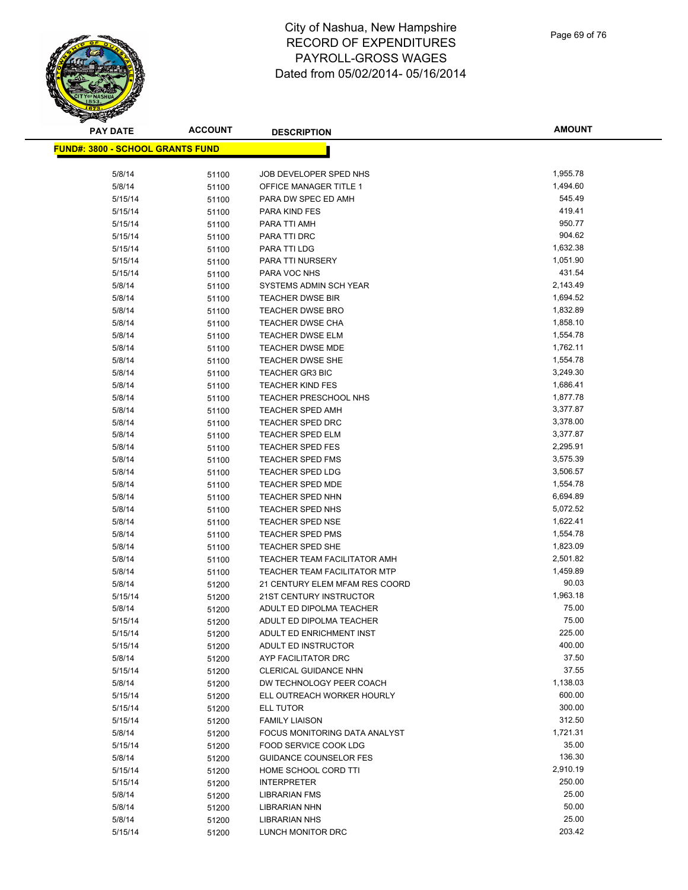# City of Nashua, New Hampshire
# RECORD OF EXPENDITURES
# PAYROLL-GROSS WAGES
# Dated from 05/02/2014- 05/16/2014

**FUND#: 3800 - SCHOOL GRANTS FUND**

| PAY DATE | ACCOUNT | DESCRIPTION | AMOUNT |
|---|---|---|---|
| 5/8/14 | 51100 | JOB DEVELOPER SPED NHS | 1,955.78 |
| 5/8/14 | 51100 | OFFICE MANAGER TITLE 1 | 1,494.60 |
| 5/15/14 | 51100 | PARA DW SPEC ED AMH | 545.49 |
| 5/15/14 | 51100 | PARA KIND FES | 419.41 |
| 5/15/14 | 51100 | PARA TTI AMH | 950.77 |
| 5/15/14 | 51100 | PARA TTI DRC | 904.62 |
| 5/15/14 | 51100 | PARA TTI LDG | 1,632.38 |
| 5/15/14 | 51100 | PARA TTI NURSERY | 1,051.90 |
| 5/15/14 | 51100 | PARA VOC NHS | 431.54 |
| 5/8/14 | 51100 | SYSTEMS ADMIN SCH YEAR | 2,143.49 |
| 5/8/14 | 51100 | TEACHER DWSE BIR | 1,694.52 |
| 5/8/14 | 51100 | TEACHER DWSE BRO | 1,832.89 |
| 5/8/14 | 51100 | TEACHER DWSE CHA | 1,858.10 |
| 5/8/14 | 51100 | TEACHER DWSE ELM | 1,554.78 |
| 5/8/14 | 51100 | TEACHER DWSE MDE | 1,762.11 |
| 5/8/14 | 51100 | TEACHER DWSE SHE | 1,554.78 |
| 5/8/14 | 51100 | TEACHER GR3 BIC | 3,249.30 |
| 5/8/14 | 51100 | TEACHER KIND FES | 1,686.41 |
| 5/8/14 | 51100 | TEACHER PRESCHOOL NHS | 1,877.78 |
| 5/8/14 | 51100 | TEACHER SPED AMH | 3,377.87 |
| 5/8/14 | 51100 | TEACHER SPED DRC | 3,378.00 |
| 5/8/14 | 51100 | TEACHER SPED ELM | 3,377.87 |
| 5/8/14 | 51100 | TEACHER SPED FES | 2,295.91 |
| 5/8/14 | 51100 | TEACHER SPED FMS | 3,575.39 |
| 5/8/14 | 51100 | TEACHER SPED LDG | 3,506.57 |
| 5/8/14 | 51100 | TEACHER SPED MDE | 1,554.78 |
| 5/8/14 | 51100 | TEACHER SPED NHN | 6,694.89 |
| 5/8/14 | 51100 | TEACHER SPED NHS | 5,072.52 |
| 5/8/14 | 51100 | TEACHER SPED NSE | 1,622.41 |
| 5/8/14 | 51100 | TEACHER SPED PMS | 1,554.78 |
| 5/8/14 | 51100 | TEACHER SPED SHE | 1,823.09 |
| 5/8/14 | 51100 | TEACHER TEAM FACILITATOR AMH | 2,501.82 |
| 5/8/14 | 51100 | TEACHER TEAM FACILITATOR MTP | 1,459.89 |
| 5/8/14 | 51200 | 21 CENTURY ELEM MFAM RES COORD | 90.03 |
| 5/15/14 | 51200 | 21ST CENTURY INSTRUCTOR | 1,963.18 |
| 5/8/14 | 51200 | ADULT ED DIPOLMA TEACHER | 75.00 |
| 5/15/14 | 51200 | ADULT ED DIPOLMA TEACHER | 75.00 |
| 5/15/14 | 51200 | ADULT ED ENRICHMENT INST | 225.00 |
| 5/15/14 | 51200 | ADULT ED INSTRUCTOR | 400.00 |
| 5/8/14 | 51200 | AYP FACILITATOR DRC | 37.50 |
| 5/15/14 | 51200 | CLERICAL GUIDANCE NHN | 37.55 |
| 5/8/14 | 51200 | DW TECHNOLOGY PEER COACH | 1,138.03 |
| 5/15/14 | 51200 | ELL OUTREACH WORKER HOURLY | 600.00 |
| 5/15/14 | 51200 | ELL TUTOR | 300.00 |
| 5/15/14 | 51200 | FAMILY LIAISON | 312.50 |
| 5/8/14 | 51200 | FOCUS MONITORING DATA ANALYST | 1,721.31 |
| 5/15/14 | 51200 | FOOD SERVICE COOK LDG | 35.00 |
| 5/8/14 | 51200 | GUIDANCE COUNSELOR FES | 136.30 |
| 5/15/14 | 51200 | HOME SCHOOL CORD TTI | 2,910.19 |
| 5/15/14 | 51200 | INTERPRETER | 250.00 |
| 5/8/14 | 51200 | LIBRARIAN FMS | 25.00 |
| 5/8/14 | 51200 | LIBRARIAN NHN | 50.00 |
| 5/8/14 | 51200 | LIBRARIAN NHS | 25.00 |
| 5/15/14 | 51200 | LUNCH MONITOR DRC | 203.42 |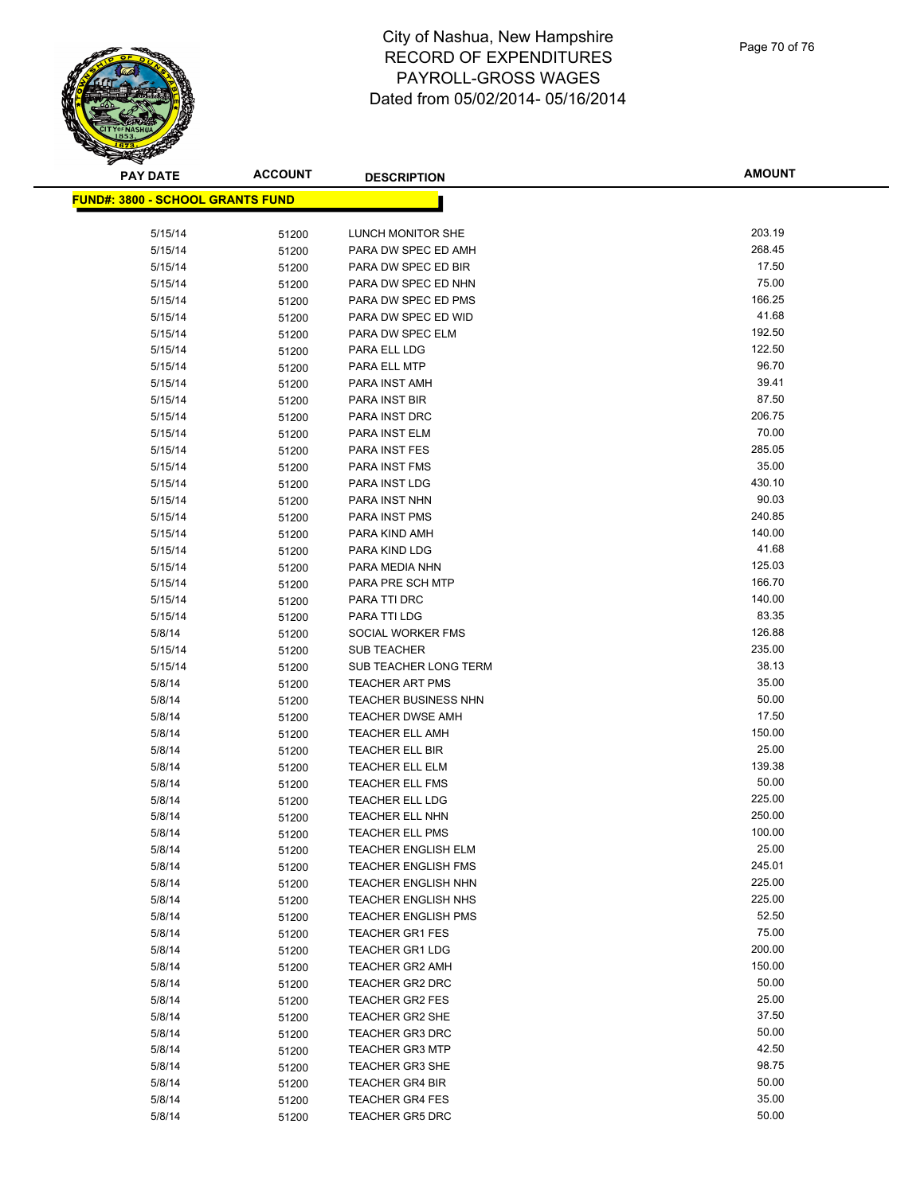# City of Nashua, New Hampshire
## RECORD OF EXPENDITURES
## PAYROLL-GROSS WAGES
## Dated from 05/02/2014- 05/16/2014

**FUND#: 3800 - SCHOOL GRANTS FUND**

| PAY DATE | ACCOUNT | DESCRIPTION | AMOUNT |
|---|---|---|---|
| 5/15/14 | 51200 | LUNCH MONITOR SHE | 203.19 |
| 5/15/14 | 51200 | PARA DW SPEC ED AMH | 268.45 |
| 5/15/14 | 51200 | PARA DW SPEC ED BIR | 17.50 |
| 5/15/14 | 51200 | PARA DW SPEC ED NHN | 75.00 |
| 5/15/14 | 51200 | PARA DW SPEC ED PMS | 166.25 |
| 5/15/14 | 51200 | PARA DW SPEC ED WID | 41.68 |
| 5/15/14 | 51200 | PARA DW SPEC ELM | 192.50 |
| 5/15/14 | 51200 | PARA ELL LDG | 122.50 |
| 5/15/14 | 51200 | PARA ELL MTP | 96.70 |
| 5/15/14 | 51200 | PARA INST AMH | 39.41 |
| 5/15/14 | 51200 | PARA INST BIR | 87.50 |
| 5/15/14 | 51200 | PARA INST DRC | 206.75 |
| 5/15/14 | 51200 | PARA INST ELM | 70.00 |
| 5/15/14 | 51200 | PARA INST FES | 285.05 |
| 5/15/14 | 51200 | PARA INST FMS | 35.00 |
| 5/15/14 | 51200 | PARA INST LDG | 430.10 |
| 5/15/14 | 51200 | PARA INST NHN | 90.03 |
| 5/15/14 | 51200 | PARA INST PMS | 240.85 |
| 5/15/14 | 51200 | PARA KIND AMH | 140.00 |
| 5/15/14 | 51200 | PARA KIND LDG | 41.68 |
| 5/15/14 | 51200 | PARA MEDIA NHN | 125.03 |
| 5/15/14 | 51200 | PARA PRE SCH MTP | 166.70 |
| 5/15/14 | 51200 | PARA TTI DRC | 140.00 |
| 5/15/14 | 51200 | PARA TTI LDG | 83.35 |
| 5/8/14 | 51200 | SOCIAL WORKER FMS | 126.88 |
| 5/15/14 | 51200 | SUB TEACHER | 235.00 |
| 5/15/14 | 51200 | SUB TEACHER LONG TERM | 38.13 |
| 5/8/14 | 51200 | TEACHER ART PMS | 35.00 |
| 5/8/14 | 51200 | TEACHER BUSINESS NHN | 50.00 |
| 5/8/14 | 51200 | TEACHER DWSE AMH | 17.50 |
| 5/8/14 | 51200 | TEACHER ELL AMH | 150.00 |
| 5/8/14 | 51200 | TEACHER ELL BIR | 25.00 |
| 5/8/14 | 51200 | TEACHER ELL ELM | 139.38 |
| 5/8/14 | 51200 | TEACHER ELL FMS | 50.00 |
| 5/8/14 | 51200 | TEACHER ELL LDG | 225.00 |
| 5/8/14 | 51200 | TEACHER ELL NHN | 250.00 |
| 5/8/14 | 51200 | TEACHER ELL PMS | 100.00 |
| 5/8/14 | 51200 | TEACHER ENGLISH ELM | 25.00 |
| 5/8/14 | 51200 | TEACHER ENGLISH FMS | 245.01 |
| 5/8/14 | 51200 | TEACHER ENGLISH NHN | 225.00 |
| 5/8/14 | 51200 | TEACHER ENGLISH NHS | 225.00 |
| 5/8/14 | 51200 | TEACHER ENGLISH PMS | 52.50 |
| 5/8/14 | 51200 | TEACHER GR1 FES | 75.00 |
| 5/8/14 | 51200 | TEACHER GR1 LDG | 200.00 |
| 5/8/14 | 51200 | TEACHER GR2 AMH | 150.00 |
| 5/8/14 | 51200 | TEACHER GR2 DRC | 50.00 |
| 5/8/14 | 51200 | TEACHER GR2 FES | 25.00 |
| 5/8/14 | 51200 | TEACHER GR2 SHE | 37.50 |
| 5/8/14 | 51200 | TEACHER GR3 DRC | 50.00 |
| 5/8/14 | 51200 | TEACHER GR3 MTP | 42.50 |
| 5/8/14 | 51200 | TEACHER GR3 SHE | 98.75 |
| 5/8/14 | 51200 | TEACHER GR4 BIR | 50.00 |
| 5/8/14 | 51200 | TEACHER GR4 FES | 35.00 |
| 5/8/14 | 51200 | TEACHER GR5 DRC | 50.00 |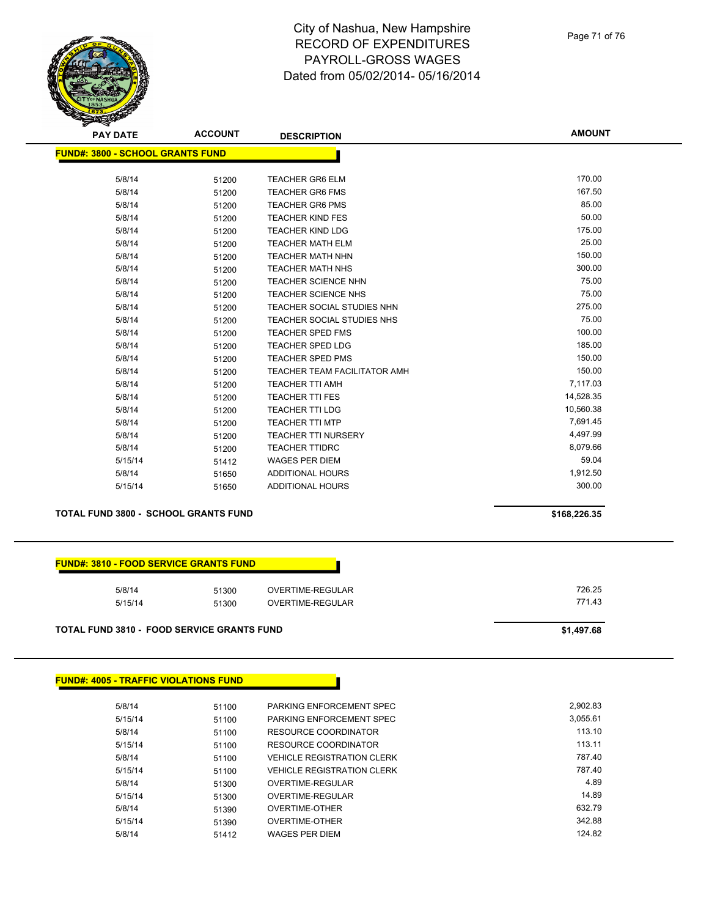# City of Nashua, New Hampshire
## RECORD OF EXPENDITURES
## PAYROLL-GROSS WAGES
## Dated from 05/02/2014- 05/16/2014

| PAY DATE | ACCOUNT | DESCRIPTION | AMOUNT |
|---|---|---|---|
| **FUND#: 3800 - SCHOOL GRANTS FUND** | | | |
| 5/8/14 | 51200 | TEACHER GR6 ELM | 170.00 |
| 5/8/14 | 51200 | TEACHER GR6 FMS | 167.50 |
| 5/8/14 | 51200 | TEACHER GR6 PMS | 85.00 |
| 5/8/14 | 51200 | TEACHER KIND FES | 50.00 |
| 5/8/14 | 51200 | TEACHER KIND LDG | 175.00 |
| 5/8/14 | 51200 | TEACHER MATH ELM | 25.00 |
| 5/8/14 | 51200 | TEACHER MATH NHN | 150.00 |
| 5/8/14 | 51200 | TEACHER MATH NHS | 300.00 |
| 5/8/14 | 51200 | TEACHER SCIENCE NHN | 75.00 |
| 5/8/14 | 51200 | TEACHER SCIENCE NHS | 75.00 |
| 5/8/14 | 51200 | TEACHER SOCIAL STUDIES NHN | 275.00 |
| 5/8/14 | 51200 | TEACHER SOCIAL STUDIES NHS | 75.00 |
| 5/8/14 | 51200 | TEACHER SPED FMS | 100.00 |
| 5/8/14 | 51200 | TEACHER SPED LDG | 185.00 |
| 5/8/14 | 51200 | TEACHER SPED PMS | 150.00 |
| 5/8/14 | 51200 | TEACHER TEAM FACILITATOR AMH | 150.00 |
| 5/8/14 | 51200 | TEACHER TTI AMH | 7,117.03 |
| 5/8/14 | 51200 | TEACHER TTI FES | 14,528.35 |
| 5/8/14 | 51200 | TEACHER TTI LDG | 10,560.38 |
| 5/8/14 | 51200 | TEACHER TTI MTP | 7,691.45 |
| 5/8/14 | 51200 | TEACHER TTI NURSERY | 4,497.99 |
| 5/8/14 | 51200 | TEACHER TTIDRC | 8,079.66 |
| 5/15/14 | 51412 | WAGES PER DIEM | 59.04 |
| 5/8/14 | 51650 | ADDITIONAL HOURS | 1,912.50 |
| 5/15/14 | 51650 | ADDITIONAL HOURS | 300.00 |
| **TOTAL FUND 3800 - SCHOOL GRANTS FUND** | | | **$168,226.35** |

| PAY DATE | ACCOUNT | DESCRIPTION | AMOUNT |
|---|---|---|---|
| **FUND#: 3810 - FOOD SERVICE GRANTS FUND** | | | |
| 5/8/14 | 51300 | OVERTIME-REGULAR | 726.25 |
| 5/15/14 | 51300 | OVERTIME-REGULAR | 771.43 |
| **TOTAL FUND 3810 - FOOD SERVICE GRANTS FUND** | | | **$1,497.68** |

| PAY DATE | ACCOUNT | DESCRIPTION | AMOUNT |
|---|---|---|---|
| **FUND#: 4005 - TRAFFIC VIOLATIONS FUND** | | | |
| 5/8/14 | 51100 | PARKING ENFORCEMENT SPEC | 2,902.83 |
| 5/15/14 | 51100 | PARKING ENFORCEMENT SPEC | 3,055.61 |
| 5/8/14 | 51100 | RESOURCE COORDINATOR | 113.10 |
| 5/15/14 | 51100 | RESOURCE COORDINATOR | 113.11 |
| 5/8/14 | 51100 | VEHICLE REGISTRATION CLERK | 787.40 |
| 5/15/14 | 51100 | VEHICLE REGISTRATION CLERK | 787.40 |
| 5/8/14 | 51300 | OVERTIME-REGULAR | 4.89 |
| 5/15/14 | 51300 | OVERTIME-REGULAR | 14.89 |
| 5/8/14 | 51390 | OVERTIME-OTHER | 632.79 |
| 5/15/14 | 51390 | OVERTIME-OTHER | 342.88 |
| 5/8/14 | 51412 | WAGES PER DIEM | 124.82 |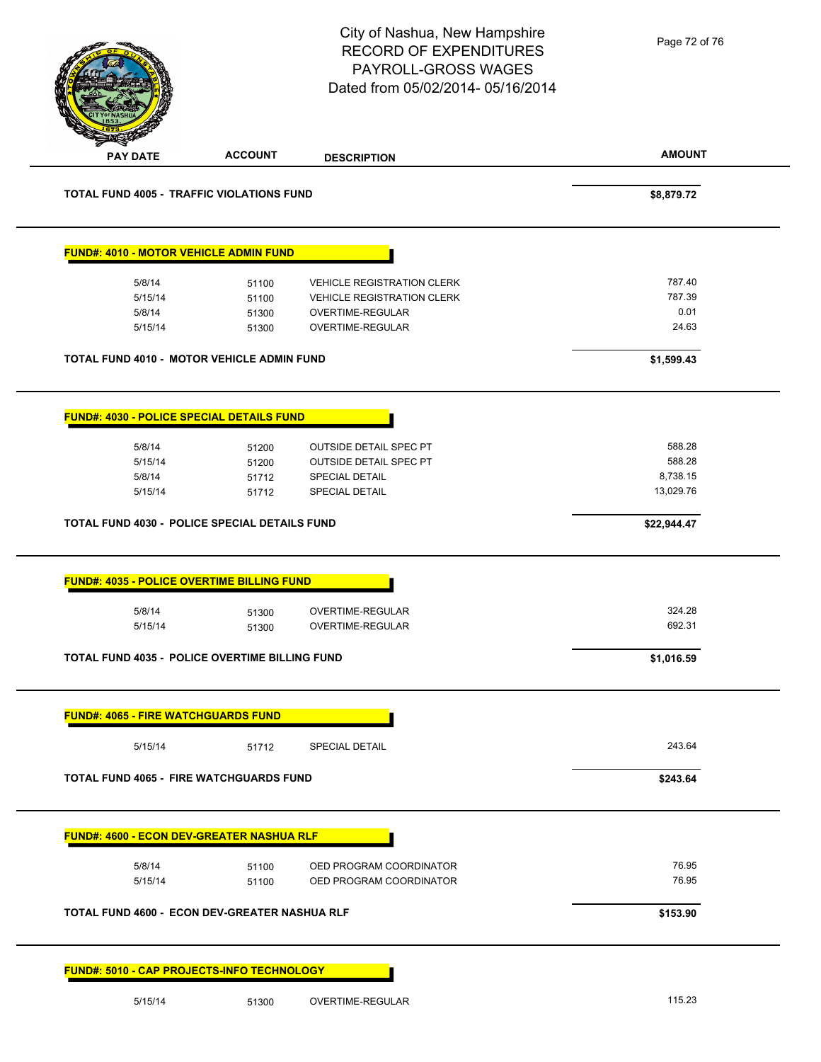# City of Nashua, New Hampshire
## RECORD OF EXPENDITURES
## PAYROLL-GROSS WAGES
## Dated from 05/02/2014- 05/16/2014

| PAY DATE | ACCOUNT | DESCRIPTION | AMOUNT |
|---|---|---|---|
| **TOTAL FUND 4005 - TRAFFIC VIOLATIONS FUND** | | | **$8,879.72** |

**FUND#: 4010 - MOTOR VEHICLE ADMIN FUND**

| PAY DATE | ACCOUNT | DESCRIPTION | AMOUNT |
|---|---|---|---|
| 5/8/14 | 51100 | VEHICLE REGISTRATION CLERK | 787.40 |
| 5/15/14 | 51100 | VEHICLE REGISTRATION CLERK | 787.39 |
| 5/8/14 | 51300 | OVERTIME-REGULAR | 0.01 |
| 5/15/14 | 51300 | OVERTIME-REGULAR | 24.63 |
| **TOTAL FUND 4010 - MOTOR VEHICLE ADMIN FUND** | | | **$1,599.43** |

**FUND#: 4030 - POLICE SPECIAL DETAILS FUND**

| PAY DATE | ACCOUNT | DESCRIPTION | AMOUNT |
|---|---|---|---|
| 5/8/14 | 51200 | OUTSIDE DETAIL SPEC PT | 588.28 |
| 5/15/14 | 51200 | OUTSIDE DETAIL SPEC PT | 588.28 |
| 5/8/14 | 51712 | SPECIAL DETAIL | 8,738.15 |
| 5/15/14 | 51712 | SPECIAL DETAIL | 13,029.76 |
| **TOTAL FUND 4030 - POLICE SPECIAL DETAILS FUND** | | | **$22,944.47** |

**FUND#: 4035 - POLICE OVERTIME BILLING FUND**

| PAY DATE | ACCOUNT | DESCRIPTION | AMOUNT |
|---|---|---|---|
| 5/8/14 | 51300 | OVERTIME-REGULAR | 324.28 |
| 5/15/14 | 51300 | OVERTIME-REGULAR | 692.31 |
| **TOTAL FUND 4035 - POLICE OVERTIME BILLING FUND** | | | **$1,016.59** |

**FUND#: 4065 - FIRE WATCHGUARDS FUND**

| PAY DATE | ACCOUNT | DESCRIPTION | AMOUNT |
|---|---|---|---|
| 5/15/14 | 51712 | SPECIAL DETAIL | 243.64 |
| **TOTAL FUND 4065 - FIRE WATCHGUARDS FUND** | | | **$243.64** |

**FUND#: 4600 - ECON DEV-GREATER NASHUA RLF**

| PAY DATE | ACCOUNT | DESCRIPTION | AMOUNT |
|---|---|---|---|
| 5/8/14 | 51100 | OED PROGRAM COORDINATOR | 76.95 |
| 5/15/14 | 51100 | OED PROGRAM COORDINATOR | 76.95 |
| **TOTAL FUND 4600 - ECON DEV-GREATER NASHUA RLF** | | | **$153.90** |

**FUND#: 5010 - CAP PROJECTS-INFO TECHNOLOGY**

| PAY DATE | ACCOUNT | DESCRIPTION | AMOUNT |
|---|---|---|---|
| 5/15/14 | 51300 | OVERTIME-REGULAR | 115.23 |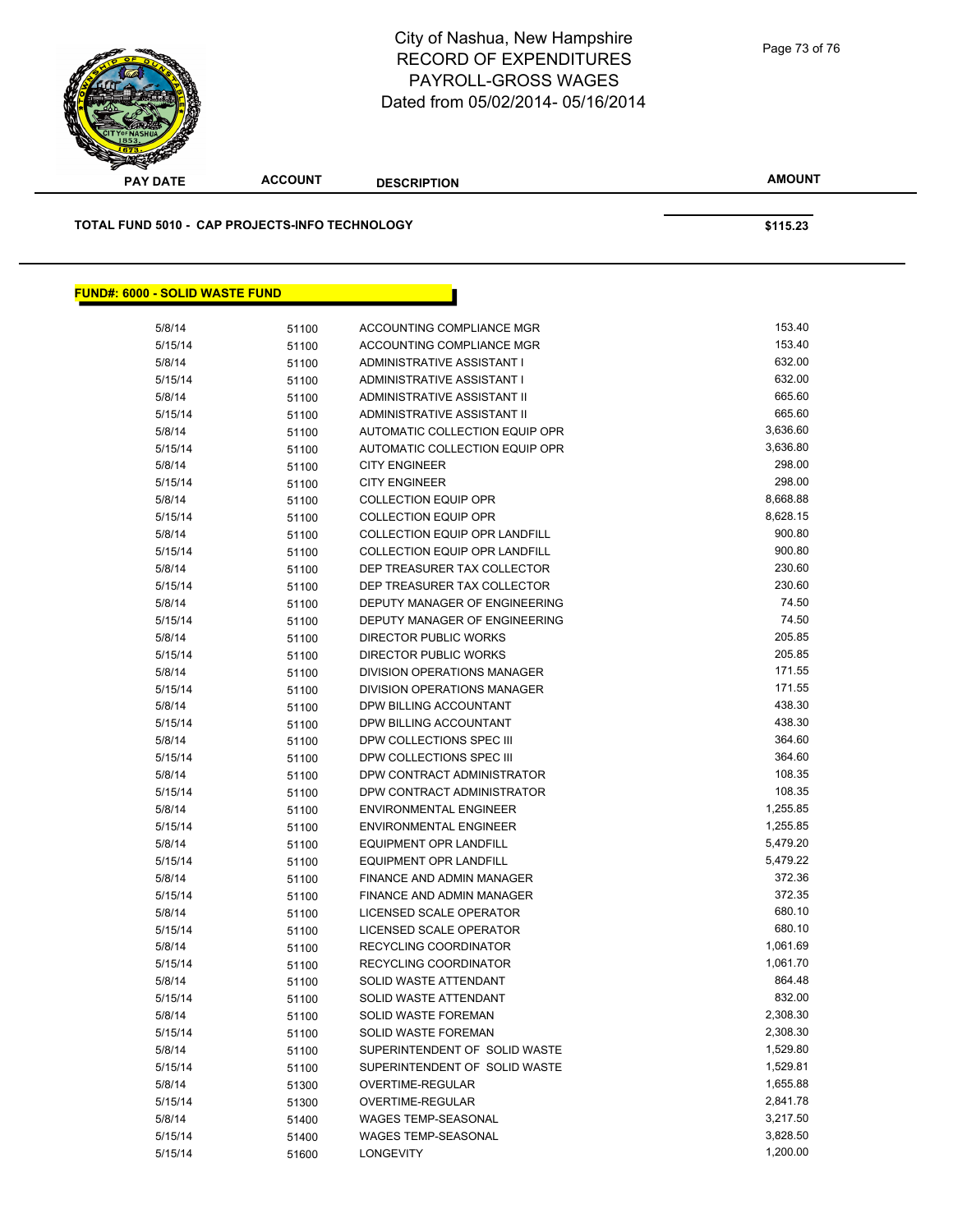# City of Nashua, New Hampshire
## RECORD OF EXPENDITURES
## PAYROLL-GROSS WAGES
## Dated from 05/02/2014- 05/16/2014

| PAY DATE | ACCOUNT | DESCRIPTION | AMOUNT |
|---|---|---|---|
| **TOTAL FUND 5010 - CAP PROJECTS-INFO TECHNOLOGY** | | | **$115.23** |

**FUND#: 6000 - SOLID WASTE FUND**

| PAY DATE | ACCOUNT | DESCRIPTION | AMOUNT |
|---|---|---|---|
| 5/8/14 | 51100 | ACCOUNTING COMPLIANCE MGR | 153.40 |
| 5/15/14 | 51100 | ACCOUNTING COMPLIANCE MGR | 153.40 |
| 5/8/14 | 51100 | ADMINISTRATIVE ASSISTANT I | 632.00 |
| 5/15/14 | 51100 | ADMINISTRATIVE ASSISTANT I | 632.00 |
| 5/8/14 | 51100 | ADMINISTRATIVE ASSISTANT II | 665.60 |
| 5/15/14 | 51100 | ADMINISTRATIVE ASSISTANT II | 665.60 |
| 5/8/14 | 51100 | AUTOMATIC COLLECTION EQUIP OPR | 3,636.60 |
| 5/15/14 | 51100 | AUTOMATIC COLLECTION EQUIP OPR | 3,636.80 |
| 5/8/14 | 51100 | CITY ENGINEER | 298.00 |
| 5/15/14 | 51100 | CITY ENGINEER | 298.00 |
| 5/8/14 | 51100 | COLLECTION EQUIP OPR | 8,668.88 |
| 5/15/14 | 51100 | COLLECTION EQUIP OPR | 8,628.15 |
| 5/8/14 | 51100 | COLLECTION EQUIP OPR LANDFILL | 900.80 |
| 5/15/14 | 51100 | COLLECTION EQUIP OPR LANDFILL | 900.80 |
| 5/8/14 | 51100 | DEP TREASURER TAX COLLECTOR | 230.60 |
| 5/15/14 | 51100 | DEP TREASURER TAX COLLECTOR | 230.60 |
| 5/8/14 | 51100 | DEPUTY MANAGER OF ENGINEERING | 74.50 |
| 5/15/14 | 51100 | DEPUTY MANAGER OF ENGINEERING | 74.50 |
| 5/8/14 | 51100 | DIRECTOR PUBLIC WORKS | 205.85 |
| 5/15/14 | 51100 | DIRECTOR PUBLIC WORKS | 205.85 |
| 5/8/14 | 51100 | DIVISION OPERATIONS MANAGER | 171.55 |
| 5/15/14 | 51100 | DIVISION OPERATIONS MANAGER | 171.55 |
| 5/8/14 | 51100 | DPW BILLING ACCOUNTANT | 438.30 |
| 5/15/14 | 51100 | DPW BILLING ACCOUNTANT | 438.30 |
| 5/8/14 | 51100 | DPW COLLECTIONS SPEC III | 364.60 |
| 5/15/14 | 51100 | DPW COLLECTIONS SPEC III | 364.60 |
| 5/8/14 | 51100 | DPW CONTRACT ADMINISTRATOR | 108.35 |
| 5/15/14 | 51100 | DPW CONTRACT ADMINISTRATOR | 108.35 |
| 5/8/14 | 51100 | ENVIRONMENTAL ENGINEER | 1,255.85 |
| 5/15/14 | 51100 | ENVIRONMENTAL ENGINEER | 1,255.85 |
| 5/8/14 | 51100 | EQUIPMENT OPR LANDFILL | 5,479.20 |
| 5/15/14 | 51100 | EQUIPMENT OPR LANDFILL | 5,479.22 |
| 5/8/14 | 51100 | FINANCE AND ADMIN MANAGER | 372.36 |
| 5/15/14 | 51100 | FINANCE AND ADMIN MANAGER | 372.35 |
| 5/8/14 | 51100 | LICENSED SCALE OPERATOR | 680.10 |
| 5/15/14 | 51100 | LICENSED SCALE OPERATOR | 680.10 |
| 5/8/14 | 51100 | RECYCLING COORDINATOR | 1,061.69 |
| 5/15/14 | 51100 | RECYCLING COORDINATOR | 1,061.70 |
| 5/8/14 | 51100 | SOLID WASTE ATTENDANT | 864.48 |
| 5/15/14 | 51100 | SOLID WASTE ATTENDANT | 832.00 |
| 5/8/14 | 51100 | SOLID WASTE FOREMAN | 2,308.30 |
| 5/15/14 | 51100 | SOLID WASTE FOREMAN | 2,308.30 |
| 5/8/14 | 51100 | SUPERINTENDENT OF SOLID WASTE | 1,529.80 |
| 5/15/14 | 51100 | SUPERINTENDENT OF SOLID WASTE | 1,529.81 |
| 5/8/14 | 51300 | OVERTIME-REGULAR | 1,655.88 |
| 5/15/14 | 51300 | OVERTIME-REGULAR | 2,841.78 |
| 5/8/14 | 51400 | WAGES TEMP-SEASONAL | 3,217.50 |
| 5/15/14 | 51400 | WAGES TEMP-SEASONAL | 3,828.50 |
| 5/15/14 | 51600 | LONGEVITY | 1,200.00 |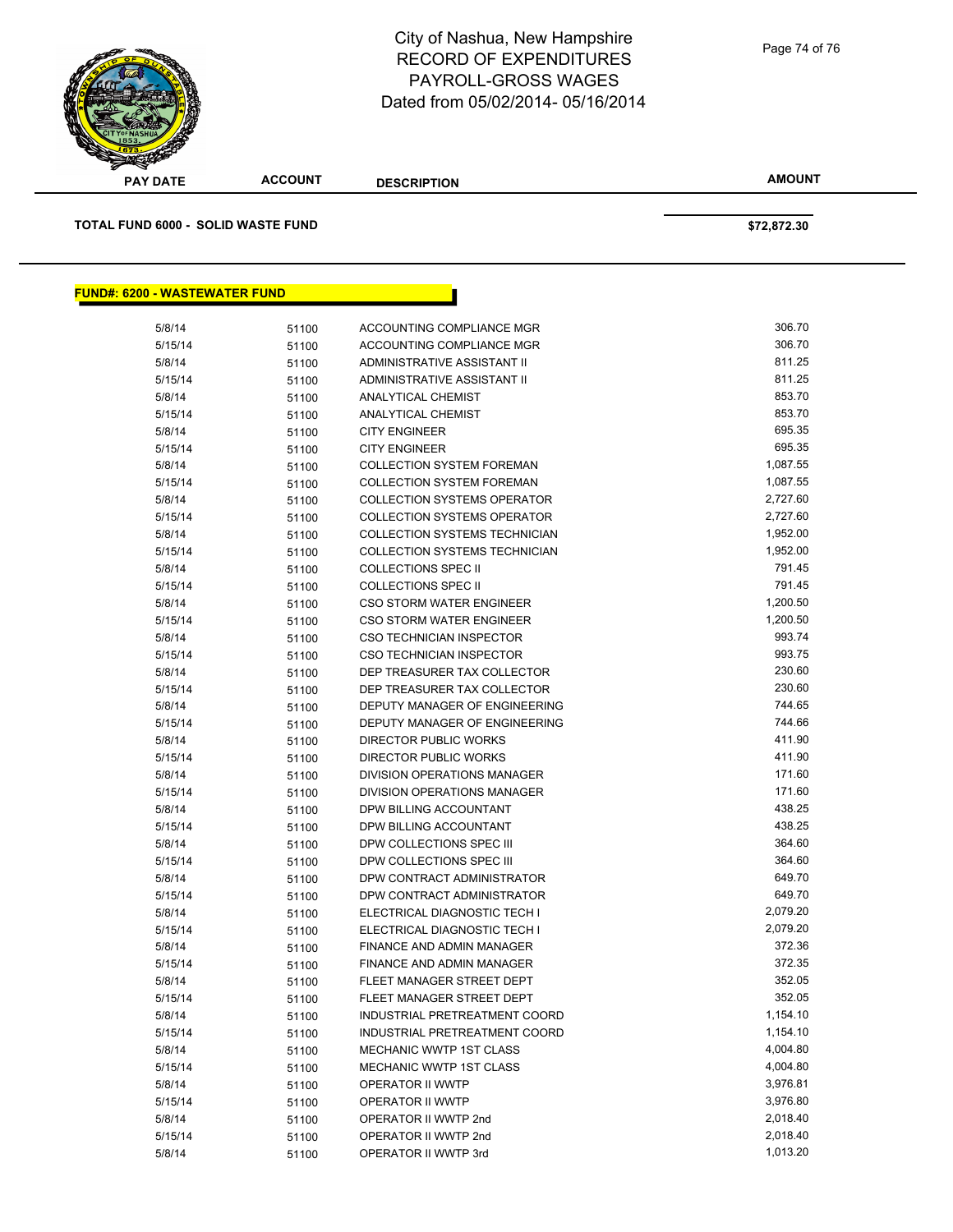# City of Nashua, New Hampshire
## RECORD OF EXPENDITURES
## PAYROLL-GROSS WAGES
## Dated from 05/02/2014- 05/16/2014

| PAY DATE | ACCOUNT | DESCRIPTION | AMOUNT |
|---|---|---|---|

**TOTAL FUND 6000 - SOLID WASTE FUND** $72,872.30

**FUND#: 6200 - WASTEWATER FUND**

| PAY DATE | ACCOUNT | DESCRIPTION | AMOUNT |
|---|---|---|---|
| 5/8/14 | 51100 | ACCOUNTING COMPLIANCE MGR | 306.70 |
| 5/15/14 | 51100 | ACCOUNTING COMPLIANCE MGR | 306.70 |
| 5/8/14 | 51100 | ADMINISTRATIVE ASSISTANT II | 811.25 |
| 5/15/14 | 51100 | ADMINISTRATIVE ASSISTANT II | 811.25 |
| 5/8/14 | 51100 | ANALYTICAL CHEMIST | 853.70 |
| 5/15/14 | 51100 | ANALYTICAL CHEMIST | 853.70 |
| 5/8/14 | 51100 | CITY ENGINEER | 695.35 |
| 5/15/14 | 51100 | CITY ENGINEER | 695.35 |
| 5/8/14 | 51100 | COLLECTION SYSTEM FOREMAN | 1,087.55 |
| 5/15/14 | 51100 | COLLECTION SYSTEM FOREMAN | 1,087.55 |
| 5/8/14 | 51100 | COLLECTION SYSTEMS OPERATOR | 2,727.60 |
| 5/15/14 | 51100 | COLLECTION SYSTEMS OPERATOR | 2,727.60 |
| 5/8/14 | 51100 | COLLECTION SYSTEMS TECHNICIAN | 1,952.00 |
| 5/15/14 | 51100 | COLLECTION SYSTEMS TECHNICIAN | 1,952.00 |
| 5/8/14 | 51100 | COLLECTIONS SPEC II | 791.45 |
| 5/15/14 | 51100 | COLLECTIONS SPEC II | 791.45 |
| 5/8/14 | 51100 | CSO STORM WATER ENGINEER | 1,200.50 |
| 5/15/14 | 51100 | CSO STORM WATER ENGINEER | 1,200.50 |
| 5/8/14 | 51100 | CSO TECHNICIAN INSPECTOR | 993.74 |
| 5/15/14 | 51100 | CSO TECHNICIAN INSPECTOR | 993.75 |
| 5/8/14 | 51100 | DEP TREASURER TAX COLLECTOR | 230.60 |
| 5/15/14 | 51100 | DEP TREASURER TAX COLLECTOR | 230.60 |
| 5/8/14 | 51100 | DEPUTY MANAGER OF ENGINEERING | 744.65 |
| 5/15/14 | 51100 | DEPUTY MANAGER OF ENGINEERING | 744.66 |
| 5/8/14 | 51100 | DIRECTOR PUBLIC WORKS | 411.90 |
| 5/15/14 | 51100 | DIRECTOR PUBLIC WORKS | 411.90 |
| 5/8/14 | 51100 | DIVISION OPERATIONS MANAGER | 171.60 |
| 5/15/14 | 51100 | DIVISION OPERATIONS MANAGER | 171.60 |
| 5/8/14 | 51100 | DPW BILLING ACCOUNTANT | 438.25 |
| 5/15/14 | 51100 | DPW BILLING ACCOUNTANT | 438.25 |
| 5/8/14 | 51100 | DPW COLLECTIONS SPEC III | 364.60 |
| 5/15/14 | 51100 | DPW COLLECTIONS SPEC III | 364.60 |
| 5/8/14 | 51100 | DPW CONTRACT ADMINISTRATOR | 649.70 |
| 5/15/14 | 51100 | DPW CONTRACT ADMINISTRATOR | 649.70 |
| 5/8/14 | 51100 | ELECTRICAL DIAGNOSTIC TECH I | 2,079.20 |
| 5/15/14 | 51100 | ELECTRICAL DIAGNOSTIC TECH I | 2,079.20 |
| 5/8/14 | 51100 | FINANCE AND ADMIN MANAGER | 372.36 |
| 5/15/14 | 51100 | FINANCE AND ADMIN MANAGER | 372.35 |
| 5/8/14 | 51100 | FLEET MANAGER STREET DEPT | 352.05 |
| 5/15/14 | 51100 | FLEET MANAGER STREET DEPT | 352.05 |
| 5/8/14 | 51100 | INDUSTRIAL PRETREATMENT COORD | 1,154.10 |
| 5/15/14 | 51100 | INDUSTRIAL PRETREATMENT COORD | 1,154.10 |
| 5/8/14 | 51100 | MECHANIC WWTP 1ST CLASS | 4,004.80 |
| 5/15/14 | 51100 | MECHANIC WWTP 1ST CLASS | 4,004.80 |
| 5/8/14 | 51100 | OPERATOR II WWTP | 3,976.81 |
| 5/15/14 | 51100 | OPERATOR II WWTP | 3,976.80 |
| 5/8/14 | 51100 | OPERATOR II WWTP 2nd | 2,018.40 |
| 5/15/14 | 51100 | OPERATOR II WWTP 2nd | 2,018.40 |
| 5/8/14 | 51100 | OPERATOR II WWTP 3rd | 1,013.20 |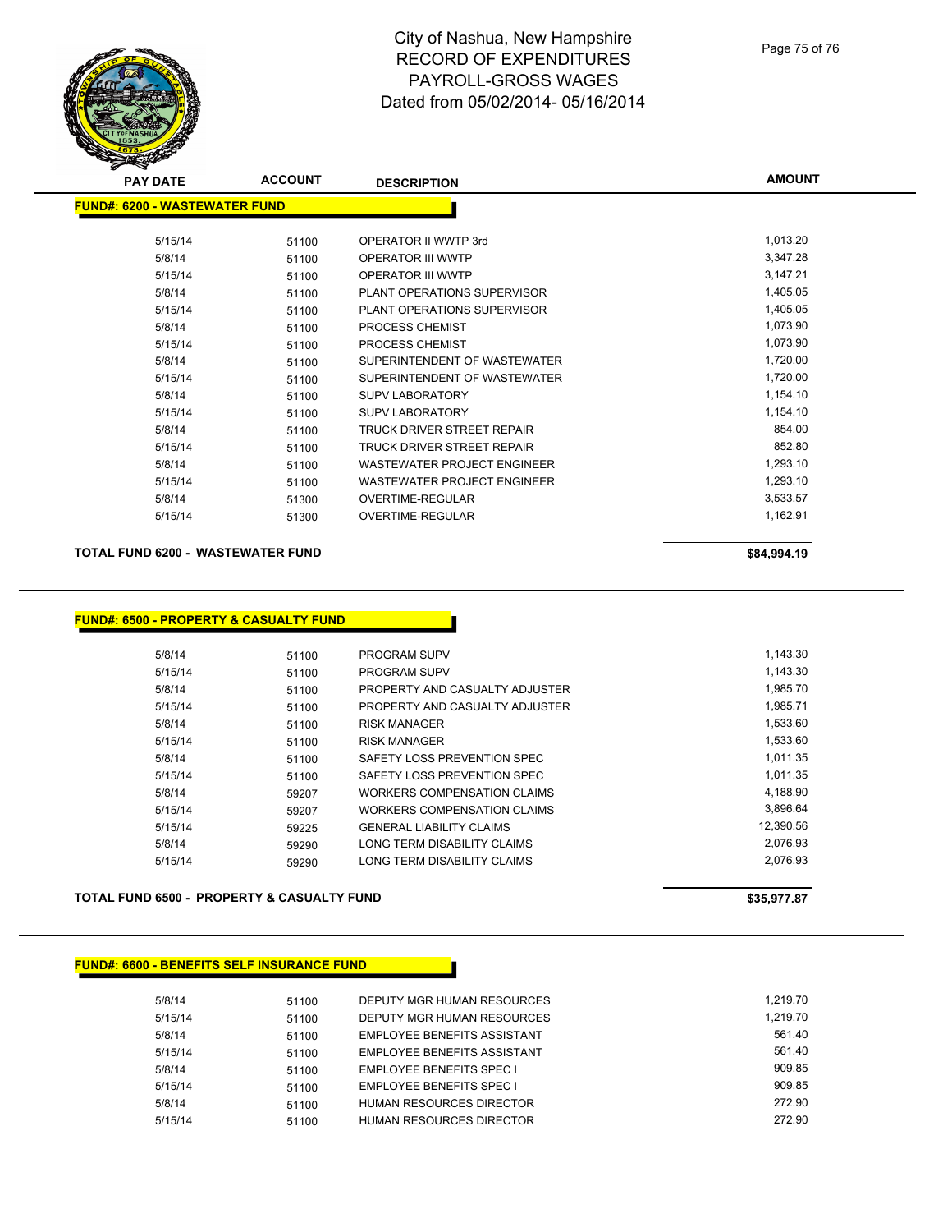# City of Nashua, New Hampshire
## RECORD OF EXPENDITURES
## PAYROLL-GROSS WAGES
## Dated from 05/02/2014- 05/16/2014

| PAY DATE | ACCOUNT | DESCRIPTION | AMOUNT |
|---|---|---|---|
| **FUND#: 6200 - WASTEWATER FUND** | | | |
| 5/15/14 | 51100 | OPERATOR II WWTP 3rd | 1,013.20 |
| 5/8/14 | 51100 | OPERATOR III WWTP | 3,347.28 |
| 5/15/14 | 51100 | OPERATOR III WWTP | 3,147.21 |
| 5/8/14 | 51100 | PLANT OPERATIONS SUPERVISOR | 1,405.05 |
| 5/15/14 | 51100 | PLANT OPERATIONS SUPERVISOR | 1,405.05 |
| 5/8/14 | 51100 | PROCESS CHEMIST | 1,073.90 |
| 5/15/14 | 51100 | PROCESS CHEMIST | 1,073.90 |
| 5/8/14 | 51100 | SUPERINTENDENT OF WASTEWATER | 1,720.00 |
| 5/15/14 | 51100 | SUPERINTENDENT OF WASTEWATER | 1,720.00 |
| 5/8/14 | 51100 | SUPV LABORATORY | 1,154.10 |
| 5/15/14 | 51100 | SUPV LABORATORY | 1,154.10 |
| 5/8/14 | 51100 | TRUCK DRIVER STREET REPAIR | 854.00 |
| 5/15/14 | 51100 | TRUCK DRIVER STREET REPAIR | 852.80 |
| 5/8/14 | 51100 | WASTEWATER PROJECT ENGINEER | 1,293.10 |
| 5/15/14 | 51100 | WASTEWATER PROJECT ENGINEER | 1,293.10 |
| 5/8/14 | 51300 | OVERTIME-REGULAR | 3,533.57 |
| 5/15/14 | 51300 | OVERTIME-REGULAR | 1,162.91 |
| **TOTAL FUND 6200 - WASTEWATER FUND** | | | **$84,994.19** |

| PAY DATE | ACCOUNT | DESCRIPTION | AMOUNT |
|---|---|---|---|
| **FUND#: 6500 - PROPERTY & CASUALTY FUND** | | | |
| 5/8/14 | 51100 | PROGRAM SUPV | 1,143.30 |
| 5/15/14 | 51100 | PROGRAM SUPV | 1,143.30 |
| 5/8/14 | 51100 | PROPERTY AND CASUALTY ADJUSTER | 1,985.70 |
| 5/15/14 | 51100 | PROPERTY AND CASUALTY ADJUSTER | 1,985.71 |
| 5/8/14 | 51100 | RISK MANAGER | 1,533.60 |
| 5/15/14 | 51100 | RISK MANAGER | 1,533.60 |
| 5/8/14 | 51100 | SAFETY LOSS PREVENTION SPEC | 1,011.35 |
| 5/15/14 | 51100 | SAFETY LOSS PREVENTION SPEC | 1,011.35 |
| 5/8/14 | 59207 | WORKERS COMPENSATION CLAIMS | 4,188.90 |
| 5/15/14 | 59207 | WORKERS COMPENSATION CLAIMS | 3,896.64 |
| 5/15/14 | 59225 | GENERAL LIABILITY CLAIMS | 12,390.56 |
| 5/8/14 | 59290 | LONG TERM DISABILITY CLAIMS | 2,076.93 |
| 5/15/14 | 59290 | LONG TERM DISABILITY CLAIMS | 2,076.93 |
| **TOTAL FUND 6500 - PROPERTY & CASUALTY FUND** | | | **$35,977.87** |

| PAY DATE | ACCOUNT | DESCRIPTION | AMOUNT |
|---|---|---|---|
| **FUND#: 6600 - BENEFITS SELF INSURANCE FUND** | | | |
| 5/8/14 | 51100 | DEPUTY MGR HUMAN RESOURCES | 1,219.70 |
| 5/15/14 | 51100 | DEPUTY MGR HUMAN RESOURCES | 1,219.70 |
| 5/8/14 | 51100 | EMPLOYEE BENEFITS ASSISTANT | 561.40 |
| 5/15/14 | 51100 | EMPLOYEE BENEFITS ASSISTANT | 561.40 |
| 5/8/14 | 51100 | EMPLOYEE BENEFITS SPEC I | 909.85 |
| 5/15/14 | 51100 | EMPLOYEE BENEFITS SPEC I | 909.85 |
| 5/8/14 | 51100 | HUMAN RESOURCES DIRECTOR | 272.90 |
| 5/15/14 | 51100 | HUMAN RESOURCES DIRECTOR | 272.90 |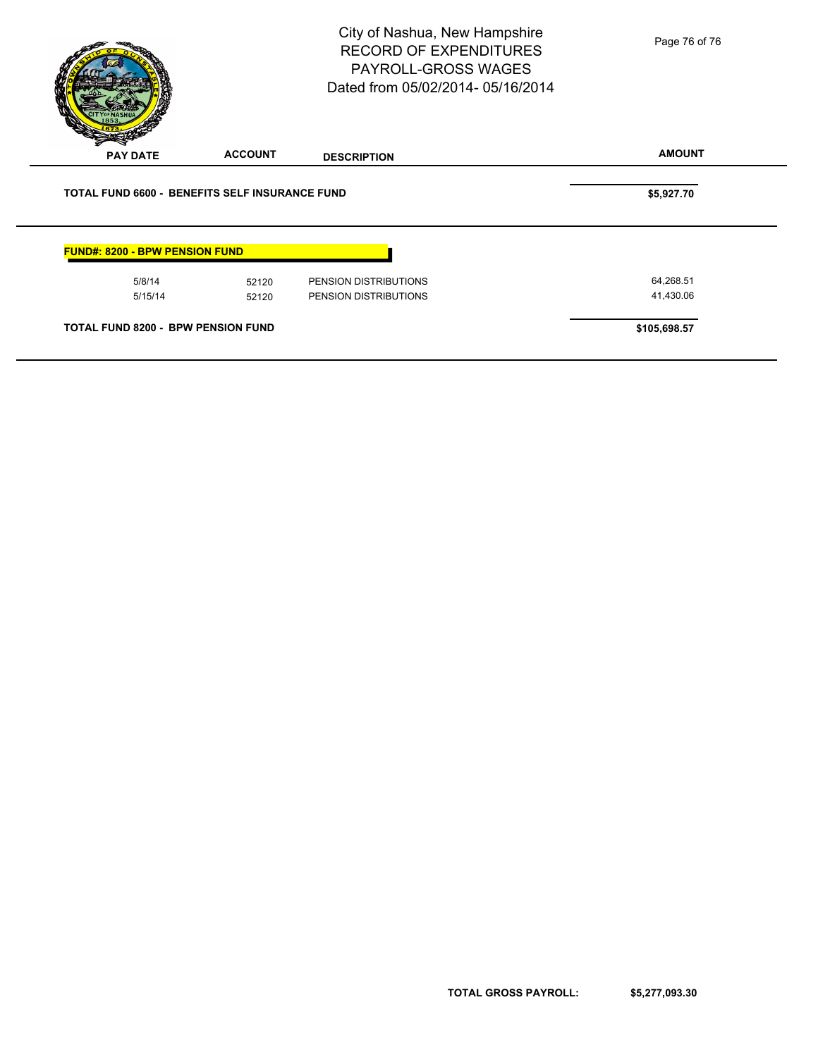| PAY DATE | ACCOUNT | DESCRIPTION | AMOUNT |
|---|---|---|---|
| **TOTAL FUND 6600 - BENEFITS SELF INSURANCE FUND** | | | **$5,927.70** |
| **FUND#: 8200 - BPW PENSION FUND** | | | |
| 5/8/14 | 52120 | PENSION DISTRIBUTIONS | 64,268.51 |
| 5/15/14 | 52120 | PENSION DISTRIBUTIONS | 41,430.06 |
| **TOTAL FUND 8200 - BPW PENSION FUND** | | | **$105,698.57** |

**TOTAL GROSS PAYROLL: $5,277,093.30**